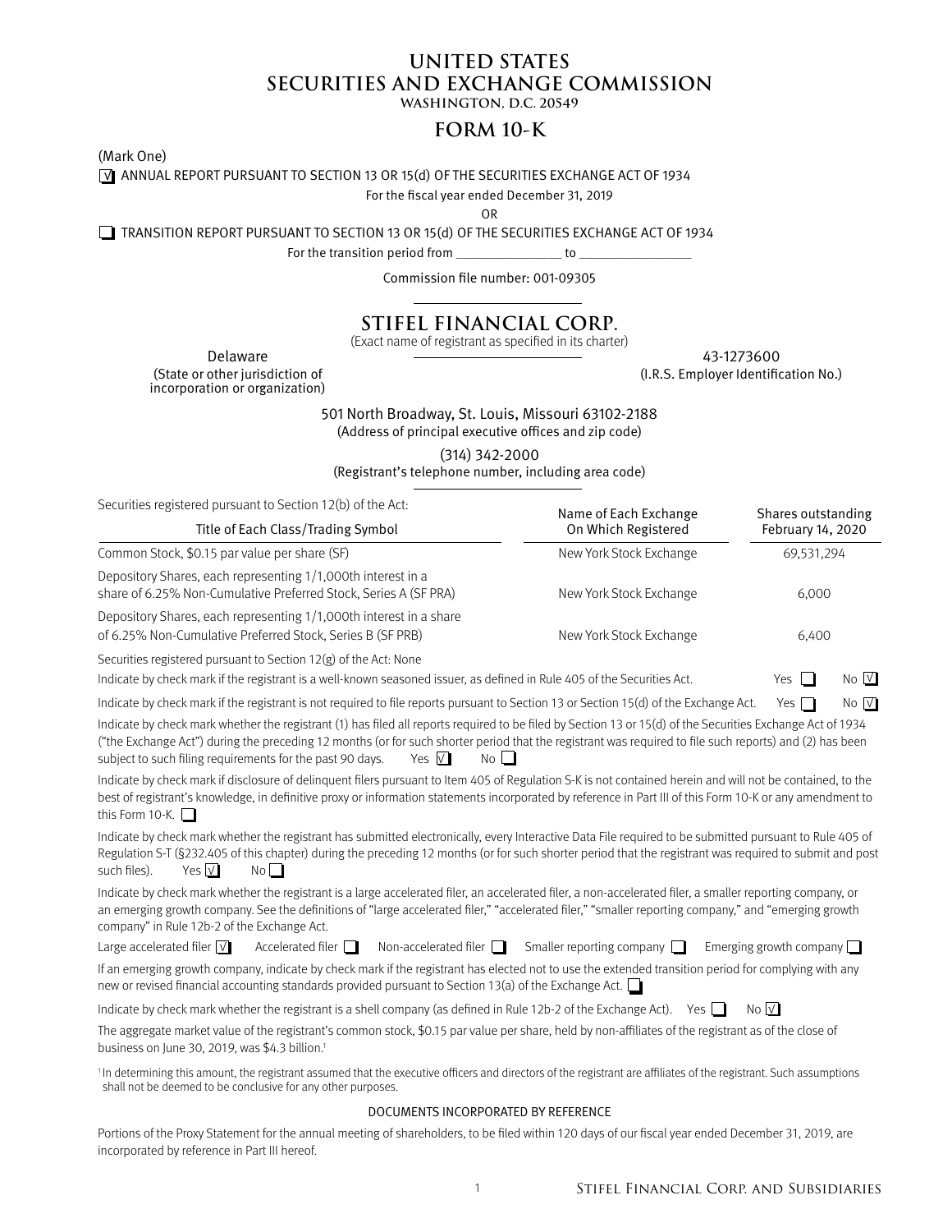# UNITED STATES
# SECURITIES AND EXCHANGE COMMISSION
WASHINGTON, D.C. 20549

## FORM 10-K

(Mark One)

☑ ANNUAL REPORT PURSUANT TO SECTION 13 OR 15(d) OF THE SECURITIES EXCHANGE ACT OF 1934

For the fiscal year ended December 31, 2019

OR

☐ TRANSITION REPORT PURSUANT TO SECTION 13 OR 15(d) OF THE SECURITIES EXCHANGE ACT OF 1934

For the transition period from _______________ to _______________

Commission file number: 001-09305

## STIFEL FINANCIAL CORP.

(Exact name of registrant as specified in its charter)

| Delaware | 43-1273600 |
|---|---|
| (State or other jurisdiction of incorporation or organization) | (I.R.S. Employer Identification No.) |

501 North Broadway, St. Louis, Missouri 63102-2188
(Address of principal executive offices and zip code)

(314) 342-2000
(Registrant's telephone number, including area code)

Securities registered pursuant to Section 12(b) of the Act:

| Title of Each Class/Trading Symbol | Name of Each Exchange On Which Registered | Shares outstanding February 14, 2020 |
|---|---|---|
| Common Stock, $0.15 par value per share (SF) | New York Stock Exchange | 69,531,294 |
| Depository Shares, each representing 1/1,000th interest in a share of 6.25% Non-Cumulative Preferred Stock, Series A (SF PRA) | New York Stock Exchange | 6,000 |
| Depository Shares, each representing 1/1,000th interest in a share of 6.25% Non-Cumulative Preferred Stock, Series B (SF PRB) | New York Stock Exchange | 6,400 |

Securities registered pursuant to Section 12(g) of the Act: None

Indicate by check mark if the registrant is a well-known seasoned issuer, as defined in Rule 405 of the Securities Act. Yes ☐ No ☑

Indicate by check mark if the registrant is not required to file reports pursuant to Section 13 or Section 15(d) of the Exchange Act. Yes ☐ No ☑

Indicate by check mark whether the registrant (1) has filed all reports required to be filed by Section 13 or 15(d) of the Securities Exchange Act of 1934 ("the Exchange Act") during the preceding 12 months (or for such shorter period that the registrant was required to file such reports) and (2) has been subject to such filing requirements for the past 90 days. Yes ☑ No ☐

Indicate by check mark if disclosure of delinquent filers pursuant to Item 405 of Regulation S-K is not contained herein and will not be contained, to the best of registrant's knowledge, in definitive proxy or information statements incorporated by reference in Part III of this Form 10-K or any amendment to this Form 10-K. ☐

Indicate by check mark whether the registrant has submitted electronically, every Interactive Data File required to be submitted pursuant to Rule 405 of Regulation S-T (§232.405 of this chapter) during the preceding 12 months (or for such shorter period that the registrant was required to submit and post such files). Yes ☑ No ☐

Indicate by check mark whether the registrant is a large accelerated filer, an accelerated filer, a non-accelerated filer, a smaller reporting company, or an emerging growth company. See the definitions of "large accelerated filer," "accelerated filer," "smaller reporting company," and "emerging growth company" in Rule 12b-2 of the Exchange Act.

Large accelerated filer ☑ Accelerated filer ☐ Non-accelerated filer ☐ Smaller reporting company ☐ Emerging growth company ☐

If an emerging growth company, indicate by check mark if the registrant has elected not to use the extended transition period for complying with any new or revised financial accounting standards provided pursuant to Section 13(a) of the Exchange Act. ☐

Indicate by check mark whether the registrant is a shell company (as defined in Rule 12b-2 of the Exchange Act). Yes ☐ No ☑

The aggregate market value of the registrant's common stock, $0.15 par value per share, held by non-affiliates of the registrant as of the close of business on June 30, 2019, was $4.3 billion.[1]

[1] In determining this amount, the registrant assumed that the executive officers and directors of the registrant are affiliates of the registrant. Such assumptions shall not be deemed to be conclusive for any other purposes.

DOCUMENTS INCORPORATED BY REFERENCE

Portions of the Proxy Statement for the annual meeting of shareholders, to be filed within 120 days of our fiscal year ended December 31, 2019, are incorporated by reference in Part III hereof.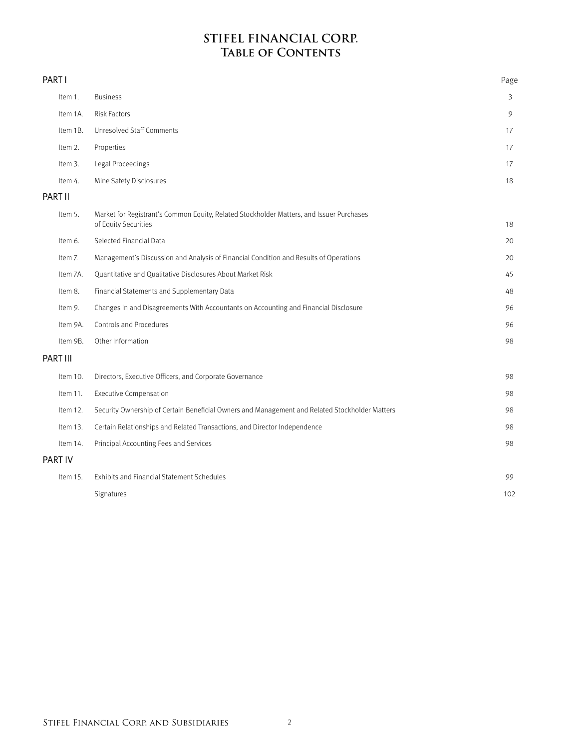# STIFEL FINANCIAL CORP.
## Table of Contents

| PART I | | Page |
|---|---|---|
| Item 1. | Business | 3 |
| Item 1A. | Risk Factors | 9 |
| Item 1B. | Unresolved Staff Comments | 17 |
| Item 2. | Properties | 17 |
| Item 3. | Legal Proceedings | 17 |
| Item 4. | Mine Safety Disclosures | 18 |
| **PART II** | | |
| Item 5. | Market for Registrant's Common Equity, Related Stockholder Matters, and Issuer Purchases of Equity Securities | 18 |
| Item 6. | Selected Financial Data | 20 |
| Item 7. | Management's Discussion and Analysis of Financial Condition and Results of Operations | 20 |
| Item 7A. | Quantitative and Qualitative Disclosures About Market Risk | 45 |
| Item 8. | Financial Statements and Supplementary Data | 48 |
| Item 9. | Changes in and Disagreements With Accountants on Accounting and Financial Disclosure | 96 |
| Item 9A. | Controls and Procedures | 96 |
| Item 9B. | Other Information | 98 |
| **PART III** | | |
| Item 10. | Directors, Executive Officers, and Corporate Governance | 98 |
| Item 11. | Executive Compensation | 98 |
| Item 12. | Security Ownership of Certain Beneficial Owners and Management and Related Stockholder Matters | 98 |
| Item 13. | Certain Relationships and Related Transactions, and Director Independence | 98 |
| Item 14. | Principal Accounting Fees and Services | 98 |
| **PART IV** | | |
| Item 15. | Exhibits and Financial Statement Schedules | 99 |
| | Signatures | 102 |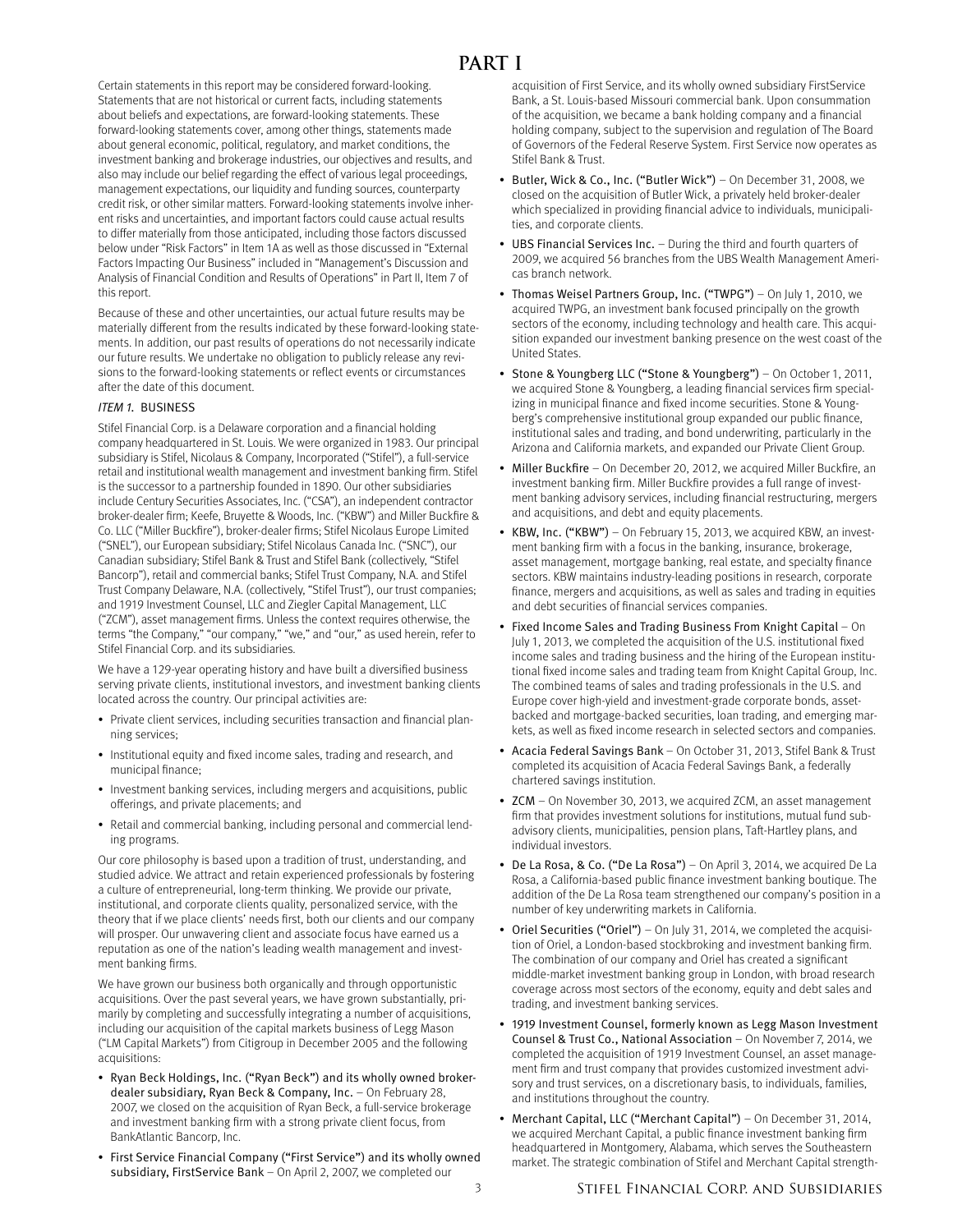# PART I

Certain statements in this report may be considered forward-looking. Statements that are not historical or current facts, including statements about beliefs and expectations, are forward-looking statements. These forward-looking statements cover, among other things, statements made about general economic, political, regulatory, and market conditions, the investment banking and brokerage industries, our objectives and results, and also may include our belief regarding the effect of various legal proceedings, management expectations, our liquidity and funding sources, counterparty credit risk, or other similar matters. Forward-looking statements involve inherent risks and uncertainties, and important factors could cause actual results to differ materially from those anticipated, including those factors discussed below under "Risk Factors" in Item 1A as well as those discussed in "External Factors Impacting Our Business" included in "Management's Discussion and Analysis of Financial Condition and Results of Operations" in Part II, Item 7 of this report.

Because of these and other uncertainties, our actual future results may be materially different from the results indicated by these forward-looking statements. In addition, our past results of operations do not necessarily indicate our future results. We undertake no obligation to publicly release any revisions to the forward-looking statements or reflect events or circumstances after the date of this document.

## *ITEM 1.* BUSINESS

Stifel Financial Corp. is a Delaware corporation and a financial holding company headquartered in St. Louis. We were organized in 1983. Our principal subsidiary is Stifel, Nicolaus & Company, Incorporated ("Stifel"), a full-service retail and institutional wealth management and investment banking firm. Stifel is the successor to a partnership founded in 1890. Our other subsidiaries include Century Securities Associates, Inc. ("CSA"), an independent contractor broker-dealer firm; Keefe, Bruyette & Woods, Inc. ("KBW") and Miller Buckfire & Co. LLC ("Miller Buckfire"), broker-dealer firms; Stifel Nicolaus Europe Limited ("SNEL"), our European subsidiary; Stifel Nicolaus Canada Inc. ("SNC"), our Canadian subsidiary; Stifel Bank & Trust and Stifel Bank (collectively, "Stifel Bancorp"), retail and commercial banks; Stifel Trust Company, N.A. and Stifel Trust Company Delaware, N.A. (collectively, "Stifel Trust"), our trust companies; and 1919 Investment Counsel, LLC and Ziegler Capital Management, LLC ("ZCM"), asset management firms. Unless the context requires otherwise, the terms "the Company," "our company," "we," and "our," as used herein, refer to Stifel Financial Corp. and its subsidiaries.

We have a 129-year operating history and have built a diversified business serving private clients, institutional investors, and investment banking clients located across the country. Our principal activities are:

- Private client services, including securities transaction and financial planning services;
- Institutional equity and fixed income sales, trading and research, and municipal finance;
- Investment banking services, including mergers and acquisitions, public offerings, and private placements; and
- Retail and commercial banking, including personal and commercial lending programs.

Our core philosophy is based upon a tradition of trust, understanding, and studied advice. We attract and retain experienced professionals by fostering a culture of entrepreneurial, long-term thinking. We provide our private, institutional, and corporate clients quality, personalized service, with the theory that if we place clients' needs first, both our clients and our company will prosper. Our unwavering client and associate focus have earned us a reputation as one of the nation's leading wealth management and investment banking firms.

We have grown our business both organically and through opportunistic acquisitions. Over the past several years, we have grown substantially, primarily by completing and successfully integrating a number of acquisitions, including our acquisition of the capital markets business of Legg Mason ("LM Capital Markets") from Citigroup in December 2005 and the following acquisitions:

- Ryan Beck Holdings, Inc. ("Ryan Beck") and its wholly owned broker-dealer subsidiary, Ryan Beck & Company, Inc. – On February 28, 2007, we closed on the acquisition of Ryan Beck, a full-service brokerage and investment banking firm with a strong private client focus, from BankAtlantic Bancorp, Inc.
- First Service Financial Company ("First Service") and its wholly owned subsidiary, FirstService Bank – On April 2, 2007, we completed our acquisition of First Service, and its wholly owned subsidiary FirstService Bank, a St. Louis-based Missouri commercial bank. Upon consummation of the acquisition, we became a bank holding company and a financial holding company, subject to the supervision and regulation of The Board of Governors of the Federal Reserve System. First Service now operates as Stifel Bank & Trust.
- Butler, Wick & Co., Inc. ("Butler Wick") – On December 31, 2008, we closed on the acquisition of Butler Wick, a privately held broker-dealer which specialized in providing financial advice to individuals, municipalities, and corporate clients.
- UBS Financial Services Inc. – During the third and fourth quarters of 2009, we acquired 56 branches from the UBS Wealth Management Americas branch network.
- Thomas Weisel Partners Group, Inc. ("TWPG") – On July 1, 2010, we acquired TWPG, an investment bank focused principally on the growth sectors of the economy, including technology and health care. This acquisition expanded our investment banking presence on the west coast of the United States.
- Stone & Youngberg LLC ("Stone & Youngberg") – On October 1, 2011, we acquired Stone & Youngberg, a leading financial services firm specializing in municipal finance and fixed income securities. Stone & Youngberg's comprehensive institutional group expanded our public finance, institutional sales and trading, and bond underwriting, particularly in the Arizona and California markets, and expanded our Private Client Group.
- Miller Buckfire – On December 20, 2012, we acquired Miller Buckfire, an investment banking firm. Miller Buckfire provides a full range of investment banking advisory services, including financial restructuring, mergers and acquisitions, and debt and equity placements.
- KBW, Inc. ("KBW") – On February 15, 2013, we acquired KBW, an investment banking firm with a focus in the banking, insurance, brokerage, asset management, mortgage banking, real estate, and specialty finance sectors. KBW maintains industry-leading positions in research, corporate finance, mergers and acquisitions, as well as sales and trading in equities and debt securities of financial services companies.
- Fixed Income Sales and Trading Business From Knight Capital – On July 1, 2013, we completed the acquisition of the U.S. institutional fixed income sales and trading business and the hiring of the European institutional fixed income sales and trading team from Knight Capital Group, Inc. The combined teams of sales and trading professionals in the U.S. and Europe cover high-yield and investment-grade corporate bonds, asset-backed and mortgage-backed securities, loan trading, and emerging markets, as well as fixed income research in selected sectors and companies.
- Acacia Federal Savings Bank – On October 31, 2013, Stifel Bank & Trust completed its acquisition of Acacia Federal Savings Bank, a federally chartered savings institution.
- ZCM – On November 30, 2013, we acquired ZCM, an asset management firm that provides investment solutions for institutions, mutual fund sub-advisory clients, municipalities, pension plans, Taft-Hartley plans, and individual investors.
- De La Rosa, & Co. ("De La Rosa") – On April 3, 2014, we acquired De La Rosa, a California-based public finance investment banking boutique. The addition of the De La Rosa team strengthened our company's position in a number of key underwriting markets in California.
- Oriel Securities ("Oriel") – On July 31, 2014, we completed the acquisition of Oriel, a London-based stockbroking and investment banking firm. The combination of our company and Oriel has created a significant middle-market investment banking group in London, with broad research coverage across most sectors of the economy, equity and debt sales and trading, and investment banking services.
- 1919 Investment Counsel, formerly known as Legg Mason Investment Counsel & Trust Co., National Association – On November 7, 2014, we completed the acquisition of 1919 Investment Counsel, an asset management firm and trust company that provides customized investment advisory and trust services, on a discretionary basis, to individuals, families, and institutions throughout the country.
- Merchant Capital, LLC ("Merchant Capital") – On December 31, 2014, we acquired Merchant Capital, a public finance investment banking firm headquartered in Montgomery, Alabama, which serves the Southeastern market. The strategic combination of Stifel and Merchant Capital strength-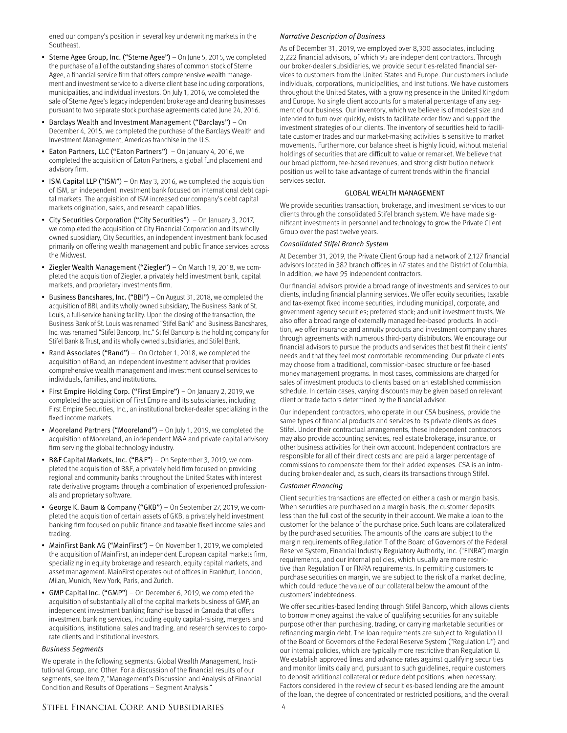ened our company's position in several key underwriting markets in the Southeast.

- Sterne Agee Group, Inc. ("Sterne Agee") – On June 5, 2015, we completed the purchase of all of the outstanding shares of common stock of Sterne Agee, a financial service firm that offers comprehensive wealth management and investment service to a diverse client base including corporations, municipalities, and individual investors. On July 1, 2016, we completed the sale of Sterne Agee's legacy independent brokerage and clearing businesses pursuant to two separate stock purchase agreements dated June 24, 2016.
- Barclays Wealth and Investment Management ("Barclays") – On December 4, 2015, we completed the purchase of the Barclays Wealth and Investment Management, Americas franchise in the U.S.
- Eaton Partners, LLC ("Eaton Partners") – On January 4, 2016, we completed the acquisition of Eaton Partners, a global fund placement and advisory firm.
- ISM Capital LLP ("ISM") – On May 3, 2016, we completed the acquisition of ISM, an independent investment bank focused on international debt capital markets. The acquisition of ISM increased our company's debt capital markets origination, sales, and research capabilities.
- City Securities Corporation ("City Securities") – On January 3, 2017, we completed the acquisition of City Financial Corporation and its wholly owned subsidiary, City Securities, an independent investment bank focused primarily on offering wealth management and public finance services across the Midwest.
- Ziegler Wealth Management ("Ziegler") – On March 19, 2018, we completed the acquisition of Ziegler, a privately held investment bank, capital markets, and proprietary investments firm.
- Business Bancshares, Inc. ("BBI") – On August 31, 2018, we completed the acquisition of BBI, and its wholly owned subsidiary, The Business Bank of St. Louis, a full-service banking facility. Upon the closing of the transaction, the Business Bank of St. Louis was renamed "Stifel Bank" and Business Bancshares, Inc. was renamed "Stifel Bancorp, Inc." Stifel Bancorp is the holding company for Stifel Bank & Trust, and its wholly owned subsidiaries, and Stifel Bank.
- Rand Associates ("Rand") – On October 1, 2018, we completed the acquisition of Rand, an independent investment adviser that provides comprehensive wealth management and investment counsel services to individuals, families, and institutions.
- First Empire Holding Corp. ("First Empire") – On January 2, 2019, we completed the acquisition of First Empire and its subsidiaries, including First Empire Securities, Inc., an institutional broker-dealer specializing in the fixed income markets.
- Mooreland Partners ("Mooreland") – On July 1, 2019, we completed the acquisition of Mooreland, an independent M&A and private capital advisory firm serving the global technology industry.
- B&F Capital Markets, Inc. ("B&F") – On September 3, 2019, we completed the acquisition of B&F, a privately held firm focused on providing regional and community banks throughout the United States with interest rate derivative programs through a combination of experienced professionals and proprietary software.
- George K. Baum & Company ("GKB") – On September 27, 2019, we completed the acquisition of certain assets of GKB, a privately held investment banking firm focused on public finance and taxable fixed income sales and trading.
- MainFirst Bank AG ("MainFirst") – On November 1, 2019, we completed the acquisition of MainFirst, an independent European capital markets firm, specializing in equity brokerage and research, equity capital markets, and asset management. MainFirst operates out of offices in Frankfurt, London, Milan, Munich, New York, Paris, and Zurich.
- GMP Capital Inc. ("GMP") – On December 6, 2019, we completed the acquisition of substantially all of the capital markets business of GMP, an independent investment banking franchise based in Canada that offers investment banking services, including equity capital-raising, mergers and acquisitions, institutional sales and trading, and research services to corporate clients and institutional investors.

*Business Segments*

We operate in the following segments: Global Wealth Management, Institutional Group, and Other. For a discussion of the financial results of our segments, see Item 7, "Management's Discussion and Analysis of Financial Condition and Results of Operations – Segment Analysis."

*Narrative Description of Business*

As of December 31, 2019, we employed over 8,300 associates, including 2,222 financial advisors, of which 95 are independent contractors. Through our broker-dealer subsidiaries, we provide securities-related financial services to customers from the United States and Europe. Our customers include individuals, corporations, municipalities, and institutions. We have customers throughout the United States, with a growing presence in the United Kingdom and Europe. No single client accounts for a material percentage of any segment of our business. Our inventory, which we believe is of modest size and intended to turn over quickly, exists to facilitate order flow and support the investment strategies of our clients. The inventory of securities held to facilitate customer trades and our market-making activities is sensitive to market movements. Furthermore, our balance sheet is highly liquid, without material holdings of securities that are difficult to value or remarket. We believe that our broad platform, fee-based revenues, and strong distribution network position us well to take advantage of current trends within the financial services sector.

## GLOBAL WEALTH MANAGEMENT

We provide securities transaction, brokerage, and investment services to our clients through the consolidated Stifel branch system. We have made significant investments in personnel and technology to grow the Private Client Group over the past twelve years.

*Consolidated Stifel Branch System*

At December 31, 2019, the Private Client Group had a network of 2,127 financial advisors located in 382 branch offices in 47 states and the District of Columbia. In addition, we have 95 independent contractors.

Our financial advisors provide a broad range of investments and services to our clients, including financial planning services. We offer equity securities; taxable and tax-exempt fixed income securities, including municipal, corporate, and government agency securities; preferred stock; and unit investment trusts. We also offer a broad range of externally managed fee-based products. In addition, we offer insurance and annuity products and investment company shares through agreements with numerous third-party distributors. We encourage our financial advisors to pursue the products and services that best fit their clients' needs and that they feel most comfortable recommending. Our private clients may choose from a traditional, commission-based structure or fee-based money management programs. In most cases, commissions are charged for sales of investment products to clients based on an established commission schedule. In certain cases, varying discounts may be given based on relevant client or trade factors determined by the financial advisor.

Our independent contractors, who operate in our CSA business, provide the same types of financial products and services to its private clients as does Stifel. Under their contractual arrangements, these independent contractors may also provide accounting services, real estate brokerage, insurance, or other business activities for their own account. Independent contractors are responsible for all of their direct costs and are paid a larger percentage of commissions to compensate them for their added expenses. CSA is an introducing broker-dealer and, as such, clears its transactions through Stifel.

*Customer Financing*

Client securities transactions are effected on either a cash or margin basis. When securities are purchased on a margin basis, the customer deposits less than the full cost of the security in their account. We make a loan to the customer for the balance of the purchase price. Such loans are collateralized by the purchased securities. The amounts of the loans are subject to the margin requirements of Regulation T of the Board of Governors of the Federal Reserve System, Financial Industry Regulatory Authority, Inc. ("FINRA") margin requirements, and our internal policies, which usually are more restrictive than Regulation T or FINRA requirements. In permitting customers to purchase securities on margin, we are subject to the risk of a market decline, which could reduce the value of our collateral below the amount of the customers' indebtedness.

We offer securities-based lending through Stifel Bancorp, which allows clients to borrow money against the value of qualifying securities for any suitable purpose other than purchasing, trading, or carrying marketable securities or refinancing margin debt. The loan requirements are subject to Regulation U of the Board of Governors of the Federal Reserve System ("Regulation U") and our internal policies, which are typically more restrictive than Regulation U. We establish approved lines and advance rates against qualifying securities and monitor limits daily and, pursuant to such guidelines, require customers to deposit additional collateral or reduce debt positions, when necessary. Factors considered in the review of securities-based lending are the amount of the loan, the degree of concentrated or restricted positions, and the overall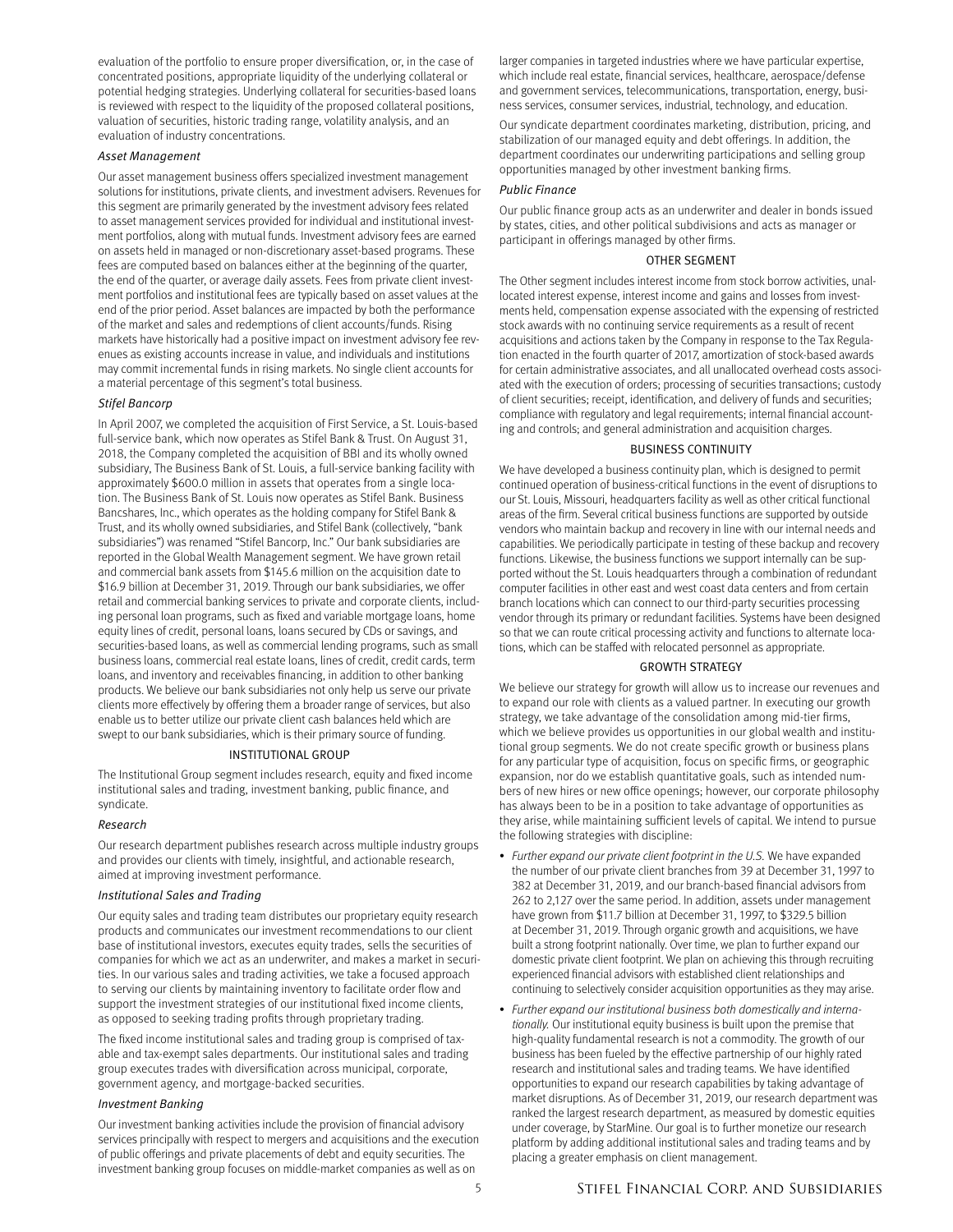evaluation of the portfolio to ensure proper diversification, or, in the case of concentrated positions, appropriate liquidity of the underlying collateral or potential hedging strategies. Underlying collateral for securities-based loans is reviewed with respect to the liquidity of the proposed collateral positions, valuation of securities, historic trading range, volatility analysis, and an evaluation of industry concentrations.

*Asset Management*

Our asset management business offers specialized investment management solutions for institutions, private clients, and investment advisers. Revenues for this segment are primarily generated by the investment advisory fees related to asset management services provided for individual and institutional investment portfolios, along with mutual funds. Investment advisory fees are earned on assets held in managed or non-discretionary asset-based programs. These fees are computed based on balances either at the beginning of the quarter, the end of the quarter, or average daily assets. Fees from private client investment portfolios and institutional fees are typically based on asset values at the end of the prior period. Asset balances are impacted by both the performance of the market and sales and redemptions of client accounts/funds. Rising markets have historically had a positive impact on investment advisory fee revenues as existing accounts increase in value, and individuals and institutions may commit incremental funds in rising markets. No single client accounts for a material percentage of this segment's total business.

*Stifel Bancorp*

In April 2007, we completed the acquisition of First Service, a St. Louis-based full-service bank, which now operates as Stifel Bank & Trust. On August 31, 2018, the Company completed the acquisition of BBI and its wholly owned subsidiary, The Business Bank of St. Louis, a full-service banking facility with approximately $600.0 million in assets that operates from a single location. The Business Bank of St. Louis now operates as Stifel Bank. Business Bancshares, Inc., which operates as the holding company for Stifel Bank & Trust, and its wholly owned subsidiaries, and Stifel Bank (collectively, "bank subsidiaries") was renamed "Stifel Bancorp, Inc." Our bank subsidiaries are reported in the Global Wealth Management segment. We have grown retail and commercial bank assets from $145.6 million on the acquisition date to $16.9 billion at December 31, 2019. Through our bank subsidiaries, we offer retail and commercial banking services to private and corporate clients, including personal loan programs, such as fixed and variable mortgage loans, home equity lines of credit, personal loans, loans secured by CDs or savings, and securities-based loans, as well as commercial lending programs, such as small business loans, commercial real estate loans, lines of credit, credit cards, term loans, and inventory and receivables financing, in addition to other banking products. We believe our bank subsidiaries not only help us serve our private clients more effectively by offering them a broader range of services, but also enable us to better utilize our private client cash balances held which are swept to our bank subsidiaries, which is their primary source of funding.

## INSTITUTIONAL GROUP

The Institutional Group segment includes research, equity and fixed income institutional sales and trading, investment banking, public finance, and syndicate.

*Research*

Our research department publishes research across multiple industry groups and provides our clients with timely, insightful, and actionable research, aimed at improving investment performance.

*Institutional Sales and Trading*

Our equity sales and trading team distributes our proprietary equity research products and communicates our investment recommendations to our client base of institutional investors, executes equity trades, sells the securities of companies for which we act as an underwriter, and makes a market in securities. In our various sales and trading activities, we take a focused approach to serving our clients by maintaining inventory to facilitate order flow and support the investment strategies of our institutional fixed income clients, as opposed to seeking trading profits through proprietary trading.

The fixed income institutional sales and trading group is comprised of taxable and tax-exempt sales departments. Our institutional sales and trading group executes trades with diversification across municipal, corporate, government agency, and mortgage-backed securities.

*Investment Banking*

Our investment banking activities include the provision of financial advisory services principally with respect to mergers and acquisitions and the execution of public offerings and private placements of debt and equity securities. The investment banking group focuses on middle-market companies as well as on larger companies in targeted industries where we have particular expertise, which include real estate, financial services, healthcare, aerospace/defense and government services, telecommunications, transportation, energy, business services, consumer services, industrial, technology, and education.

Our syndicate department coordinates marketing, distribution, pricing, and stabilization of our managed equity and debt offerings. In addition, the department coordinates our underwriting participations and selling group opportunities managed by other investment banking firms.

*Public Finance*

Our public finance group acts as an underwriter and dealer in bonds issued by states, cities, and other political subdivisions and acts as manager or participant in offerings managed by other firms.

## OTHER SEGMENT

The Other segment includes interest income from stock borrow activities, unallocated interest expense, interest income and gains and losses from investments held, compensation expense associated with the expensing of restricted stock awards with no continuing service requirements as a result of recent acquisitions and actions taken by the Company in response to the Tax Regulation enacted in the fourth quarter of 2017, amortization of stock-based awards for certain administrative associates, and all unallocated overhead costs associated with the execution of orders; processing of securities transactions; custody of client securities; receipt, identification, and delivery of funds and securities; compliance with regulatory and legal requirements; internal financial accounting and controls; and general administration and acquisition charges.

## BUSINESS CONTINUITY

We have developed a business continuity plan, which is designed to permit continued operation of business-critical functions in the event of disruptions to our St. Louis, Missouri, headquarters facility as well as other critical functional areas of the firm. Several critical business functions are supported by outside vendors who maintain backup and recovery in line with our internal needs and capabilities. We periodically participate in testing of these backup and recovery functions. Likewise, the business functions we support internally can be supported without the St. Louis headquarters through a combination of redundant computer facilities in other east and west coast data centers and from certain branch locations which can connect to our third-party securities processing vendor through its primary or redundant facilities. Systems have been designed so that we can route critical processing activity and functions to alternate locations, which can be staffed with relocated personnel as appropriate.

## GROWTH STRATEGY

We believe our strategy for growth will allow us to increase our revenues and to expand our role with clients as a valued partner. In executing our growth strategy, we take advantage of the consolidation among mid-tier firms, which we believe provides us opportunities in our global wealth and institutional group segments. We do not create specific growth or business plans for any particular type of acquisition, focus on specific firms, or geographic expansion, nor do we establish quantitative goals, such as intended numbers of new hires or new office openings; however, our corporate philosophy has always been to be in a position to take advantage of opportunities as they arise, while maintaining sufficient levels of capital. We intend to pursue the following strategies with discipline:

- *Further expand our private client footprint in the U.S.* We have expanded the number of our private client branches from 39 at December 31, 1997 to 382 at December 31, 2019, and our branch-based financial advisors from 262 to 2,127 over the same period. In addition, assets under management have grown from $11.7 billion at December 31, 1997, to $329.5 billion at December 31, 2019. Through organic growth and acquisitions, we have built a strong footprint nationally. Over time, we plan to further expand our domestic private client footprint. We plan on achieving this through recruiting experienced financial advisors with established client relationships and continuing to selectively consider acquisition opportunities as they may arise.
- *Further expand our institutional business both domestically and internationally.* Our institutional equity business is built upon the premise that high-quality fundamental research is not a commodity. The growth of our business has been fueled by the effective partnership of our highly rated research and institutional sales and trading teams. We have identified opportunities to expand our research capabilities by taking advantage of market disruptions. As of December 31, 2019, our research department was ranked the largest research department, as measured by domestic equities under coverage, by StarMine. Our goal is to further monetize our research platform by adding additional institutional sales and trading teams and by placing a greater emphasis on client management.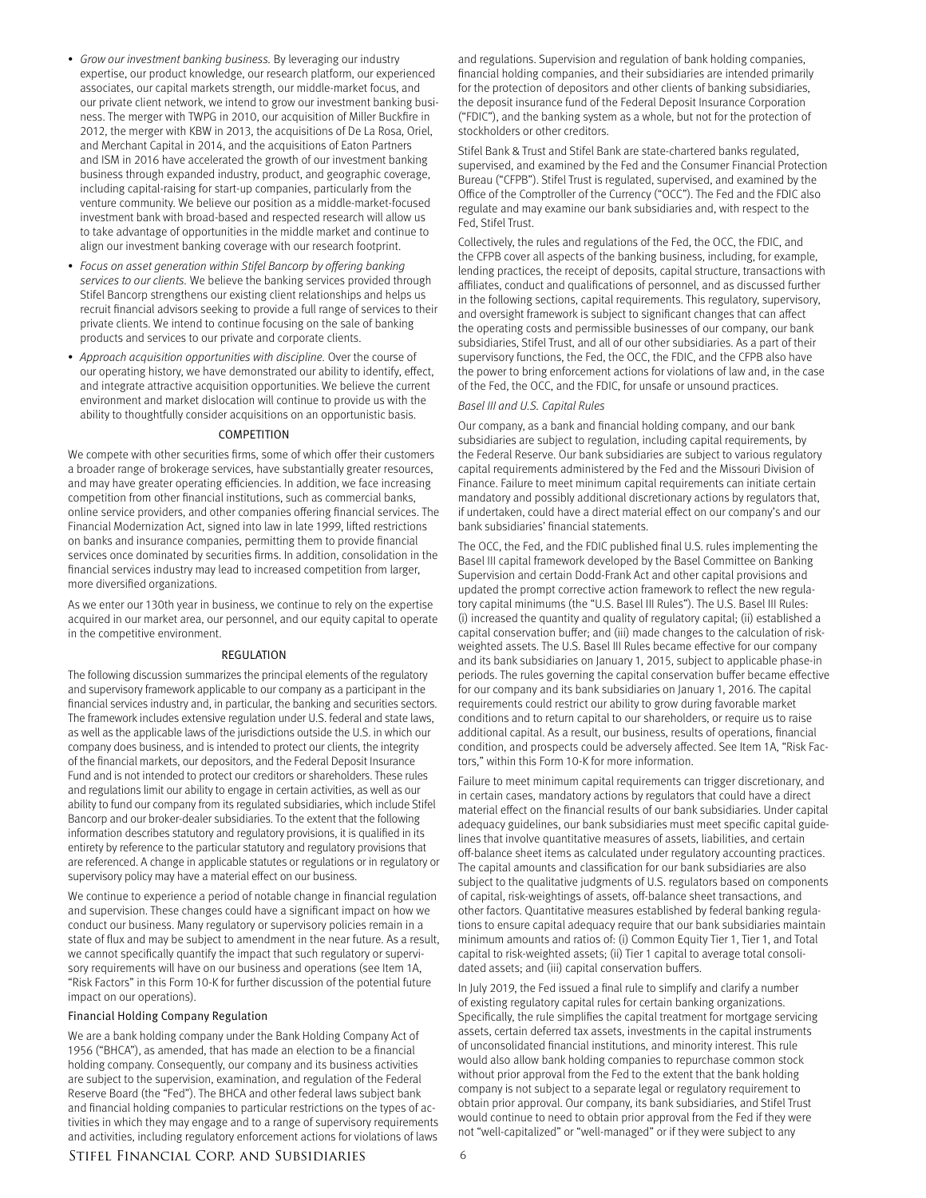- *Grow our investment banking business.* By leveraging our industry expertise, our product knowledge, our research platform, our experienced associates, our capital markets strength, our middle-market focus, and our private client network, we intend to grow our investment banking business. The merger with TWPG in 2010, our acquisition of Miller Buckfire in 2012, the merger with KBW in 2013, the acquisitions of De La Rosa, Oriel, and Merchant Capital in 2014, and the acquisitions of Eaton Partners and ISM in 2016 have accelerated the growth of our investment banking business through expanded industry, product, and geographic coverage, including capital-raising for start-up companies, particularly from the venture community. We believe our position as a middle-market-focused investment bank with broad-based and respected research will allow us to take advantage of opportunities in the middle market and continue to align our investment banking coverage with our research footprint.
- *Focus on asset generation within Stifel Bancorp by offering banking services to our clients.* We believe the banking services provided through Stifel Bancorp strengthens our existing client relationships and helps us recruit financial advisors seeking to provide a full range of services to their private clients. We intend to continue focusing on the sale of banking products and services to our private and corporate clients.
- *Approach acquisition opportunities with discipline.* Over the course of our operating history, we have demonstrated our ability to identify, effect, and integrate attractive acquisition opportunities. We believe the current environment and market dislocation will continue to provide us with the ability to thoughtfully consider acquisitions on an opportunistic basis.

## COMPETITION

We compete with other securities firms, some of which offer their customers a broader range of brokerage services, have substantially greater resources, and may have greater operating efficiencies. In addition, we face increasing competition from other financial institutions, such as commercial banks, online service providers, and other companies offering financial services. The Financial Modernization Act, signed into law in late 1999, lifted restrictions on banks and insurance companies, permitting them to provide financial services once dominated by securities firms. In addition, consolidation in the financial services industry may lead to increased competition from larger, more diversified organizations.

As we enter our 130th year in business, we continue to rely on the expertise acquired in our market area, our personnel, and our equity capital to operate in the competitive environment.

## REGULATION

The following discussion summarizes the principal elements of the regulatory and supervisory framework applicable to our company as a participant in the financial services industry and, in particular, the banking and securities sectors. The framework includes extensive regulation under U.S. federal and state laws, as well as the applicable laws of the jurisdictions outside the U.S. in which our company does business, and is intended to protect our clients, the integrity of the financial markets, our depositors, and the Federal Deposit Insurance Fund and is not intended to protect our creditors or shareholders. These rules and regulations limit our ability to engage in certain activities, as well as our ability to fund our company from its regulated subsidiaries, which include Stifel Bancorp and our broker-dealer subsidiaries. To the extent that the following information describes statutory and regulatory provisions, it is qualified in its entirety by reference to the particular statutory and regulatory provisions that are referenced. A change in applicable statutes or regulations or in regulatory or supervisory policy may have a material effect on our business.

We continue to experience a period of notable change in financial regulation and supervision. These changes could have a significant impact on how we conduct our business. Many regulatory or supervisory policies remain in a state of flux and may be subject to amendment in the near future. As a result, we cannot specifically quantify the impact that such regulatory or supervisory requirements will have on our business and operations (see Item 1A, "Risk Factors" in this Form 10-K for further discussion of the potential future impact on our operations).

### Financial Holding Company Regulation

We are a bank holding company under the Bank Holding Company Act of 1956 ("BHCA"), as amended, that has made an election to be a financial holding company. Consequently, our company and its business activities are subject to the supervision, examination, and regulation of the Federal Reserve Board (the "Fed"). The BHCA and other federal laws subject bank and financial holding companies to particular restrictions on the types of activities in which they may engage and to a range of supervisory requirements and activities, including regulatory enforcement actions for violations of laws and regulations. Supervision and regulation of bank holding companies, financial holding companies, and their subsidiaries are intended primarily for the protection of depositors and other clients of banking subsidiaries, the deposit insurance fund of the Federal Deposit Insurance Corporation ("FDIC"), and the banking system as a whole, but not for the protection of stockholders or other creditors.

Stifel Bank & Trust and Stifel Bank are state-chartered banks regulated, supervised, and examined by the Fed and the Consumer Financial Protection Bureau ("CFPB"). Stifel Trust is regulated, supervised, and examined by the Office of the Comptroller of the Currency ("OCC"). The Fed and the FDIC also regulate and may examine our bank subsidiaries and, with respect to the Fed, Stifel Trust.

Collectively, the rules and regulations of the Fed, the OCC, the FDIC, and the CFPB cover all aspects of the banking business, including, for example, lending practices, the receipt of deposits, capital structure, transactions with affiliates, conduct and qualifications of personnel, and as discussed further in the following sections, capital requirements. This regulatory, supervisory, and oversight framework is subject to significant changes that can affect the operating costs and permissible businesses of our company, our bank subsidiaries, Stifel Trust, and all of our other subsidiaries. As a part of their supervisory functions, the Fed, the OCC, the FDIC, and the CFPB also have the power to bring enforcement actions for violations of law and, in the case of the Fed, the OCC, and the FDIC, for unsafe or unsound practices.

#### *Basel III and U.S. Capital Rules*

Our company, as a bank and financial holding company, and our bank subsidiaries are subject to regulation, including capital requirements, by the Federal Reserve. Our bank subsidiaries are subject to various regulatory capital requirements administered by the Fed and the Missouri Division of Finance. Failure to meet minimum capital requirements can initiate certain mandatory and possibly additional discretionary actions by regulators that, if undertaken, could have a direct material effect on our company's and our bank subsidiaries' financial statements.

The OCC, the Fed, and the FDIC published final U.S. rules implementing the Basel III capital framework developed by the Basel Committee on Banking Supervision and certain Dodd-Frank Act and other capital provisions and updated the prompt corrective action framework to reflect the new regulatory capital minimums (the "U.S. Basel III Rules"). The U.S. Basel III Rules: (i) increased the quantity and quality of regulatory capital; (ii) established a capital conservation buffer; and (iii) made changes to the calculation of risk-weighted assets. The U.S. Basel III Rules became effective for our company and its bank subsidiaries on January 1, 2015, subject to applicable phase-in periods. The rules governing the capital conservation buffer became effective for our company and its bank subsidiaries on January 1, 2016. The capital requirements could restrict our ability to grow during favorable market conditions and to return capital to our shareholders, or require us to raise additional capital. As a result, our business, results of operations, financial condition, and prospects could be adversely affected. See Item 1A, "Risk Factors," within this Form 10-K for more information.

Failure to meet minimum capital requirements can trigger discretionary, and in certain cases, mandatory actions by regulators that could have a direct material effect on the financial results of our bank subsidiaries. Under capital adequacy guidelines, our bank subsidiaries must meet specific capital guidelines that involve quantitative measures of assets, liabilities, and certain off-balance sheet items as calculated under regulatory accounting practices. The capital amounts and classification for our bank subsidiaries are also subject to the qualitative judgments of U.S. regulators based on components of capital, risk-weightings of assets, off-balance sheet transactions, and other factors. Quantitative measures established by federal banking regulations to ensure capital adequacy require that our bank subsidiaries maintain minimum amounts and ratios of: (i) Common Equity Tier 1, Tier 1, and Total capital to risk-weighted assets; (ii) Tier 1 capital to average total consolidated assets; and (iii) capital conservation buffers.

In July 2019, the Fed issued a final rule to simplify and clarify a number of existing regulatory capital rules for certain banking organizations. Specifically, the rule simplifies the capital treatment for mortgage servicing assets, certain deferred tax assets, investments in the capital instruments of unconsolidated financial institutions, and minority interest. This rule would also allow bank holding companies to repurchase common stock without prior approval from the Fed to the extent that the bank holding company is not subject to a separate legal or regulatory requirement to obtain prior approval. Our company, its bank subsidiaries, and Stifel Trust would continue to need to obtain prior approval from the Fed if they were not "well-capitalized" or "well-managed" or if they were subject to any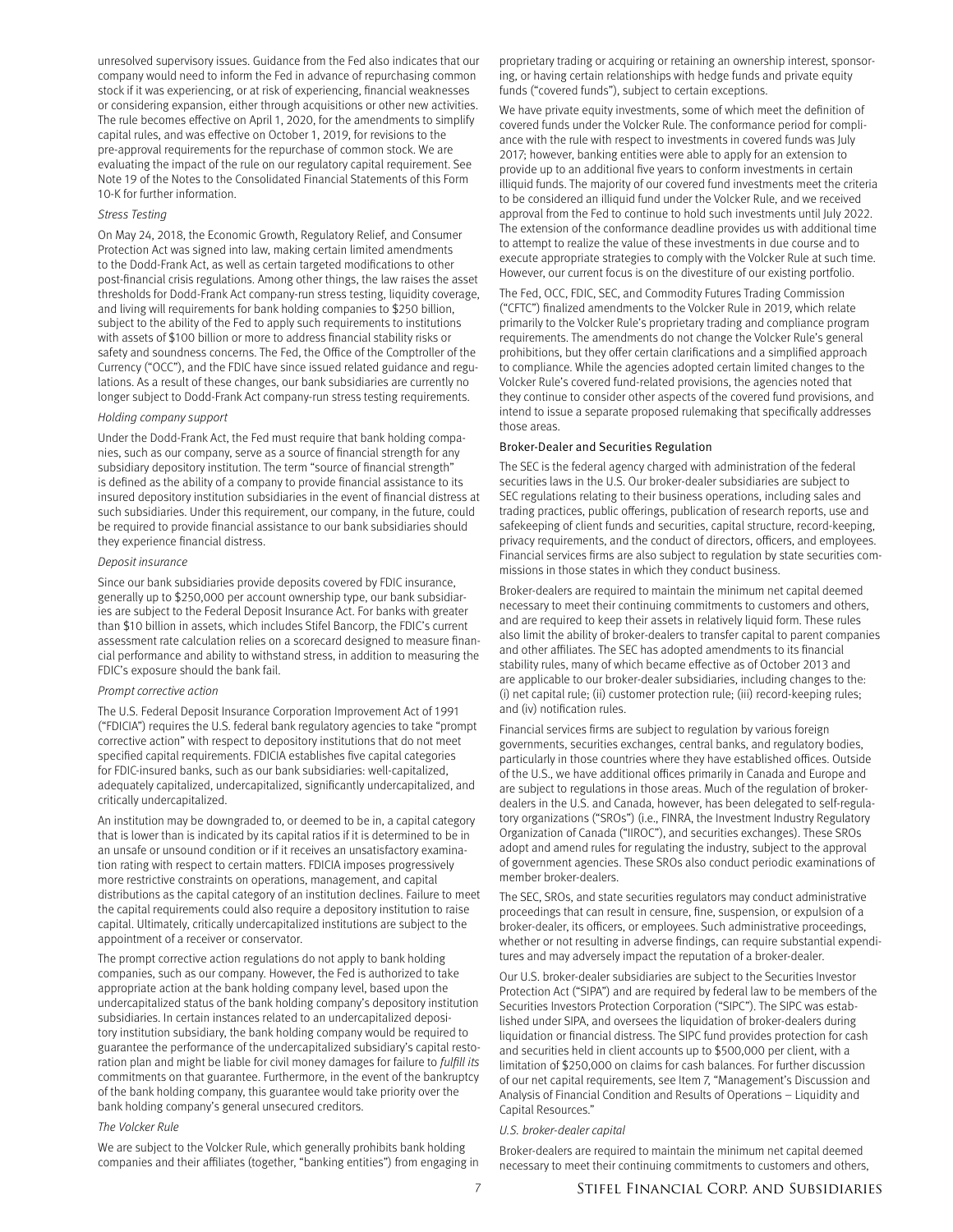unresolved supervisory issues. Guidance from the Fed also indicates that our company would need to inform the Fed in advance of repurchasing common stock if it was experiencing, or at risk of experiencing, financial weaknesses or considering expansion, either through acquisitions or other new activities. The rule becomes effective on April 1, 2020, for the amendments to simplify capital rules, and was effective on October 1, 2019, for revisions to the pre-approval requirements for the repurchase of common stock. We are evaluating the impact of the rule on our regulatory capital requirement. See Note 19 of the Notes to the Consolidated Financial Statements of this Form 10-K for further information.

*Stress Testing*

On May 24, 2018, the Economic Growth, Regulatory Relief, and Consumer Protection Act was signed into law, making certain limited amendments to the Dodd-Frank Act, as well as certain targeted modifications to other post-financial crisis regulations. Among other things, the law raises the asset thresholds for Dodd-Frank Act company-run stress testing, liquidity coverage, and living will requirements for bank holding companies to $250 billion, subject to the ability of the Fed to apply such requirements to institutions with assets of $100 billion or more to address financial stability risks or safety and soundness concerns. The Fed, the Office of the Comptroller of the Currency ("OCC"), and the FDIC have since issued related guidance and regulations. As a result of these changes, our bank subsidiaries are currently no longer subject to Dodd-Frank Act company-run stress testing requirements.

*Holding company support*

Under the Dodd-Frank Act, the Fed must require that bank holding companies, such as our company, serve as a source of financial strength for any subsidiary depository institution. The term "source of financial strength" is defined as the ability of a company to provide financial assistance to its insured depository institution subsidiaries in the event of financial distress at such subsidiaries. Under this requirement, our company, in the future, could be required to provide financial assistance to our bank subsidiaries should they experience financial distress.

*Deposit insurance*

Since our bank subsidiaries provide deposits covered by FDIC insurance, generally up to $250,000 per account ownership type, our bank subsidiaries are subject to the Federal Deposit Insurance Act. For banks with greater than $10 billion in assets, which includes Stifel Bancorp, the FDIC's current assessment rate calculation relies on a scorecard designed to measure financial performance and ability to withstand stress, in addition to measuring the FDIC's exposure should the bank fail.

*Prompt corrective action*

The U.S. Federal Deposit Insurance Corporation Improvement Act of 1991 ("FDICIA") requires the U.S. federal bank regulatory agencies to take "prompt corrective action" with respect to depository institutions that do not meet specified capital requirements. FDICIA establishes five capital categories for FDIC-insured banks, such as our bank subsidiaries: well-capitalized, adequately capitalized, undercapitalized, significantly undercapitalized, and critically undercapitalized.

An institution may be downgraded to, or deemed to be in, a capital category that is lower than is indicated by its capital ratios if it is determined to be in an unsafe or unsound condition or if it receives an unsatisfactory examination rating with respect to certain matters. FDICIA imposes progressively more restrictive constraints on operations, management, and capital distributions as the capital category of an institution declines. Failure to meet the capital requirements could also require a depository institution to raise capital. Ultimately, critically undercapitalized institutions are subject to the appointment of a receiver or conservator.

The prompt corrective action regulations do not apply to bank holding companies, such as our company. However, the Fed is authorized to take appropriate action at the bank holding company level, based upon the undercapitalized status of the bank holding company's depository institution subsidiaries. In certain instances related to an undercapitalized depository institution subsidiary, the bank holding company would be required to guarantee the performance of the undercapitalized subsidiary's capital restoration plan and might be liable for civil money damages for failure to *fulfill its* commitments on that guarantee. Furthermore, in the event of the bankruptcy of the bank holding company, this guarantee would take priority over the bank holding company's general unsecured creditors.

*The Volcker Rule*

We are subject to the Volcker Rule, which generally prohibits bank holding companies and their affiliates (together, "banking entities") from engaging in proprietary trading or acquiring or retaining an ownership interest, sponsoring, or having certain relationships with hedge funds and private equity funds ("covered funds"), subject to certain exceptions.

We have private equity investments, some of which meet the definition of covered funds under the Volcker Rule. The conformance period for compliance with the rule with respect to investments in covered funds was July 2017; however, banking entities were able to apply for an extension to provide up to an additional five years to conform investments in certain illiquid funds. The majority of our covered fund investments meet the criteria to be considered an illiquid fund under the Volcker Rule, and we received approval from the Fed to continue to hold such investments until July 2022. The extension of the conformance deadline provides us with additional time to attempt to realize the value of these investments in due course and to execute appropriate strategies to comply with the Volcker Rule at such time. However, our current focus is on the divestiture of our existing portfolio.

The Fed, OCC, FDIC, SEC, and Commodity Futures Trading Commission ("CFTC") finalized amendments to the Volcker Rule in 2019, which relate primarily to the Volcker Rule's proprietary trading and compliance program requirements. The amendments do not change the Volcker Rule's general prohibitions, but they offer certain clarifications and a simplified approach to compliance. While the agencies adopted certain limited changes to the Volcker Rule's covered fund-related provisions, the agencies noted that they continue to consider other aspects of the covered fund provisions, and intend to issue a separate proposed rulemaking that specifically addresses those areas.

#### Broker-Dealer and Securities Regulation

The SEC is the federal agency charged with administration of the federal securities laws in the U.S. Our broker-dealer subsidiaries are subject to SEC regulations relating to their business operations, including sales and trading practices, public offerings, publication of research reports, use and safekeeping of client funds and securities, capital structure, record-keeping, privacy requirements, and the conduct of directors, officers, and employees. Financial services firms are also subject to regulation by state securities commissions in those states in which they conduct business.

Broker-dealers are required to maintain the minimum net capital deemed necessary to meet their continuing commitments to customers and others, and are required to keep their assets in relatively liquid form. These rules also limit the ability of broker-dealers to transfer capital to parent companies and other affiliates. The SEC has adopted amendments to its financial stability rules, many of which became effective as of October 2013 and are applicable to our broker-dealer subsidiaries, including changes to the: (i) net capital rule; (ii) customer protection rule; (iii) record-keeping rules; and (iv) notification rules.

Financial services firms are subject to regulation by various foreign governments, securities exchanges, central banks, and regulatory bodies, particularly in those countries where they have established offices. Outside of the U.S., we have additional offices primarily in Canada and Europe and are subject to regulations in those areas. Much of the regulation of broker-dealers in the U.S. and Canada, however, has been delegated to self-regulatory organizations ("SROs") (i.e., FINRA, the Investment Industry Regulatory Organization of Canada ("IIROC"), and securities exchanges). These SROs adopt and amend rules for regulating the industry, subject to the approval of government agencies. These SROs also conduct periodic examinations of member broker-dealers.

The SEC, SROs, and state securities regulators may conduct administrative proceedings that can result in censure, fine, suspension, or expulsion of a broker-dealer, its officers, or employees. Such administrative proceedings, whether or not resulting in adverse findings, can require substantial expenditures and may adversely impact the reputation of a broker-dealer.

Our U.S. broker-dealer subsidiaries are subject to the Securities Investor Protection Act ("SIPA") and are required by federal law to be members of the Securities Investors Protection Corporation ("SIPC"). The SIPC was established under SIPA, and oversees the liquidation of broker-dealers during liquidation or financial distress. The SIPC fund provides protection for cash and securities held in client accounts up to $500,000 per client, with a limitation of $250,000 on claims for cash balances. For further discussion of our net capital requirements, see Item 7, "Management's Discussion and Analysis of Financial Condition and Results of Operations – Liquidity and Capital Resources."

*U.S. broker-dealer capital*

Broker-dealers are required to maintain the minimum net capital deemed necessary to meet their continuing commitments to customers and others,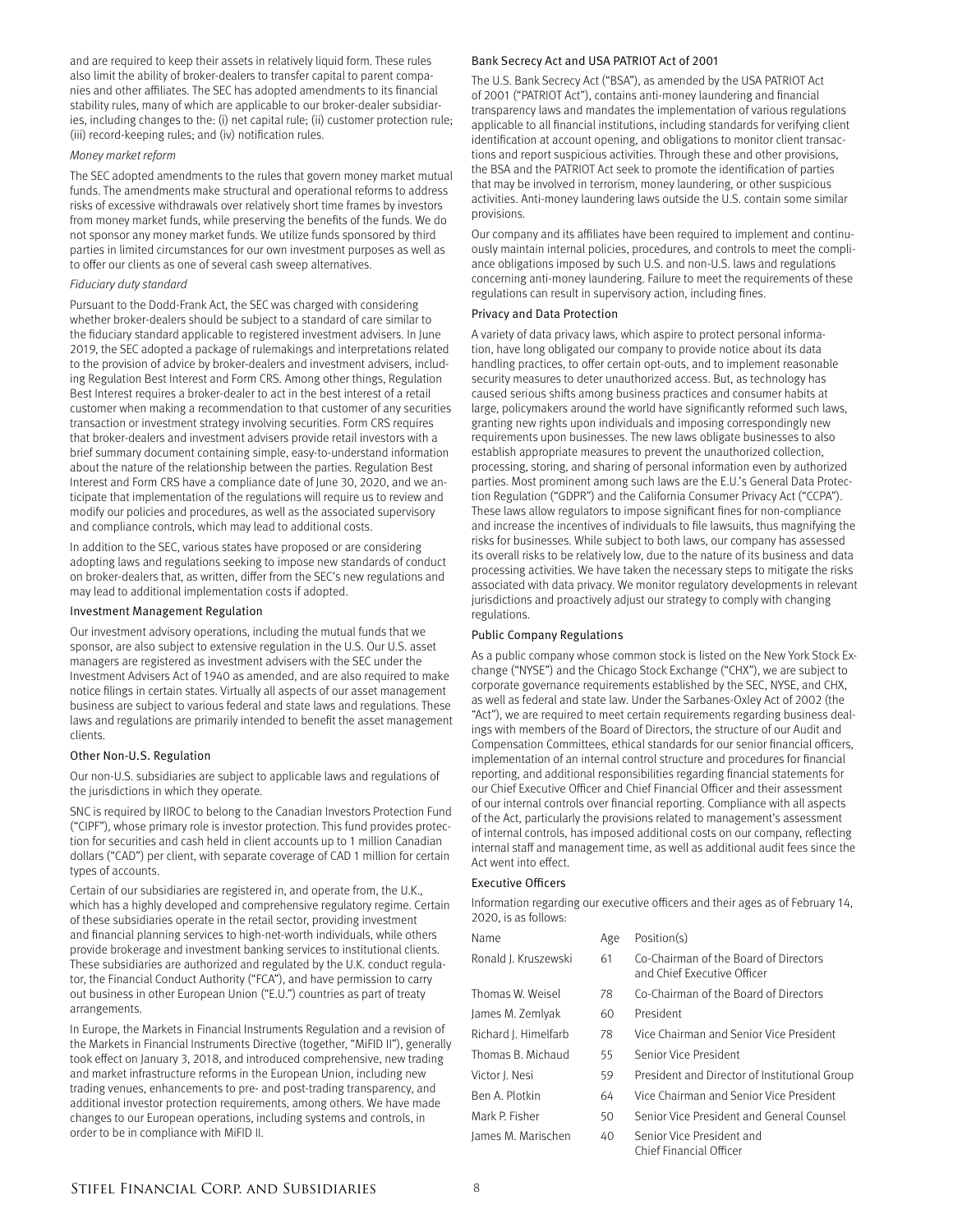and are required to keep their assets in relatively liquid form. These rules also limit the ability of broker-dealers to transfer capital to parent companies and other affiliates. The SEC has adopted amendments to its financial stability rules, many of which are applicable to our broker-dealer subsidiaries, including changes to the: (i) net capital rule; (ii) customer protection rule; (iii) record-keeping rules; and (iv) notification rules.

*Money market reform*

The SEC adopted amendments to the rules that govern money market mutual funds. The amendments make structural and operational reforms to address risks of excessive withdrawals over relatively short time frames by investors from money market funds, while preserving the benefits of the funds. We do not sponsor any money market funds. We utilize funds sponsored by third parties in limited circumstances for our own investment purposes as well as to offer our clients as one of several cash sweep alternatives.

*Fiduciary duty standard*

Pursuant to the Dodd-Frank Act, the SEC was charged with considering whether broker-dealers should be subject to a standard of care similar to the fiduciary standard applicable to registered investment advisers. In June 2019, the SEC adopted a package of rulemakings and interpretations related to the provision of advice by broker-dealers and investment advisers, including Regulation Best Interest and Form CRS. Among other things, Regulation Best Interest requires a broker-dealer to act in the best interest of a retail customer when making a recommendation to that customer of any securities transaction or investment strategy involving securities. Form CRS requires that broker-dealers and investment advisers provide retail investors with a brief summary document containing simple, easy-to-understand information about the nature of the relationship between the parties. Regulation Best Interest and Form CRS have a compliance date of June 30, 2020, and we anticipate that implementation of the regulations will require us to review and modify our policies and procedures, as well as the associated supervisory and compliance controls, which may lead to additional costs.

In addition to the SEC, various states have proposed or are considering adopting laws and regulations seeking to impose new standards of conduct on broker-dealers that, as written, differ from the SEC's new regulations and may lead to additional implementation costs if adopted.

### Investment Management Regulation

Our investment advisory operations, including the mutual funds that we sponsor, are also subject to extensive regulation in the U.S. Our U.S. asset managers are registered as investment advisers with the SEC under the Investment Advisers Act of 1940 as amended, and are also required to make notice filings in certain states. Virtually all aspects of our asset management business are subject to various federal and state laws and regulations. These laws and regulations are primarily intended to benefit the asset management clients.

### Other Non-U.S. Regulation

Our non-U.S. subsidiaries are subject to applicable laws and regulations of the jurisdictions in which they operate.

SNC is required by IIROC to belong to the Canadian Investors Protection Fund ("CIPF"), whose primary role is investor protection. This fund provides protection for securities and cash held in client accounts up to 1 million Canadian dollars ("CAD") per client, with separate coverage of CAD 1 million for certain types of accounts.

Certain of our subsidiaries are registered in, and operate from, the U.K., which has a highly developed and comprehensive regulatory regime. Certain of these subsidiaries operate in the retail sector, providing investment and financial planning services to high-net-worth individuals, while others provide brokerage and investment banking services to institutional clients. These subsidiaries are authorized and regulated by the U.K. conduct regulator, the Financial Conduct Authority ("FCA"), and have permission to carry out business in other European Union ("E.U.") countries as part of treaty arrangements.

In Europe, the Markets in Financial Instruments Regulation and a revision of the Markets in Financial Instruments Directive (together, "MiFID II"), generally took effect on January 3, 2018, and introduced comprehensive, new trading and market infrastructure reforms in the European Union, including new trading venues, enhancements to pre- and post-trading transparency, and additional investor protection requirements, among others. We have made changes to our European operations, including systems and controls, in order to be in compliance with MiFID II.

### Bank Secrecy Act and USA PATRIOT Act of 2001

The U.S. Bank Secrecy Act ("BSA"), as amended by the USA PATRIOT Act of 2001 ("PATRIOT Act"), contains anti-money laundering and financial transparency laws and mandates the implementation of various regulations applicable to all financial institutions, including standards for verifying client identification at account opening, and obligations to monitor client transactions and report suspicious activities. Through these and other provisions, the BSA and the PATRIOT Act seek to promote the identification of parties that may be involved in terrorism, money laundering, or other suspicious activities. Anti-money laundering laws outside the U.S. contain some similar provisions.

Our company and its affiliates have been required to implement and continuously maintain internal policies, procedures, and controls to meet the compliance obligations imposed by such U.S. and non-U.S. laws and regulations concerning anti-money laundering. Failure to meet the requirements of these regulations can result in supervisory action, including fines.

### Privacy and Data Protection

A variety of data privacy laws, which aspire to protect personal information, have long obligated our company to provide notice about its data handling practices, to offer certain opt-outs, and to implement reasonable security measures to deter unauthorized access. But, as technology has caused serious shifts among business practices and consumer habits at large, policymakers around the world have significantly reformed such laws, granting new rights upon individuals and imposing correspondingly new requirements upon businesses. The new laws obligate businesses to also establish appropriate measures to prevent the unauthorized collection, processing, storing, and sharing of personal information even by authorized parties. Most prominent among such laws are the E.U.'s General Data Protection Regulation ("GDPR") and the California Consumer Privacy Act ("CCPA"). These laws allow regulators to impose significant fines for non-compliance and increase the incentives of individuals to file lawsuits, thus magnifying the risks for businesses. While subject to both laws, our company has assessed its overall risks to be relatively low, due to the nature of its business and data processing activities. We have taken the necessary steps to mitigate the risks associated with data privacy. We monitor regulatory developments in relevant jurisdictions and proactively adjust our strategy to comply with changing regulations.

### Public Company Regulations

As a public company whose common stock is listed on the New York Stock Exchange ("NYSE") and the Chicago Stock Exchange ("CHX"), we are subject to corporate governance requirements established by the SEC, NYSE, and CHX, as well as federal and state law. Under the Sarbanes-Oxley Act of 2002 (the "Act"), we are required to meet certain requirements regarding business dealings with members of the Board of Directors, the structure of our Audit and Compensation Committees, ethical standards for our senior financial officers, implementation of an internal control structure and procedures for financial reporting, and additional responsibilities regarding financial statements for our Chief Executive Officer and Chief Financial Officer and their assessment of our internal controls over financial reporting. Compliance with all aspects of the Act, particularly the provisions related to management's assessment of internal controls, has imposed additional costs on our company, reflecting internal staff and management time, as well as additional audit fees since the Act went into effect.

### Executive Officers

Information regarding our executive officers and their ages as of February 14, 2020, is as follows:

| Name | Age | Position(s) |
|---|---|---|
| Ronald J. Kruszewski | 61 | Co-Chairman of the Board of Directors and Chief Executive Officer |
| Thomas W. Weisel | 78 | Co-Chairman of the Board of Directors |
| James M. Zemlyak | 60 | President |
| Richard J. Himelfarb | 78 | Vice Chairman and Senior Vice President |
| Thomas B. Michaud | 55 | Senior Vice President |
| Victor J. Nesi | 59 | President and Director of Institutional Group |
| Ben A. Plotkin | 64 | Vice Chairman and Senior Vice President |
| Mark P. Fisher | 50 | Senior Vice President and General Counsel |
| James M. Marischen | 40 | Senior Vice President and Chief Financial Officer |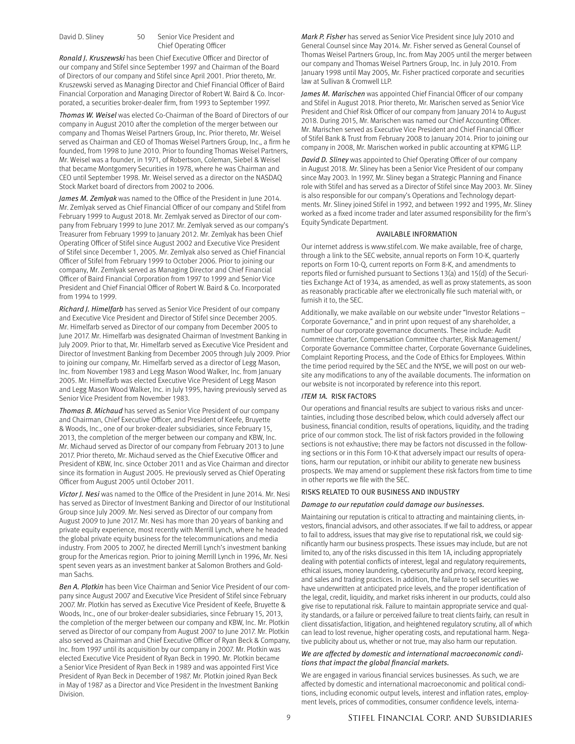| David D. Sliney | 50 | Senior Vice President and Chief Operating Officer |
|---|---|---|

*Ronald J. Kruszewski* has been Chief Executive Officer and Director of our company and Stifel since September 1997 and Chairman of the Board of Directors of our company and Stifel since April 2001. Prior thereto, Mr. Kruszewski served as Managing Director and Chief Financial Officer of Baird Financial Corporation and Managing Director of Robert W. Baird & Co. Incorporated, a securities broker-dealer firm, from 1993 to September 1997.

*Thomas W. Weisel* was elected Co-Chairman of the Board of Directors of our company in August 2010 after the completion of the merger between our company and Thomas Weisel Partners Group, Inc. Prior thereto, Mr. Weisel served as Chairman and CEO of Thomas Weisel Partners Group, Inc., a firm he founded, from 1998 to June 2010. Prior to founding Thomas Weisel Partners, Mr. Weisel was a founder, in 1971, of Robertson, Coleman, Siebel & Weisel that became Montgomery Securities in 1978, where he was Chairman and CEO until September 1998. Mr. Weisel served as a director on the NASDAQ Stock Market board of directors from 2002 to 2006.

*James M. Zemlyak* was named to the Office of the President in June 2014. Mr. Zemlyak served as Chief Financial Officer of our company and Stifel from February 1999 to August 2018. Mr. Zemlyak served as Director of our company from February 1999 to June 2017. Mr. Zemlyak served as our company's Treasurer from February 1999 to January 2012. Mr. Zemlyak has been Chief Operating Officer of Stifel since August 2002 and Executive Vice President of Stifel since December 1, 2005. Mr. Zemlyak also served as Chief Financial Officer of Stifel from February 1999 to October 2006. Prior to joining our company, Mr. Zemlyak served as Managing Director and Chief Financial Officer of Baird Financial Corporation from 1997 to 1999 and Senior Vice President and Chief Financial Officer of Robert W. Baird & Co. Incorporated from 1994 to 1999.

*Richard J. Himelfarb* has served as Senior Vice President of our company and Executive Vice President and Director of Stifel since December 2005. Mr. Himelfarb served as Director of our company from December 2005 to June 2017. Mr. Himelfarb was designated Chairman of Investment Banking in July 2009. Prior to that, Mr. Himelfarb served as Executive Vice President and Director of Investment Banking from December 2005 through July 2009. Prior to joining our company, Mr. Himelfarb served as a director of Legg Mason, Inc. from November 1983 and Legg Mason Wood Walker, Inc. from January 2005. Mr. Himelfarb was elected Executive Vice President of Legg Mason and Legg Mason Wood Walker, Inc. in July 1995, having previously served as Senior Vice President from November 1983.

*Thomas B. Michaud* has served as Senior Vice President of our company and Chairman, Chief Executive Officer, and President of Keefe, Bruyette & Woods, Inc., one of our broker-dealer subsidiaries, since February 15, 2013, the completion of the merger between our company and KBW, Inc. Mr. Michaud served as Director of our company from February 2013 to June 2017. Prior thereto, Mr. Michaud served as the Chief Executive Officer and President of KBW, Inc. since October 2011 and as Vice Chairman and director since its formation in August 2005. He previously served as Chief Operating Officer from August 2005 until October 2011.

*Victor J. Nesi* was named to the Office of the President in June 2014. Mr. Nesi has served as Director of Investment Banking and Director of our Institutional Group since July 2009. Mr. Nesi served as Director of our company from August 2009 to June 2017. Mr. Nesi has more than 20 years of banking and private equity experience, most recently with Merrill Lynch, where he headed the global private equity business for the telecommunications and media industry. From 2005 to 2007, he directed Merrill Lynch's investment banking group for the Americas region. Prior to joining Merrill Lynch in 1996, Mr. Nesi spent seven years as an investment banker at Salomon Brothers and Goldman Sachs.

*Ben A. Plotkin* has been Vice Chairman and Senior Vice President of our company since August 2007 and Executive Vice President of Stifel since February 2007. Mr. Plotkin has served as Executive Vice President of Keefe, Bruyette & Woods, Inc., one of our broker-dealer subsidiaries, since February 15, 2013, the completion of the merger between our company and KBW, Inc. Mr. Plotkin served as Director of our company from August 2007 to June 2017. Mr. Plotkin also served as Chairman and Chief Executive Officer of Ryan Beck & Company, Inc. from 1997 until its acquisition by our company in 2007. Mr. Plotkin was elected Executive Vice President of Ryan Beck in 1990. Mr. Plotkin became a Senior Vice President of Ryan Beck in 1989 and was appointed First Vice President of Ryan Beck in December of 1987. Mr. Plotkin joined Ryan Beck in May of 1987 as a Director and Vice President in the Investment Banking Division.

*Mark P. Fisher* has served as Senior Vice President since July 2010 and General Counsel since May 2014. Mr. Fisher served as General Counsel of Thomas Weisel Partners Group, Inc. from May 2005 until the merger between our company and Thomas Weisel Partners Group, Inc. in July 2010. From January 1998 until May 2005, Mr. Fisher practiced corporate and securities law at Sullivan & Cromwell LLP.

*James M. Marischen* was appointed Chief Financial Officer of our company and Stifel in August 2018. Prior thereto, Mr. Marischen served as Senior Vice President and Chief Risk Officer of our company from January 2014 to August 2018. During 2015, Mr. Marischen was named our Chief Accounting Officer. Mr. Marischen served as Executive Vice President and Chief Financial Officer of Stifel Bank & Trust from February 2008 to January 2014. Prior to joining our company in 2008, Mr. Marischen worked in public accounting at KPMG LLP.

*David D. Sliney* was appointed to Chief Operating Officer of our company in August 2018. Mr. Sliney has been a Senior Vice President of our company since May 2003. In 1997, Mr. Sliney began a Strategic Planning and Finance role with Stifel and has served as a Director of Stifel since May 2003. Mr. Sliney is also responsible for our company's Operations and Technology departments. Mr. Sliney joined Stifel in 1992, and between 1992 and 1995, Mr. Sliney worked as a fixed income trader and later assumed responsibility for the firm's Equity Syndicate Department.

## AVAILABLE INFORMATION

Our internet address is www.stifel.com. We make available, free of charge, through a link to the SEC website, annual reports on Form 10-K, quarterly reports on Form 10-Q, current reports on Form 8-K, and amendments to reports filed or furnished pursuant to Sections 13(a) and 15(d) of the Securities Exchange Act of 1934, as amended, as well as proxy statements, as soon as reasonably practicable after we electronically file such material with, or furnish it to, the SEC.

Additionally, we make available on our website under "Investor Relations – Corporate Governance," and in print upon request of any shareholder, a number of our corporate governance documents. These include: Audit Committee charter, Compensation Committee charter, Risk Management/Corporate Governance Committee charter, Corporate Governance Guidelines, Complaint Reporting Process, and the Code of Ethics for Employees. Within the time period required by the SEC and the NYSE, we will post on our website any modifications to any of the available documents. The information on our website is not incorporated by reference into this report.

## *ITEM 1A.* RISK FACTORS

Our operations and financial results are subject to various risks and uncertainties, including those described below, which could adversely affect our business, financial condition, results of operations, liquidity, and the trading price of our common stock. The list of risk factors provided in the following sections is not exhaustive; there may be factors not discussed in the following sections or in this Form 10-K that adversely impact our results of operations, harm our reputation, or inhibit our ability to generate new business prospects. We may amend or supplement these risk factors from time to time in other reports we file with the SEC.

### RISKS RELATED TO OUR BUSINESS AND INDUSTRY

*Damage to our reputation could damage our businesses.*

Maintaining our reputation is critical to attracting and maintaining clients, investors, financial advisors, and other associates. If we fail to address, or appear to fail to address, issues that may give rise to reputational risk, we could significantly harm our business prospects. These issues may include, but are not limited to, any of the risks discussed in this Item 1A, including appropriately dealing with potential conflicts of interest, legal and regulatory requirements, ethical issues, money laundering, cybersecurity and privacy, record keeping, and sales and trading practices. In addition, the failure to sell securities we have underwritten at anticipated price levels, and the proper identification of the legal, credit, liquidity, and market risks inherent in our products, could also give rise to reputational risk. Failure to maintain appropriate service and quality standards, or a failure or perceived failure to treat clients fairly, can result in client dissatisfaction, litigation, and heightened regulatory scrutiny, all of which can lead to lost revenue, higher operating costs, and reputational harm. Negative publicity about us, whether or not true, may also harm our reputation.

*We are affected by domestic and international macroeconomic conditions that impact the global financial markets.*

We are engaged in various financial services businesses. As such, we are affected by domestic and international macroeconomic and political conditions, including economic output levels, interest and inflation rates, employment levels, prices of commodities, consumer confidence levels, interna-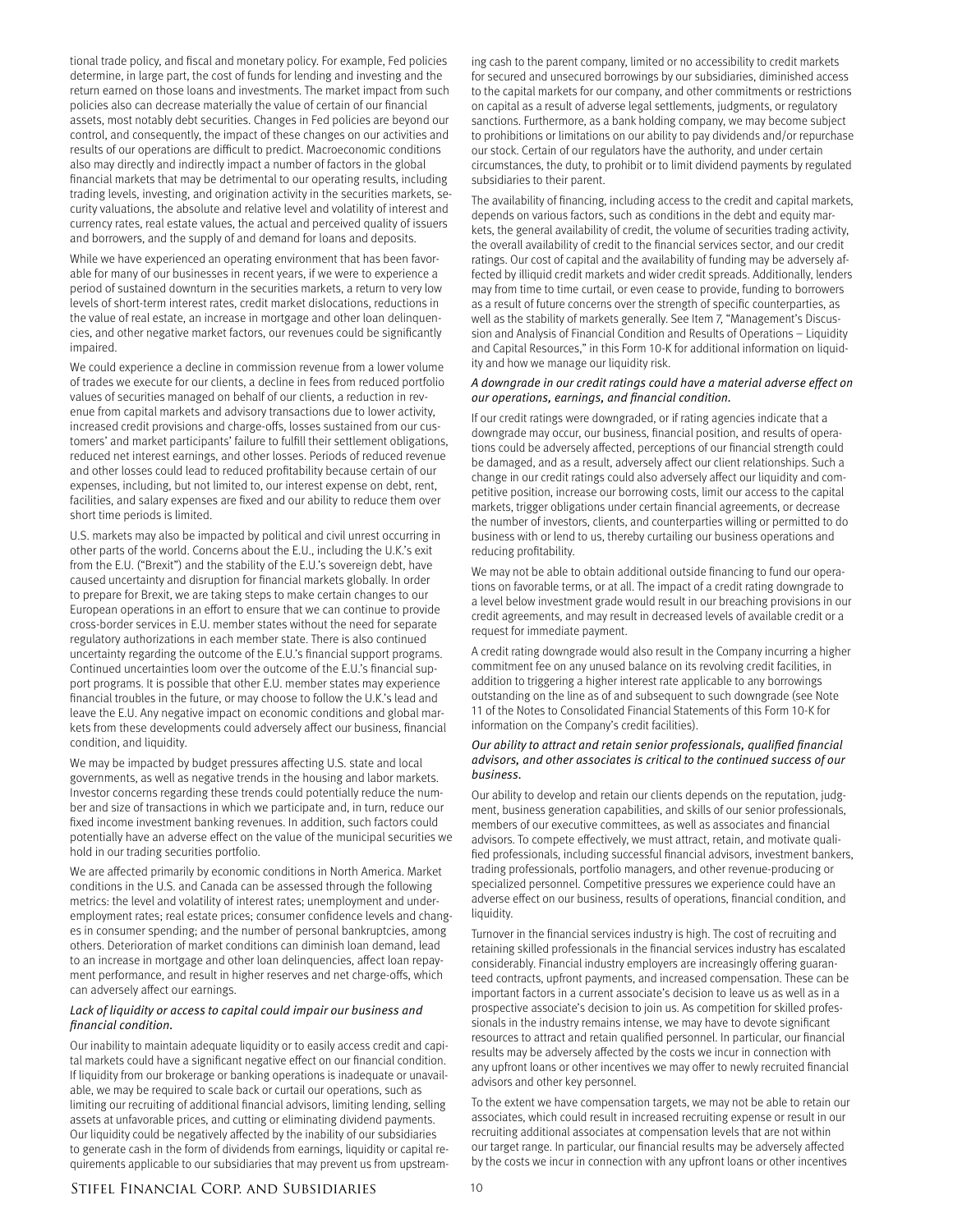tional trade policy, and fiscal and monetary policy. For example, Fed policies determine, in large part, the cost of funds for lending and investing and the return earned on those loans and investments. The market impact from such policies also can decrease materially the value of certain of our financial assets, most notably debt securities. Changes in Fed policies are beyond our control, and consequently, the impact of these changes on our activities and results of our operations are difficult to predict. Macroeconomic conditions also may directly and indirectly impact a number of factors in the global financial markets that may be detrimental to our operating results, including trading levels, investing, and origination activity in the securities markets, security valuations, the absolute and relative level and volatility of interest and currency rates, real estate values, the actual and perceived quality of issuers and borrowers, and the supply of and demand for loans and deposits.

While we have experienced an operating environment that has been favorable for many of our businesses in recent years, if we were to experience a period of sustained downturn in the securities markets, a return to very low levels of short-term interest rates, credit market dislocations, reductions in the value of real estate, an increase in mortgage and other loan delinquencies, and other negative market factors, our revenues could be significantly impaired.

We could experience a decline in commission revenue from a lower volume of trades we execute for our clients, a decline in fees from reduced portfolio values of securities managed on behalf of our clients, a reduction in revenue from capital markets and advisory transactions due to lower activity, increased credit provisions and charge-offs, losses sustained from our customers' and market participants' failure to fulfill their settlement obligations, reduced net interest earnings, and other losses. Periods of reduced revenue and other losses could lead to reduced profitability because certain of our expenses, including, but not limited to, our interest expense on debt, rent, facilities, and salary expenses are fixed and our ability to reduce them over short time periods is limited.

U.S. markets may also be impacted by political and civil unrest occurring in other parts of the world. Concerns about the E.U., including the U.K.'s exit from the E.U. ("Brexit") and the stability of the E.U.'s sovereign debt, have caused uncertainty and disruption for financial markets globally. In order to prepare for Brexit, we are taking steps to make certain changes to our European operations in an effort to ensure that we can continue to provide cross-border services in E.U. member states without the need for separate regulatory authorizations in each member state. There is also continued uncertainty regarding the outcome of the E.U.'s financial support programs. Continued uncertainties loom over the outcome of the E.U.'s financial support programs. It is possible that other E.U. member states may experience financial troubles in the future, or may choose to follow the U.K.'s lead and leave the E.U. Any negative impact on economic conditions and global markets from these developments could adversely affect our business, financial condition, and liquidity.

We may be impacted by budget pressures affecting U.S. state and local governments, as well as negative trends in the housing and labor markets. Investor concerns regarding these trends could potentially reduce the number and size of transactions in which we participate and, in turn, reduce our fixed income investment banking revenues. In addition, such factors could potentially have an adverse effect on the value of the municipal securities we hold in our trading securities portfolio.

We are affected primarily by economic conditions in North America. Market conditions in the U.S. and Canada can be assessed through the following metrics: the level and volatility of interest rates; unemployment and underemployment rates; real estate prices; consumer confidence levels and changes in consumer spending; and the number of personal bankruptcies, among others. Deterioration of market conditions can diminish loan demand, lead to an increase in mortgage and other loan delinquencies, affect loan repayment performance, and result in higher reserves and net charge-offs, which can adversely affect our earnings.

*Lack of liquidity or access to capital could impair our business and financial condition.*

Our inability to maintain adequate liquidity or to easily access credit and capital markets could have a significant negative effect on our financial condition. If liquidity from our brokerage or banking operations is inadequate or unavailable, we may be required to scale back or curtail our operations, such as limiting our recruiting of additional financial advisors, limiting lending, selling assets at unfavorable prices, and cutting or eliminating dividend payments. Our liquidity could be negatively affected by the inability of our subsidiaries to generate cash in the form of dividends from earnings, liquidity or capital requirements applicable to our subsidiaries that may prevent us from upstreaming cash to the parent company, limited or no accessibility to credit markets for secured and unsecured borrowings by our subsidiaries, diminished access to the capital markets for our company, and other commitments or restrictions on capital as a result of adverse legal settlements, judgments, or regulatory sanctions. Furthermore, as a bank holding company, we may become subject to prohibitions or limitations on our ability to pay dividends and/or repurchase our stock. Certain of our regulators have the authority, and under certain circumstances, the duty, to prohibit or to limit dividend payments by regulated subsidiaries to their parent.

The availability of financing, including access to the credit and capital markets, depends on various factors, such as conditions in the debt and equity markets, the general availability of credit, the volume of securities trading activity, the overall availability of credit to the financial services sector, and our credit ratings. Our cost of capital and the availability of funding may be adversely affected by illiquid credit markets and wider credit spreads. Additionally, lenders may from time to time curtail, or even cease to provide, funding to borrowers as a result of future concerns over the strength of specific counterparties, as well as the stability of markets generally. See Item 7, "Management's Discussion and Analysis of Financial Condition and Results of Operations – Liquidity and Capital Resources," in this Form 10-K for additional information on liquidity and how we manage our liquidity risk.

*A downgrade in our credit ratings could have a material adverse effect on our operations, earnings, and financial condition.*

If our credit ratings were downgraded, or if rating agencies indicate that a downgrade may occur, our business, financial position, and results of operations could be adversely affected, perceptions of our financial strength could be damaged, and as a result, adversely affect our client relationships. Such a change in our credit ratings could also adversely affect our liquidity and competitive position, increase our borrowing costs, limit our access to the capital markets, trigger obligations under certain financial agreements, or decrease the number of investors, clients, and counterparties willing or permitted to do business with or lend to us, thereby curtailing our business operations and reducing profitability.

We may not be able to obtain additional outside financing to fund our operations on favorable terms, or at all. The impact of a credit rating downgrade to a level below investment grade would result in our breaching provisions in our credit agreements, and may result in decreased levels of available credit or a request for immediate payment.

A credit rating downgrade would also result in the Company incurring a higher commitment fee on any unused balance on its revolving credit facilities, in addition to triggering a higher interest rate applicable to any borrowings outstanding on the line as of and subsequent to such downgrade (see Note 11 of the Notes to Consolidated Financial Statements of this Form 10-K for information on the Company's credit facilities).

*Our ability to attract and retain senior professionals, qualified financial advisors, and other associates is critical to the continued success of our business.*

Our ability to develop and retain our clients depends on the reputation, judgment, business generation capabilities, and skills of our senior professionals, members of our executive committees, as well as associates and financial advisors. To compete effectively, we must attract, retain, and motivate qualified professionals, including successful financial advisors, investment bankers, trading professionals, portfolio managers, and other revenue-producing or specialized personnel. Competitive pressures we experience could have an adverse effect on our business, results of operations, financial condition, and liquidity.

Turnover in the financial services industry is high. The cost of recruiting and retaining skilled professionals in the financial services industry has escalated considerably. Financial industry employers are increasingly offering guaranteed contracts, upfront payments, and increased compensation. These can be important factors in a current associate's decision to leave us as well as in a prospective associate's decision to join us. As competition for skilled professionals in the industry remains intense, we may have to devote significant resources to attract and retain qualified personnel. In particular, our financial results may be adversely affected by the costs we incur in connection with any upfront loans or other incentives we may offer to newly recruited financial advisors and other key personnel.

To the extent we have compensation targets, we may not be able to retain our associates, which could result in increased recruiting expense or result in our recruiting additional associates at compensation levels that are not within our target range. In particular, our financial results may be adversely affected by the costs we incur in connection with any upfront loans or other incentives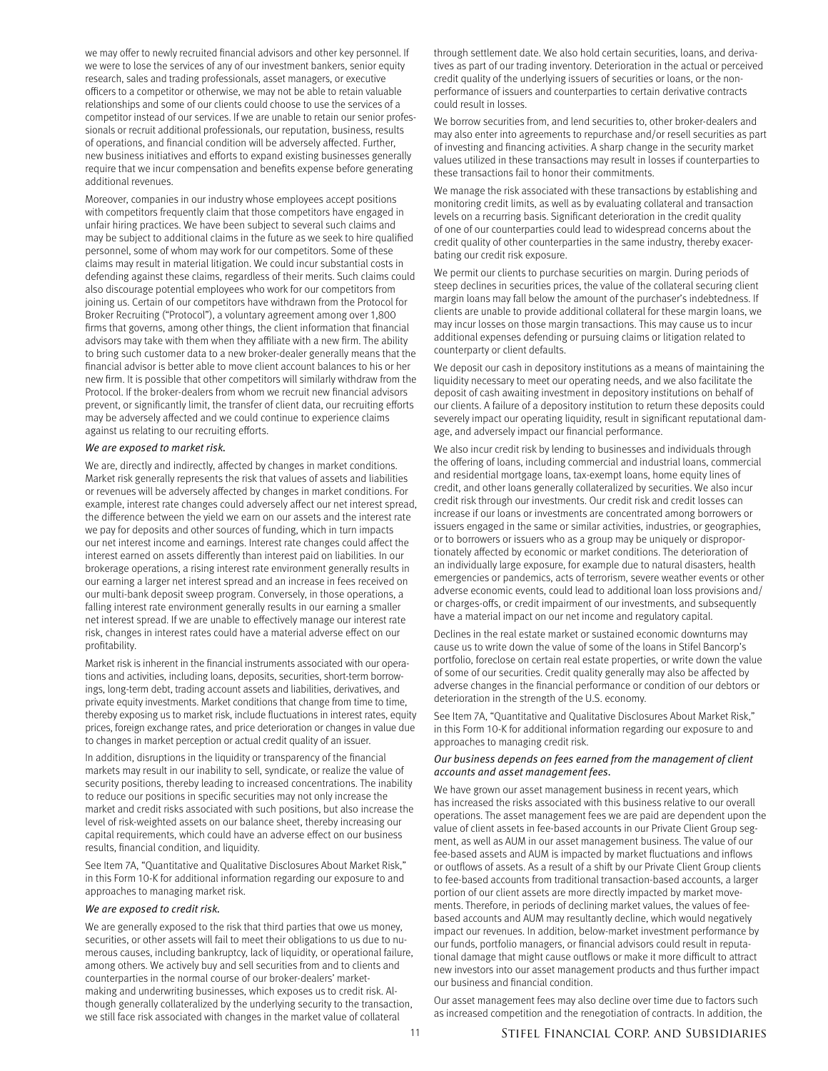we may offer to newly recruited financial advisors and other key personnel. If we were to lose the services of any of our investment bankers, senior equity research, sales and trading professionals, asset managers, or executive officers to a competitor or otherwise, we may not be able to retain valuable relationships and some of our clients could choose to use the services of a competitor instead of our services. If we are unable to retain our senior professionals or recruit additional professionals, our reputation, business, results of operations, and financial condition will be adversely affected. Further, new business initiatives and efforts to expand existing businesses generally require that we incur compensation and benefits expense before generating additional revenues.

Moreover, companies in our industry whose employees accept positions with competitors frequently claim that those competitors have engaged in unfair hiring practices. We have been subject to several such claims and may be subject to additional claims in the future as we seek to hire qualified personnel, some of whom may work for our competitors. Some of these claims may result in material litigation. We could incur substantial costs in defending against these claims, regardless of their merits. Such claims could also discourage potential employees who work for our competitors from joining us. Certain of our competitors have withdrawn from the Protocol for Broker Recruiting ("Protocol"), a voluntary agreement among over 1,800 firms that governs, among other things, the client information that financial advisors may take with them when they affiliate with a new firm. The ability to bring such customer data to a new broker-dealer generally means that the financial advisor is better able to move client account balances to his or her new firm. It is possible that other competitors will similarly withdraw from the Protocol. If the broker-dealers from whom we recruit new financial advisors prevent, or significantly limit, the transfer of client data, our recruiting efforts may be adversely affected and we could continue to experience claims against us relating to our recruiting efforts.

*We are exposed to market risk.*

We are, directly and indirectly, affected by changes in market conditions. Market risk generally represents the risk that values of assets and liabilities or revenues will be adversely affected by changes in market conditions. For example, interest rate changes could adversely affect our net interest spread, the difference between the yield we earn on our assets and the interest rate we pay for deposits and other sources of funding, which in turn impacts our net interest income and earnings. Interest rate changes could affect the interest earned on assets differently than interest paid on liabilities. In our brokerage operations, a rising interest rate environment generally results in our earning a larger net interest spread and an increase in fees received on our multi-bank deposit sweep program. Conversely, in those operations, a falling interest rate environment generally results in our earning a smaller net interest spread. If we are unable to effectively manage our interest rate risk, changes in interest rates could have a material adverse effect on our profitability.

Market risk is inherent in the financial instruments associated with our operations and activities, including loans, deposits, securities, short-term borrowings, long-term debt, trading account assets and liabilities, derivatives, and private equity investments. Market conditions that change from time to time, thereby exposing us to market risk, include fluctuations in interest rates, equity prices, foreign exchange rates, and price deterioration or changes in value due to changes in market perception or actual credit quality of an issuer.

In addition, disruptions in the liquidity or transparency of the financial markets may result in our inability to sell, syndicate, or realize the value of security positions, thereby leading to increased concentrations. The inability to reduce our positions in specific securities may not only increase the market and credit risks associated with such positions, but also increase the level of risk-weighted assets on our balance sheet, thereby increasing our capital requirements, which could have an adverse effect on our business results, financial condition, and liquidity.

See Item 7A, "Quantitative and Qualitative Disclosures About Market Risk," in this Form 10-K for additional information regarding our exposure to and approaches to managing market risk.

*We are exposed to credit risk.*

We are generally exposed to the risk that third parties that owe us money, securities, or other assets will fail to meet their obligations to us due to numerous causes, including bankruptcy, lack of liquidity, or operational failure, among others. We actively buy and sell securities from and to clients and counterparties in the normal course of our broker-dealers' market-making and underwriting businesses, which exposes us to credit risk. Although generally collateralized by the underlying security to the transaction, we still face risk associated with changes in the market value of collateral through settlement date. We also hold certain securities, loans, and derivatives as part of our trading inventory. Deterioration in the actual or perceived credit quality of the underlying issuers of securities or loans, or the nonperformance of issuers and counterparties to certain derivative contracts could result in losses.

We borrow securities from, and lend securities to, other broker-dealers and may also enter into agreements to repurchase and/or resell securities as part of investing and financing activities. A sharp change in the security market values utilized in these transactions may result in losses if counterparties to these transactions fail to honor their commitments.

We manage the risk associated with these transactions by establishing and monitoring credit limits, as well as by evaluating collateral and transaction levels on a recurring basis. Significant deterioration in the credit quality of one of our counterparties could lead to widespread concerns about the credit quality of other counterparties in the same industry, thereby exacerbating our credit risk exposure.

We permit our clients to purchase securities on margin. During periods of steep declines in securities prices, the value of the collateral securing client margin loans may fall below the amount of the purchaser's indebtedness. If clients are unable to provide additional collateral for these margin loans, we may incur losses on those margin transactions. This may cause us to incur additional expenses defending or pursuing claims or litigation related to counterparty or client defaults.

We deposit our cash in depository institutions as a means of maintaining the liquidity necessary to meet our operating needs, and we also facilitate the deposit of cash awaiting investment in depository institutions on behalf of our clients. A failure of a depository institution to return these deposits could severely impact our operating liquidity, result in significant reputational damage, and adversely impact our financial performance.

We also incur credit risk by lending to businesses and individuals through the offering of loans, including commercial and industrial loans, commercial and residential mortgage loans, tax-exempt loans, home equity lines of credit, and other loans generally collateralized by securities. We also incur credit risk through our investments. Our credit risk and credit losses can increase if our loans or investments are concentrated among borrowers or issuers engaged in the same or similar activities, industries, or geographies, or to borrowers or issuers who as a group may be uniquely or disproportionately affected by economic or market conditions. The deterioration of an individually large exposure, for example due to natural disasters, health emergencies or pandemics, acts of terrorism, severe weather events or other adverse economic events, could lead to additional loan loss provisions and/or charges-offs, or credit impairment of our investments, and subsequently have a material impact on our net income and regulatory capital.

Declines in the real estate market or sustained economic downturns may cause us to write down the value of some of the loans in Stifel Bancorp's portfolio, foreclose on certain real estate properties, or write down the value of some of our securities. Credit quality generally may also be affected by adverse changes in the financial performance or condition of our debtors or deterioration in the strength of the U.S. economy.

See Item 7A, "Quantitative and Qualitative Disclosures About Market Risk," in this Form 10-K for additional information regarding our exposure to and approaches to managing credit risk.

*Our business depends on fees earned from the management of client accounts and asset management fees.*

We have grown our asset management business in recent years, which has increased the risks associated with this business relative to our overall operations. The asset management fees we are paid are dependent upon the value of client assets in fee-based accounts in our Private Client Group segment, as well as AUM in our asset management business. The value of our fee-based assets and AUM is impacted by market fluctuations and inflows or outflows of assets. As a result of a shift by our Private Client Group clients to fee-based accounts from traditional transaction-based accounts, a larger portion of our client assets are more directly impacted by market movements. Therefore, in periods of declining market values, the values of fee-based accounts and AUM may resultantly decline, which would negatively impact our revenues. In addition, below-market investment performance by our funds, portfolio managers, or financial advisors could result in reputational damage that might cause outflows or make it more difficult to attract new investors into our asset management products and thus further impact our business and financial condition.

Our asset management fees may also decline over time due to factors such as increased competition and the renegotiation of contracts. In addition, the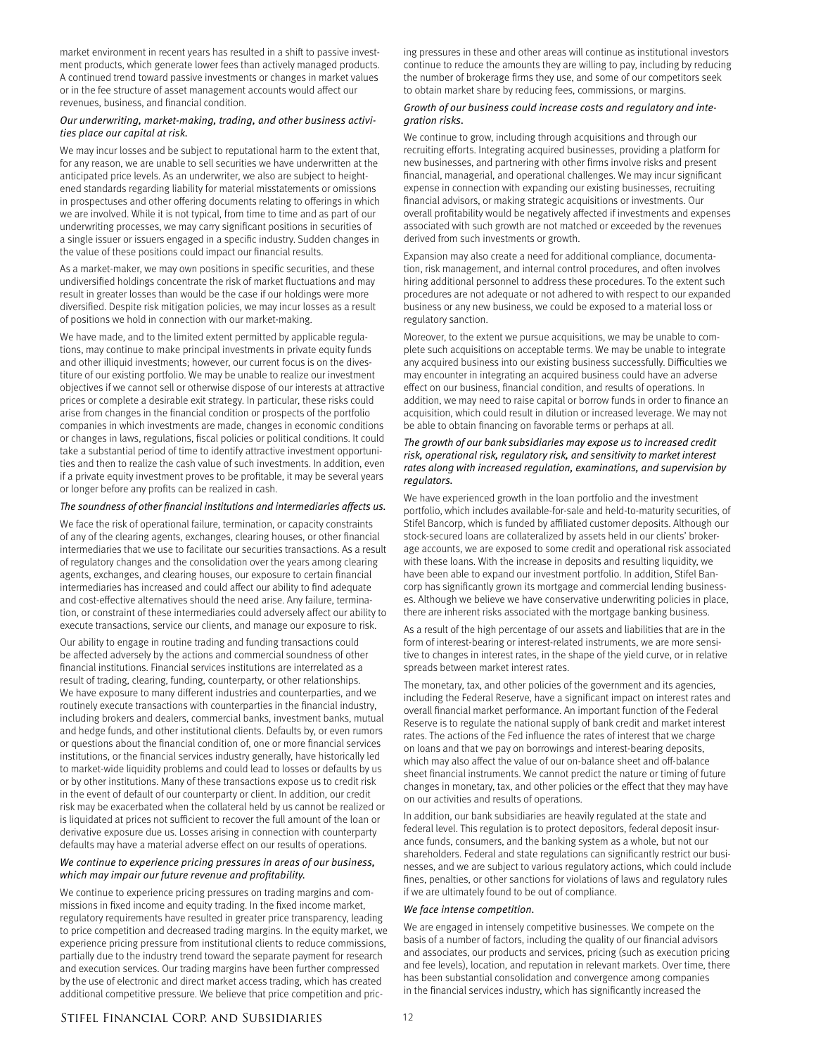market environment in recent years has resulted in a shift to passive investment products, which generate lower fees than actively managed products. A continued trend toward passive investments or changes in market values or in the fee structure of asset management accounts would affect our revenues, business, and financial condition.

*Our underwriting, market-making, trading, and other business activities place our capital at risk.*

We may incur losses and be subject to reputational harm to the extent that, for any reason, we are unable to sell securities we have underwritten at the anticipated price levels. As an underwriter, we also are subject to heightened standards regarding liability for material misstatements or omissions in prospectuses and other offering documents relating to offerings in which we are involved. While it is not typical, from time to time and as part of our underwriting processes, we may carry significant positions in securities of a single issuer or issuers engaged in a specific industry. Sudden changes in the value of these positions could impact our financial results.

As a market-maker, we may own positions in specific securities, and these undiversified holdings concentrate the risk of market fluctuations and may result in greater losses than would be the case if our holdings were more diversified. Despite risk mitigation policies, we may incur losses as a result of positions we hold in connection with our market-making.

We have made, and to the limited extent permitted by applicable regulations, may continue to make principal investments in private equity funds and other illiquid investments; however, our current focus is on the divestiture of our existing portfolio. We may be unable to realize our investment objectives if we cannot sell or otherwise dispose of our interests at attractive prices or complete a desirable exit strategy. In particular, these risks could arise from changes in the financial condition or prospects of the portfolio companies in which investments are made, changes in economic conditions or changes in laws, regulations, fiscal policies or political conditions. It could take a substantial period of time to identify attractive investment opportunities and then to realize the cash value of such investments. In addition, even if a private equity investment proves to be profitable, it may be several years or longer before any profits can be realized in cash.

*The soundness of other financial institutions and intermediaries affects us.*

We face the risk of operational failure, termination, or capacity constraints of any of the clearing agents, exchanges, clearing houses, or other financial intermediaries that we use to facilitate our securities transactions. As a result of regulatory changes and the consolidation over the years among clearing agents, exchanges, and clearing houses, our exposure to certain financial intermediaries has increased and could affect our ability to find adequate and cost-effective alternatives should the need arise. Any failure, termination, or constraint of these intermediaries could adversely affect our ability to execute transactions, service our clients, and manage our exposure to risk.

Our ability to engage in routine trading and funding transactions could be affected adversely by the actions and commercial soundness of other financial institutions. Financial services institutions are interrelated as a result of trading, clearing, funding, counterparty, or other relationships. We have exposure to many different industries and counterparties, and we routinely execute transactions with counterparties in the financial industry, including brokers and dealers, commercial banks, investment banks, mutual and hedge funds, and other institutional clients. Defaults by, or even rumors or questions about the financial condition of, one or more financial services institutions, or the financial services industry generally, have historically led to market-wide liquidity problems and could lead to losses or defaults by us or by other institutions. Many of these transactions expose us to credit risk in the event of default of our counterparty or client. In addition, our credit risk may be exacerbated when the collateral held by us cannot be realized or is liquidated at prices not sufficient to recover the full amount of the loan or derivative exposure due us. Losses arising in connection with counterparty defaults may have a material adverse effect on our results of operations.

*We continue to experience pricing pressures in areas of our business, which may impair our future revenue and profitability.*

We continue to experience pricing pressures on trading margins and commissions in fixed income and equity trading. In the fixed income market, regulatory requirements have resulted in greater price transparency, leading to price competition and decreased trading margins. In the equity market, we experience pricing pressure from institutional clients to reduce commissions, partially due to the industry trend toward the separate payment for research and execution services. Our trading margins have been further compressed by the use of electronic and direct market access trading, which has created additional competitive pressure. We believe that price competition and pricing pressures in these and other areas will continue as institutional investors continue to reduce the amounts they are willing to pay, including by reducing the number of brokerage firms they use, and some of our competitors seek to obtain market share by reducing fees, commissions, or margins.

*Growth of our business could increase costs and regulatory and integration risks.*

We continue to grow, including through acquisitions and through our recruiting efforts. Integrating acquired businesses, providing a platform for new businesses, and partnering with other firms involve risks and present financial, managerial, and operational challenges. We may incur significant expense in connection with expanding our existing businesses, recruiting financial advisors, or making strategic acquisitions or investments. Our overall profitability would be negatively affected if investments and expenses associated with such growth are not matched or exceeded by the revenues derived from such investments or growth.

Expansion may also create a need for additional compliance, documentation, risk management, and internal control procedures, and often involves hiring additional personnel to address these procedures. To the extent such procedures are not adequate or not adhered to with respect to our expanded business or any new business, we could be exposed to a material loss or regulatory sanction.

Moreover, to the extent we pursue acquisitions, we may be unable to complete such acquisitions on acceptable terms. We may be unable to integrate any acquired business into our existing business successfully. Difficulties we may encounter in integrating an acquired business could have an adverse effect on our business, financial condition, and results of operations. In addition, we may need to raise capital or borrow funds in order to finance an acquisition, which could result in dilution or increased leverage. We may not be able to obtain financing on favorable terms or perhaps at all.

*The growth of our bank subsidiaries may expose us to increased credit risk, operational risk, regulatory risk, and sensitivity to market interest rates along with increased regulation, examinations, and supervision by regulators.*

We have experienced growth in the loan portfolio and the investment portfolio, which includes available-for-sale and held-to-maturity securities, of Stifel Bancorp, which is funded by affiliated customer deposits. Although our stock-secured loans are collateralized by assets held in our clients' brokerage accounts, we are exposed to some credit and operational risk associated with these loans. With the increase in deposits and resulting liquidity, we have been able to expand our investment portfolio. In addition, Stifel Bancorp has significantly grown its mortgage and commercial lending businesses. Although we believe we have conservative underwriting policies in place, there are inherent risks associated with the mortgage banking business.

As a result of the high percentage of our assets and liabilities that are in the form of interest-bearing or interest-related instruments, we are more sensitive to changes in interest rates, in the shape of the yield curve, or in relative spreads between market interest rates.

The monetary, tax, and other policies of the government and its agencies, including the Federal Reserve, have a significant impact on interest rates and overall financial market performance. An important function of the Federal Reserve is to regulate the national supply of bank credit and market interest rates. The actions of the Fed influence the rates of interest that we charge on loans and that we pay on borrowings and interest-bearing deposits, which may also affect the value of our on-balance sheet and off-balance sheet financial instruments. We cannot predict the nature or timing of future changes in monetary, tax, and other policies or the effect that they may have on our activities and results of operations.

In addition, our bank subsidiaries are heavily regulated at the state and federal level. This regulation is to protect depositors, federal deposit insurance funds, consumers, and the banking system as a whole, but not our shareholders. Federal and state regulations can significantly restrict our businesses, and we are subject to various regulatory actions, which could include fines, penalties, or other sanctions for violations of laws and regulatory rules if we are ultimately found to be out of compliance.

*We face intense competition.*

We are engaged in intensely competitive businesses. We compete on the basis of a number of factors, including the quality of our financial advisors and associates, our products and services, pricing (such as execution pricing and fee levels), location, and reputation in relevant markets. Over time, there has been substantial consolidation and convergence among companies in the financial services industry, which has significantly increased the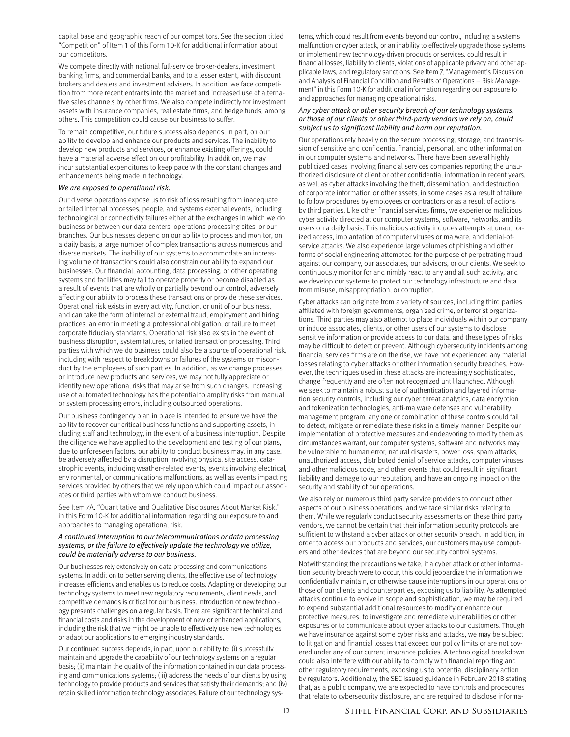capital base and geographic reach of our competitors. See the section titled "Competition" of Item 1 of this Form 10-K for additional information about our competitors.

We compete directly with national full-service broker-dealers, investment banking firms, and commercial banks, and to a lesser extent, with discount brokers and dealers and investment advisers. In addition, we face competition from more recent entrants into the market and increased use of alternative sales channels by other firms. We also compete indirectly for investment assets with insurance companies, real estate firms, and hedge funds, among others. This competition could cause our business to suffer.

To remain competitive, our future success also depends, in part, on our ability to develop and enhance our products and services. The inability to develop new products and services, or enhance existing offerings, could have a material adverse effect on our profitability. In addition, we may incur substantial expenditures to keep pace with the constant changes and enhancements being made in technology.

*We are exposed to operational risk.*

Our diverse operations expose us to risk of loss resulting from inadequate or failed internal processes, people, and systems external events, including technological or connectivity failures either at the exchanges in which we do business or between our data centers, operations processing sites, or our branches. Our businesses depend on our ability to process and monitor, on a daily basis, a large number of complex transactions across numerous and diverse markets. The inability of our systems to accommodate an increasing volume of transactions could also constrain our ability to expand our businesses. Our financial, accounting, data processing, or other operating systems and facilities may fail to operate properly or become disabled as a result of events that are wholly or partially beyond our control, adversely affecting our ability to process these transactions or provide these services. Operational risk exists in every activity, function, or unit of our business, and can take the form of internal or external fraud, employment and hiring practices, an error in meeting a professional obligation, or failure to meet corporate fiduciary standards. Operational risk also exists in the event of business disruption, system failures, or failed transaction processing. Third parties with which we do business could also be a source of operational risk, including with respect to breakdowns or failures of the systems or misconduct by the employees of such parties. In addition, as we change processes or introduce new products and services, we may not fully appreciate or identify new operational risks that may arise from such changes. Increasing use of automated technology has the potential to amplify risks from manual or system processing errors, including outsourced operations.

Our business contingency plan in place is intended to ensure we have the ability to recover our critical business functions and supporting assets, including staff and technology, in the event of a business interruption. Despite the diligence we have applied to the development and testing of our plans, due to unforeseen factors, our ability to conduct business may, in any case, be adversely affected by a disruption involving physical site access, catastrophic events, including weather-related events, events involving electrical, environmental, or communications malfunctions, as well as events impacting services provided by others that we rely upon which could impact our associates or third parties with whom we conduct business.

See Item 7A, "Quantitative and Qualitative Disclosures About Market Risk," in this Form 10-K for additional information regarding our exposure to and approaches to managing operational risk.

*A continued interruption to our telecommunications or data processing systems, or the failure to effectively update the technology we utilize, could be materially adverse to our business.*

Our businesses rely extensively on data processing and communications systems. In addition to better serving clients, the effective use of technology increases efficiency and enables us to reduce costs. Adapting or developing our technology systems to meet new regulatory requirements, client needs, and competitive demands is critical for our business. Introduction of new technology presents challenges on a regular basis. There are significant technical and financial costs and risks in the development of new or enhanced applications, including the risk that we might be unable to effectively use new technologies or adapt our applications to emerging industry standards.

Our continued success depends, in part, upon our ability to: (i) successfully maintain and upgrade the capability of our technology systems on a regular basis; (ii) maintain the quality of the information contained in our data processing and communications systems; (iii) address the needs of our clients by using technology to provide products and services that satisfy their demands; and (iv) retain skilled information technology associates. Failure of our technology systems, which could result from events beyond our control, including a systems malfunction or cyber attack, or an inability to effectively upgrade those systems or implement new technology-driven products or services, could result in financial losses, liability to clients, violations of applicable privacy and other applicable laws, and regulatory sanctions. See Item 7, "Management's Discussion and Analysis of Financial Condition and Results of Operations – Risk Management" in this Form 10-K for additional information regarding our exposure to and approaches for managing operational risks.

*Any cyber attack or other security breach of our technology systems, or those of our clients or other third-party vendors we rely on, could subject us to significant liability and harm our reputation.*

Our operations rely heavily on the secure processing, storage, and transmission of sensitive and confidential financial, personal, and other information in our computer systems and networks. There have been several highly publicized cases involving financial services companies reporting the unauthorized disclosure of client or other confidential information in recent years, as well as cyber attacks involving the theft, dissemination, and destruction of corporate information or other assets, in some cases as a result of failure to follow procedures by employees or contractors or as a result of actions by third parties. Like other financial services firms, we experience malicious cyber activity directed at our computer systems, software, networks, and its users on a daily basis. This malicious activity includes attempts at unauthorized access, implantation of computer viruses or malware, and denial-of-service attacks. We also experience large volumes of phishing and other forms of social engineering attempted for the purpose of perpetrating fraud against our company, our associates, our advisors, or our clients. We seek to continuously monitor for and nimbly react to any and all such activity, and we develop our systems to protect our technology infrastructure and data from misuse, misappropriation, or corruption.

Cyber attacks can originate from a variety of sources, including third parties affiliated with foreign governments, organized crime, or terrorist organizations. Third parties may also attempt to place individuals within our company or induce associates, clients, or other users of our systems to disclose sensitive information or provide access to our data, and these types of risks may be difficult to detect or prevent. Although cybersecurity incidents among financial services firms are on the rise, we have not experienced any material losses relating to cyber attacks or other information security breaches. However, the techniques used in these attacks are increasingly sophisticated, change frequently and are often not recognized until launched. Although we seek to maintain a robust suite of authentication and layered information security controls, including our cyber threat analytics, data encryption and tokenization technologies, anti-malware defenses and vulnerability management program, any one or combination of these controls could fail to detect, mitigate or remediate these risks in a timely manner. Despite our implementation of protective measures and endeavoring to modify them as circumstances warrant, our computer systems, software and networks may be vulnerable to human error, natural disasters, power loss, spam attacks, unauthorized access, distributed denial of service attacks, computer viruses and other malicious code, and other events that could result in significant liability and damage to our reputation, and have an ongoing impact on the security and stability of our operations.

We also rely on numerous third party service providers to conduct other aspects of our business operations, and we face similar risks relating to them. While we regularly conduct security assessments on these third party vendors, we cannot be certain that their information security protocols are sufficient to withstand a cyber attack or other security breach. In addition, in order to access our products and services, our customers may use computers and other devices that are beyond our security control systems.

Notwithstanding the precautions we take, if a cyber attack or other information security breach were to occur, this could jeopardize the information we confidentially maintain, or otherwise cause interruptions in our operations or those of our clients and counterparties, exposing us to liability. As attempted attacks continue to evolve in scope and sophistication, we may be required to expend substantial additional resources to modify or enhance our protective measures, to investigate and remediate vulnerabilities or other exposures or to communicate about cyber attacks to our customers. Though we have insurance against some cyber risks and attacks, we may be subject to litigation and financial losses that exceed our policy limits or are not covered under any of our current insurance policies. A technological breakdown could also interfere with our ability to comply with financial reporting and other regulatory requirements, exposing us to potential disciplinary action by regulators. Additionally, the SEC issued guidance in February 2018 stating that, as a public company, we are expected to have controls and procedures that relate to cybersecurity disclosure, and are required to disclose informa-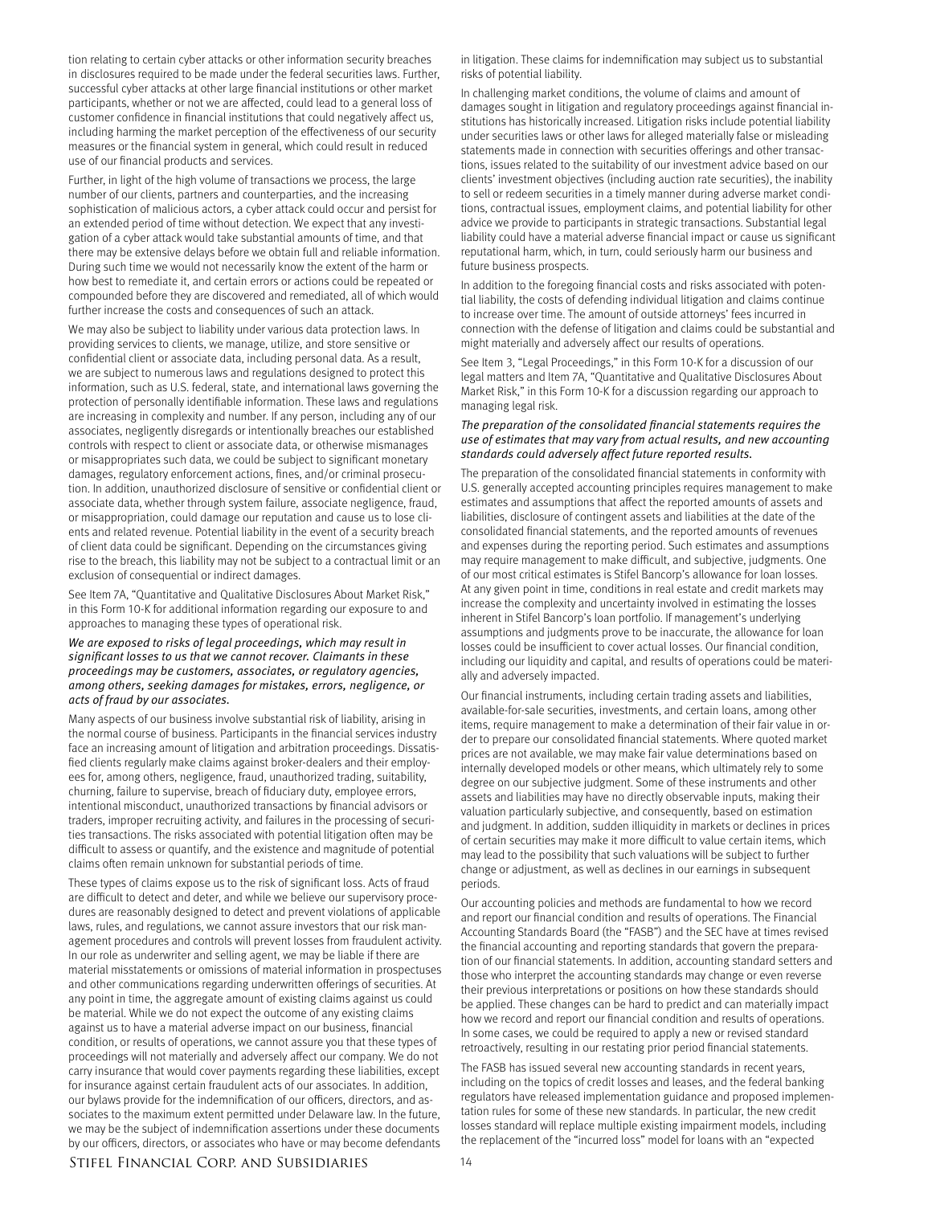tion relating to certain cyber attacks or other information security breaches in disclosures required to be made under the federal securities laws. Further, successful cyber attacks at other large financial institutions or other market participants, whether or not we are affected, could lead to a general loss of customer confidence in financial institutions that could negatively affect us, including harming the market perception of the effectiveness of our security measures or the financial system in general, which could result in reduced use of our financial products and services.

Further, in light of the high volume of transactions we process, the large number of our clients, partners and counterparties, and the increasing sophistication of malicious actors, a cyber attack could occur and persist for an extended period of time without detection. We expect that any investigation of a cyber attack would take substantial amounts of time, and that there may be extensive delays before we obtain full and reliable information. During such time we would not necessarily know the extent of the harm or how best to remediate it, and certain errors or actions could be repeated or compounded before they are discovered and remediated, all of which would further increase the costs and consequences of such an attack.

We may also be subject to liability under various data protection laws. In providing services to clients, we manage, utilize, and store sensitive or confidential client or associate data, including personal data. As a result, we are subject to numerous laws and regulations designed to protect this information, such as U.S. federal, state, and international laws governing the protection of personally identifiable information. These laws and regulations are increasing in complexity and number. If any person, including any of our associates, negligently disregards or intentionally breaches our established controls with respect to client or associate data, or otherwise mismanages or misappropriates such data, we could be subject to significant monetary damages, regulatory enforcement actions, fines, and/or criminal prosecution. In addition, unauthorized disclosure of sensitive or confidential client or associate data, whether through system failure, associate negligence, fraud, or misappropriation, could damage our reputation and cause us to lose clients and related revenue. Potential liability in the event of a security breach of client data could be significant. Depending on the circumstances giving rise to the breach, this liability may not be subject to a contractual limit or an exclusion of consequential or indirect damages.

See Item 7A, "Quantitative and Qualitative Disclosures About Market Risk," in this Form 10-K for additional information regarding our exposure to and approaches to managing these types of operational risk.

*We are exposed to risks of legal proceedings, which may result in significant losses to us that we cannot recover. Claimants in these proceedings may be customers, associates, or regulatory agencies, among others, seeking damages for mistakes, errors, negligence, or acts of fraud by our associates.*

Many aspects of our business involve substantial risk of liability, arising in the normal course of business. Participants in the financial services industry face an increasing amount of litigation and arbitration proceedings. Dissatisfied clients regularly make claims against broker-dealers and their employees for, among others, negligence, fraud, unauthorized trading, suitability, churning, failure to supervise, breach of fiduciary duty, employee errors, intentional misconduct, unauthorized transactions by financial advisors or traders, improper recruiting activity, and failures in the processing of securities transactions. The risks associated with potential litigation often may be difficult to assess or quantify, and the existence and magnitude of potential claims often remain unknown for substantial periods of time.

These types of claims expose us to the risk of significant loss. Acts of fraud are difficult to detect and deter, and while we believe our supervisory procedures are reasonably designed to detect and prevent violations of applicable laws, rules, and regulations, we cannot assure investors that our risk management procedures and controls will prevent losses from fraudulent activity. In our role as underwriter and selling agent, we may be liable if there are material misstatements or omissions of material information in prospectuses and other communications regarding underwritten offerings of securities. At any point in time, the aggregate amount of existing claims against us could be material. While we do not expect the outcome of any existing claims against us to have a material adverse impact on our business, financial condition, or results of operations, we cannot assure you that these types of proceedings will not materially and adversely affect our company. We do not carry insurance that would cover payments regarding these liabilities, except for insurance against certain fraudulent acts of our associates. In addition, our bylaws provide for the indemnification of our officers, directors, and associates to the maximum extent permitted under Delaware law. In the future, we may be the subject of indemnification assertions under these documents by our officers, directors, or associates who have or may become defendants in litigation. These claims for indemnification may subject us to substantial risks of potential liability.

In challenging market conditions, the volume of claims and amount of damages sought in litigation and regulatory proceedings against financial institutions has historically increased. Litigation risks include potential liability under securities laws or other laws for alleged materially false or misleading statements made in connection with securities offerings and other transactions, issues related to the suitability of our investment advice based on our clients' investment objectives (including auction rate securities), the inability to sell or redeem securities in a timely manner during adverse market conditions, contractual issues, employment claims, and potential liability for other advice we provide to participants in strategic transactions. Substantial legal liability could have a material adverse financial impact or cause us significant reputational harm, which, in turn, could seriously harm our business and future business prospects.

In addition to the foregoing financial costs and risks associated with potential liability, the costs of defending individual litigation and claims continue to increase over time. The amount of outside attorneys' fees incurred in connection with the defense of litigation and claims could be substantial and might materially and adversely affect our results of operations.

See Item 3, "Legal Proceedings," in this Form 10-K for a discussion of our legal matters and Item 7A, "Quantitative and Qualitative Disclosures About Market Risk," in this Form 10-K for a discussion regarding our approach to managing legal risk.

*The preparation of the consolidated financial statements requires the use of estimates that may vary from actual results, and new accounting standards could adversely affect future reported results.*

The preparation of the consolidated financial statements in conformity with U.S. generally accepted accounting principles requires management to make estimates and assumptions that affect the reported amounts of assets and liabilities, disclosure of contingent assets and liabilities at the date of the consolidated financial statements, and the reported amounts of revenues and expenses during the reporting period. Such estimates and assumptions may require management to make difficult, and subjective, judgments. One of our most critical estimates is Stifel Bancorp's allowance for loan losses. At any given point in time, conditions in real estate and credit markets may increase the complexity and uncertainty involved in estimating the losses inherent in Stifel Bancorp's loan portfolio. If management's underlying assumptions and judgments prove to be inaccurate, the allowance for loan losses could be insufficient to cover actual losses. Our financial condition, including our liquidity and capital, and results of operations could be materially and adversely impacted.

Our financial instruments, including certain trading assets and liabilities, available-for-sale securities, investments, and certain loans, among other items, require management to make a determination of their fair value in order to prepare our consolidated financial statements. Where quoted market prices are not available, we may make fair value determinations based on internally developed models or other means, which ultimately rely to some degree on our subjective judgment. Some of these instruments and other assets and liabilities may have no directly observable inputs, making their valuation particularly subjective, and consequently, based on estimation and judgment. In addition, sudden illiquidity in markets or declines in prices of certain securities may make it more difficult to value certain items, which may lead to the possibility that such valuations will be subject to further change or adjustment, as well as declines in our earnings in subsequent periods.

Our accounting policies and methods are fundamental to how we record and report our financial condition and results of operations. The Financial Accounting Standards Board (the "FASB") and the SEC have at times revised the financial accounting and reporting standards that govern the preparation of our financial statements. In addition, accounting standard setters and those who interpret the accounting standards may change or even reverse their previous interpretations or positions on how these standards should be applied. These changes can be hard to predict and can materially impact how we record and report our financial condition and results of operations. In some cases, we could be required to apply a new or revised standard retroactively, resulting in our restating prior period financial statements.

The FASB has issued several new accounting standards in recent years, including on the topics of credit losses and leases, and the federal banking regulators have released implementation guidance and proposed implementation rules for some of these new standards. In particular, the new credit losses standard will replace multiple existing impairment models, including the replacement of the "incurred loss" model for loans with an "expected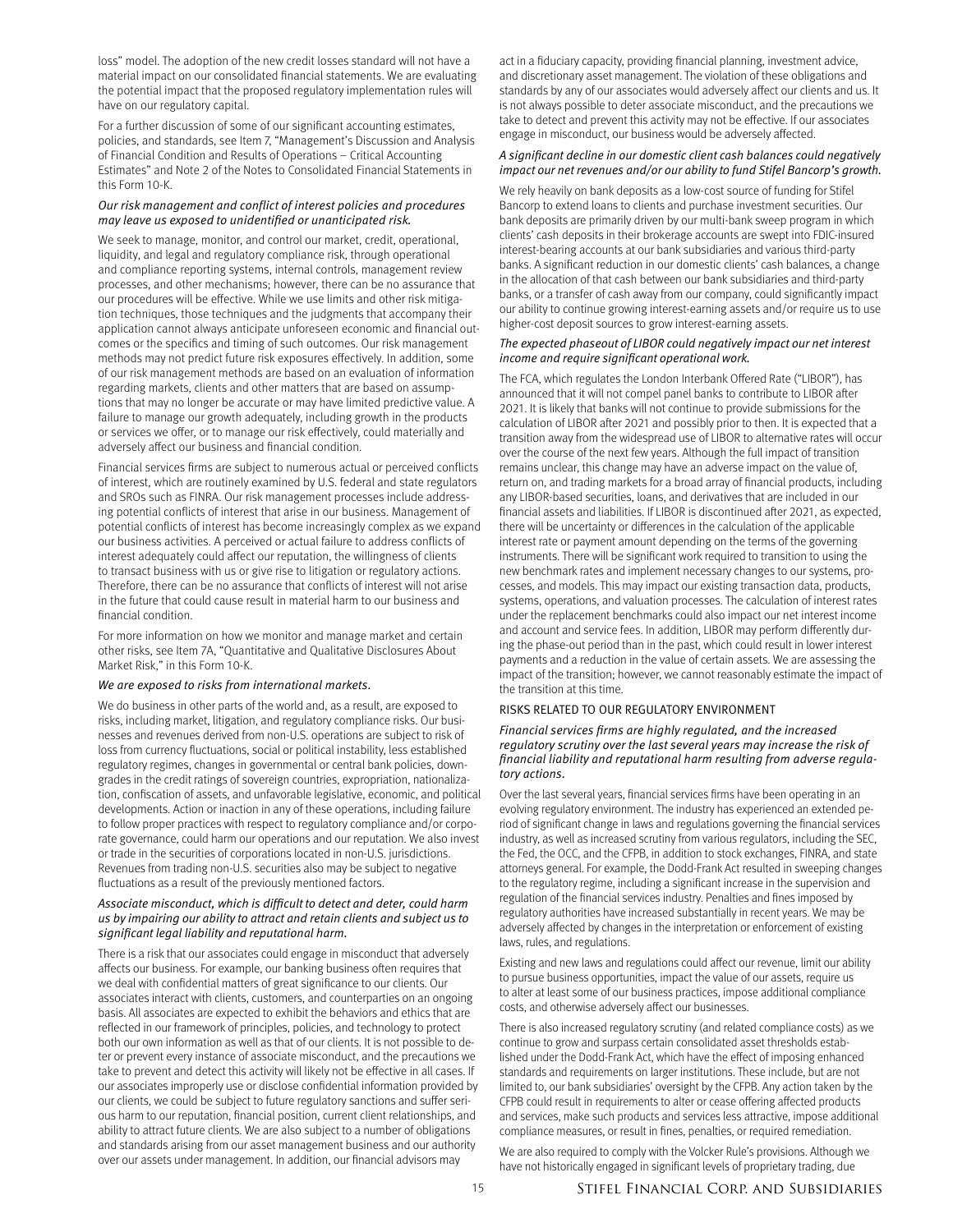loss" model. The adoption of the new credit losses standard will not have a material impact on our consolidated financial statements. We are evaluating the potential impact that the proposed regulatory implementation rules will have on our regulatory capital.

For a further discussion of some of our significant accounting estimates, policies, and standards, see Item 7, "Management's Discussion and Analysis of Financial Condition and Results of Operations – Critical Accounting Estimates" and Note 2 of the Notes to Consolidated Financial Statements in this Form 10-K.

*Our risk management and conflict of interest policies and procedures may leave us exposed to unidentified or unanticipated risk.*

We seek to manage, monitor, and control our market, credit, operational, liquidity, and legal and regulatory compliance risk, through operational and compliance reporting systems, internal controls, management review processes, and other mechanisms; however, there can be no assurance that our procedures will be effective. While we use limits and other risk mitigation techniques, those techniques and the judgments that accompany their application cannot always anticipate unforeseen economic and financial outcomes or the specifics and timing of such outcomes. Our risk management methods may not predict future risk exposures effectively. In addition, some of our risk management methods are based on an evaluation of information regarding markets, clients and other matters that are based on assumptions that may no longer be accurate or may have limited predictive value. A failure to manage our growth adequately, including growth in the products or services we offer, or to manage our risk effectively, could materially and adversely affect our business and financial condition.

Financial services firms are subject to numerous actual or perceived conflicts of interest, which are routinely examined by U.S. federal and state regulators and SROs such as FINRA. Our risk management processes include addressing potential conflicts of interest that arise in our business. Management of potential conflicts of interest has become increasingly complex as we expand our business activities. A perceived or actual failure to address conflicts of interest adequately could affect our reputation, the willingness of clients to transact business with us or give rise to litigation or regulatory actions. Therefore, there can be no assurance that conflicts of interest will not arise in the future that could cause result in material harm to our business and financial condition.

For more information on how we monitor and manage market and certain other risks, see Item 7A, "Quantitative and Qualitative Disclosures About Market Risk," in this Form 10-K.

*We are exposed to risks from international markets.*

We do business in other parts of the world and, as a result, are exposed to risks, including market, litigation, and regulatory compliance risks. Our businesses and revenues derived from non-U.S. operations are subject to risk of loss from currency fluctuations, social or political instability, less established regulatory regimes, changes in governmental or central bank policies, downgrades in the credit ratings of sovereign countries, expropriation, nationalization, confiscation of assets, and unfavorable legislative, economic, and political developments. Action or inaction in any of these operations, including failure to follow proper practices with respect to regulatory compliance and/or corporate governance, could harm our operations and our reputation. We also invest or trade in the securities of corporations located in non-U.S. jurisdictions. Revenues from trading non-U.S. securities also may be subject to negative fluctuations as a result of the previously mentioned factors.

*Associate misconduct, which is difficult to detect and deter, could harm us by impairing our ability to attract and retain clients and subject us to significant legal liability and reputational harm.*

There is a risk that our associates could engage in misconduct that adversely affects our business. For example, our banking business often requires that we deal with confidential matters of great significance to our clients. Our associates interact with clients, customers, and counterparties on an ongoing basis. All associates are expected to exhibit the behaviors and ethics that are reflected in our framework of principles, policies, and technology to protect both our own information as well as that of our clients. It is not possible to deter or prevent every instance of associate misconduct, and the precautions we take to prevent and detect this activity will likely not be effective in all cases. If our associates improperly use or disclose confidential information provided by our clients, we could be subject to future regulatory sanctions and suffer serious harm to our reputation, financial position, current client relationships, and ability to attract future clients. We are also subject to a number of obligations and standards arising from our asset management business and our authority over our assets under management. In addition, our financial advisors may act in a fiduciary capacity, providing financial planning, investment advice, and discretionary asset management. The violation of these obligations and standards by any of our associates would adversely affect our clients and us. It is not always possible to deter associate misconduct, and the precautions we take to detect and prevent this activity may not be effective. If our associates engage in misconduct, our business would be adversely affected.

*A significant decline in our domestic client cash balances could negatively impact our net revenues and/or our ability to fund Stifel Bancorp's growth.*

We rely heavily on bank deposits as a low-cost source of funding for Stifel Bancorp to extend loans to clients and purchase investment securities. Our bank deposits are primarily driven by our multi-bank sweep program in which clients' cash deposits in their brokerage accounts are swept into FDIC-insured interest-bearing accounts at our bank subsidiaries and various third-party banks. A significant reduction in our domestic clients' cash balances, a change in the allocation of that cash between our bank subsidiaries and third-party banks, or a transfer of cash away from our company, could significantly impact our ability to continue growing interest-earning assets and/or require us to use higher-cost deposit sources to grow interest-earning assets.

*The expected phaseout of LIBOR could negatively impact our net interest income and require significant operational work.*

The FCA, which regulates the London Interbank Offered Rate ("LIBOR"), has announced that it will not compel panel banks to contribute to LIBOR after 2021. It is likely that banks will not continue to provide submissions for the calculation of LIBOR after 2021 and possibly prior to then. It is expected that a transition away from the widespread use of LIBOR to alternative rates will occur over the course of the next few years. Although the full impact of transition remains unclear, this change may have an adverse impact on the value of, return on, and trading markets for a broad array of financial products, including any LIBOR-based securities, loans, and derivatives that are included in our financial assets and liabilities. If LIBOR is discontinued after 2021, as expected, there will be uncertainty or differences in the calculation of the applicable interest rate or payment amount depending on the terms of the governing instruments. There will be significant work required to transition to using the new benchmark rates and implement necessary changes to our systems, processes, and models. This may impact our existing transaction data, products, systems, operations, and valuation processes. The calculation of interest rates under the replacement benchmarks could also impact our net interest income and account and service fees. In addition, LIBOR may perform differently during the phase-out period than in the past, which could result in lower interest payments and a reduction in the value of certain assets. We are assessing the impact of the transition; however, we cannot reasonably estimate the impact of the transition at this time.

## RISKS RELATED TO OUR REGULATORY ENVIRONMENT

*Financial services firms are highly regulated, and the increased regulatory scrutiny over the last several years may increase the risk of financial liability and reputational harm resulting from adverse regulatory actions.*

Over the last several years, financial services firms have been operating in an evolving regulatory environment. The industry has experienced an extended period of significant change in laws and regulations governing the financial services industry, as well as increased scrutiny from various regulators, including the SEC, the Fed, the OCC, and the CFPB, in addition to stock exchanges, FINRA, and state attorneys general. For example, the Dodd-Frank Act resulted in sweeping changes to the regulatory regime, including a significant increase in the supervision and regulation of the financial services industry. Penalties and fines imposed by regulatory authorities have increased substantially in recent years. We may be adversely affected by changes in the interpretation or enforcement of existing laws, rules, and regulations.

Existing and new laws and regulations could affect our revenue, limit our ability to pursue business opportunities, impact the value of our assets, require us to alter at least some of our business practices, impose additional compliance costs, and otherwise adversely affect our businesses.

There is also increased regulatory scrutiny (and related compliance costs) as we continue to grow and surpass certain consolidated asset thresholds established under the Dodd-Frank Act, which have the effect of imposing enhanced standards and requirements on larger institutions. These include, but are not limited to, our bank subsidiaries' oversight by the CFPB. Any action taken by the CFPB could result in requirements to alter or cease offering affected products and services, make such products and services less attractive, impose additional compliance measures, or result in fines, penalties, or required remediation.

We are also required to comply with the Volcker Rule's provisions. Although we have not historically engaged in significant levels of proprietary trading, due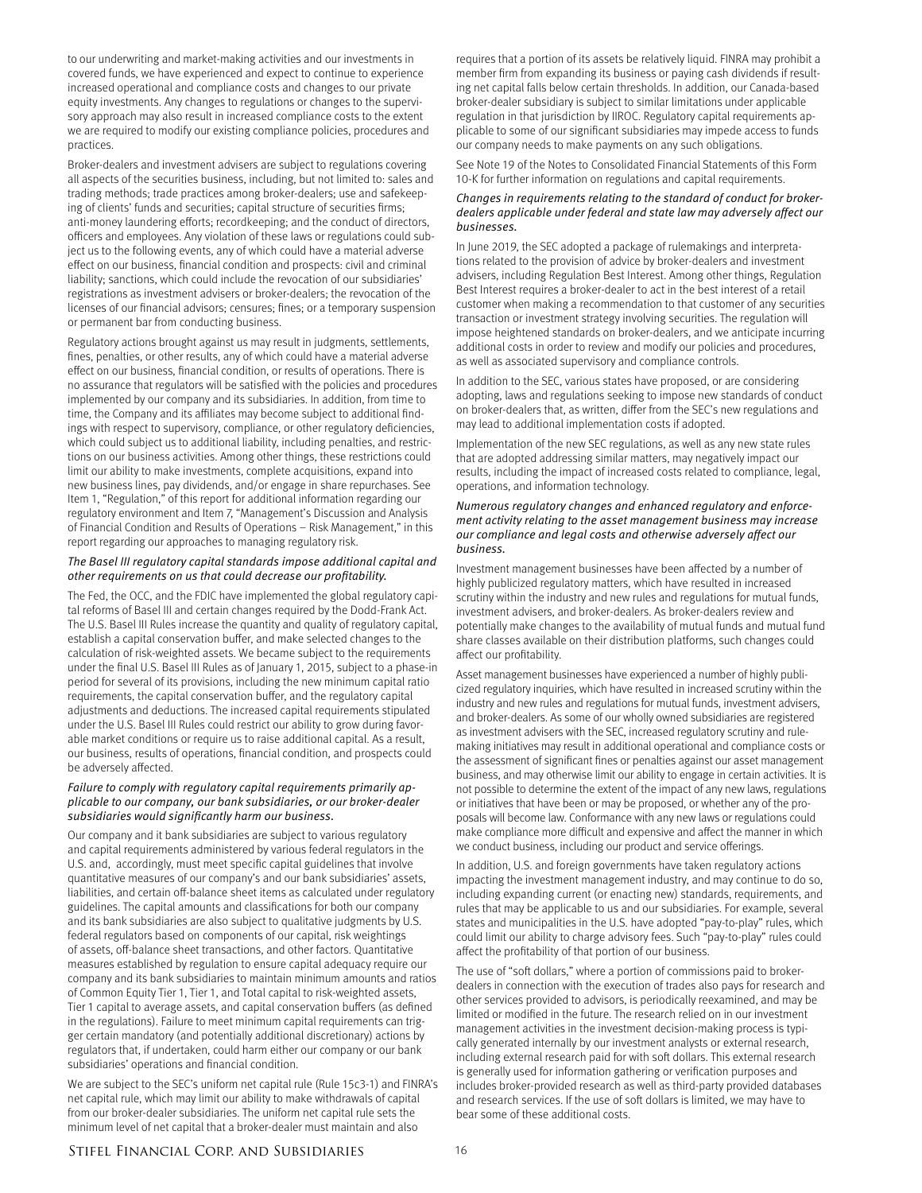to our underwriting and market-making activities and our investments in covered funds, we have experienced and expect to continue to experience increased operational and compliance costs and changes to our private equity investments. Any changes to regulations or changes to the supervisory approach may also result in increased compliance costs to the extent we are required to modify our existing compliance policies, procedures and practices.

Broker-dealers and investment advisers are subject to regulations covering all aspects of the securities business, including, but not limited to: sales and trading methods; trade practices among broker-dealers; use and safekeeping of clients' funds and securities; capital structure of securities firms; anti-money laundering efforts; recordkeeping; and the conduct of directors, officers and employees. Any violation of these laws or regulations could subject us to the following events, any of which could have a material adverse effect on our business, financial condition and prospects: civil and criminal liability; sanctions, which could include the revocation of our subsidiaries' registrations as investment advisers or broker-dealers; the revocation of the licenses of our financial advisors; censures; fines; or a temporary suspension or permanent bar from conducting business.

Regulatory actions brought against us may result in judgments, settlements, fines, penalties, or other results, any of which could have a material adverse effect on our business, financial condition, or results of operations. There is no assurance that regulators will be satisfied with the policies and procedures implemented by our company and its subsidiaries. In addition, from time to time, the Company and its affiliates may become subject to additional findings with respect to supervisory, compliance, or other regulatory deficiencies, which could subject us to additional liability, including penalties, and restrictions on our business activities. Among other things, these restrictions could limit our ability to make investments, complete acquisitions, expand into new business lines, pay dividends, and/or engage in share repurchases. See Item 1, "Regulation," of this report for additional information regarding our regulatory environment and Item 7, "Management's Discussion and Analysis of Financial Condition and Results of Operations – Risk Management," in this report regarding our approaches to managing regulatory risk.

*The Basel III regulatory capital standards impose additional capital and other requirements on us that could decrease our profitability.*

The Fed, the OCC, and the FDIC have implemented the global regulatory capital reforms of Basel III and certain changes required by the Dodd-Frank Act. The U.S. Basel III Rules increase the quantity and quality of regulatory capital, establish a capital conservation buffer, and make selected changes to the calculation of risk-weighted assets. We became subject to the requirements under the final U.S. Basel III Rules as of January 1, 2015, subject to a phase-in period for several of its provisions, including the new minimum capital ratio requirements, the capital conservation buffer, and the regulatory capital adjustments and deductions. The increased capital requirements stipulated under the U.S. Basel III Rules could restrict our ability to grow during favorable market conditions or require us to raise additional capital. As a result, our business, results of operations, financial condition, and prospects could be adversely affected.

*Failure to comply with regulatory capital requirements primarily applicable to our company, our bank subsidiaries, or our broker-dealer subsidiaries would significantly harm our business.*

Our company and it bank subsidiaries are subject to various regulatory and capital requirements administered by various federal regulators in the U.S. and, accordingly, must meet specific capital guidelines that involve quantitative measures of our company's and our bank subsidiaries' assets, liabilities, and certain off-balance sheet items as calculated under regulatory guidelines. The capital amounts and classifications for both our company and its bank subsidiaries are also subject to qualitative judgments by U.S. federal regulators based on components of our capital, risk weightings of assets, off-balance sheet transactions, and other factors. Quantitative measures established by regulation to ensure capital adequacy require our company and its bank subsidiaries to maintain minimum amounts and ratios of Common Equity Tier 1, Tier 1, and Total capital to risk-weighted assets, Tier 1 capital to average assets, and capital conservation buffers (as defined in the regulations). Failure to meet minimum capital requirements can trigger certain mandatory (and potentially additional discretionary) actions by regulators that, if undertaken, could harm either our company or our bank subsidiaries' operations and financial condition.

We are subject to the SEC's uniform net capital rule (Rule 15c3-1) and FINRA's net capital rule, which may limit our ability to make withdrawals of capital from our broker-dealer subsidiaries. The uniform net capital rule sets the minimum level of net capital that a broker-dealer must maintain and also requires that a portion of its assets be relatively liquid. FINRA may prohibit a member firm from expanding its business or paying cash dividends if resulting net capital falls below certain thresholds. In addition, our Canada-based broker-dealer subsidiary is subject to similar limitations under applicable regulation in that jurisdiction by IIROC. Regulatory capital requirements applicable to some of our significant subsidiaries may impede access to funds our company needs to make payments on any such obligations.

See Note 19 of the Notes to Consolidated Financial Statements of this Form 10-K for further information on regulations and capital requirements.

*Changes in requirements relating to the standard of conduct for broker-dealers applicable under federal and state law may adversely affect our businesses.*

In June 2019, the SEC adopted a package of rulemakings and interpretations related to the provision of advice by broker-dealers and investment advisers, including Regulation Best Interest. Among other things, Regulation Best Interest requires a broker-dealer to act in the best interest of a retail customer when making a recommendation to that customer of any securities transaction or investment strategy involving securities. The regulation will impose heightened standards on broker-dealers, and we anticipate incurring additional costs in order to review and modify our policies and procedures, as well as associated supervisory and compliance controls.

In addition to the SEC, various states have proposed, or are considering adopting, laws and regulations seeking to impose new standards of conduct on broker-dealers that, as written, differ from the SEC's new regulations and may lead to additional implementation costs if adopted.

Implementation of the new SEC regulations, as well as any new state rules that are adopted addressing similar matters, may negatively impact our results, including the impact of increased costs related to compliance, legal, operations, and information technology.

*Numerous regulatory changes and enhanced regulatory and enforcement activity relating to the asset management business may increase our compliance and legal costs and otherwise adversely affect our business.*

Investment management businesses have been affected by a number of highly publicized regulatory matters, which have resulted in increased scrutiny within the industry and new rules and regulations for mutual funds, investment advisers, and broker-dealers. As broker-dealers review and potentially make changes to the availability of mutual funds and mutual fund share classes available on their distribution platforms, such changes could affect our profitability.

Asset management businesses have experienced a number of highly publicized regulatory inquiries, which have resulted in increased scrutiny within the industry and new rules and regulations for mutual funds, investment advisers, and broker-dealers. As some of our wholly owned subsidiaries are registered as investment advisers with the SEC, increased regulatory scrutiny and rulemaking initiatives may result in additional operational and compliance costs or the assessment of significant fines or penalties against our asset management business, and may otherwise limit our ability to engage in certain activities. It is not possible to determine the extent of the impact of any new laws, regulations or initiatives that have been or may be proposed, or whether any of the proposals will become law. Conformance with any new laws or regulations could make compliance more difficult and expensive and affect the manner in which we conduct business, including our product and service offerings.

In addition, U.S. and foreign governments have taken regulatory actions impacting the investment management industry, and may continue to do so, including expanding current (or enacting new) standards, requirements, and rules that may be applicable to us and our subsidiaries. For example, several states and municipalities in the U.S. have adopted "pay-to-play" rules, which could limit our ability to charge advisory fees. Such "pay-to-play" rules could affect the profitability of that portion of our business.

The use of "soft dollars," where a portion of commissions paid to broker-dealers in connection with the execution of trades also pays for research and other services provided to advisors, is periodically reexamined, and may be limited or modified in the future. The research relied on in our investment management activities in the investment decision-making process is typically generated internally by our investment analysts or external research, including external research paid for with soft dollars. This external research is generally used for information gathering or verification purposes and includes broker-provided research as well as third-party provided databases and research services. If the use of soft dollars is limited, we may have to bear some of these additional costs.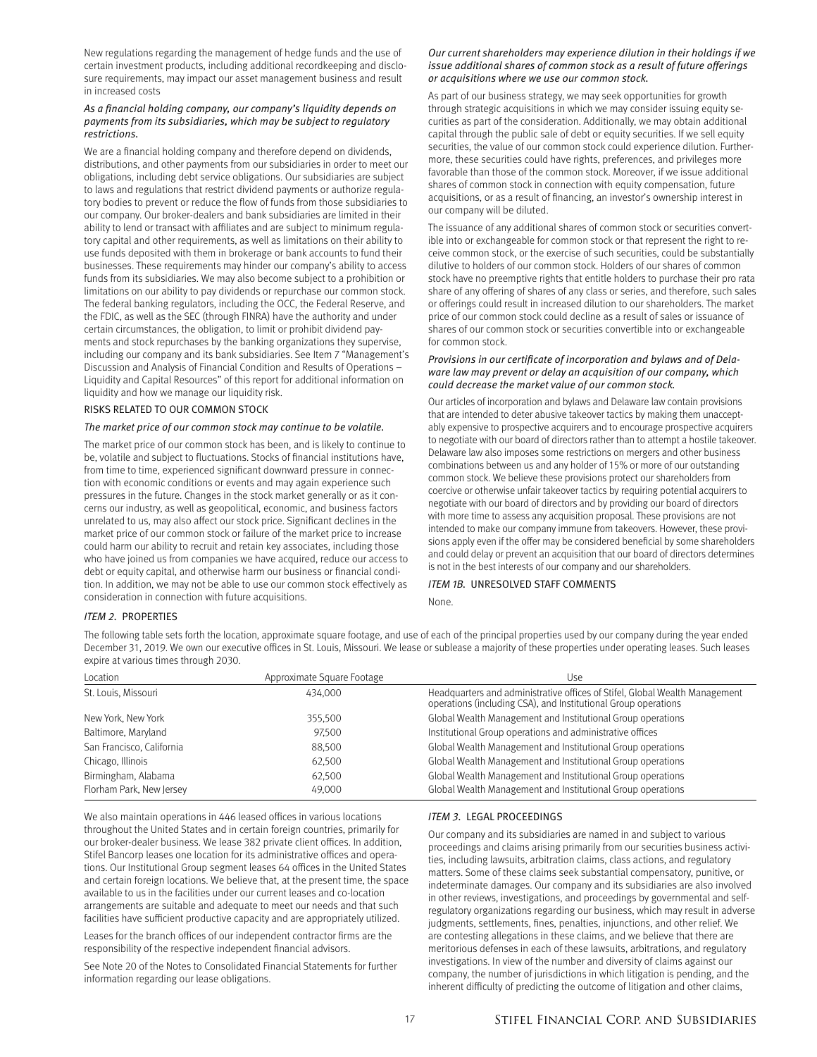New regulations regarding the management of hedge funds and the use of certain investment products, including additional recordkeeping and disclosure requirements, may impact our asset management business and result in increased costs

*As a financial holding company, our company's liquidity depends on payments from its subsidiaries, which may be subject to regulatory restrictions.*

We are a financial holding company and therefore depend on dividends, distributions, and other payments from our subsidiaries in order to meet our obligations, including debt service obligations. Our subsidiaries are subject to laws and regulations that restrict dividend payments or authorize regulatory bodies to prevent or reduce the flow of funds from those subsidiaries to our company. Our broker-dealers and bank subsidiaries are limited in their ability to lend or transact with affiliates and are subject to minimum regulatory capital and other requirements, as well as limitations on their ability to use funds deposited with them in brokerage or bank accounts to fund their businesses. These requirements may hinder our company's ability to access funds from its subsidiaries. We may also become subject to a prohibition or limitations on our ability to pay dividends or repurchase our common stock. The federal banking regulators, including the OCC, the Federal Reserve, and the FDIC, as well as the SEC (through FINRA) have the authority and under certain circumstances, the obligation, to limit or prohibit dividend payments and stock repurchases by the banking organizations they supervise, including our company and its bank subsidiaries. See Item 7 "Management's Discussion and Analysis of Financial Condition and Results of Operations – Liquidity and Capital Resources" of this report for additional information on liquidity and how we manage our liquidity risk.

## RISKS RELATED TO OUR COMMON STOCK

*The market price of our common stock may continue to be volatile.*

The market price of our common stock has been, and is likely to continue to be, volatile and subject to fluctuations. Stocks of financial institutions have, from time to time, experienced significant downward pressure in connection with economic conditions or events and may again experience such pressures in the future. Changes in the stock market generally or as it concerns our industry, as well as geopolitical, economic, and business factors unrelated to us, may also affect our stock price. Significant declines in the market price of our common stock or failure of the market price to increase could harm our ability to recruit and retain key associates, including those who have joined us from companies we have acquired, reduce our access to debt or equity capital, and otherwise harm our business or financial condition. In addition, we may not be able to use our common stock effectively as consideration in connection with future acquisitions.

*Our current shareholders may experience dilution in their holdings if we issue additional shares of common stock as a result of future offerings or acquisitions where we use our common stock.*

As part of our business strategy, we may seek opportunities for growth through strategic acquisitions in which we may consider issuing equity securities as part of the consideration. Additionally, we may obtain additional capital through the public sale of debt or equity securities. If we sell equity securities, the value of our common stock could experience dilution. Furthermore, these securities could have rights, preferences, and privileges more favorable than those of the common stock. Moreover, if we issue additional shares of common stock in connection with equity compensation, future acquisitions, or as a result of financing, an investor's ownership interest in our company will be diluted.

The issuance of any additional shares of common stock or securities convertible into or exchangeable for common stock or that represent the right to receive common stock, or the exercise of such securities, could be substantially dilutive to holders of our common stock. Holders of our shares of common stock have no preemptive rights that entitle holders to purchase their pro rata share of any offering of shares of any class or series, and therefore, such sales or offerings could result in increased dilution to our shareholders. The market price of our common stock could decline as a result of sales or issuance of shares of our common stock or securities convertible into or exchangeable for common stock.

*Provisions in our certificate of incorporation and bylaws and of Delaware law may prevent or delay an acquisition of our company, which could decrease the market value of our common stock.*

Our articles of incorporation and bylaws and Delaware law contain provisions that are intended to deter abusive takeover tactics by making them unacceptably expensive to prospective acquirers and to encourage prospective acquirers to negotiate with our board of directors rather than to attempt a hostile takeover. Delaware law also imposes some restrictions on mergers and other business combinations between us and any holder of 15% or more of our outstanding common stock. We believe these provisions protect our shareholders from coercive or otherwise unfair takeover tactics by requiring potential acquirers to negotiate with our board of directors and by providing our board of directors with more time to assess any acquisition proposal. These provisions are not intended to make our company immune from takeovers. However, these provisions apply even if the offer may be considered beneficial by some shareholders and could delay or prevent an acquisition that our board of directors determines is not in the best interests of our company and our shareholders.

## *ITEM 1B.* UNRESOLVED STAFF COMMENTS

None.

## *ITEM 2.* PROPERTIES

The following table sets forth the location, approximate square footage, and use of each of the principal properties used by our company during the year ended December 31, 2019. We own our executive offices in St. Louis, Missouri. We lease or sublease a majority of these properties under operating leases. Such leases expire at various times through 2030.

| Location | Approximate Square Footage | Use |
|---|---|---|
| St. Louis, Missouri | 434,000 | Headquarters and administrative offices of Stifel, Global Wealth Management operations (including CSA), and Institutional Group operations |
| New York, New York | 355,500 | Global Wealth Management and Institutional Group operations |
| Baltimore, Maryland | 97,500 | Institutional Group operations and administrative offices |
| San Francisco, California | 88,500 | Global Wealth Management and Institutional Group operations |
| Chicago, Illinois | 62,500 | Global Wealth Management and Institutional Group operations |
| Birmingham, Alabama | 62,500 | Global Wealth Management and Institutional Group operations |
| Florham Park, New Jersey | 49,000 | Global Wealth Management and Institutional Group operations |

We also maintain operations in 446 leased offices in various locations throughout the United States and in certain foreign countries, primarily for our broker-dealer business. We lease 382 private client offices. In addition, Stifel Bancorp leases one location for its administrative offices and operations. Our Institutional Group segment leases 64 offices in the United States and certain foreign locations. We believe that, at the present time, the space available to us in the facilities under our current leases and co-location arrangements are suitable and adequate to meet our needs and that such facilities have sufficient productive capacity and are appropriately utilized.

Leases for the branch offices of our independent contractor firms are the responsibility of the respective independent financial advisors.

See Note 20 of the Notes to Consolidated Financial Statements for further information regarding our lease obligations.

## *ITEM 3.* LEGAL PROCEEDINGS

Our company and its subsidiaries are named in and subject to various proceedings and claims arising primarily from our securities business activities, including lawsuits, arbitration claims, class actions, and regulatory matters. Some of these claims seek substantial compensatory, punitive, or indeterminate damages. Our company and its subsidiaries are also involved in other reviews, investigations, and proceedings by governmental and self-regulatory organizations regarding our business, which may result in adverse judgments, settlements, fines, penalties, injunctions, and other relief. We are contesting allegations in these claims, and we believe that there are meritorious defenses in each of these lawsuits, arbitrations, and regulatory investigations. In view of the number and diversity of claims against our company, the number of jurisdictions in which litigation is pending, and the inherent difficulty of predicting the outcome of litigation and other claims,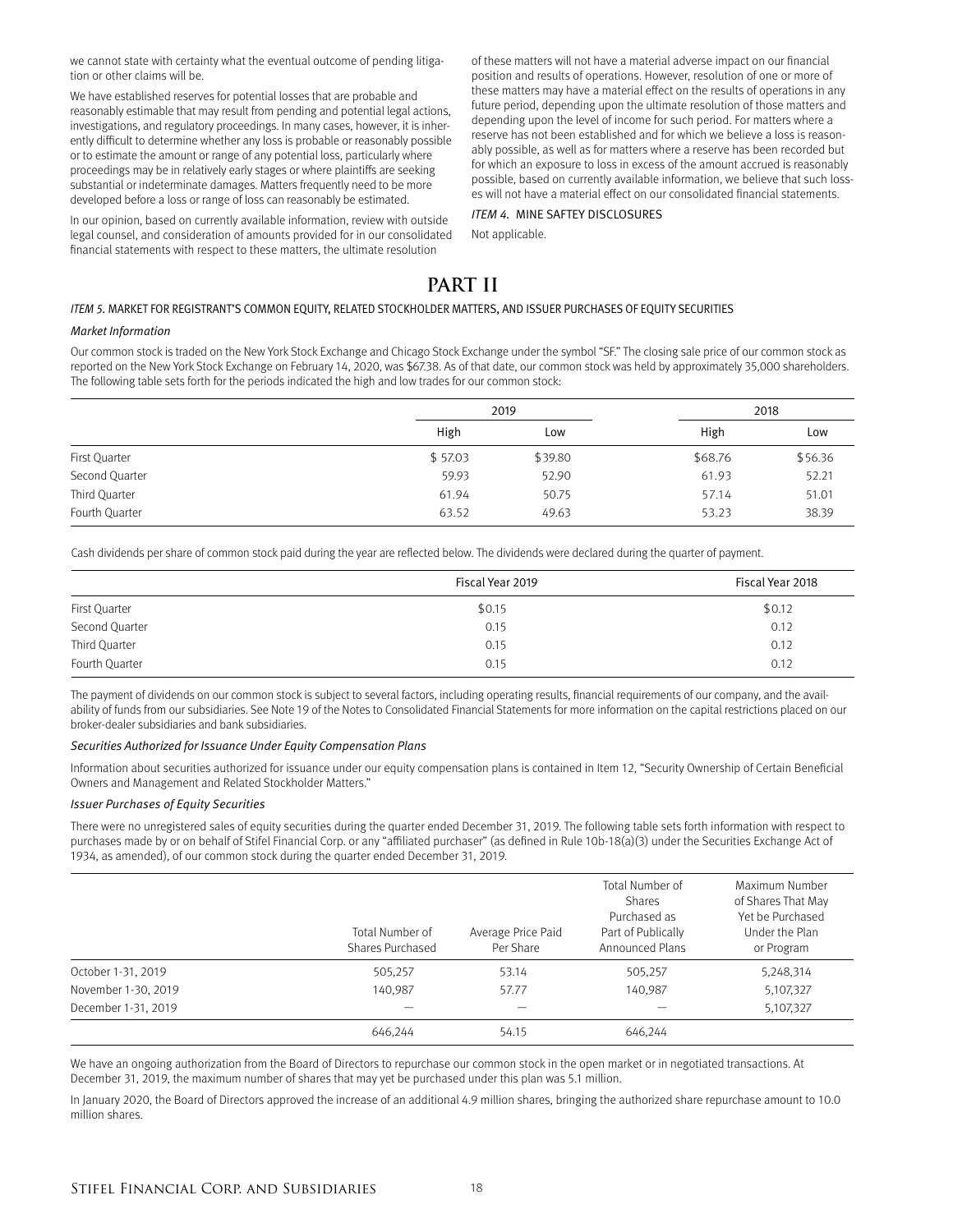we cannot state with certainty what the eventual outcome of pending litigation or other claims will be.

We have established reserves for potential losses that are probable and reasonably estimable that may result from pending and potential legal actions, investigations, and regulatory proceedings. In many cases, however, it is inherently difficult to determine whether any loss is probable or reasonably possible or to estimate the amount or range of any potential loss, particularly where proceedings may be in relatively early stages or where plaintiffs are seeking substantial or indeterminate damages. Matters frequently need to be more developed before a loss or range of loss can reasonably be estimated.

In our opinion, based on currently available information, review with outside legal counsel, and consideration of amounts provided for in our consolidated financial statements with respect to these matters, the ultimate resolution of these matters will not have a material adverse impact on our financial position and results of operations. However, resolution of one or more of these matters may have a material effect on the results of operations in any future period, depending upon the ultimate resolution of those matters and depending upon the level of income for such period. For matters where a reserve has not been established and for which we believe a loss is reasonably possible, as well as for matters where a reserve has been recorded but for which an exposure to loss in excess of the amount accrued is reasonably possible, based on currently available information, we believe that such losses will not have a material effect on our consolidated financial statements.

### *ITEM 4.* MINE SAFTEY DISCLOSURES

Not applicable.

# PART II

### *ITEM 5.* MARKET FOR REGISTRANT'S COMMON EQUITY, RELATED STOCKHOLDER MATTERS, AND ISSUER PURCHASES OF EQUITY SECURITIES

*Market Information*

Our common stock is traded on the New York Stock Exchange and Chicago Stock Exchange under the symbol "SF." The closing sale price of our common stock as reported on the New York Stock Exchange on February 14, 2020, was $67.38. As of that date, our common stock was held by approximately 35,000 shareholders. The following table sets forth for the periods indicated the high and low trades for our common stock:

| | 2019 | | 2018 | |
|---|---|---|---|---|
| | High | Low | High | Low |
| First Quarter | $ 57.03 | $39.80 | $68.76 | $56.36 |
| Second Quarter | 59.93 | 52.90 | 61.93 | 52.21 |
| Third Quarter | 61.94 | 50.75 | 57.14 | 51.01 |
| Fourth Quarter | 63.52 | 49.63 | 53.23 | 38.39 |

Cash dividends per share of common stock paid during the year are reflected below. The dividends were declared during the quarter of payment.

| | Fiscal Year 2019 | Fiscal Year 2018 |
|---|---|---|
| First Quarter | $0.15 | $0.12 |
| Second Quarter | 0.15 | 0.12 |
| Third Quarter | 0.15 | 0.12 |
| Fourth Quarter | 0.15 | 0.12 |

The payment of dividends on our common stock is subject to several factors, including operating results, financial requirements of our company, and the availability of funds from our subsidiaries. See Note 19 of the Notes to Consolidated Financial Statements for more information on the capital restrictions placed on our broker-dealer subsidiaries and bank subsidiaries.

*Securities Authorized for Issuance Under Equity Compensation Plans*

Information about securities authorized for issuance under our equity compensation plans is contained in Item 12, "Security Ownership of Certain Beneficial Owners and Management and Related Stockholder Matters."

*Issuer Purchases of Equity Securities*

There were no unregistered sales of equity securities during the quarter ended December 31, 2019. The following table sets forth information with respect to purchases made by or on behalf of Stifel Financial Corp. or any "affiliated purchaser" (as defined in Rule 10b-18(a)(3) under the Securities Exchange Act of 1934, as amended), of our common stock during the quarter ended December 31, 2019.

| | Total Number of Shares Purchased | Average Price Paid Per Share | Total Number of Shares Purchased as Part of Publically Announced Plans | Maximum Number of Shares That May Yet be Purchased Under the Plan or Program |
|---|---|---|---|---|
| October 1-31, 2019 | 505,257 | 53.14 | 505,257 | 5,248,314 |
| November 1-30, 2019 | 140,987 | 57.77 | 140,987 | 5,107,327 |
| December 1-31, 2019 | — | — | — | 5,107,327 |
| | 646,244 | 54.15 | 646,244 | |

We have an ongoing authorization from the Board of Directors to repurchase our common stock in the open market or in negotiated transactions. At December 31, 2019, the maximum number of shares that may yet be purchased under this plan was 5.1 million.

In January 2020, the Board of Directors approved the increase of an additional 4.9 million shares, bringing the authorized share repurchase amount to 10.0 million shares.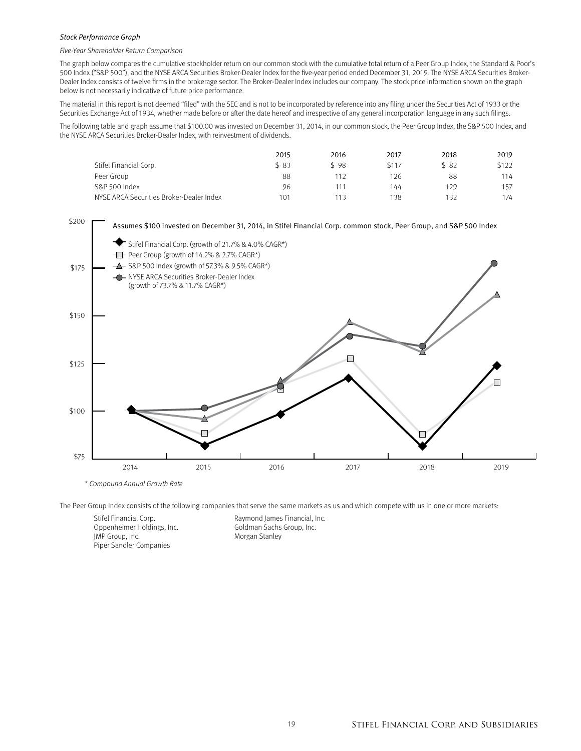*Stock Performance Graph*

*Five-Year Shareholder Return Comparison*

The graph below compares the cumulative stockholder return on our common stock with the cumulative total return of a Peer Group Index, the Standard & Poor's 500 Index ("S&P 500"), and the NYSE ARCA Securities Broker-Dealer Index for the five-year period ended December 31, 2019. The NYSE ARCA Securities Broker-Dealer Index consists of twelve firms in the brokerage sector. The Broker-Dealer Index includes our company. The stock price information shown on the graph below is not necessarily indicative of future price performance.

The material in this report is not deemed "filed" with the SEC and is not to be incorporated by reference into any filing under the Securities Act of 1933 or the Securities Exchange Act of 1934, whether made before or after the date hereof and irrespective of any general incorporation language in any such filings.

The following table and graph assume that $100.00 was invested on December 31, 2014, in our common stock, the Peer Group Index, the S&P 500 Index, and the NYSE ARCA Securities Broker-Dealer Index, with reinvestment of dividends.

| | 2015 | 2016 | 2017 | 2018 | 2019 |
|---|---|---|---|---|---|
| Stifel Financial Corp. | $ 83 | $ 98 | $117 | $ 82 | $122 |
| Peer Group | 88 | 112 | 126 | 88 | 114 |
| S&P 500 Index | 96 | 111 | 144 | 129 | 157 |
| NYSE ARCA Securities Broker-Dealer Index | 101 | 113 | 138 | 132 | 174 |

Assumes $100 invested on December 31, 2014, in Stifel Financial Corp. common stock, Peer Group, and S&P 500 Index

- Stifel Financial Corp. (growth of 21.7% & 4.0% CAGR*)
- Peer Group (growth of 14.2% & 2.7% CAGR*)
- S&P 500 Index (growth of 57.3% & 9.5% CAGR*)
- NYSE ARCA Securities Broker-Dealer Index (growth of 73.7% & 11.7% CAGR*)

\* *Compound Annual Growth Rate*

The Peer Group Index consists of the following companies that serve the same markets as us and which compete with us in one or more markets:

- Stifel Financial Corp.
- Oppenheimer Holdings, Inc.
- JMP Group, Inc.
- Piper Sandler Companies
- Raymond James Financial, Inc.
- Goldman Sachs Group, Inc.
- Morgan Stanley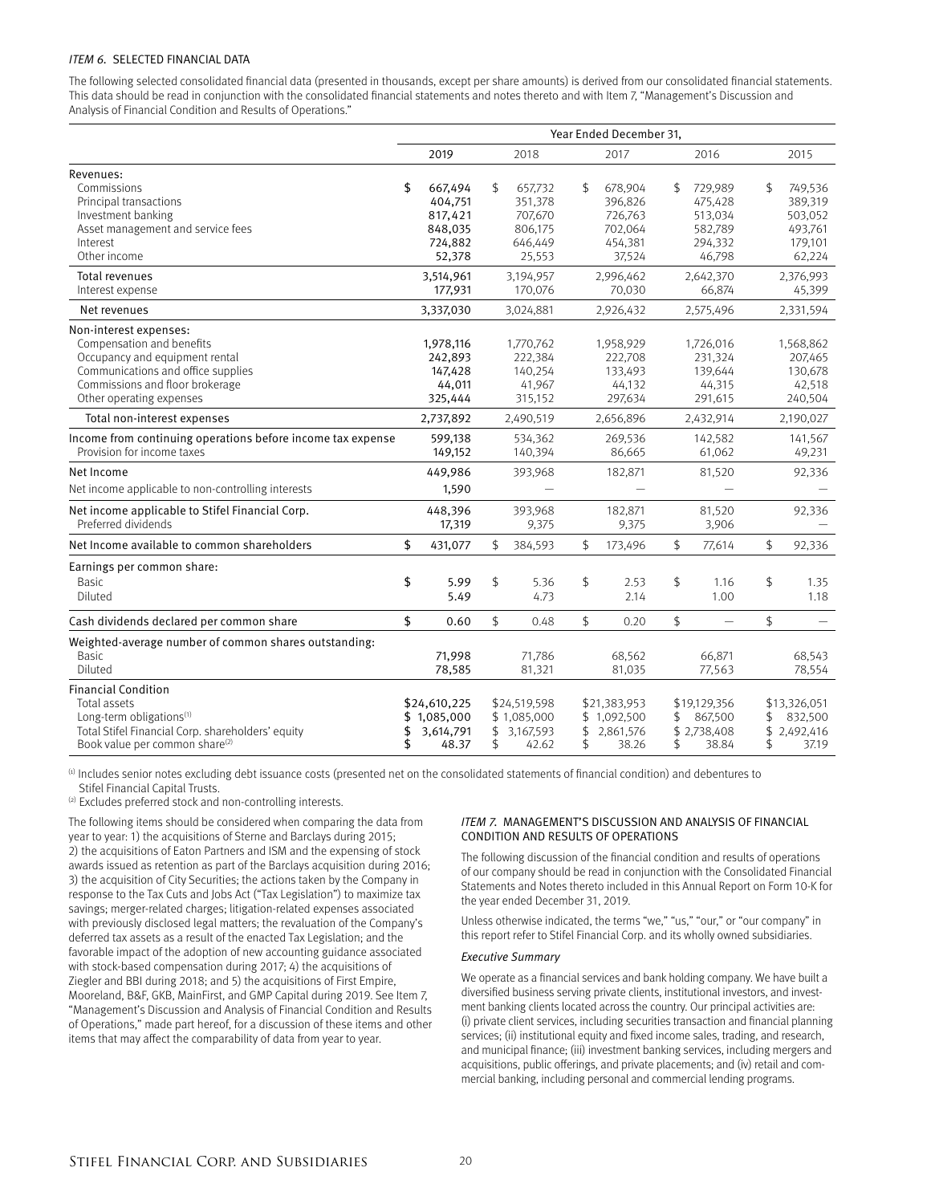*ITEM 6.* SELECTED FINANCIAL DATA

The following selected consolidated financial data (presented in thousands, except per share amounts) is derived from our consolidated financial statements. This data should be read in conjunction with the consolidated financial statements and notes thereto and with Item 7, "Management's Discussion and Analysis of Financial Condition and Results of Operations."

| | Year Ended December 31, | | | | |
|---|---|---|---|---|---|
| | 2019 | 2018 | 2017 | 2016 | 2015 |
| Revenues: | | | | | |
| Commissions | $ 667,494 | $ 657,732 | $ 678,904 | $ 729,989 | $ 749,536 |
| Principal transactions | 404,751 | 351,378 | 396,826 | 475,428 | 389,319 |
| Investment banking | 817,421 | 707,670 | 726,763 | 513,034 | 503,052 |
| Asset management and service fees | 848,035 | 806,175 | 702,064 | 582,789 | 493,761 |
| Interest | 724,882 | 646,449 | 454,381 | 294,332 | 179,101 |
| Other income | 52,378 | 25,553 | 37,524 | 46,798 | 62,224 |
| Total revenues | 3,514,961 | 3,194,957 | 2,996,462 | 2,642,370 | 2,376,993 |
| Interest expense | 177,931 | 170,076 | 70,030 | 66,874 | 45,399 |
| Net revenues | 3,337,030 | 3,024,881 | 2,926,432 | 2,575,496 | 2,331,594 |
| Non-interest expenses: | | | | | |
| Compensation and benefits | 1,978,116 | 1,770,762 | 1,958,929 | 1,726,016 | 1,568,862 |
| Occupancy and equipment rental | 242,893 | 222,384 | 222,708 | 231,324 | 207,465 |
| Communications and office supplies | 147,428 | 140,254 | 133,493 | 139,644 | 130,678 |
| Commissions and floor brokerage | 44,011 | 41,967 | 44,132 | 44,315 | 42,518 |
| Other operating expenses | 325,444 | 315,152 | 297,634 | 291,615 | 240,504 |
| Total non-interest expenses | 2,737,892 | 2,490,519 | 2,656,896 | 2,432,914 | 2,190,027 |
| Income from continuing operations before income tax expense | 599,138 | 534,362 | 269,536 | 142,582 | 141,567 |
| Provision for income taxes | 149,152 | 140,394 | 86,665 | 61,062 | 49,231 |
| Net Income | 449,986 | 393,968 | 182,871 | 81,520 | 92,336 |
| Net income applicable to non-controlling interests | 1,590 | — | — | — | — |
| Net income applicable to Stifel Financial Corp. | 448,396 | 393,968 | 182,871 | 81,520 | 92,336 |
| Preferred dividends | 17,319 | 9,375 | 9,375 | 3,906 | — |
| Net Income available to common shareholders | $ 431,077 | $ 384,593 | $ 173,496 | $ 77,614 | $ 92,336 |
| Earnings per common share: | | | | | |
| Basic | $ 5.99 | $ 5.36 | $ 2.53 | $ 1.16 | $ 1.35 |
| Diluted | 5.49 | 4.73 | 2.14 | 1.00 | 1.18 |
| Cash dividends declared per common share | $ 0.60 | $ 0.48 | $ 0.20 | $ — | $ — |
| Weighted-average number of common shares outstanding: | | | | | |
| Basic | 71,998 | 71,786 | 68,562 | 66,871 | 68,543 |
| Diluted | 78,585 | 81,321 | 81,035 | 77,563 | 78,554 |
| Financial Condition | | | | | |
| Total assets | $24,610,225 | $24,519,598 | $21,383,953 | $19,129,356 | $13,326,051 |
| Long-term obligations[1] | $ 1,085,000 | $ 1,085,000 | $ 1,092,500 | $ 867,500 | $ 832,500 |
| Total Stifel Financial Corp. shareholders' equity | $ 3,614,791 | $ 3,167,593 | $ 2,861,576 | $ 2,738,408 | $ 2,492,416 |
| Book value per common share[2] | $ 48.37 | $ 42.62 | $ 38.26 | $ 38.84 | $ 37.19 |

[1] Includes senior notes excluding debt issuance costs (presented net on the consolidated statements of financial condition) and debentures to Stifel Financial Capital Trusts.

[2] Excludes preferred stock and non-controlling interests.

The following items should be considered when comparing the data from year to year: 1) the acquisitions of Sterne and Barclays during 2015; 2) the acquisitions of Eaton Partners and ISM and the expensing of stock awards issued as retention as part of the Barclays acquisition during 2016; 3) the acquisition of City Securities; the actions taken by the Company in response to the Tax Cuts and Jobs Act ("Tax Legislation") to maximize tax savings; merger-related charges; litigation-related expenses associated with previously disclosed legal matters; the revaluation of the Company's deferred tax assets as a result of the enacted Tax Legislation; and the favorable impact of the adoption of new accounting guidance associated with stock-based compensation during 2017; 4) the acquisitions of Ziegler and BBI during 2018; and 5) the acquisitions of First Empire, Mooreland, B&F, GKB, MainFirst, and GMP Capital during 2019. See Item 7, "Management's Discussion and Analysis of Financial Condition and Results of Operations," made part hereof, for a discussion of these items and other items that may affect the comparability of data from year to year.

*ITEM 7.* MANAGEMENT'S DISCUSSION AND ANALYSIS OF FINANCIAL CONDITION AND RESULTS OF OPERATIONS

The following discussion of the financial condition and results of operations of our company should be read in conjunction with the Consolidated Financial Statements and Notes thereto included in this Annual Report on Form 10-K for the year ended December 31, 2019.

Unless otherwise indicated, the terms "we," "us," "our," or "our company" in this report refer to Stifel Financial Corp. and its wholly owned subsidiaries.

*Executive Summary*

We operate as a financial services and bank holding company. We have built a diversified business serving private clients, institutional investors, and investment banking clients located across the country. Our principal activities are: (i) private client services, including securities transaction and financial planning services; (ii) institutional equity and fixed income sales, trading, and research, and municipal finance; (iii) investment banking services, including mergers and acquisitions, public offerings, and private placements; and (iv) retail and commercial banking, including personal and commercial lending programs.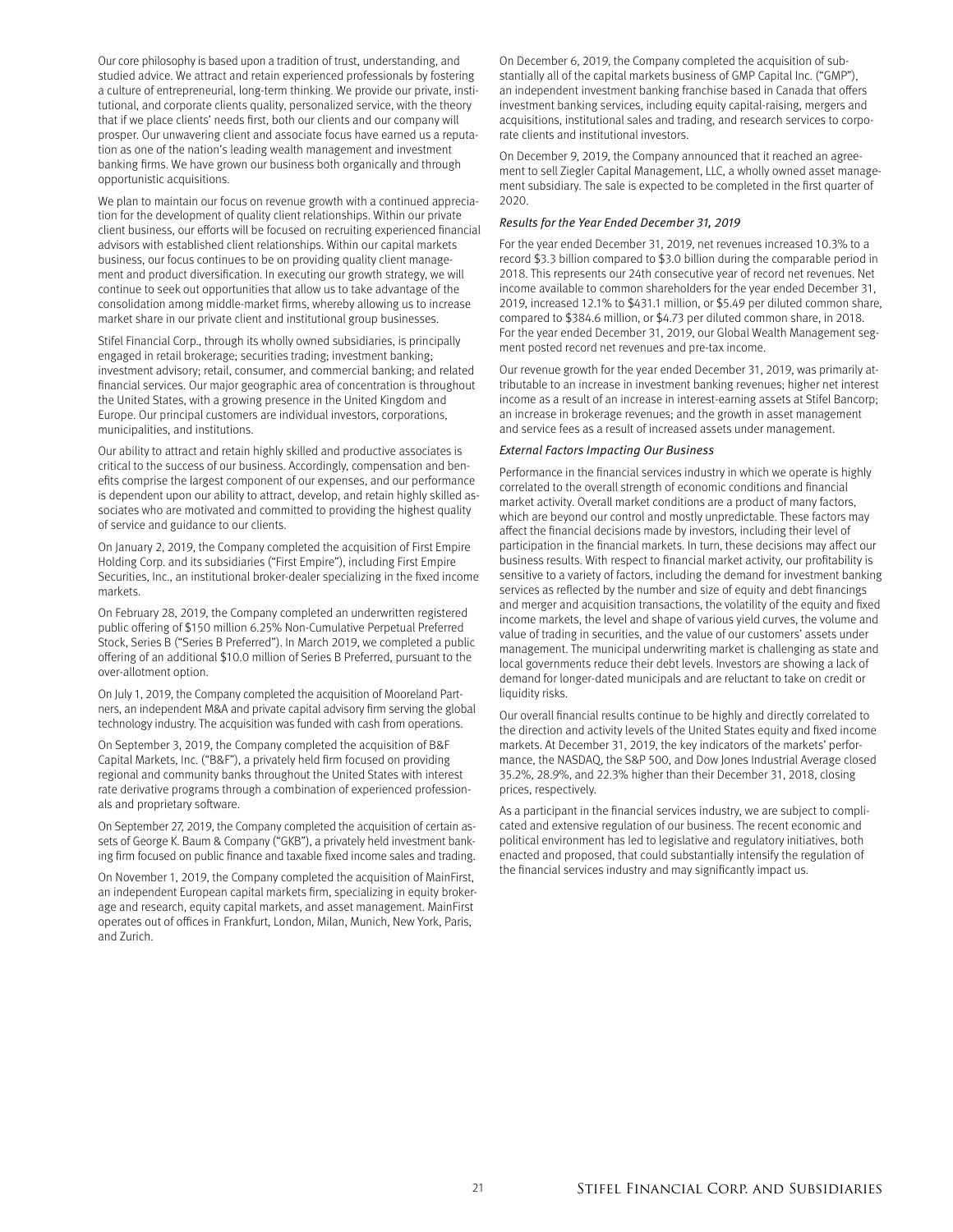Our core philosophy is based upon a tradition of trust, understanding, and studied advice. We attract and retain experienced professionals by fostering a culture of entrepreneurial, long-term thinking. We provide our private, institutional, and corporate clients quality, personalized service, with the theory that if we place clients' needs first, both our clients and our company will prosper. Our unwavering client and associate focus have earned us a reputation as one of the nation's leading wealth management and investment banking firms. We have grown our business both organically and through opportunistic acquisitions.

We plan to maintain our focus on revenue growth with a continued appreciation for the development of quality client relationships. Within our private client business, our efforts will be focused on recruiting experienced financial advisors with established client relationships. Within our capital markets business, our focus continues to be on providing quality client management and product diversification. In executing our growth strategy, we will continue to seek out opportunities that allow us to take advantage of the consolidation among middle-market firms, whereby allowing us to increase market share in our private client and institutional group businesses.

Stifel Financial Corp., through its wholly owned subsidiaries, is principally engaged in retail brokerage; securities trading; investment banking; investment advisory; retail, consumer, and commercial banking; and related financial services. Our major geographic area of concentration is throughout the United States, with a growing presence in the United Kingdom and Europe. Our principal customers are individual investors, corporations, municipalities, and institutions.

Our ability to attract and retain highly skilled and productive associates is critical to the success of our business. Accordingly, compensation and benefits comprise the largest component of our expenses, and our performance is dependent upon our ability to attract, develop, and retain highly skilled associates who are motivated and committed to providing the highest quality of service and guidance to our clients.

On January 2, 2019, the Company completed the acquisition of First Empire Holding Corp. and its subsidiaries ("First Empire"), including First Empire Securities, Inc., an institutional broker-dealer specializing in the fixed income markets.

On February 28, 2019, the Company completed an underwritten registered public offering of $150 million 6.25% Non-Cumulative Perpetual Preferred Stock, Series B ("Series B Preferred"). In March 2019, we completed a public offering of an additional $10.0 million of Series B Preferred, pursuant to the over-allotment option.

On July 1, 2019, the Company completed the acquisition of Mooreland Partners, an independent M&A and private capital advisory firm serving the global technology industry. The acquisition was funded with cash from operations.

On September 3, 2019, the Company completed the acquisition of B&F Capital Markets, Inc. ("B&F"), a privately held firm focused on providing regional and community banks throughout the United States with interest rate derivative programs through a combination of experienced professionals and proprietary software.

On September 27, 2019, the Company completed the acquisition of certain assets of George K. Baum & Company ("GKB"), a privately held investment banking firm focused on public finance and taxable fixed income sales and trading.

On November 1, 2019, the Company completed the acquisition of MainFirst, an independent European capital markets firm, specializing in equity brokerage and research, equity capital markets, and asset management. MainFirst operates out of offices in Frankfurt, London, Milan, Munich, New York, Paris, and Zurich.

On December 6, 2019, the Company completed the acquisition of substantially all of the capital markets business of GMP Capital Inc. ("GMP"), an independent investment banking franchise based in Canada that offers investment banking services, including equity capital-raising, mergers and acquisitions, institutional sales and trading, and research services to corporate clients and institutional investors.

On December 9, 2019, the Company announced that it reached an agreement to sell Ziegler Capital Management, LLC, a wholly owned asset management subsidiary. The sale is expected to be completed in the first quarter of 2020.

*Results for the Year Ended December 31, 2019*

For the year ended December 31, 2019, net revenues increased 10.3% to a record $3.3 billion compared to $3.0 billion during the comparable period in 2018. This represents our 24th consecutive year of record net revenues. Net income available to common shareholders for the year ended December 31, 2019, increased 12.1% to $431.1 million, or $5.49 per diluted common share, compared to $384.6 million, or $4.73 per diluted common share, in 2018. For the year ended December 31, 2019, our Global Wealth Management segment posted record net revenues and pre-tax income.

Our revenue growth for the year ended December 31, 2019, was primarily attributable to an increase in investment banking revenues; higher net interest income as a result of an increase in interest-earning assets at Stifel Bancorp; an increase in brokerage revenues; and the growth in asset management and service fees as a result of increased assets under management.

*External Factors Impacting Our Business*

Performance in the financial services industry in which we operate is highly correlated to the overall strength of economic conditions and financial market activity. Overall market conditions are a product of many factors, which are beyond our control and mostly unpredictable. These factors may affect the financial decisions made by investors, including their level of participation in the financial markets. In turn, these decisions may affect our business results. With respect to financial market activity, our profitability is sensitive to a variety of factors, including the demand for investment banking services as reflected by the number and size of equity and debt financings and merger and acquisition transactions, the volatility of the equity and fixed income markets, the level and shape of various yield curves, the volume and value of trading in securities, and the value of our customers' assets under management. The municipal underwriting market is challenging as state and local governments reduce their debt levels. Investors are showing a lack of demand for longer-dated municipals and are reluctant to take on credit or liquidity risks.

Our overall financial results continue to be highly and directly correlated to the direction and activity levels of the United States equity and fixed income markets. At December 31, 2019, the key indicators of the markets' performance, the NASDAQ, the S&P 500, and Dow Jones Industrial Average closed 35.2%, 28.9%, and 22.3% higher than their December 31, 2018, closing prices, respectively.

As a participant in the financial services industry, we are subject to complicated and extensive regulation of our business. The recent economic and political environment has led to legislative and regulatory initiatives, both enacted and proposed, that could substantially intensify the regulation of the financial services industry and may significantly impact us.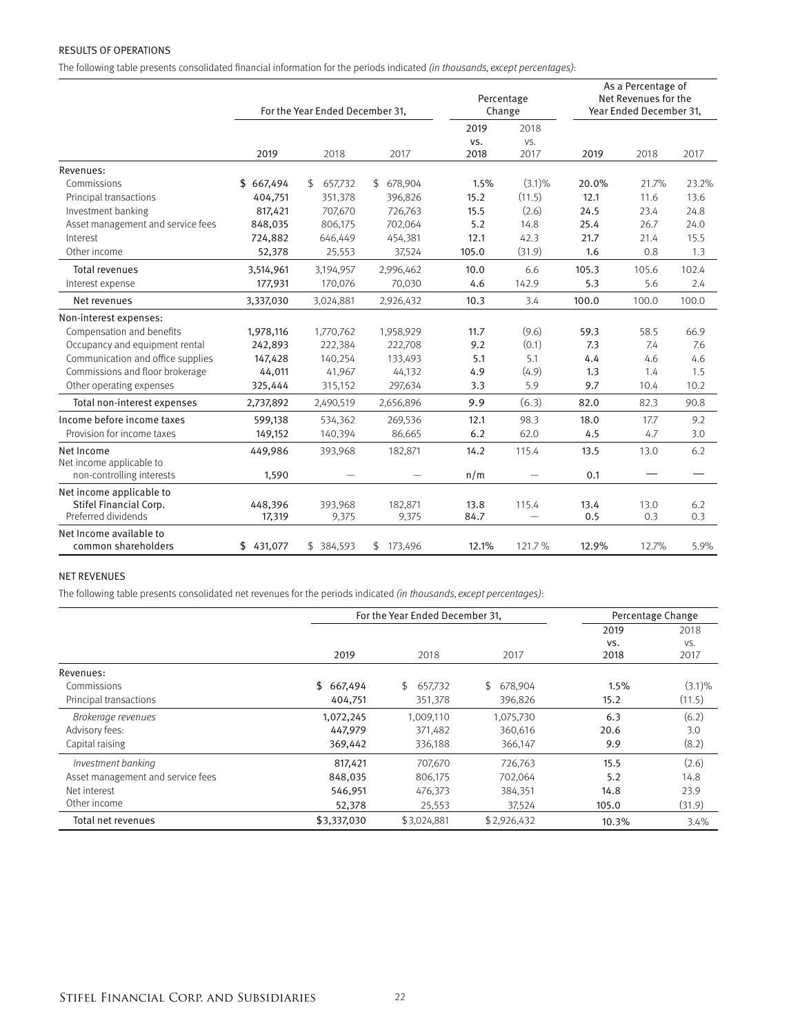RESULTS OF OPERATIONS

The following table presents consolidated financial information for the periods indicated *(in thousands, except percentages)*:

| | For the Year Ended December 31, | | | Percentage Change | | As a Percentage of Net Revenues for the Year Ended December 31, | | |
|---|---|---|---|---|---|---|---|---|
| | 2019 | 2018 | 2017 | 2019 vs. 2018 | 2018 vs. 2017 | 2019 | 2018 | 2017 |
| Revenues: | | | | | | | | |
| Commissions | $ 667,494 | $ 657,732 | $ 678,904 | 1.5% | (3.1)% | 20.0% | 21.7% | 23.2% |
| Principal transactions | 404,751 | 351,378 | 396,826 | 15.2 | (11.5) | 12.1 | 11.6 | 13.6 |
| Investment banking | 817,421 | 707,670 | 726,763 | 15.5 | (2.6) | 24.5 | 23.4 | 24.8 |
| Asset management and service fees | 848,035 | 806,175 | 702,064 | 5.2 | 14.8 | 25.4 | 26.7 | 24.0 |
| Interest | 724,882 | 646,449 | 454,381 | 12.1 | 42.3 | 21.7 | 21.4 | 15.5 |
| Other income | 52,378 | 25,553 | 37,524 | 105.0 | (31.9) | 1.6 | 0.8 | 1.3 |
| Total revenues | 3,514,961 | 3,194,957 | 2,996,462 | 10.0 | 6.6 | 105.3 | 105.6 | 102.4 |
| Interest expense | 177,931 | 170,076 | 70,030 | 4.6 | 142.9 | 5.3 | 5.6 | 2.4 |
| Net revenues | 3,337,030 | 3,024,881 | 2,926,432 | 10.3 | 3.4 | 100.0 | 100.0 | 100.0 |
| Non-interest expenses: | | | | | | | | |
| Compensation and benefits | 1,978,116 | 1,770,762 | 1,958,929 | 11.7 | (9.6) | 59.3 | 58.5 | 66.9 |
| Occupancy and equipment rental | 242,893 | 222,384 | 222,708 | 9.2 | (0.1) | 7.3 | 7.4 | 7.6 |
| Communication and office supplies | 147,428 | 140,254 | 133,493 | 5.1 | 5.1 | 4.4 | 4.6 | 4.6 |
| Commissions and floor brokerage | 44,011 | 41,967 | 44,132 | 4.9 | (4.9) | 1.3 | 1.4 | 1.5 |
| Other operating expenses | 325,444 | 315,152 | 297,634 | 3.3 | 5.9 | 9.7 | 10.4 | 10.2 |
| Total non-interest expenses | 2,737,892 | 2,490,519 | 2,656,896 | 9.9 | (6.3) | 82.0 | 82.3 | 90.8 |
| Income before income taxes | 599,138 | 534,362 | 269,536 | 12.1 | 98.3 | 18.0 | 17.7 | 9.2 |
| Provision for income taxes | 149,152 | 140,394 | 86,665 | 6.2 | 62.0 | 4.5 | 4.7 | 3.0 |
| Net Income | 449,986 | 393,968 | 182,871 | 14.2 | 115.4 | 13.5 | 13.0 | 6.2 |
| Net income applicable to non-controlling interests | 1,590 | — | — | n/m | — | 0.1 | — | — |
| Net income applicable to Stifel Financial Corp. | 448,396 | 393,968 | 182,871 | 13.8 | 115.4 | 13.4 | 13.0 | 6.2 |
| Preferred dividends | 17,319 | 9,375 | 9,375 | 84.7 | — | 0.5 | 0.3 | 0.3 |
| Net Income available to common shareholders | $ 431,077 | $ 384,593 | $ 173,496 | 12.1% | 121.7 % | 12.9% | 12.7% | 5.9% |

NET REVENUES

The following table presents consolidated net revenues for the periods indicated *(in thousands, except percentages)*:

| | For the Year Ended December 31, | | | Percentage Change | |
|---|---|---|---|---|---|
| | 2019 | 2018 | 2017 | 2019 vs. 2018 | 2018 vs. 2017 |
| Revenues: | | | | | |
| Commissions | $ 667,494 | $ 657,732 | $ 678,904 | 1.5% | (3.1)% |
| Principal transactions | 404,751 | 351,378 | 396,826 | 15.2 | (11.5) |
| *Brokerage revenues* | 1,072,245 | 1,009,110 | 1,075,730 | 6.3 | (6.2) |
| Advisory fees: | 447,979 | 371,482 | 360,616 | 20.6 | 3.0 |
| Capital raising | 369,442 | 336,188 | 366,147 | 9.9 | (8.2) |
| *Investment banking* | 817,421 | 707,670 | 726,763 | 15.5 | (2.6) |
| Asset management and service fees | 848,035 | 806,175 | 702,064 | 5.2 | 14.8 |
| Net interest | 546,951 | 476,373 | 384,351 | 14.8 | 23.9 |
| Other income | 52,378 | 25,553 | 37,524 | 105.0 | (31.9) |
| Total net revenues | $3,337,030 | $3,024,881 | $2,926,432 | 10.3% | 3.4% |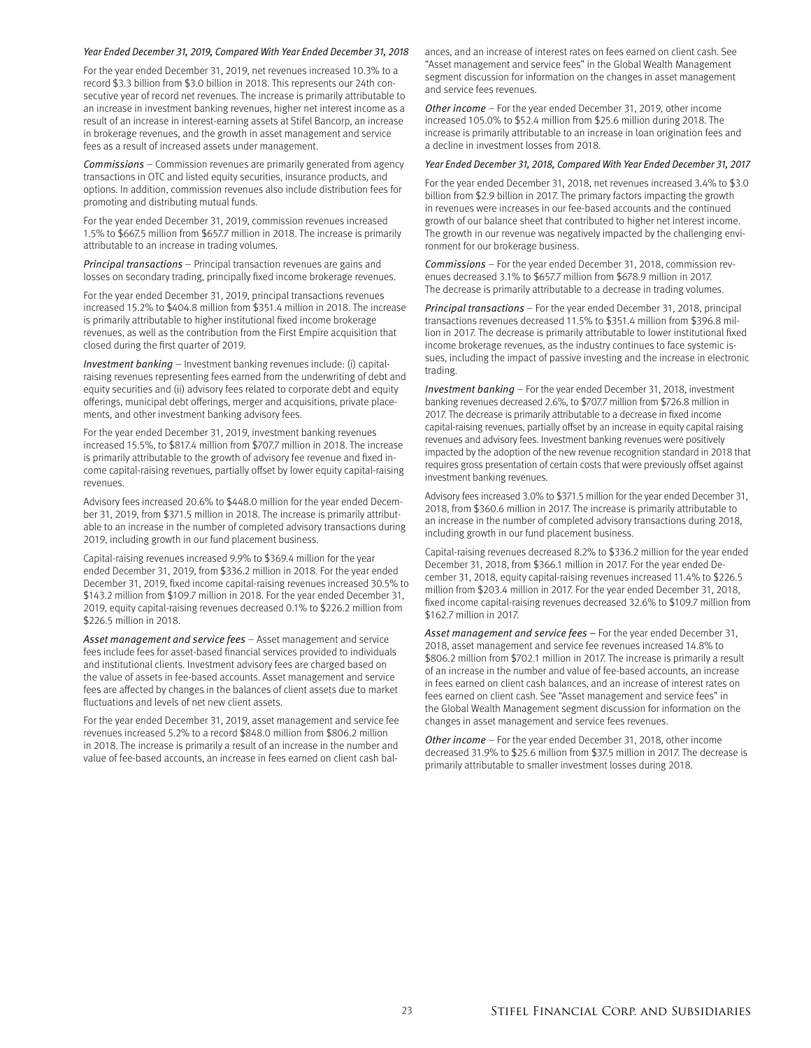*Year Ended December 31, 2019, Compared With Year Ended December 31, 2018*

For the year ended December 31, 2019, net revenues increased 10.3% to a record $3.3 billion from $3.0 billion in 2018. This represents our 24th consecutive year of record net revenues. The increase is primarily attributable to an increase in investment banking revenues, higher net interest income as a result of an increase in interest-earning assets at Stifel Bancorp, an increase in brokerage revenues, and the growth in asset management and service fees as a result of increased assets under management.

*Commissions* – Commission revenues are primarily generated from agency transactions in OTC and listed equity securities, insurance products, and options. In addition, commission revenues also include distribution fees for promoting and distributing mutual funds.

For the year ended December 31, 2019, commission revenues increased 1.5% to $667.5 million from $657.7 million in 2018. The increase is primarily attributable to an increase in trading volumes.

*Principal transactions* – Principal transaction revenues are gains and losses on secondary trading, principally fixed income brokerage revenues.

For the year ended December 31, 2019, principal transactions revenues increased 15.2% to $404.8 million from $351.4 million in 2018. The increase is primarily attributable to higher institutional fixed income brokerage revenues, as well as the contribution from the First Empire acquisition that closed during the first quarter of 2019.

*Investment banking* – Investment banking revenues include: (i) capital-raising revenues representing fees earned from the underwriting of debt and equity securities and (ii) advisory fees related to corporate debt and equity offerings, municipal debt offerings, merger and acquisitions, private placements, and other investment banking advisory fees.

For the year ended December 31, 2019, investment banking revenues increased 15.5%, to $817.4 million from $707.7 million in 2018. The increase is primarily attributable to the growth of advisory fee revenue and fixed income capital-raising revenues, partially offset by lower equity capital-raising revenues.

Advisory fees increased 20.6% to $448.0 million for the year ended December 31, 2019, from $371.5 million in 2018. The increase is primarily attributable to an increase in the number of completed advisory transactions during 2019, including growth in our fund placement business.

Capital-raising revenues increased 9.9% to $369.4 million for the year ended December 31, 2019, from $336.2 million in 2018. For the year ended December 31, 2019, fixed income capital-raising revenues increased 30.5% to $143.2 million from $109.7 million in 2018. For the year ended December 31, 2019, equity capital-raising revenues decreased 0.1% to $226.2 million from $226.5 million in 2018.

*Asset management and service fees* – Asset management and service fees include fees for asset-based financial services provided to individuals and institutional clients. Investment advisory fees are charged based on the value of assets in fee-based accounts. Asset management and service fees are affected by changes in the balances of client assets due to market fluctuations and levels of net new client assets.

For the year ended December 31, 2019, asset management and service fee revenues increased 5.2% to a record $848.0 million from $806.2 million in 2018. The increase is primarily a result of an increase in the number and value of fee-based accounts, an increase in fees earned on client cash balances, and an increase of interest rates on fees earned on client cash. See "Asset management and service fees" in the Global Wealth Management segment discussion for information on the changes in asset management and service fees revenues.

*Other income* – For the year ended December 31, 2019, other income increased 105.0% to $52.4 million from $25.6 million during 2018. The increase is primarily attributable to an increase in loan origination fees and a decline in investment losses from 2018.

*Year Ended December 31, 2018, Compared With Year Ended December 31, 2017*

For the year ended December 31, 2018, net revenues increased 3.4% to $3.0 billion from $2.9 billion in 2017. The primary factors impacting the growth in revenues were increases in our fee-based accounts and the continued growth of our balance sheet that contributed to higher net interest income. The growth in our revenue was negatively impacted by the challenging environment for our brokerage business.

*Commissions* – For the year ended December 31, 2018, commission revenues decreased 3.1% to $657.7 million from $678.9 million in 2017. The decrease is primarily attributable to a decrease in trading volumes.

*Principal transactions* – For the year ended December 31, 2018, principal transactions revenues decreased 11.5% to $351.4 million from $396.8 million in 2017. The decrease is primarily attributable to lower institutional fixed income brokerage revenues, as the industry continues to face systemic issues, including the impact of passive investing and the increase in electronic trading.

*Investment banking* – For the year ended December 31, 2018, investment banking revenues decreased 2.6%, to $707.7 million from $726.8 million in 2017. The decrease is primarily attributable to a decrease in fixed income capital-raising revenues, partially offset by an increase in equity capital raising revenues and advisory fees. Investment banking revenues were positively impacted by the adoption of the new revenue recognition standard in 2018 that requires gross presentation of certain costs that were previously offset against investment banking revenues.

Advisory fees increased 3.0% to $371.5 million for the year ended December 31, 2018, from $360.6 million in 2017. The increase is primarily attributable to an increase in the number of completed advisory transactions during 2018, including growth in our fund placement business.

Capital-raising revenues decreased 8.2% to $336.2 million for the year ended December 31, 2018, from $366.1 million in 2017. For the year ended December 31, 2018, equity capital-raising revenues increased 11.4% to $226.5 million from $203.4 million in 2017. For the year ended December 31, 2018, fixed income capital-raising revenues decreased 32.6% to $109.7 million from $162.7 million in 2017.

*Asset management and service fees* – For the year ended December 31, 2018, asset management and service fee revenues increased 14.8% to $806.2 million from $702.1 million in 2017. The increase is primarily a result of an increase in the number and value of fee-based accounts, an increase in fees earned on client cash balances, and an increase of interest rates on fees earned on client cash. See "Asset management and service fees" in the Global Wealth Management segment discussion for information on the changes in asset management and service fees revenues.

*Other income* – For the year ended December 31, 2018, other income decreased 31.9% to $25.6 million from $37.5 million in 2017. The decrease is primarily attributable to smaller investment losses during 2018.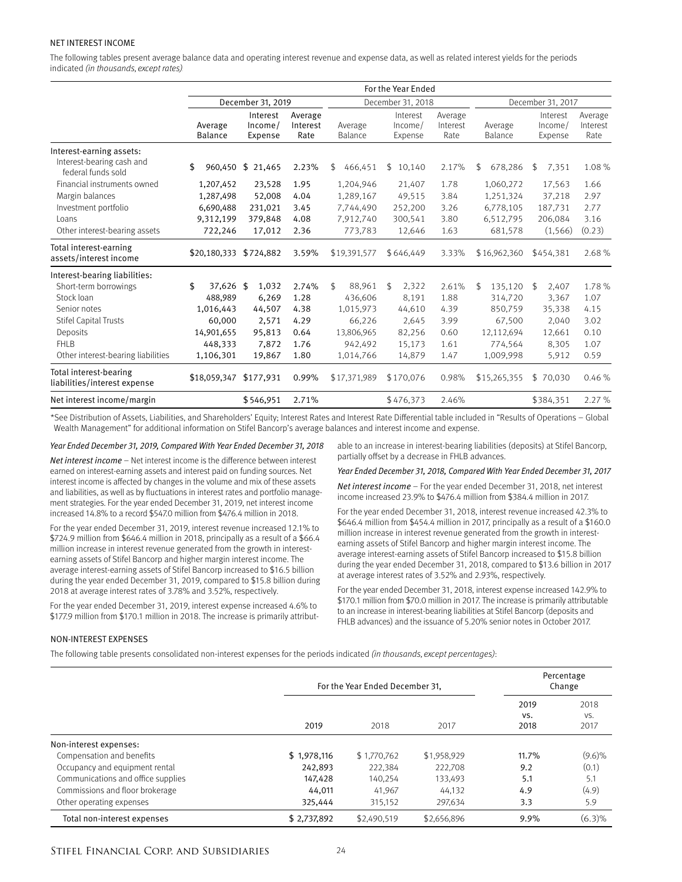## NET INTEREST INCOME

The following tables present average balance data and operating interest revenue and expense data, as well as related interest yields for the periods indicated *(in thousands, except rates)*

| | For the Year Ended | | | | | | | | |
|---|---|---|---|---|---|---|---|---|---|
| | December 31, 2019 | | | December 31, 2018 | | | December 31, 2017 | | |
| | Average Balance | Interest Income/ Expense | Average Interest Rate | Average Balance | Interest Income/ Expense | Average Interest Rate | Average Balance | Interest Income/ Expense | Average Interest Rate |
| Interest-earning assets: | | | | | | | | | |
| Interest-bearing cash and federal funds sold | $ 960,450 | $ 21,465 | 2.23% | $ 466,451 | $ 10,140 | 2.17% | $ 678,286 | $ 7,351 | 1.08 % |
| Financial instruments owned | 1,207,452 | 23,528 | 1.95 | 1,204,946 | 21,407 | 1.78 | 1,060,272 | 17,563 | 1.66 |
| Margin balances | 1,287,498 | 52,008 | 4.04 | 1,289,167 | 49,515 | 3.84 | 1,251,324 | 37,218 | 2.97 |
| Investment portfolio | 6,690,488 | 231,021 | 3.45 | 7,744,490 | 252,200 | 3.26 | 6,778,105 | 187,731 | 2.77 |
| Loans | 9,312,199 | 379,848 | 4.08 | 7,912,740 | 300,541 | 3.80 | 6,512,795 | 206,084 | 3.16 |
| Other interest-bearing assets | 722,246 | 17,012 | 2.36 | 773,783 | 12,646 | 1.63 | 681,578 | (1,566) | (0.23) |
| Total interest-earning assets/interest income | $20,180,333 | $724,882 | 3.59% | $19,391,577 | $646,449 | 3.33% | $16,962,360 | $454,381 | 2.68 % |
| Interest-bearing liabilities: | | | | | | | | | |
| Short-term borrowings | $ 37,626 | $ 1,032 | 2.74% | $ 88,961 | $ 2,322 | 2.61% | $ 135,120 | $ 2,407 | 1.78 % |
| Stock loan | 488,989 | 6,269 | 1.28 | 436,606 | 8,191 | 1.88 | 314,720 | 3,367 | 1.07 |
| Senior notes | 1,016,443 | 44,507 | 4.38 | 1,015,973 | 44,610 | 4.39 | 850,759 | 35,338 | 4.15 |
| Stifel Capital Trusts | 60,000 | 2,571 | 4.29 | 66,226 | 2,645 | 3.99 | 67,500 | 2,040 | 3.02 |
| Deposits | 14,901,655 | 95,813 | 0.64 | 13,806,965 | 82,256 | 0.60 | 12,112,694 | 12,661 | 0.10 |
| FHLB | 448,333 | 7,872 | 1.76 | 942,492 | 15,173 | 1.61 | 774,564 | 8,305 | 1.07 |
| Other interest-bearing liabilities | 1,106,301 | 19,867 | 1.80 | 1,014,766 | 14,879 | 1.47 | 1,009,998 | 5,912 | 0.59 |
| Total interest-bearing liabilities/interest expense | $18,059,347 | $177,931 | 0.99% | $17,371,989 | $170,076 | 0.98% | $15,265,355 | $ 70,030 | 0.46 % |
| Net interest income/margin | | $546,951 | 2.71% | | $476,373 | 2.46% | | $384,351 | 2.27 % |

*See Distribution of Assets, Liabilities, and Shareholders' Equity; Interest Rates and Interest Rate Differential table included in "Results of Operations – Global Wealth Management" for additional information on Stifel Bancorp's average balances and interest income and expense.

*Year Ended December 31, 2019, Compared With Year Ended December 31, 2018*

*Net interest income* – Net interest income is the difference between interest earned on interest-earning assets and interest paid on funding sources. Net interest income is affected by changes in the volume and mix of these assets and liabilities, as well as by fluctuations in interest rates and portfolio management strategies. For the year ended December 31, 2019, net interest income increased 14.8% to a record $547.0 million from $476.4 million in 2018.

For the year ended December 31, 2019, interest revenue increased 12.1% to $724.9 million from $646.4 million in 2018, principally as a result of a $66.4 million increase in interest revenue generated from the growth in interest-earning assets of Stifel Bancorp and higher margin interest income. The average interest-earning assets of Stifel Bancorp increased to $16.5 billion during the year ended December 31, 2019, compared to $15.8 billion during 2018 at average interest rates of 3.78% and 3.52%, respectively.

For the year ended December 31, 2019, interest expense increased 4.6% to $177.9 million from $170.1 million in 2018. The increase is primarily attributable to an increase in interest-bearing liabilities (deposits) at Stifel Bancorp, partially offset by a decrease in FHLB advances.

*Year Ended December 31, 2018, Compared With Year Ended December 31, 2017*

*Net interest income* – For the year ended December 31, 2018, net interest income increased 23.9% to $476.4 million from $384.4 million in 2017.

For the year ended December 31, 2018, interest revenue increased 42.3% to $646.4 million from $454.4 million in 2017, principally as a result of a $160.0 million increase in interest revenue generated from the growth in interest-earning assets of Stifel Bancorp and higher margin interest income. The average interest-earning assets of Stifel Bancorp increased to $15.8 billion during the year ended December 31, 2018, compared to $13.6 billion in 2017 at average interest rates of 3.52% and 2.93%, respectively.

For the year ended December 31, 2018, interest expense increased 142.9% to $170.1 million from $70.0 million in 2017. The increase is primarily attributable to an increase in interest-bearing liabilities at Stifel Bancorp (deposits and FHLB advances) and the issuance of 5.20% senior notes in October 2017.

## NON-INTEREST EXPENSES

The following table presents consolidated non-interest expenses for the periods indicated *(in thousands, except percentages)*:

| | For the Year Ended December 31, | | | Percentage Change | |
|---|---|---|---|---|---|
| | 2019 | 2018 | 2017 | 2019 vs. 2018 | 2018 vs. 2017 |
| Non-interest expenses: | | | | | |
| Compensation and benefits | $ 1,978,116 | $ 1,770,762 | $1,958,929 | 11.7% | (9.6)% |
| Occupancy and equipment rental | 242,893 | 222,384 | 222,708 | 9.2 | (0.1) |
| Communications and office supplies | 147,428 | 140,254 | 133,493 | 5.1 | 5.1 |
| Commissions and floor brokerage | 44,011 | 41,967 | 44,132 | 4.9 | (4.9) |
| Other operating expenses | 325,444 | 315,152 | 297,634 | 3.3 | 5.9 |
| Total non-interest expenses | $ 2,737,892 | $2,490,519 | $2,656,896 | 9.9% | (6.3)% |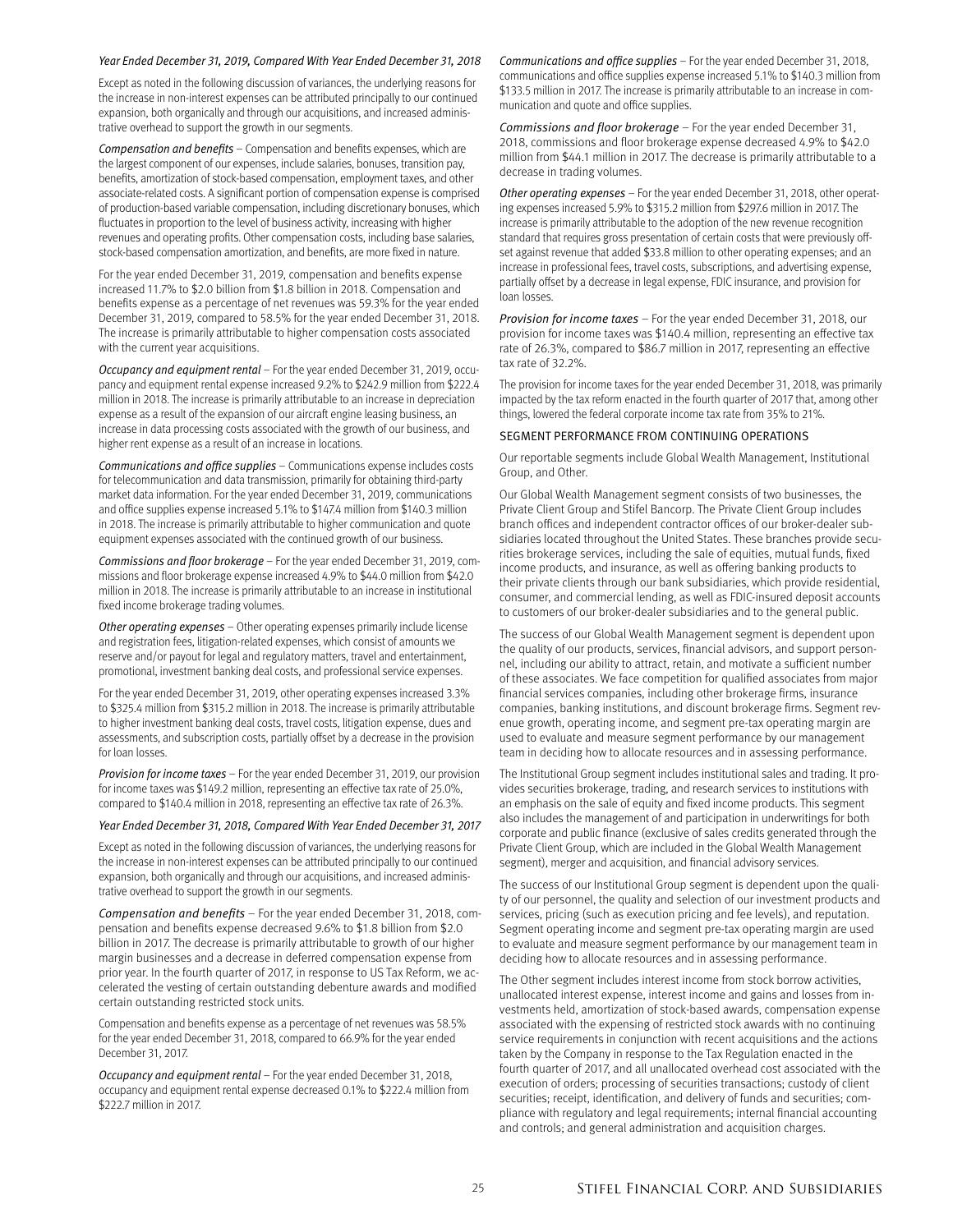*Year Ended December 31, 2019, Compared With Year Ended December 31, 2018*

Except as noted in the following discussion of variances, the underlying reasons for the increase in non-interest expenses can be attributed principally to our continued expansion, both organically and through our acquisitions, and increased administrative overhead to support the growth in our segments.

*Compensation and benefits* – Compensation and benefits expenses, which are the largest component of our expenses, include salaries, bonuses, transition pay, benefits, amortization of stock-based compensation, employment taxes, and other associate-related costs. A significant portion of compensation expense is comprised of production-based variable compensation, including discretionary bonuses, which fluctuates in proportion to the level of business activity, increasing with higher revenues and operating profits. Other compensation costs, including base salaries, stock-based compensation amortization, and benefits, are more fixed in nature.

For the year ended December 31, 2019, compensation and benefits expense increased 11.7% to $2.0 billion from $1.8 billion in 2018. Compensation and benefits expense as a percentage of net revenues was 59.3% for the year ended December 31, 2019, compared to 58.5% for the year ended December 31, 2018. The increase is primarily attributable to higher compensation costs associated with the current year acquisitions.

*Occupancy and equipment rental* – For the year ended December 31, 2019, occupancy and equipment rental expense increased 9.2% to $242.9 million from $222.4 million in 2018. The increase is primarily attributable to an increase in depreciation expense as a result of the expansion of our aircraft engine leasing business, an increase in data processing costs associated with the growth of our business, and higher rent expense as a result of an increase in locations.

*Communications and office supplies* – Communications expense includes costs for telecommunication and data transmission, primarily for obtaining third-party market data information. For the year ended December 31, 2019, communications and office supplies expense increased 5.1% to $147.4 million from $140.3 million in 2018. The increase is primarily attributable to higher communication and quote equipment expenses associated with the continued growth of our business.

*Commissions and floor brokerage* – For the year ended December 31, 2019, commissions and floor brokerage expense increased 4.9% to $44.0 million from $42.0 million in 2018. The increase is primarily attributable to an increase in institutional fixed income brokerage trading volumes.

*Other operating expenses* – Other operating expenses primarily include license and registration fees, litigation-related expenses, which consist of amounts we reserve and/or payout for legal and regulatory matters, travel and entertainment, promotional, investment banking deal costs, and professional service expenses.

For the year ended December 31, 2019, other operating expenses increased 3.3% to $325.4 million from $315.2 million in 2018. The increase is primarily attributable to higher investment banking deal costs, travel costs, litigation expense, dues and assessments, and subscription costs, partially offset by a decrease in the provision for loan losses.

*Provision for income taxes* – For the year ended December 31, 2019, our provision for income taxes was $149.2 million, representing an effective tax rate of 25.0%, compared to $140.4 million in 2018, representing an effective tax rate of 26.3%.

*Year Ended December 31, 2018, Compared With Year Ended December 31, 2017*

Except as noted in the following discussion of variances, the underlying reasons for the increase in non-interest expenses can be attributed principally to our continued expansion, both organically and through our acquisitions, and increased administrative overhead to support the growth in our segments.

*Compensation and benefits* – For the year ended December 31, 2018, compensation and benefits expense decreased 9.6% to $1.8 billion from $2.0 billion in 2017. The decrease is primarily attributable to growth of our higher margin businesses and a decrease in deferred compensation expense from prior year. In the fourth quarter of 2017, in response to US Tax Reform, we accelerated the vesting of certain outstanding debenture awards and modified certain outstanding restricted stock units.

Compensation and benefits expense as a percentage of net revenues was 58.5% for the year ended December 31, 2018, compared to 66.9% for the year ended December 31, 2017.

*Occupancy and equipment rental* – For the year ended December 31, 2018, occupancy and equipment rental expense decreased 0.1% to $222.4 million from $222.7 million in 2017.

*Communications and office supplies* – For the year ended December 31, 2018, communications and office supplies expense increased 5.1% to $140.3 million from $133.5 million in 2017. The increase is primarily attributable to an increase in communication and quote and office supplies.

*Commissions and floor brokerage* – For the year ended December 31, 2018, commissions and floor brokerage expense decreased 4.9% to $42.0 million from $44.1 million in 2017. The decrease is primarily attributable to a decrease in trading volumes.

*Other operating expenses* – For the year ended December 31, 2018, other operating expenses increased 5.9% to $315.2 million from $297.6 million in 2017. The increase is primarily attributable to the adoption of the new revenue recognition standard that requires gross presentation of certain costs that were previously offset against revenue that added $33.8 million to other operating expenses; and an increase in professional fees, travel costs, subscriptions, and advertising expense, partially offset by a decrease in legal expense, FDIC insurance, and provision for loan losses.

*Provision for income taxes* – For the year ended December 31, 2018, our provision for income taxes was $140.4 million, representing an effective tax rate of 26.3%, compared to $86.7 million in 2017, representing an effective tax rate of 32.2%.

The provision for income taxes for the year ended December 31, 2018, was primarily impacted by the tax reform enacted in the fourth quarter of 2017 that, among other things, lowered the federal corporate income tax rate from 35% to 21%.

## SEGMENT PERFORMANCE FROM CONTINUING OPERATIONS

Our reportable segments include Global Wealth Management, Institutional Group, and Other.

Our Global Wealth Management segment consists of two businesses, the Private Client Group and Stifel Bancorp. The Private Client Group includes branch offices and independent contractor offices of our broker-dealer subsidiaries located throughout the United States. These branches provide securities brokerage services, including the sale of equities, mutual funds, fixed income products, and insurance, as well as offering banking products to their private clients through our bank subsidiaries, which provide residential, consumer, and commercial lending, as well as FDIC-insured deposit accounts to customers of our broker-dealer subsidiaries and to the general public.

The success of our Global Wealth Management segment is dependent upon the quality of our products, services, financial advisors, and support personnel, including our ability to attract, retain, and motivate a sufficient number of these associates. We face competition for qualified associates from major financial services companies, including other brokerage firms, insurance companies, banking institutions, and discount brokerage firms. Segment revenue growth, operating income, and segment pre-tax operating margin are used to evaluate and measure segment performance by our management team in deciding how to allocate resources and in assessing performance.

The Institutional Group segment includes institutional sales and trading. It provides securities brokerage, trading, and research services to institutions with an emphasis on the sale of equity and fixed income products. This segment also includes the management of and participation in underwritings for both corporate and public finance (exclusive of sales credits generated through the Private Client Group, which are included in the Global Wealth Management segment), merger and acquisition, and financial advisory services.

The success of our Institutional Group segment is dependent upon the quality of our personnel, the quality and selection of our investment products and services, pricing (such as execution pricing and fee levels), and reputation. Segment operating income and segment pre-tax operating margin are used to evaluate and measure segment performance by our management team in deciding how to allocate resources and in assessing performance.

The Other segment includes interest income from stock borrow activities, unallocated interest expense, interest income and gains and losses from investments held, amortization of stock-based awards, compensation expense associated with the expensing of restricted stock awards with no continuing service requirements in conjunction with recent acquisitions and the actions taken by the Company in response to the Tax Regulation enacted in the fourth quarter of 2017, and all unallocated overhead cost associated with the execution of orders; processing of securities transactions; custody of client securities; receipt, identification, and delivery of funds and securities; compliance with regulatory and legal requirements; internal financial accounting and controls; and general administration and acquisition charges.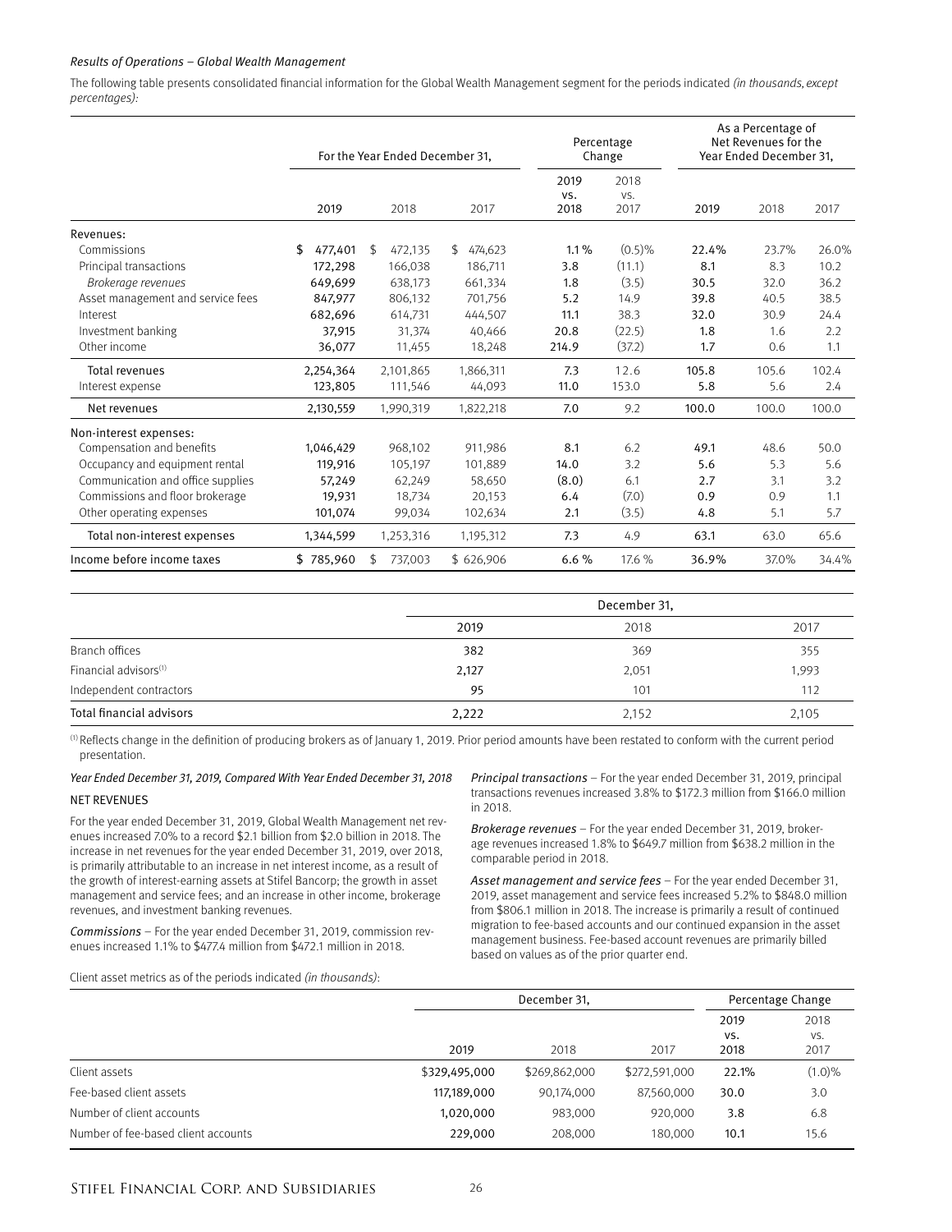*Results of Operations – Global Wealth Management*

The following table presents consolidated financial information for the Global Wealth Management segment for the periods indicated *(in thousands, except percentages)*:

| | For the Year Ended December 31, | | | Percentage Change | | As a Percentage of Net Revenues for the Year Ended December 31, | | |
|---|---|---|---|---|---|---|---|---|
| | 2019 | 2018 | 2017 | 2019 vs. 2018 | 2018 vs. 2017 | 2019 | 2018 | 2017 |
| Revenues: | | | | | | | | |
| Commissions | $ 477,401 | $ 472,135 | $ 474,623 | 1.1 % | (0.5)% | 22.4% | 23.7% | 26.0% |
| Principal transactions | 172,298 | 166,038 | 186,711 | 3.8 | (11.1) | 8.1 | 8.3 | 10.2 |
| *Brokerage revenues* | 649,699 | 638,173 | 661,334 | 1.8 | (3.5) | 30.5 | 32.0 | 36.2 |
| Asset management and service fees | 847,977 | 806,132 | 701,756 | 5.2 | 14.9 | 39.8 | 40.5 | 38.5 |
| Interest | 682,696 | 614,731 | 444,507 | 11.1 | 38.3 | 32.0 | 30.9 | 24.4 |
| Investment banking | 37,915 | 31,374 | 40,466 | 20.8 | (22.5) | 1.8 | 1.6 | 2.2 |
| Other income | 36,077 | 11,455 | 18,248 | 214.9 | (37.2) | 1.7 | 0.6 | 1.1 |
| Total revenues | 2,254,364 | 2,101,865 | 1,866,311 | 7.3 | 12.6 | 105.8 | 105.6 | 102.4 |
| Interest expense | 123,805 | 111,546 | 44,093 | 11.0 | 153.0 | 5.8 | 5.6 | 2.4 |
| Net revenues | 2,130,559 | 1,990,319 | 1,822,218 | 7.0 | 9.2 | 100.0 | 100.0 | 100.0 |
| Non-interest expenses: | | | | | | | | |
| Compensation and benefits | 1,046,429 | 968,102 | 911,986 | 8.1 | 6.2 | 49.1 | 48.6 | 50.0 |
| Occupancy and equipment rental | 119,916 | 105,197 | 101,889 | 14.0 | 3.2 | 5.6 | 5.3 | 5.6 |
| Communication and office supplies | 57,249 | 62,249 | 58,650 | (8.0) | 6.1 | 2.7 | 3.1 | 3.2 |
| Commissions and floor brokerage | 19,931 | 18,734 | 20,153 | 6.4 | (7.0) | 0.9 | 0.9 | 1.1 |
| Other operating expenses | 101,074 | 99,034 | 102,634 | 2.1 | (3.5) | 4.8 | 5.1 | 5.7 |
| Total non-interest expenses | 1,344,599 | 1,253,316 | 1,195,312 | 7.3 | 4.9 | 63.1 | 63.0 | 65.6 |
| Income before income taxes | $ 785,960 | $ 737,003 | $ 626,906 | 6.6 % | 17.6 % | 36.9% | 37.0% | 34.4% |

| | December 31, | | |
|---|---|---|---|
| | 2019 | 2018 | 2017 |
| Branch offices | 382 | 369 | 355 |
| Financial advisors[(1)] | 2,127 | 2,051 | 1,993 |
| Independent contractors | 95 | 101 | 112 |
| Total financial advisors | 2,222 | 2,152 | 2,105 |

[(1)] Reflects change in the definition of producing brokers as of January 1, 2019. Prior period amounts have been restated to conform with the current period presentation.

*Year Ended December 31, 2019, Compared With Year Ended December 31, 2018*

NET REVENUES

For the year ended December 31, 2019, Global Wealth Management net revenues increased 7.0% to a record $2.1 billion from $2.0 billion in 2018. The increase in net revenues for the year ended December 31, 2019, over 2018, is primarily attributable to an increase in net interest income, as a result of the growth of interest-earning assets at Stifel Bancorp; the growth in asset management and service fees; and an increase in other income, brokerage revenues, and investment banking revenues.

*Commissions* – For the year ended December 31, 2019, commission revenues increased 1.1% to $477.4 million from $472.1 million in 2018.

*Principal transactions* – For the year ended December 31, 2019, principal transactions revenues increased 3.8% to $172.3 million from $166.0 million in 2018.

*Brokerage revenues* – For the year ended December 31, 2019, brokerage revenues increased 1.8% to $649.7 million from $638.2 million in the comparable period in 2018.

*Asset management and service fees* – For the year ended December 31, 2019, asset management and service fees increased 5.2% to $848.0 million from $806.1 million in 2018. The increase is primarily a result of continued migration to fee-based accounts and our continued expansion in the asset management business. Fee-based account revenues are primarily billed based on values as of the prior quarter end.

Client asset metrics as of the periods indicated *(in thousands)*:

| | December 31, | | | Percentage Change | |
|---|---|---|---|---|---|
| | 2019 | 2018 | 2017 | 2019 vs. 2018 | 2018 vs. 2017 |
| Client assets | $329,495,000 | $269,862,000 | $272,591,000 | 22.1% | (1.0)% |
| Fee-based client assets | 117,189,000 | 90,174,000 | 87,560,000 | 30.0 | 3.0 |
| Number of client accounts | 1,020,000 | 983,000 | 920,000 | 3.8 | 6.8 |
| Number of fee-based client accounts | 229,000 | 208,000 | 180,000 | 10.1 | 15.6 |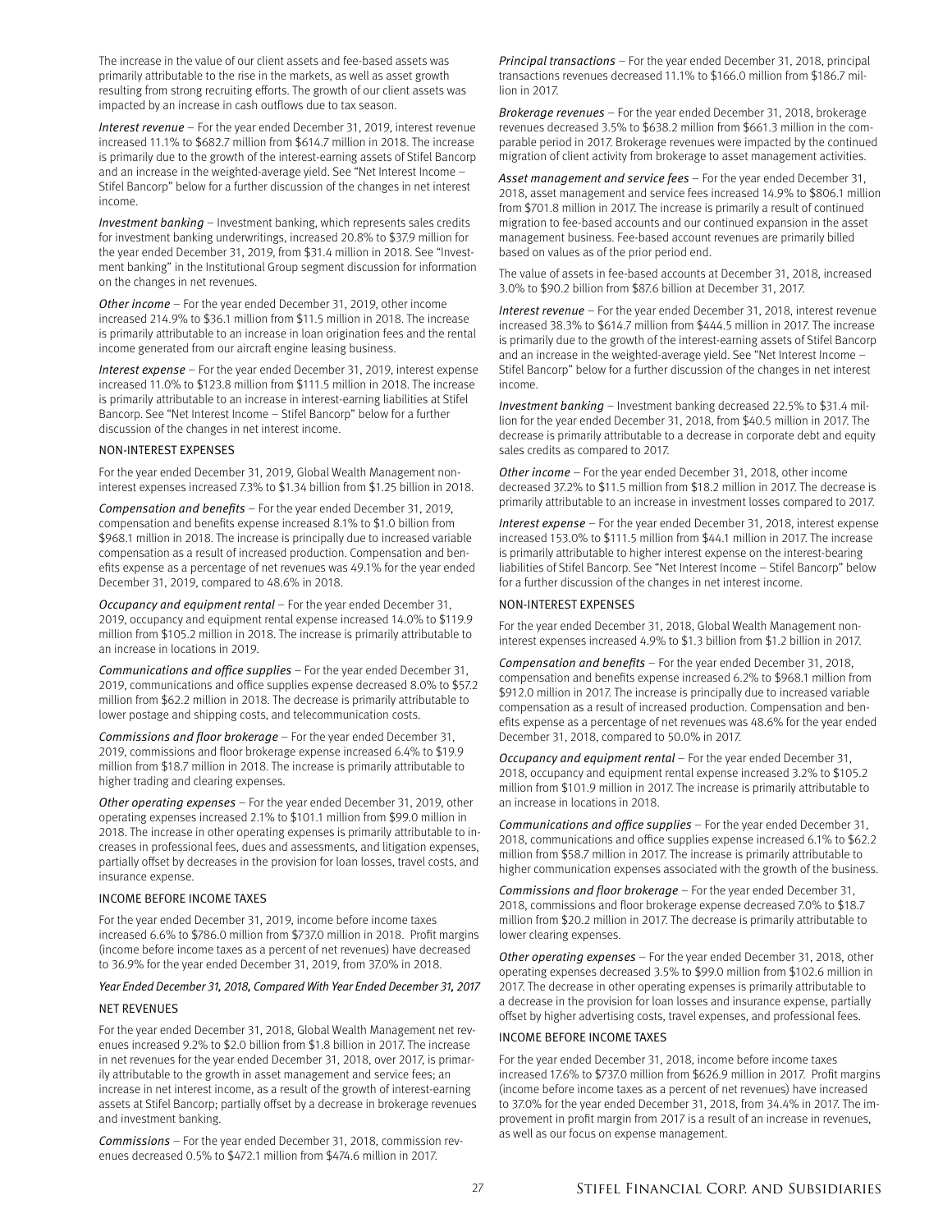The increase in the value of our client assets and fee-based assets was primarily attributable to the rise in the markets, as well as asset growth resulting from strong recruiting efforts. The growth of our client assets was impacted by an increase in cash outflows due to tax season.

*Interest revenue* – For the year ended December 31, 2019, interest revenue increased 11.1% to $682.7 million from $614.7 million in 2018. The increase is primarily due to the growth of the interest-earning assets of Stifel Bancorp and an increase in the weighted-average yield. See "Net Interest Income – Stifel Bancorp" below for a further discussion of the changes in net interest income.

*Investment banking* – Investment banking, which represents sales credits for investment banking underwritings, increased 20.8% to $37.9 million for the year ended December 31, 2019, from $31.4 million in 2018. See "Investment banking" in the Institutional Group segment discussion for information on the changes in net revenues.

*Other income* – For the year ended December 31, 2019, other income increased 214.9% to $36.1 million from $11.5 million in 2018. The increase is primarily attributable to an increase in loan origination fees and the rental income generated from our aircraft engine leasing business.

*Interest expense* – For the year ended December 31, 2019, interest expense increased 11.0% to $123.8 million from $111.5 million in 2018. The increase is primarily attributable to an increase in interest-earning liabilities at Stifel Bancorp. See "Net Interest Income – Stifel Bancorp" below for a further discussion of the changes in net interest income.

#### NON-INTEREST EXPENSES

For the year ended December 31, 2019, Global Wealth Management non-interest expenses increased 7.3% to $1.34 billion from $1.25 billion in 2018.

*Compensation and benefits* – For the year ended December 31, 2019, compensation and benefits expense increased 8.1% to $1.0 billion from $968.1 million in 2018. The increase is principally due to increased variable compensation as a result of increased production. Compensation and benefits expense as a percentage of net revenues was 49.1% for the year ended December 31, 2019, compared to 48.6% in 2018.

*Occupancy and equipment rental* – For the year ended December 31, 2019, occupancy and equipment rental expense increased 14.0% to $119.9 million from $105.2 million in 2018. The increase is primarily attributable to an increase in locations in 2019.

*Communications and office supplies* – For the year ended December 31, 2019, communications and office supplies expense decreased 8.0% to $57.2 million from $62.2 million in 2018. The decrease is primarily attributable to lower postage and shipping costs, and telecommunication costs.

*Commissions and floor brokerage* – For the year ended December 31, 2019, commissions and floor brokerage expense increased 6.4% to $19.9 million from $18.7 million in 2018. The increase is primarily attributable to higher trading and clearing expenses.

*Other operating expenses* – For the year ended December 31, 2019, other operating expenses increased 2.1% to $101.1 million from $99.0 million in 2018. The increase in other operating expenses is primarily attributable to increases in professional fees, dues and assessments, and litigation expenses, partially offset by decreases in the provision for loan losses, travel costs, and insurance expense.

#### INCOME BEFORE INCOME TAXES

For the year ended December 31, 2019, income before income taxes increased 6.6% to $786.0 million from $737.0 million in 2018. Profit margins (income before income taxes as a percent of net revenues) have decreased to 36.9% for the year ended December 31, 2019, from 37.0% in 2018.

### *Year Ended December 31, 2018, Compared With Year Ended December 31, 2017*

#### NET REVENUES

For the year ended December 31, 2018, Global Wealth Management net revenues increased 9.2% to $2.0 billion from $1.8 billion in 2017. The increase in net revenues for the year ended December 31, 2018, over 2017, is primarily attributable to the growth in asset management and service fees; an increase in net interest income, as a result of the growth of interest-earning assets at Stifel Bancorp; partially offset by a decrease in brokerage revenues and investment banking.

*Commissions* – For the year ended December 31, 2018, commission revenues decreased 0.5% to $472.1 million from $474.6 million in 2017.

*Principal transactions* – For the year ended December 31, 2018, principal transactions revenues decreased 11.1% to $166.0 million from $186.7 million in 2017.

*Brokerage revenues* – For the year ended December 31, 2018, brokerage revenues decreased 3.5% to $638.2 million from $661.3 million in the comparable period in 2017. Brokerage revenues were impacted by the continued migration of client activity from brokerage to asset management activities.

*Asset management and service fees* – For the year ended December 31, 2018, asset management and service fees increased 14.9% to $806.1 million from $701.8 million in 2017. The increase is primarily a result of continued migration to fee-based accounts and our continued expansion in the asset management business. Fee-based account revenues are primarily billed based on values as of the prior period end.

The value of assets in fee-based accounts at December 31, 2018, increased 3.0% to $90.2 billion from $87.6 billion at December 31, 2017.

*Interest revenue* – For the year ended December 31, 2018, interest revenue increased 38.3% to $614.7 million from $444.5 million in 2017. The increase is primarily due to the growth of the interest-earning assets of Stifel Bancorp and an increase in the weighted-average yield. See "Net Interest Income – Stifel Bancorp" below for a further discussion of the changes in net interest income.

*Investment banking* – Investment banking decreased 22.5% to $31.4 million for the year ended December 31, 2018, from $40.5 million in 2017. The decrease is primarily attributable to a decrease in corporate debt and equity sales credits as compared to 2017.

*Other income* – For the year ended December 31, 2018, other income decreased 37.2% to $11.5 million from $18.2 million in 2017. The decrease is primarily attributable to an increase in investment losses compared to 2017.

*Interest expense* – For the year ended December 31, 2018, interest expense increased 153.0% to $111.5 million from $44.1 million in 2017. The increase is primarily attributable to higher interest expense on the interest-bearing liabilities of Stifel Bancorp. See "Net Interest Income – Stifel Bancorp" below for a further discussion of the changes in net interest income.

#### NON-INTEREST EXPENSES

For the year ended December 31, 2018, Global Wealth Management non-interest expenses increased 4.9% to $1.3 billion from $1.2 billion in 2017.

*Compensation and benefits* – For the year ended December 31, 2018, compensation and benefits expense increased 6.2% to $968.1 million from $912.0 million in 2017. The increase is principally due to increased variable compensation as a result of increased production. Compensation and benefits expense as a percentage of net revenues was 48.6% for the year ended December 31, 2018, compared to 50.0% in 2017.

*Occupancy and equipment rental* – For the year ended December 31, 2018, occupancy and equipment rental expense increased 3.2% to $105.2 million from $101.9 million in 2017. The increase is primarily attributable to an increase in locations in 2018.

*Communications and office supplies* – For the year ended December 31, 2018, communications and office supplies expense increased 6.1% to $62.2 million from $58.7 million in 2017. The increase is primarily attributable to higher communication expenses associated with the growth of the business.

*Commissions and floor brokerage* – For the year ended December 31, 2018, commissions and floor brokerage expense decreased 7.0% to $18.7 million from $20.2 million in 2017. The decrease is primarily attributable to lower clearing expenses.

*Other operating expenses* – For the year ended December 31, 2018, other operating expenses decreased 3.5% to $99.0 million from $102.6 million in 2017. The decrease in other operating expenses is primarily attributable to a decrease in the provision for loan losses and insurance expense, partially offset by higher advertising costs, travel expenses, and professional fees.

#### INCOME BEFORE INCOME TAXES

For the year ended December 31, 2018, income before income taxes increased 17.6% to $737.0 million from $626.9 million in 2017. Profit margins (income before income taxes as a percent of net revenues) have increased to 37.0% for the year ended December 31, 2018, from 34.4% in 2017. The improvement in profit margin from 2017 is a result of an increase in revenues, as well as our focus on expense management.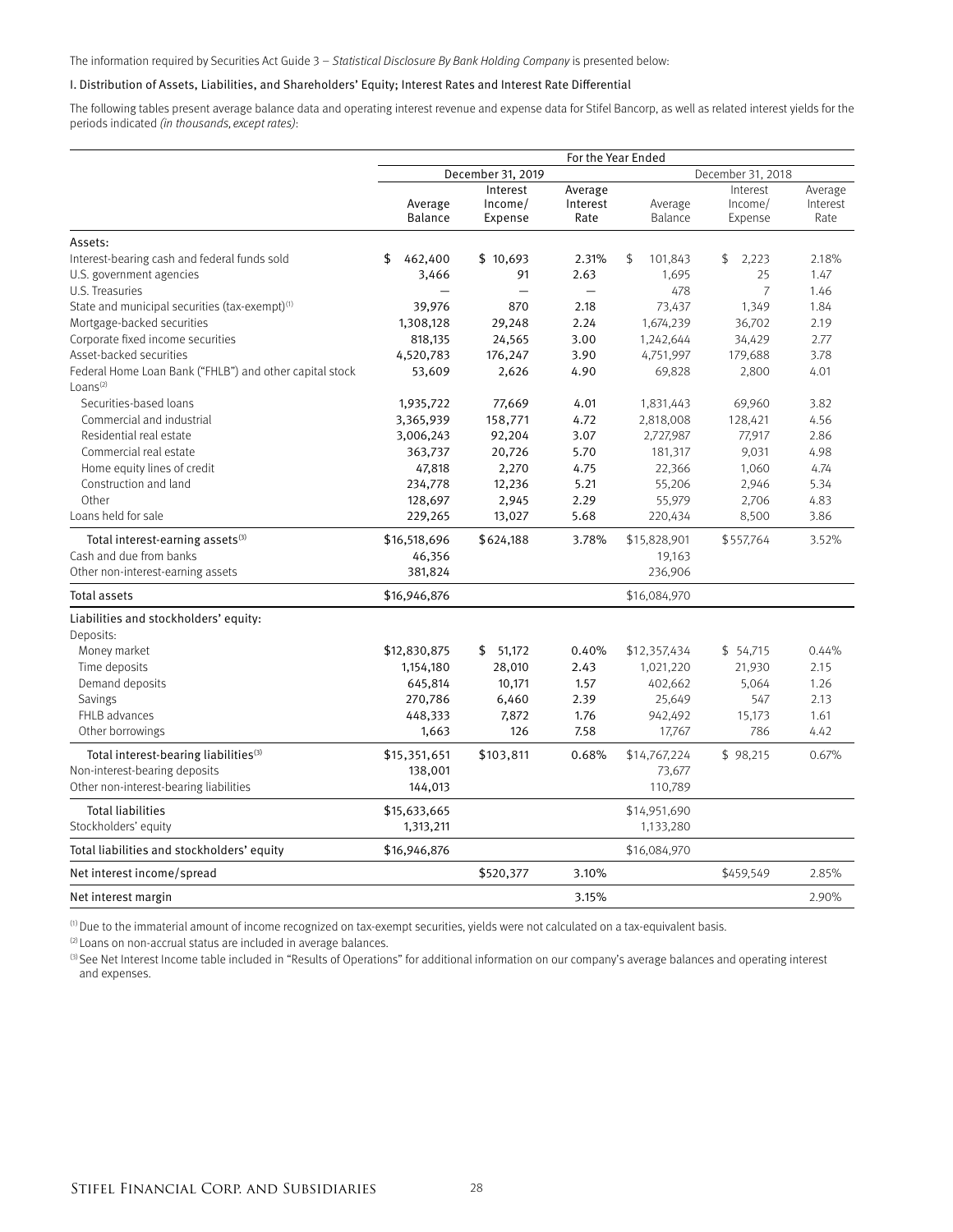The information required by Securities Act Guide 3 – *Statistical Disclosure By Bank Holding Company* is presented below:

### I. Distribution of Assets, Liabilities, and Shareholders' Equity; Interest Rates and Interest Rate Differential

The following tables present average balance data and operating interest revenue and expense data for Stifel Bancorp, as well as related interest yields for the periods indicated *(in thousands, except rates)*:

| | For the Year Ended | | | | | |
|---|---|---|---|---|---|---|
| | December 31, 2019 | | | December 31, 2018 | | |
| | Average Balance | Interest Income/ Expense | Average Interest Rate | Average Balance | Interest Income/ Expense | Average Interest Rate |
| **Assets:** | | | | | | |
| Interest-bearing cash and federal funds sold | $ 462,400 | $ 10,693 | 2.31% | $ 101,843 | $ 2,223 | 2.18% |
| U.S. government agencies | 3,466 | 91 | 2.63 | 1,695 | 25 | 1.47 |
| U.S. Treasuries | — | — | — | 478 | 7 | 1.46 |
| State and municipal securities (tax-exempt)[1] | 39,976 | 870 | 2.18 | 73,437 | 1,349 | 1.84 |
| Mortgage-backed securities | 1,308,128 | 29,248 | 2.24 | 1,674,239 | 36,702 | 2.19 |
| Corporate fixed income securities | 818,135 | 24,565 | 3.00 | 1,242,644 | 34,429 | 2.77 |
| Asset-backed securities | 4,520,783 | 176,247 | 3.90 | 4,751,997 | 179,688 | 3.78 |
| Federal Home Loan Bank ("FHLB") and other capital stock | 53,609 | 2,626 | 4.90 | 69,828 | 2,800 | 4.01 |
| Loans[2] | | | | | | |
| Securities-based loans | 1,935,722 | 77,669 | 4.01 | 1,831,443 | 69,960 | 3.82 |
| Commercial and industrial | 3,365,939 | 158,771 | 4.72 | 2,818,008 | 128,421 | 4.56 |
| Residential real estate | 3,006,243 | 92,204 | 3.07 | 2,727,987 | 77,917 | 2.86 |
| Commercial real estate | 363,737 | 20,726 | 5.70 | 181,317 | 9,031 | 4.98 |
| Home equity lines of credit | 47,818 | 2,270 | 4.75 | 22,366 | 1,060 | 4.74 |
| Construction and land | 234,778 | 12,236 | 5.21 | 55,206 | 2,946 | 5.34 |
| Other | 128,697 | 2,945 | 2.29 | 55,979 | 2,706 | 4.83 |
| Loans held for sale | 229,265 | 13,027 | 5.68 | 220,434 | 8,500 | 3.86 |
| Total interest-earning assets[3] | $16,518,696 | $624,188 | 3.78% | $15,828,901 | $557,764 | 3.52% |
| Cash and due from banks | 46,356 | | | 19,163 | | |
| Other non-interest-earning assets | 381,824 | | | 236,906 | | |
| Total assets | $16,946,876 | | | $16,084,970 | | |
| **Liabilities and stockholders' equity:** | | | | | | |
| Deposits: | | | | | | |
| Money market | $12,830,875 | $ 51,172 | 0.40% | $12,357,434 | $ 54,715 | 0.44% |
| Time deposits | 1,154,180 | 28,010 | 2.43 | 1,021,220 | 21,930 | 2.15 |
| Demand deposits | 645,814 | 10,171 | 1.57 | 402,662 | 5,064 | 1.26 |
| Savings | 270,786 | 6,460 | 2.39 | 25,649 | 547 | 2.13 |
| FHLB advances | 448,333 | 7,872 | 1.76 | 942,492 | 15,173 | 1.61 |
| Other borrowings | 1,663 | 126 | 7.58 | 17,767 | 786 | 4.42 |
| Total interest-bearing liabilities[3] | $15,351,651 | $103,811 | 0.68% | $14,767,224 | $ 98,215 | 0.67% |
| Non-interest-bearing deposits | 138,001 | | | 73,677 | | |
| Other non-interest-bearing liabilities | 144,013 | | | 110,789 | | |
| Total liabilities | $15,633,665 | | | $14,951,690 | | |
| Stockholders' equity | 1,313,211 | | | 1,133,280 | | |
| Total liabilities and stockholders' equity | $16,946,876 | | | $16,084,970 | | |
| Net interest income/spread | | $520,377 | 3.10% | | $459,549 | 2.85% |
| Net interest margin | | | 3.15% | | | 2.90% |

[1] Due to the immaterial amount of income recognized on tax-exempt securities, yields were not calculated on a tax-equivalent basis.

[2] Loans on non-accrual status are included in average balances.

[3] See Net Interest Income table included in "Results of Operations" for additional information on our company's average balances and operating interest and expenses.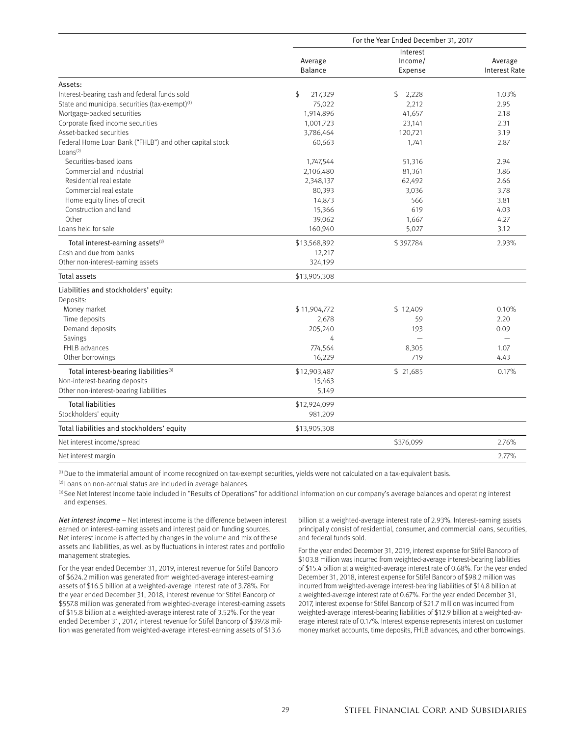| | For the Year Ended December 31, 2017 | | |
|---|---|---|---|
| | Average Balance | Interest Income/ Expense | Average Interest Rate |
| Assets: | | | |
| Interest-bearing cash and federal funds sold | $ 217,329 | $ 2,228 | 1.03% |
| State and municipal securities (tax-exempt)[(1)] | 75,022 | 2,212 | 2.95 |
| Mortgage-backed securities | 1,914,896 | 41,657 | 2.18 |
| Corporate fixed income securities | 1,001,723 | 23,141 | 2.31 |
| Asset-backed securities | 3,786,464 | 120,721 | 3.19 |
| Federal Home Loan Bank ("FHLB") and other capital stock | 60,663 | 1,741 | 2.87 |
| Loans[(2)] | | | |
| Securities-based loans | 1,747,544 | 51,316 | 2.94 |
| Commercial and industrial | 2,106,480 | 81,361 | 3.86 |
| Residential real estate | 2,348,137 | 62,492 | 2.66 |
| Commercial real estate | 80,393 | 3,036 | 3.78 |
| Home equity lines of credit | 14,873 | 566 | 3.81 |
| Construction and land | 15,366 | 619 | 4.03 |
| Other | 39,062 | 1,667 | 4.27 |
| Loans held for sale | 160,940 | 5,027 | 3.12 |
| Total interest-earning assets[(3)] | $13,568,892 | $ 397,784 | 2.93% |
| Cash and due from banks | 12,217 | | |
| Other non-interest-earning assets | 324,199 | | |
| Total assets | $13,905,308 | | |
| Liabilities and stockholders' equity: | | | |
| Deposits: | | | |
| Money market | $ 11,904,772 | $ 12,409 | 0.10% |
| Time deposits | 2,678 | 59 | 2.20 |
| Demand deposits | 205,240 | 193 | 0.09 |
| Savings | 4 | — | — |
| FHLB advances | 774,564 | 8,305 | 1.07 |
| Other borrowings | 16,229 | 719 | 4.43 |
| Total interest-bearing liabilities[(3)] | $12,903,487 | $ 21,685 | 0.17% |
| Non-interest-bearing deposits | 15,463 | | |
| Other non-interest-bearing liabilities | 5,149 | | |
| Total liabilities | $12,924,099 | | |
| Stockholders' equity | 981,209 | | |
| Total liabilities and stockholders' equity | $13,905,308 | | |
| Net interest income/spread | | $376,099 | 2.76% |
| Net interest margin | | | 2.77% |

[(1)] Due to the immaterial amount of income recognized on tax-exempt securities, yields were not calculated on a tax-equivalent basis.

[(2)] Loans on non-accrual status are included in average balances.

[(3)] See Net Interest Income table included in "Results of Operations" for additional information on our company's average balances and operating interest and expenses.

*Net interest income* – Net interest income is the difference between interest earned on interest-earning assets and interest paid on funding sources. Net interest income is affected by changes in the volume and mix of these assets and liabilities, as well as by fluctuations in interest rates and portfolio management strategies.

For the year ended December 31, 2019, interest revenue for Stifel Bancorp of $624.2 million was generated from weighted-average interest-earning assets of $16.5 billion at a weighted-average interest rate of 3.78%. For the year ended December 31, 2018, interest revenue for Stifel Bancorp of $557.8 million was generated from weighted-average interest-earning assets of $15.8 billion at a weighted-average interest rate of 3.52%. For the year ended December 31, 2017, interest revenue for Stifel Bancorp of $397.8 million was generated from weighted-average interest-earning assets of $13.6 billion at a weighted-average interest rate of 2.93%. Interest-earning assets principally consist of residential, consumer, and commercial loans, securities, and federal funds sold.

For the year ended December 31, 2019, interest expense for Stifel Bancorp of $103.8 million was incurred from weighted-average interest-bearing liabilities of $15.4 billion at a weighted-average interest rate of 0.68%. For the year ended December 31, 2018, interest expense for Stifel Bancorp of $98.2 million was incurred from weighted-average interest-bearing liabilities of $14.8 billion at a weighted-average interest rate of 0.67%. For the year ended December 31, 2017, interest expense for Stifel Bancorp of $21.7 million was incurred from weighted-average interest-bearing liabilities of $12.9 billion at a weighted-average interest rate of 0.17%. Interest expense represents interest on customer money market accounts, time deposits, FHLB advances, and other borrowings.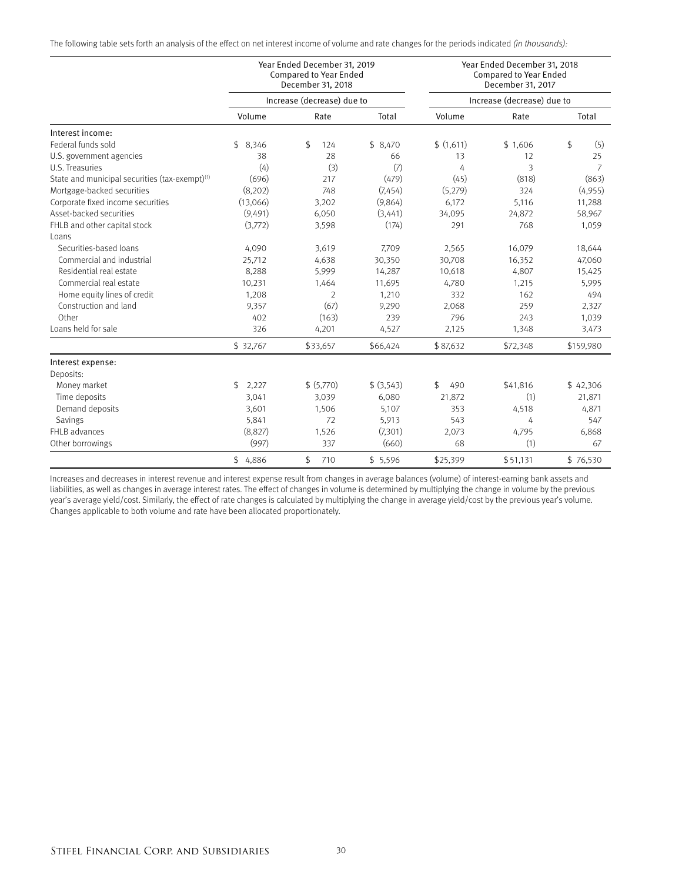The following table sets forth an analysis of the effect on net interest income of volume and rate changes for the periods indicated *(in thousands)*:

| | Year Ended December 31, 2019 Compared to Year Ended December 31, 2018 | | | Year Ended December 31, 2018 Compared to Year Ended December 31, 2017 | | |
|---|---|---|---|---|---|---|
| | Increase (decrease) due to | | | Increase (decrease) due to | | |
| | Volume | Rate | Total | Volume | Rate | Total |
| Interest income: | | | | | | |
| Federal funds sold | $ 8,346 | $ 124 | $ 8,470 | $ (1,611) | $ 1,606 | $ (5) |
| U.S. government agencies | 38 | 28 | 66 | 13 | 12 | 25 |
| U.S. Treasuries | (4) | (3) | (7) | 4 | 3 | 7 |
| State and municipal securities (tax-exempt)[(1)] | (696) | 217 | (479) | (45) | (818) | (863) |
| Mortgage-backed securities | (8,202) | 748 | (7,454) | (5,279) | 324 | (4,955) |
| Corporate fixed income securities | (13,066) | 3,202 | (9,864) | 6,172 | 5,116 | 11,288 |
| Asset-backed securities | (9,491) | 6,050 | (3,441) | 34,095 | 24,872 | 58,967 |
| FHLB and other capital stock | (3,772) | 3,598 | (174) | 291 | 768 | 1,059 |
| Loans | | | | | | |
| Securities-based loans | 4,090 | 3,619 | 7,709 | 2,565 | 16,079 | 18,644 |
| Commercial and industrial | 25,712 | 4,638 | 30,350 | 30,708 | 16,352 | 47,060 |
| Residential real estate | 8,288 | 5,999 | 14,287 | 10,618 | 4,807 | 15,425 |
| Commercial real estate | 10,231 | 1,464 | 11,695 | 4,780 | 1,215 | 5,995 |
| Home equity lines of credit | 1,208 | 2 | 1,210 | 332 | 162 | 494 |
| Construction and land | 9,357 | (67) | 9,290 | 2,068 | 259 | 2,327 |
| Other | 402 | (163) | 239 | 796 | 243 | 1,039 |
| Loans held for sale | 326 | 4,201 | 4,527 | 2,125 | 1,348 | 3,473 |
| | $ 32,767 | $33,657 | $66,424 | $ 87,632 | $72,348 | $159,980 |
| Interest expense: | | | | | | |
| Deposits: | | | | | | |
| Money market | $ 2,227 | $ (5,770) | $ (3,543) | $ 490 | $41,816 | $ 42,306 |
| Time deposits | 3,041 | 3,039 | 6,080 | 21,872 | (1) | 21,871 |
| Demand deposits | 3,601 | 1,506 | 5,107 | 353 | 4,518 | 4,871 |
| Savings | 5,841 | 72 | 5,913 | 543 | 4 | 547 |
| FHLB advances | (8,827) | 1,526 | (7,301) | 2,073 | 4,795 | 6,868 |
| Other borrowings | (997) | 337 | (660) | 68 | (1) | 67 |
| | $ 4,886 | $ 710 | $ 5,596 | $25,399 | $ 51,131 | $ 76,530 |

Increases and decreases in interest revenue and interest expense result from changes in average balances (volume) of interest-earning bank assets and liabilities, as well as changes in average interest rates. The effect of changes in volume is determined by multiplying the change in volume by the previous year's average yield/cost. Similarly, the effect of rate changes is calculated by multiplying the change in average yield/cost by the previous year's volume. Changes applicable to both volume and rate have been allocated proportionately.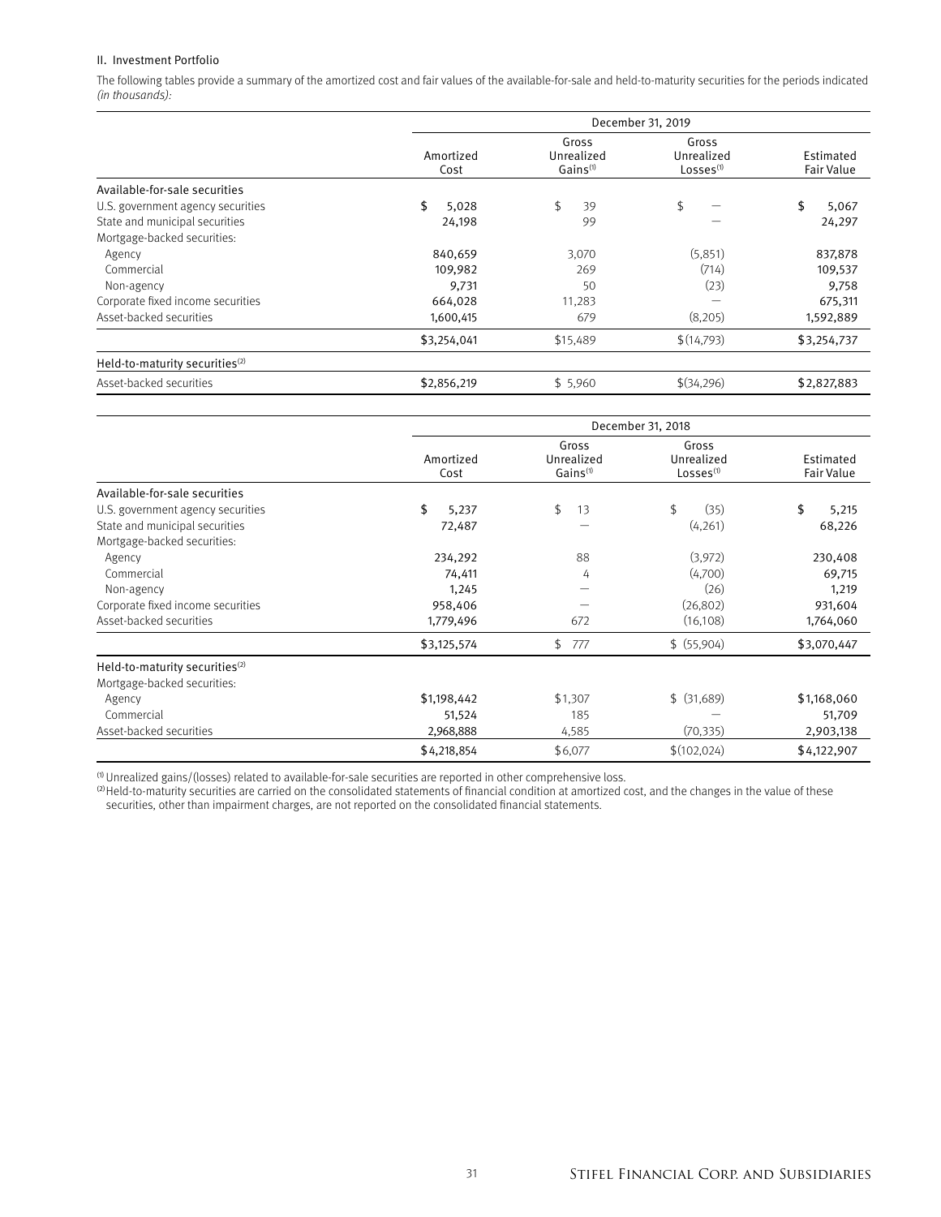## II. Investment Portfolio

The following tables provide a summary of the amortized cost and fair values of the available-for-sale and held-to-maturity securities for the periods indicated *(in thousands)*:

| | December 31, 2019 | | | |
|---|---|---|---|---|
| | Amortized Cost | Gross Unrealized Gains[1] | Gross Unrealized Losses[1] | Estimated Fair Value |
| Available-for-sale securities | | | | |
| U.S. government agency securities | $ 5,028 | $ 39 | $ — | $ 5,067 |
| State and municipal securities | 24,198 | 99 | — | 24,297 |
| Mortgage-backed securities: | | | | |
| Agency | 840,659 | 3,070 | (5,851) | 837,878 |
| Commercial | 109,982 | 269 | (714) | 109,537 |
| Non-agency | 9,731 | 50 | (23) | 9,758 |
| Corporate fixed income securities | 664,028 | 11,283 | — | 675,311 |
| Asset-backed securities | 1,600,415 | 679 | (8,205) | 1,592,889 |
| | $3,254,041 | $15,489 | $(14,793) | $3,254,737 |
| Held-to-maturity securities[2] | | | | |
| Asset-backed securities | $2,856,219 | $ 5,960 | $(34,296) | $2,827,883 |

| | December 31, 2018 | | | |
|---|---|---|---|---|
| | Amortized Cost | Gross Unrealized Gains[1] | Gross Unrealized Losses[1] | Estimated Fair Value |
| Available-for-sale securities | | | | |
| U.S. government agency securities | $ 5,237 | $ 13 | $ (35) | $ 5,215 |
| State and municipal securities | 72,487 | — | (4,261) | 68,226 |
| Mortgage-backed securities: | | | | |
| Agency | 234,292 | 88 | (3,972) | 230,408 |
| Commercial | 74,411 | 4 | (4,700) | 69,715 |
| Non-agency | 1,245 | — | (26) | 1,219 |
| Corporate fixed income securities | 958,406 | — | (26,802) | 931,604 |
| Asset-backed securities | 1,779,496 | 672 | (16,108) | 1,764,060 |
| | $3,125,574 | $ 777 | $ (55,904) | $3,070,447 |
| Held-to-maturity securities[2] | | | | |
| Mortgage-backed securities: | | | | |
| Agency | $1,198,442 | $1,307 | $ (31,689) | $1,168,060 |
| Commercial | 51,524 | 185 | — | 51,709 |
| Asset-backed securities | 2,968,888 | 4,585 | (70,335) | 2,903,138 |
| | $4,218,854 | $6,077 | $(102,024) | $4,122,907 |

[1] Unrealized gains/(losses) related to available-for-sale securities are reported in other comprehensive loss.

[2] Held-to-maturity securities are carried on the consolidated statements of financial condition at amortized cost, and the changes in the value of these securities, other than impairment charges, are not reported on the consolidated financial statements.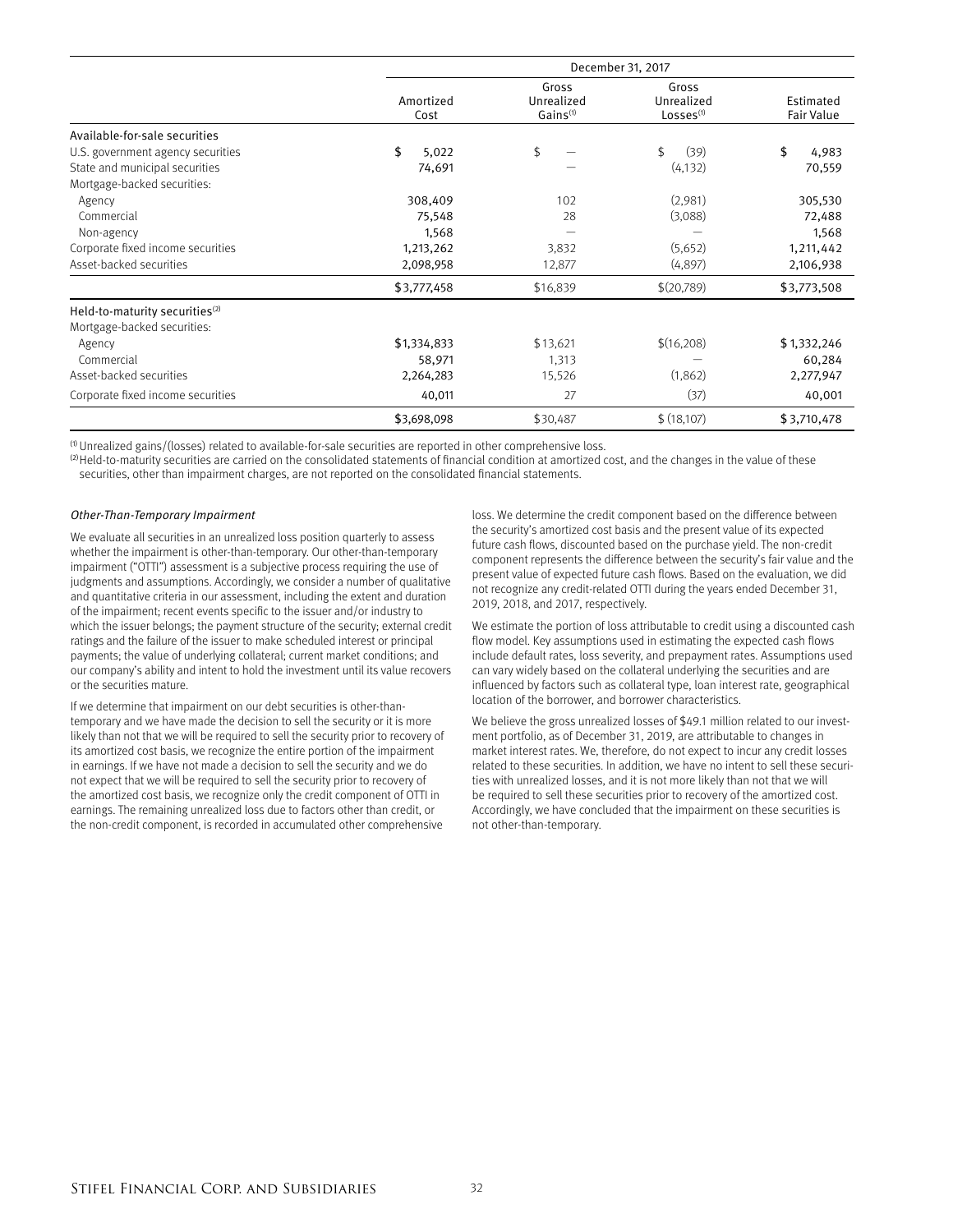| | December 31, 2017 | | | |
|---|---|---|---|---|
| | Amortized Cost | Gross Unrealized Gains[(1)] | Gross Unrealized Losses[(1)] | Estimated Fair Value |
| Available-for-sale securities | | | | |
| U.S. government agency securities | $ 5,022 | $ — | $ (39) | $ 4,983 |
| State and municipal securities | 74,691 | — | (4,132) | 70,559 |
| Mortgage-backed securities: | | | | |
| Agency | 308,409 | 102 | (2,981) | 305,530 |
| Commercial | 75,548 | 28 | (3,088) | 72,488 |
| Non-agency | 1,568 | — | — | 1,568 |
| Corporate fixed income securities | 1,213,262 | 3,832 | (5,652) | 1,211,442 |
| Asset-backed securities | 2,098,958 | 12,877 | (4,897) | 2,106,938 |
| | $3,777,458 | $16,839 | $(20,789) | $3,773,508 |
| Held-to-maturity securities[(2)] | | | | |
| Mortgage-backed securities: | | | | |
| Agency | $1,334,833 | $13,621 | $(16,208) | $1,332,246 |
| Commercial | 58,971 | 1,313 | — | 60,284 |
| Asset-backed securities | 2,264,283 | 15,526 | (1,862) | 2,277,947 |
| Corporate fixed income securities | 40,011 | 27 | (37) | 40,001 |
| | $3,698,098 | $30,487 | $ (18,107) | $3,710,478 |

(1) Unrealized gains/(losses) related to available-for-sale securities are reported in other comprehensive loss.

(2) Held-to-maturity securities are carried on the consolidated statements of financial condition at amortized cost, and the changes in the value of these securities, other than impairment charges, are not reported on the consolidated financial statements.

*Other-Than-Temporary Impairment*

We evaluate all securities in an unrealized loss position quarterly to assess whether the impairment is other-than-temporary. Our other-than-temporary impairment ("OTTI") assessment is a subjective process requiring the use of judgments and assumptions. Accordingly, we consider a number of qualitative and quantitative criteria in our assessment, including the extent and duration of the impairment; recent events specific to the issuer and/or industry to which the issuer belongs; the payment structure of the security; external credit ratings and the failure of the issuer to make scheduled interest or principal payments; the value of underlying collateral; current market conditions; and our company's ability and intent to hold the investment until its value recovers or the securities mature.

If we determine that impairment on our debt securities is other-than-temporary and we have made the decision to sell the security or it is more likely than not that we will be required to sell the security prior to recovery of its amortized cost basis, we recognize the entire portion of the impairment in earnings. If we have not made a decision to sell the security and we do not expect that we will be required to sell the security prior to recovery of the amortized cost basis, we recognize only the credit component of OTTI in earnings. The remaining unrealized loss due to factors other than credit, or the non-credit component, is recorded in accumulated other comprehensive loss. We determine the credit component based on the difference between the security's amortized cost basis and the present value of its expected future cash flows, discounted based on the purchase yield. The non-credit component represents the difference between the security's fair value and the present value of expected future cash flows. Based on the evaluation, we did not recognize any credit-related OTTI during the years ended December 31, 2019, 2018, and 2017, respectively.

We estimate the portion of loss attributable to credit using a discounted cash flow model. Key assumptions used in estimating the expected cash flows include default rates, loss severity, and prepayment rates. Assumptions used can vary widely based on the collateral underlying the securities and are influenced by factors such as collateral type, loan interest rate, geographical location of the borrower, and borrower characteristics.

We believe the gross unrealized losses of $49.1 million related to our investment portfolio, as of December 31, 2019, are attributable to changes in market interest rates. We, therefore, do not expect to incur any credit losses related to these securities. In addition, we have no intent to sell these securities with unrealized losses, and it is not more likely than not that we will be required to sell these securities prior to recovery of the amortized cost. Accordingly, we have concluded that the impairment on these securities is not other-than-temporary.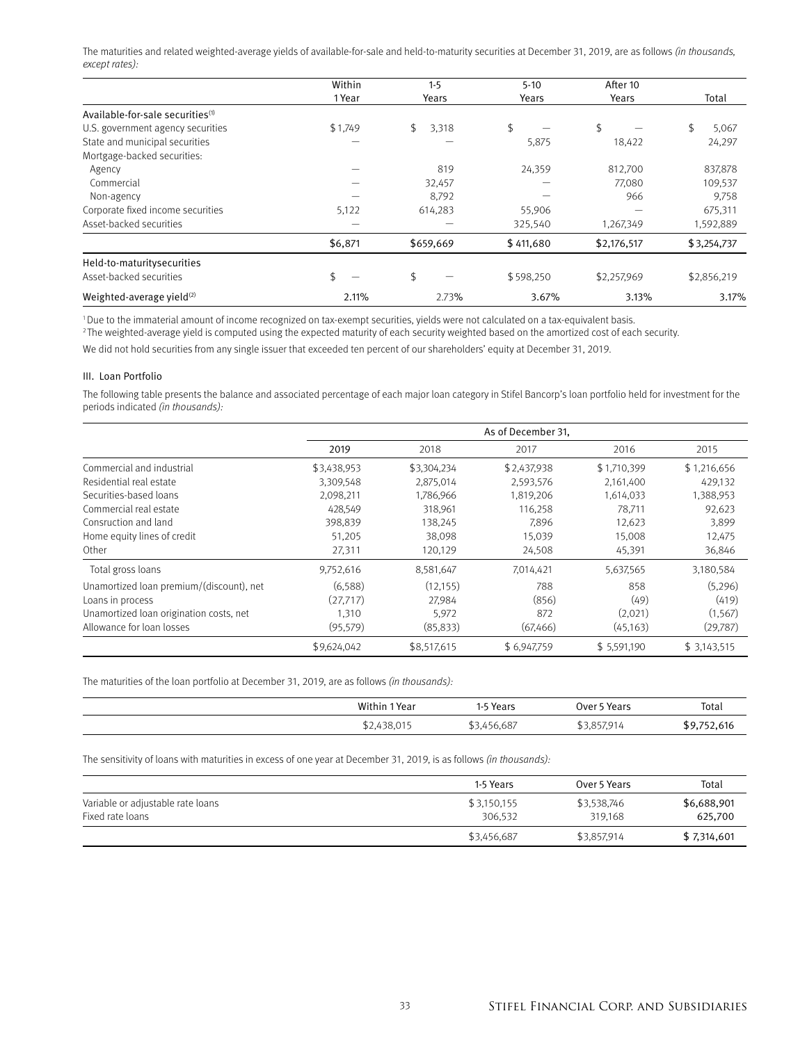The maturities and related weighted-average yields of available-for-sale and held-to-maturity securities at December 31, 2019, are as follows *(in thousands, except rates)*:

| | Within 1 Year | 1-5 Years | 5-10 Years | After 10 Years | Total |
|---|---|---|---|---|---|
| Available-for-sale securities[1] | | | | | |
| U.S. government agency securities | $1,749 | $ 3,318 | $ — | $ — | $ 5,067 |
| State and municipal securities | — | — | 5,875 | 18,422 | 24,297 |
| Mortgage-backed securities: | | | | | |
| Agency | — | 819 | 24,359 | 812,700 | 837,878 |
| Commercial | — | 32,457 | — | 77,080 | 109,537 |
| Non-agency | — | 8,792 | — | 966 | 9,758 |
| Corporate fixed income securities | 5,122 | 614,283 | 55,906 | — | 675,311 |
| Asset-backed securities | — | — | 325,540 | 1,267,349 | 1,592,889 |
| | $6,871 | $659,669 | $ 411,680 | $2,176,517 | $ 3,254,737 |
| Held-to-maturitysecurities | | | | | |
| Asset-backed securities | $ — | $ — | $ 598,250 | $2,257,969 | $2,856,219 |
| Weighted-average yield[2] | 2.11% | 2.73% | 3.67% | 3.13% | 3.17% |

[1] Due to the immaterial amount of income recognized on tax-exempt securities, yields were not calculated on a tax-equivalent basis.
[2] The weighted-average yield is computed using the expected maturity of each security weighted based on the amortized cost of each security.

We did not hold securities from any single issuer that exceeded ten percent of our shareholders' equity at December 31, 2019.

### III. Loan Portfolio

The following table presents the balance and associated percentage of each major loan category in Stifel Bancorp's loan portfolio held for investment for the periods indicated *(in thousands)*:

| | As of December 31, | | | | |
|---|---|---|---|---|---|
| | 2019 | 2018 | 2017 | 2016 | 2015 |
| Commercial and industrial | $3,438,953 | $3,304,234 | $ 2,437,938 | $ 1,710,399 | $ 1,216,656 |
| Residential real estate | 3,309,548 | 2,875,014 | 2,593,576 | 2,161,400 | 429,132 |
| Securities-based loans | 2,098,211 | 1,786,966 | 1,819,206 | 1,614,033 | 1,388,953 |
| Commercial real estate | 428,549 | 318,961 | 116,258 | 78,711 | 92,623 |
| Consruction and land | 398,839 | 138,245 | 7,896 | 12,623 | 3,899 |
| Home equity lines of credit | 51,205 | 38,098 | 15,039 | 15,008 | 12,475 |
| Other | 27,311 | 120,129 | 24,508 | 45,391 | 36,846 |
| Total gross loans | 9,752,616 | 8,581,647 | 7,014,421 | 5,637,565 | 3,180,584 |
| Unamortized loan premium/(discount), net | (6,588) | (12,155) | 788 | 858 | (5,296) |
| Loans in process | (27,717) | 27,984 | (856) | (49) | (419) |
| Unamortized loan origination costs, net | 1,310 | 5,972 | 872 | (2,021) | (1,567) |
| Allowance for loan losses | (95,579) | (85,833) | (67,466) | (45,163) | (29,787) |
| | $9,624,042 | $8,517,615 | $ 6,947,759 | $ 5,591,190 | $ 3,143,515 |

The maturities of the loan portfolio at December 31, 2019, are as follows *(in thousands)*:

| Within 1 Year | 1-5 Years | Over 5 Years | Total |
|---|---|---|---|
| $2,438,015 | $3,456,687 | $3,857,914 | $9,752,616 |

The sensitivity of loans with maturities in excess of one year at December 31, 2019, is as follows *(in thousands)*:

| | 1-5 Years | Over 5 Years | Total |
|---|---|---|---|
| Variable or adjustable rate loans | $ 3,150,155 | $3,538,746 | $6,688,901 |
| Fixed rate loans | 306,532 | 319,168 | 625,700 |
| | $3,456,687 | $3,857,914 | $ 7,314,601 |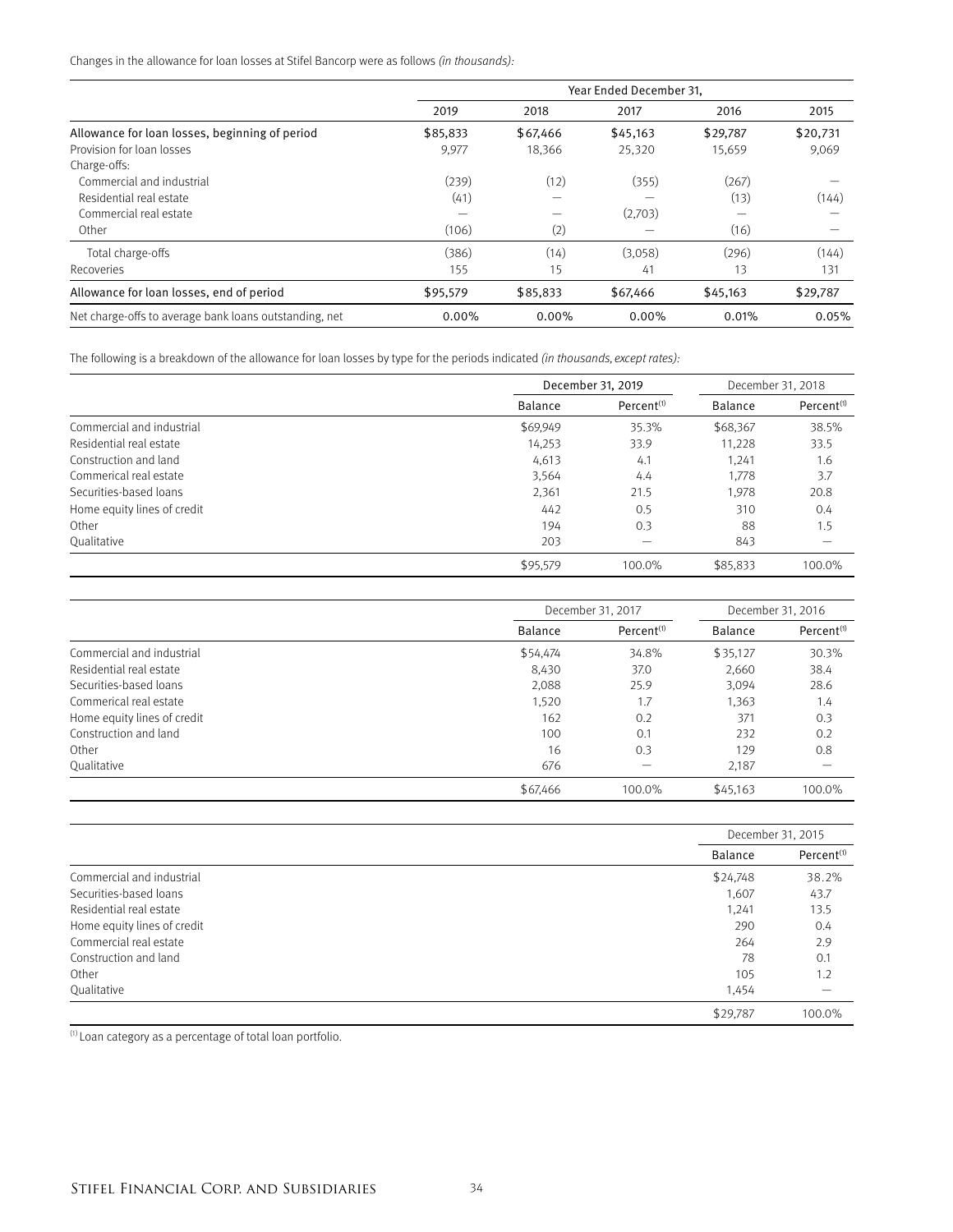Changes in the allowance for loan losses at Stifel Bancorp were as follows *(in thousands)*:

| | Year Ended December 31, | | | | |
|---|---|---|---|---|---|
| | 2019 | 2018 | 2017 | 2016 | 2015 |
| Allowance for loan losses, beginning of period | $85,833 | $67,466 | $45,163 | $29,787 | $20,731 |
| Provision for loan losses | 9,977 | 18,366 | 25,320 | 15,659 | 9,069 |
| Charge-offs: | | | | | |
| Commercial and industrial | (239) | (12) | (355) | (267) | — |
| Residential real estate | (41) | — | — | (13) | (144) |
| Commercial real estate | — | — | (2,703) | — | — |
| Other | (106) | (2) | — | (16) | — |
| Total charge-offs | (386) | (14) | (3,058) | (296) | (144) |
| Recoveries | 155 | 15 | 41 | 13 | 131 |
| Allowance for loan losses, end of period | $95,579 | $85,833 | $67,466 | $45,163 | $29,787 |
| Net charge-offs to average bank loans outstanding, net | 0.00% | 0.00% | 0.00% | 0.01% | 0.05% |

The following is a breakdown of the allowance for loan losses by type for the periods indicated *(in thousands, except rates)*:

| | December 31, 2019 | | December 31, 2018 | |
|---|---|---|---|---|
| | Balance | Percent[1] | Balance | Percent[1] |
| Commercial and industrial | $69,949 | 35.3% | $68,367 | 38.5% |
| Residential real estate | 14,253 | 33.9 | 11,228 | 33.5 |
| Construction and land | 4,613 | 4.1 | 1,241 | 1.6 |
| Commerical real estate | 3,564 | 4.4 | 1,778 | 3.7 |
| Securities-based loans | 2,361 | 21.5 | 1,978 | 20.8 |
| Home equity lines of credit | 442 | 0.5 | 310 | 0.4 |
| Other | 194 | 0.3 | 88 | 1.5 |
| Qualitative | 203 | — | 843 | — |
| | $95,579 | 100.0% | $85,833 | 100.0% |

| | December 31, 2017 | | December 31, 2016 | |
|---|---|---|---|---|
| | Balance | Percent[1] | Balance | Percent[1] |
| Commercial and industrial | $54,474 | 34.8% | $35,127 | 30.3% |
| Residential real estate | 8,430 | 37.0 | 2,660 | 38.4 |
| Securities-based loans | 2,088 | 25.9 | 3,094 | 28.6 |
| Commerical real estate | 1,520 | 1.7 | 1,363 | 1.4 |
| Home equity lines of credit | 162 | 0.2 | 371 | 0.3 |
| Construction and land | 100 | 0.1 | 232 | 0.2 |
| Other | 16 | 0.3 | 129 | 0.8 |
| Qualitative | 676 | — | 2,187 | — |
| | $67,466 | 100.0% | $45,163 | 100.0% |

| | December 31, 2015 | |
|---|---|---|
| | Balance | Percent[1] |
| Commercial and industrial | $24,748 | 38.2% |
| Securities-based loans | 1,607 | 43.7 |
| Residential real estate | 1,241 | 13.5 |
| Home equity lines of credit | 290 | 0.4 |
| Commercial real estate | 264 | 2.9 |
| Construction and land | 78 | 0.1 |
| Other | 105 | 1.2 |
| Qualitative | 1,454 | — |
| | $29,787 | 100.0% |

[1] Loan category as a percentage of total loan portfolio.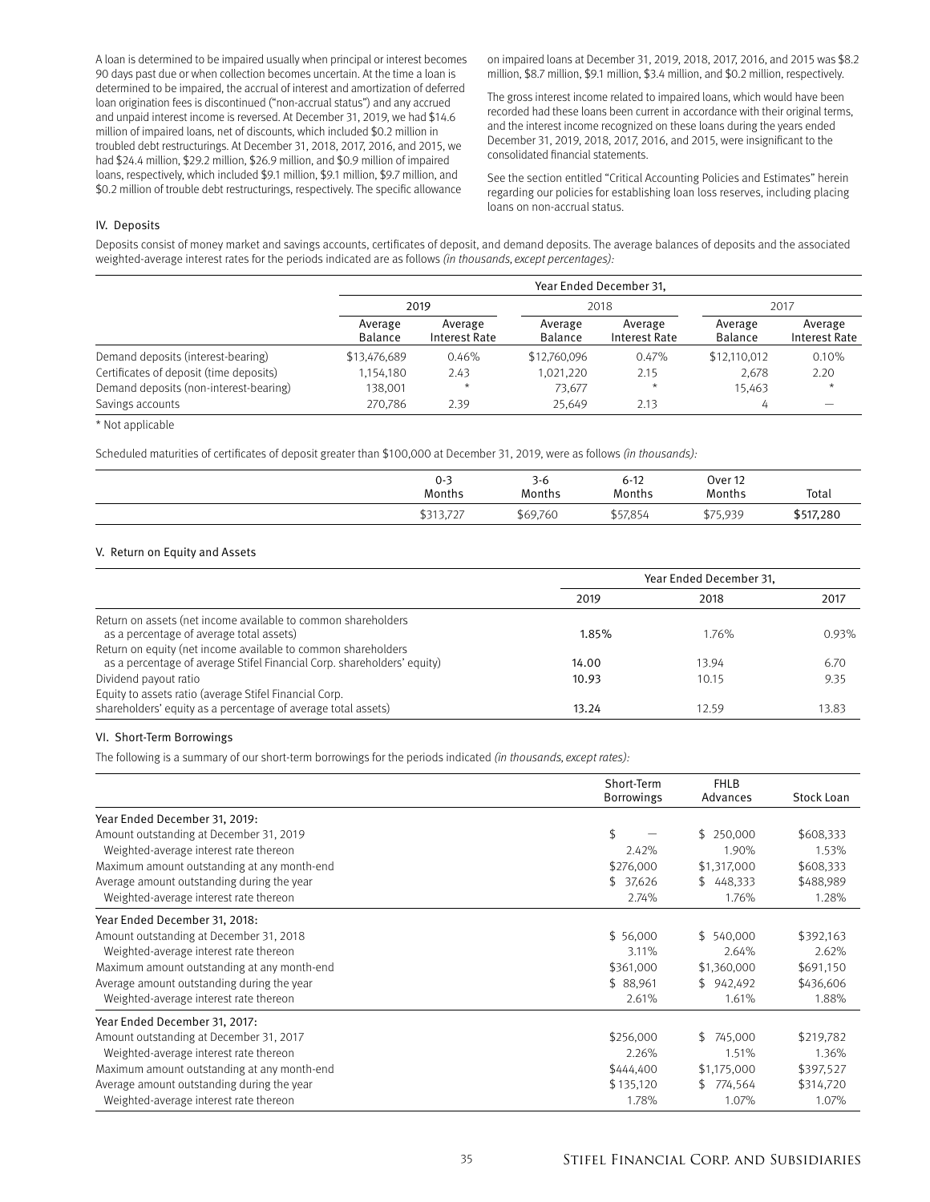A loan is determined to be impaired usually when principal or interest becomes 90 days past due or when collection becomes uncertain. At the time a loan is determined to be impaired, the accrual of interest and amortization of deferred loan origination fees is discontinued ("non-accrual status") and any accrued and unpaid interest income is reversed. At December 31, 2019, we had $14.6 million of impaired loans, net of discounts, which included $0.2 million in troubled debt restructurings. At December 31, 2018, 2017, 2016, and 2015, we had $24.4 million, $29.2 million, $26.9 million, and $0.9 million of impaired loans, respectively, which included $9.1 million, $9.1 million, $9.7 million, and $0.2 million of trouble debt restructurings, respectively. The specific allowance on impaired loans at December 31, 2019, 2018, 2017, 2016, and 2015 was $8.2 million, $8.7 million, $9.1 million, $3.4 million, and $0.2 million, respectively.

The gross interest income related to impaired loans, which would have been recorded had these loans been current in accordance with their original terms, and the interest income recognized on these loans during the years ended December 31, 2019, 2018, 2017, 2016, and 2015, were insignificant to the consolidated financial statements.

See the section entitled "Critical Accounting Policies and Estimates" herein regarding our policies for establishing loan loss reserves, including placing loans on non-accrual status.

### IV. Deposits

Deposits consist of money market and savings accounts, certificates of deposit, and demand deposits. The average balances of deposits and the associated weighted-average interest rates for the periods indicated are as follows *(in thousands, except percentages):*

| | Year Ended December 31, | | | | | |
|---|---|---|---|---|---|---|
| | 2019 | | 2018 | | 2017 | |
| | Average Balance | Average Interest Rate | Average Balance | Average Interest Rate | Average Balance | Average Interest Rate |
| Demand deposits (interest-bearing) | $13,476,689 | 0.46% | $12,760,096 | 0.47% | $12,110,012 | 0.10% |
| Certificates of deposit (time deposits) | 1,154,180 | 2.43 | 1,021,220 | 2.15 | 2,678 | 2.20 |
| Demand deposits (non-interest-bearing) | 138,001 | * | 73,677 | * | 15,463 | * |
| Savings accounts | 270,786 | 2.39 | 25,649 | 2.13 | 4 | — |

\* Not applicable

Scheduled maturities of certificates of deposit greater than $100,000 at December 31, 2019, were as follows *(in thousands):*

| | 0-3 Months | 3-6 Months | 6-12 Months | Over 12 Months | Total |
|---|---|---|---|---|---|
| | $313,727 | $69,760 | $57,854 | $75,939 | **$517,280** |

### V. Return on Equity and Assets

| | Year Ended December 31, | | |
|---|---|---|---|
| | 2019 | 2018 | 2017 |
| Return on assets (net income available to common shareholders as a percentage of average total assets) | **1.85%** | 1.76% | 0.93% |
| Return on equity (net income available to common shareholders as a percentage of average Stifel Financial Corp. shareholders' equity) | **14.00** | 13.94 | 6.70 |
| Dividend payout ratio | **10.93** | 10.15 | 9.35 |
| Equity to assets ratio (average Stifel Financial Corp. shareholders' equity as a percentage of average total assets) | **13.24** | 12.59 | 13.83 |

### VI. Short-Term Borrowings

The following is a summary of our short-term borrowings for the periods indicated *(in thousands, except rates):*

| | Short-Term Borrowings | FHLB Advances | Stock Loan |
|---|---|---|---|
| Year Ended December 31, 2019: | | | |
| Amount outstanding at December 31, 2019 | $ — | $ 250,000 | $608,333 |
| Weighted-average interest rate thereon | 2.42% | 1.90% | 1.53% |
| Maximum amount outstanding at any month-end | $276,000 | $1,317,000 | $608,333 |
| Average amount outstanding during the year | $ 37,626 | $ 448,333 | $488,989 |
| Weighted-average interest rate thereon | 2.74% | 1.76% | 1.28% |
| Year Ended December 31, 2018: | | | |
| Amount outstanding at December 31, 2018 | $ 56,000 | $ 540,000 | $392,163 |
| Weighted-average interest rate thereon | 3.11% | 2.64% | 2.62% |
| Maximum amount outstanding at any month-end | $361,000 | $1,360,000 | $691,150 |
| Average amount outstanding during the year | $ 88,961 | $ 942,492 | $436,606 |
| Weighted-average interest rate thereon | 2.61% | 1.61% | 1.88% |
| Year Ended December 31, 2017: | | | |
| Amount outstanding at December 31, 2017 | $256,000 | $ 745,000 | $219,782 |
| Weighted-average interest rate thereon | 2.26% | 1.51% | 1.36% |
| Maximum amount outstanding at any month-end | $444,400 | $1,175,000 | $397,527 |
| Average amount outstanding during the year | $135,120 | $ 774,564 | $314,720 |
| Weighted-average interest rate thereon | 1.78% | 1.07% | 1.07% |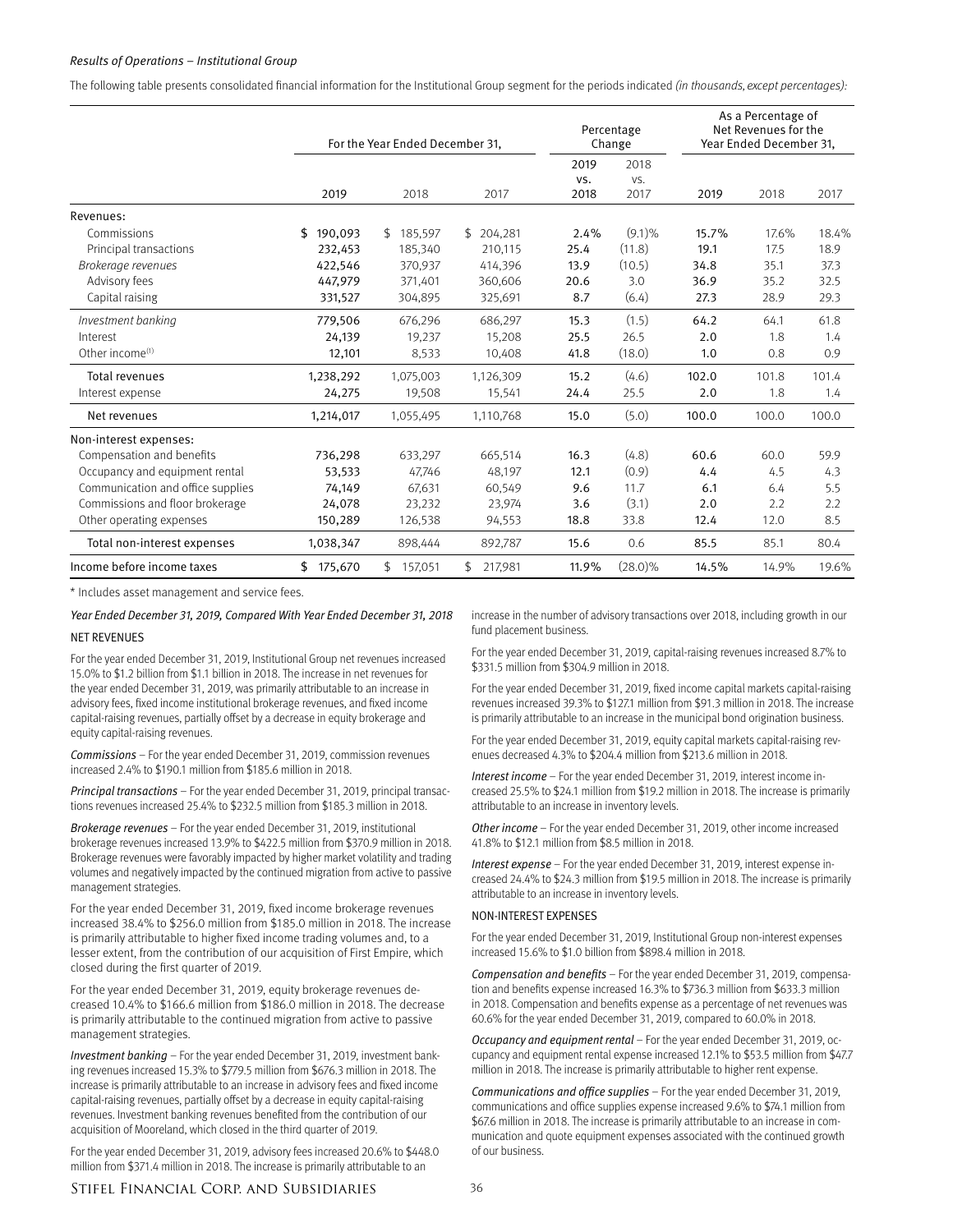*Results of Operations – Institutional Group*

The following table presents consolidated financial information for the Institutional Group segment for the periods indicated *(in thousands, except percentages):*

| | For the Year Ended December 31, | | | Percentage Change | | As a Percentage of Net Revenues for the Year Ended December 31, | | |
|---|---|---|---|---|---|---|---|---|
| | 2019 | 2018 | 2017 | 2019 vs. 2018 | 2018 vs. 2017 | 2019 | 2018 | 2017 |
| Revenues: | | | | | | | | |
| Commissions | $ 190,093 | $ 185,597 | $ 204,281 | 2.4% | (9.1)% | 15.7% | 17.6% | 18.4% |
| Principal transactions | 232,453 | 185,340 | 210,115 | 25.4 | (11.8) | 19.1 | 17.5 | 18.9 |
| *Brokerage revenues* | 422,546 | 370,937 | 414,396 | 13.9 | (10.5) | 34.8 | 35.1 | 37.3 |
| Advisory fees | 447,979 | 371,401 | 360,606 | 20.6 | 3.0 | 36.9 | 35.2 | 32.5 |
| Capital raising | 331,527 | 304,895 | 325,691 | 8.7 | (6.4) | 27.3 | 28.9 | 29.3 |
| *Investment banking* | 779,506 | 676,296 | 686,297 | 15.3 | (1.5) | 64.2 | 64.1 | 61.8 |
| Interest | 24,139 | 19,237 | 15,208 | 25.5 | 26.5 | 2.0 | 1.8 | 1.4 |
| Other income[(1)] | 12,101 | 8,533 | 10,408 | 41.8 | (18.0) | 1.0 | 0.8 | 0.9 |
| Total revenues | 1,238,292 | 1,075,003 | 1,126,309 | 15.2 | (4.6) | 102.0 | 101.8 | 101.4 |
| Interest expense | 24,275 | 19,508 | 15,541 | 24.4 | 25.5 | 2.0 | 1.8 | 1.4 |
| Net revenues | 1,214,017 | 1,055,495 | 1,110,768 | 15.0 | (5.0) | 100.0 | 100.0 | 100.0 |
| Non-interest expenses: | | | | | | | | |
| Compensation and benefits | 736,298 | 633,297 | 665,514 | 16.3 | (4.8) | 60.6 | 60.0 | 59.9 |
| Occupancy and equipment rental | 53,533 | 47,746 | 48,197 | 12.1 | (0.9) | 4.4 | 4.5 | 4.3 |
| Communication and office supplies | 74,149 | 67,631 | 60,549 | 9.6 | 11.7 | 6.1 | 6.4 | 5.5 |
| Commissions and floor brokerage | 24,078 | 23,232 | 23,974 | 3.6 | (3.1) | 2.0 | 2.2 | 2.2 |
| Other operating expenses | 150,289 | 126,538 | 94,553 | 18.8 | 33.8 | 12.4 | 12.0 | 8.5 |
| Total non-interest expenses | 1,038,347 | 898,444 | 892,787 | 15.6 | 0.6 | 85.5 | 85.1 | 80.4 |
| Income before income taxes | $ 175,670 | $ 157,051 | $ 217,981 | 11.9% | (28.0)% | 14.5% | 14.9% | 19.6% |

\* Includes asset management and service fees.

*Year Ended December 31, 2019, Compared With Year Ended December 31, 2018*

NET REVENUES

For the year ended December 31, 2019, Institutional Group net revenues increased 15.0% to $1.2 billion from $1.1 billion in 2018. The increase in net revenues for the year ended December 31, 2019, was primarily attributable to an increase in advisory fees, fixed income institutional brokerage revenues, and fixed income capital-raising revenues, partially offset by a decrease in equity brokerage and equity capital-raising revenues.

*Commissions* – For the year ended December 31, 2019, commission revenues increased 2.4% to $190.1 million from $185.6 million in 2018.

*Principal transactions* – For the year ended December 31, 2019, principal transactions revenues increased 25.4% to $232.5 million from $185.3 million in 2018.

*Brokerage revenues* – For the year ended December 31, 2019, institutional brokerage revenues increased 13.9% to $422.5 million from $370.9 million in 2018. Brokerage revenues were favorably impacted by higher market volatility and trading volumes and negatively impacted by the continued migration from active to passive management strategies.

For the year ended December 31, 2019, fixed income brokerage revenues increased 38.4% to $256.0 million from $185.0 million in 2018. The increase is primarily attributable to higher fixed income trading volumes and, to a lesser extent, from the contribution of our acquisition of First Empire, which closed during the first quarter of 2019.

For the year ended December 31, 2019, equity brokerage revenues decreased 10.4% to $166.6 million from $186.0 million in 2018. The decrease is primarily attributable to the continued migration from active to passive management strategies.

*Investment banking* – For the year ended December 31, 2019, investment banking revenues increased 15.3% to $779.5 million from $676.3 million in 2018. The increase is primarily attributable to an increase in advisory fees and fixed income capital-raising revenues, partially offset by a decrease in equity capital-raising revenues. Investment banking revenues benefited from the contribution of our acquisition of Mooreland, which closed in the third quarter of 2019.

For the year ended December 31, 2019, advisory fees increased 20.6% to $448.0 million from $371.4 million in 2018. The increase is primarily attributable to an increase in the number of advisory transactions over 2018, including growth in our fund placement business.

For the year ended December 31, 2019, capital-raising revenues increased 8.7% to $331.5 million from $304.9 million in 2018.

For the year ended December 31, 2019, fixed income capital markets capital-raising revenues increased 39.3% to $127.1 million from $91.3 million in 2018. The increase is primarily attributable to an increase in the municipal bond origination business.

For the year ended December 31, 2019, equity capital markets capital-raising revenues decreased 4.3% to $204.4 million from $213.6 million in 2018.

*Interest income* – For the year ended December 31, 2019, interest income increased 25.5% to $24.1 million from $19.2 million in 2018. The increase is primarily attributable to an increase in inventory levels.

*Other income* – For the year ended December 31, 2019, other income increased 41.8% to $12.1 million from $8.5 million in 2018.

*Interest expense* – For the year ended December 31, 2019, interest expense increased 24.4% to $24.3 million from $19.5 million in 2018. The increase is primarily attributable to an increase in inventory levels.

NON-INTEREST EXPENSES

For the year ended December 31, 2019, Institutional Group non-interest expenses increased 15.6% to $1.0 billion from $898.4 million in 2018.

*Compensation and benefits* – For the year ended December 31, 2019, compensation and benefits expense increased 16.3% to $736.3 million from $633.3 million in 2018. Compensation and benefits expense as a percentage of net revenues was 60.6% for the year ended December 31, 2019, compared to 60.0% in 2018.

*Occupancy and equipment rental* – For the year ended December 31, 2019, occupancy and equipment rental expense increased 12.1% to $53.5 million from $47.7 million in 2018. The increase is primarily attributable to higher rent expense.

*Communications and office supplies* – For the year ended December 31, 2019, communications and office supplies expense increased 9.6% to $74.1 million from $67.6 million in 2018. The increase is primarily attributable to an increase in communication and quote equipment expenses associated with the continued growth of our business.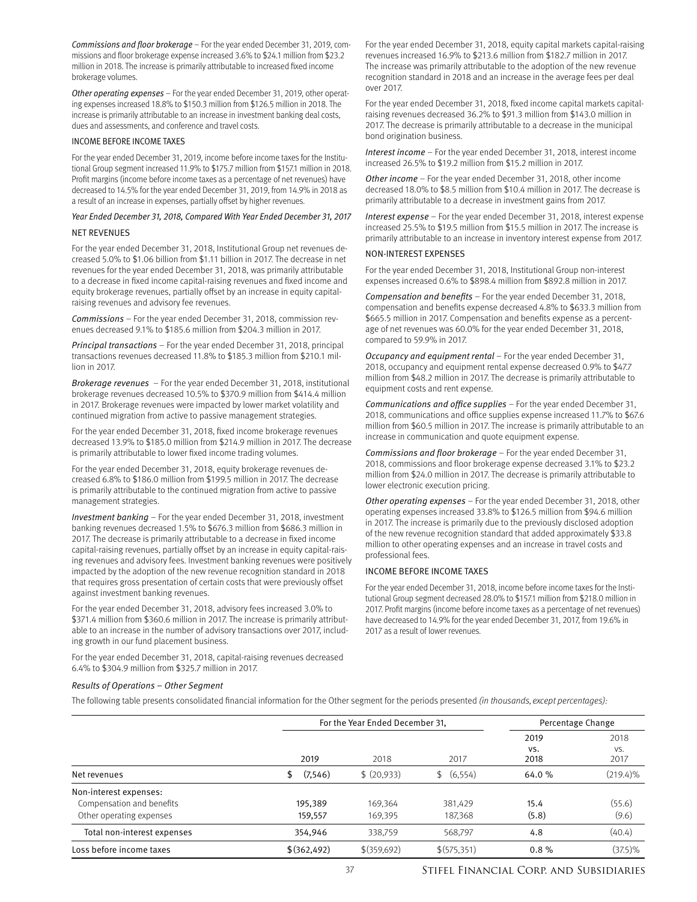*Commissions and floor brokerage* – For the year ended December 31, 2019, commissions and floor brokerage expense increased 3.6% to $24.1 million from $23.2 million in 2018. The increase is primarily attributable to increased fixed income brokerage volumes.

*Other operating expenses* – For the year ended December 31, 2019, other operating expenses increased 18.8% to $150.3 million from $126.5 million in 2018. The increase is primarily attributable to an increase in investment banking deal costs, dues and assessments, and conference and travel costs.

#### INCOME BEFORE INCOME TAXES

For the year ended December 31, 2019, income before income taxes for the Institutional Group segment increased 11.9% to $175.7 million from $157.1 million in 2018. Profit margins (income before income taxes as a percentage of net revenues) have decreased to 14.5% for the year ended December 31, 2019, from 14.9% in 2018 as a result of an increase in expenses, partially offset by higher revenues.

### *Year Ended December 31, 2018, Compared With Year Ended December 31, 2017*

#### NET REVENUES

For the year ended December 31, 2018, Institutional Group net revenues decreased 5.0% to $1.06 billion from $1.11 billion in 2017. The decrease in net revenues for the year ended December 31, 2018, was primarily attributable to a decrease in fixed income capital-raising revenues and fixed income and equity brokerage revenues, partially offset by an increase in equity capital-raising revenues and advisory fee revenues.

*Commissions* – For the year ended December 31, 2018, commission revenues decreased 9.1% to $185.6 million from $204.3 million in 2017.

*Principal transactions* – For the year ended December 31, 2018, principal transactions revenues decreased 11.8% to $185.3 million from $210.1 million in 2017.

*Brokerage revenues* – For the year ended December 31, 2018, institutional brokerage revenues decreased 10.5% to $370.9 million from $414.4 million in 2017. Brokerage revenues were impacted by lower market volatility and continued migration from active to passive management strategies.

For the year ended December 31, 2018, fixed income brokerage revenues decreased 13.9% to $185.0 million from $214.9 million in 2017. The decrease is primarily attributable to lower fixed income trading volumes.

For the year ended December 31, 2018, equity brokerage revenues decreased 6.8% to $186.0 million from $199.5 million in 2017. The decrease is primarily attributable to the continued migration from active to passive management strategies.

*Investment banking* – For the year ended December 31, 2018, investment banking revenues decreased 1.5% to $676.3 million from $686.3 million in 2017. The decrease is primarily attributable to a decrease in fixed income capital-raising revenues, partially offset by an increase in equity capital-raising revenues and advisory fees. Investment banking revenues were positively impacted by the adoption of the new revenue recognition standard in 2018 that requires gross presentation of certain costs that were previously offset against investment banking revenues.

For the year ended December 31, 2018, advisory fees increased 3.0% to $371.4 million from $360.6 million in 2017. The increase is primarily attributable to an increase in the number of advisory transactions over 2017, including growth in our fund placement business.

For the year ended December 31, 2018, capital-raising revenues decreased 6.4% to $304.9 million from $325.7 million in 2017.

For the year ended December 31, 2018, equity capital markets capital-raising revenues increased 16.9% to $213.6 million from $182.7 million in 2017. The increase was primarily attributable to the adoption of the new revenue recognition standard in 2018 and an increase in the average fees per deal over 2017.

For the year ended December 31, 2018, fixed income capital markets capital-raising revenues decreased 36.2% to $91.3 million from $143.0 million in 2017. The decrease is primarily attributable to a decrease in the municipal bond origination business.

*Interest income* – For the year ended December 31, 2018, interest income increased 26.5% to $19.2 million from $15.2 million in 2017.

*Other income* – For the year ended December 31, 2018, other income decreased 18.0% to $8.5 million from $10.4 million in 2017. The decrease is primarily attributable to a decrease in investment gains from 2017.

*Interest expense* – For the year ended December 31, 2018, interest expense increased 25.5% to $19.5 million from $15.5 million in 2017. The increase is primarily attributable to an increase in inventory interest expense from 2017.

#### NON-INTEREST EXPENSES

For the year ended December 31, 2018, Institutional Group non-interest expenses increased 0.6% to $898.4 million from $892.8 million in 2017.

*Compensation and benefits* – For the year ended December 31, 2018, compensation and benefits expense decreased 4.8% to $633.3 million from $665.5 million in 2017. Compensation and benefits expense as a percentage of net revenues was 60.0% for the year ended December 31, 2018, compared to 59.9% in 2017.

*Occupancy and equipment rental* – For the year ended December 31, 2018, occupancy and equipment rental expense decreased 0.9% to $47.7 million from $48.2 million in 2017. The decrease is primarily attributable to equipment costs and rent expense.

*Communications and office supplies* – For the year ended December 31, 2018, communications and office supplies expense increased 11.7% to $67.6 million from $60.5 million in 2017. The increase is primarily attributable to an increase in communication and quote equipment expense.

*Commissions and floor brokerage* – For the year ended December 31, 2018, commissions and floor brokerage expense decreased 3.1% to $23.2 million from $24.0 million in 2017. The decrease is primarily attributable to lower electronic execution pricing.

*Other operating expenses* – For the year ended December 31, 2018, other operating expenses increased 33.8% to $126.5 million from $94.6 million in 2017. The increase is primarily due to the previously disclosed adoption of the new revenue recognition standard that added approximately $33.8 million to other operating expenses and an increase in travel costs and professional fees.

#### INCOME BEFORE INCOME TAXES

For the year ended December 31, 2018, income before income taxes for the Institutional Group segment decreased 28.0% to $157.1 million from $218.0 million in 2017. Profit margins (income before income taxes as a percentage of net revenues) have decreased to 14.9% for the year ended December 31, 2017, from 19.6% in 2017 as a result of lower revenues.

### *Results of Operations – Other Segment*

The following table presents consolidated financial information for the Other segment for the periods presented *(in thousands, except percentages)*:

| | For the Year Ended December 31, | | | Percentage Change | |
|---|---|---|---|---|---|
| | 2019 | 2018 | 2017 | 2019 vs. 2018 | 2018 vs. 2017 |
| Net revenues | $ (7,546) | $ (20,933) | $ (6,554) | 64.0 % | (219.4)% |
| Non-interest expenses: | | | | | |
| Compensation and benefits | 195,389 | 169,364 | 381,429 | 15.4 | (55.6) |
| Other operating expenses | 159,557 | 169,395 | 187,368 | (5.8) | (9.6) |
| Total non-interest expenses | 354,946 | 338,759 | 568,797 | 4.8 | (40.4) |
| Loss before income taxes | $(362,492) | $(359,692) | $(575,351) | 0.8 % | (37.5)% |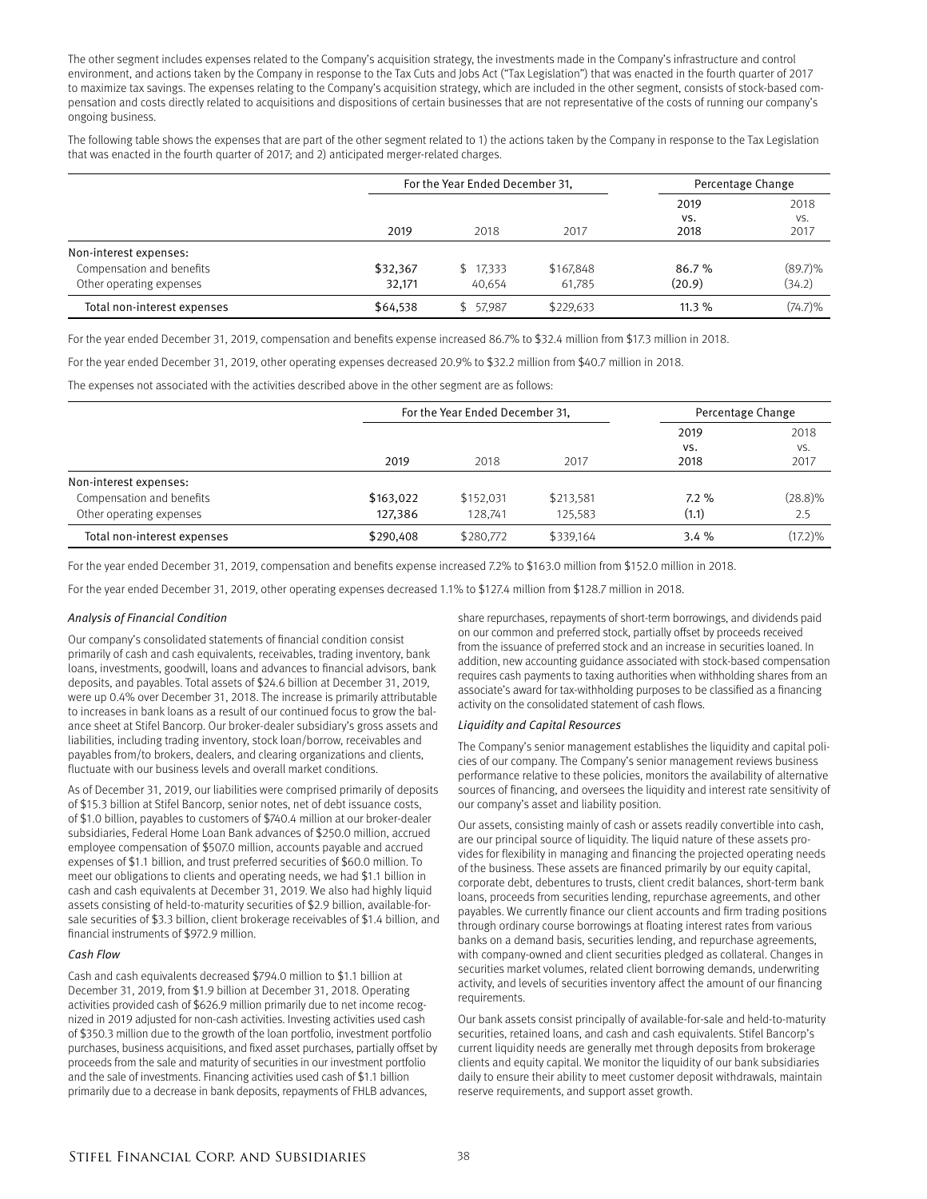The other segment includes expenses related to the Company's acquisition strategy, the investments made in the Company's infrastructure and control environment, and actions taken by the Company in response to the Tax Cuts and Jobs Act ("Tax Legislation") that was enacted in the fourth quarter of 2017 to maximize tax savings. The expenses relating to the Company's acquisition strategy, which are included in the other segment, consists of stock-based compensation and costs directly related to acquisitions and dispositions of certain businesses that are not representative of the costs of running our company's ongoing business.

The following table shows the expenses that are part of the other segment related to 1) the actions taken by the Company in response to the Tax Legislation that was enacted in the fourth quarter of 2017; and 2) anticipated merger-related charges.

| | For the Year Ended December 31, | | | Percentage Change | |
|---|---|---|---|---|---|
| | 2019 | 2018 | 2017 | 2019 vs. 2018 | 2018 vs. 2017 |
| Non-interest expenses: | | | | | |
| Compensation and benefits | $32,367 | $ 17,333 | $167,848 | 86.7 % | (89.7)% |
| Other operating expenses | 32,171 | 40,654 | 61,785 | (20.9) | (34.2) |
| Total non-interest expenses | $64,538 | $ 57,987 | $229,633 | 11.3 % | (74.7)% |

For the year ended December 31, 2019, compensation and benefits expense increased 86.7% to $32.4 million from $17.3 million in 2018.

For the year ended December 31, 2019, other operating expenses decreased 20.9% to $32.2 million from $40.7 million in 2018.

The expenses not associated with the activities described above in the other segment are as follows:

| | For the Year Ended December 31, | | | Percentage Change | |
|---|---|---|---|---|---|
| | 2019 | 2018 | 2017 | 2019 vs. 2018 | 2018 vs. 2017 |
| Non-interest expenses: | | | | | |
| Compensation and benefits | $163,022 | $152,031 | $213,581 | 7.2 % | (28.8)% |
| Other operating expenses | 127,386 | 128,741 | 125,583 | (1.1) | 2.5 |
| Total non-interest expenses | $290,408 | $280,772 | $339,164 | 3.4 % | (17.2)% |

For the year ended December 31, 2019, compensation and benefits expense increased 7.2% to $163.0 million from $152.0 million in 2018.

For the year ended December 31, 2019, other operating expenses decreased 1.1% to $127.4 million from $128.7 million in 2018.

### *Analysis of Financial Condition*

Our company's consolidated statements of financial condition consist primarily of cash and cash equivalents, receivables, trading inventory, bank loans, investments, goodwill, loans and advances to financial advisors, bank deposits, and payables. Total assets of $24.6 billion at December 31, 2019, were up 0.4% over December 31, 2018. The increase is primarily attributable to increases in bank loans as a result of our continued focus to grow the balance sheet at Stifel Bancorp. Our broker-dealer subsidiary's gross assets and liabilities, including trading inventory, stock loan/borrow, receivables and payables from/to brokers, dealers, and clearing organizations and clients, fluctuate with our business levels and overall market conditions.

As of December 31, 2019, our liabilities were comprised primarily of deposits of $15.3 billion at Stifel Bancorp, senior notes, net of debt issuance costs, of $1.0 billion, payables to customers of $740.4 million at our broker-dealer subsidiaries, Federal Home Loan Bank advances of $250.0 million, accrued employee compensation of $507.0 million, accounts payable and accrued expenses of $1.1 billion, and trust preferred securities of $60.0 million. To meet our obligations to clients and operating needs, we had $1.1 billion in cash and cash equivalents at December 31, 2019. We also had highly liquid assets consisting of held-to-maturity securities of $2.9 billion, available-for-sale securities of $3.3 billion, client brokerage receivables of $1.4 billion, and financial instruments of $972.9 million.

### *Cash Flow*

Cash and cash equivalents decreased $794.0 million to $1.1 billion at December 31, 2019, from $1.9 billion at December 31, 2018. Operating activities provided cash of $626.9 million primarily due to net income recognized in 2019 adjusted for non-cash activities. Investing activities used cash of $350.3 million due to the growth of the loan portfolio, investment portfolio purchases, business acquisitions, and fixed asset purchases, partially offset by proceeds from the sale and maturity of securities in our investment portfolio and the sale of investments. Financing activities used cash of $1.1 billion primarily due to a decrease in bank deposits, repayments of FHLB advances, share repurchases, repayments of short-term borrowings, and dividends paid on our common and preferred stock, partially offset by proceeds received from the issuance of preferred stock and an increase in securities loaned. In addition, new accounting guidance associated with stock-based compensation requires cash payments to taxing authorities when withholding shares from an associate's award for tax-withholding purposes to be classified as a financing activity on the consolidated statement of cash flows.

### *Liquidity and Capital Resources*

The Company's senior management establishes the liquidity and capital policies of our company. The Company's senior management reviews business performance relative to these policies, monitors the availability of alternative sources of financing, and oversees the liquidity and interest rate sensitivity of our company's asset and liability position.

Our assets, consisting mainly of cash or assets readily convertible into cash, are our principal source of liquidity. The liquid nature of these assets provides for flexibility in managing and financing the projected operating needs of the business. These assets are financed primarily by our equity capital, corporate debt, debentures to trusts, client credit balances, short-term bank loans, proceeds from securities lending, repurchase agreements, and other payables. We currently finance our client accounts and firm trading positions through ordinary course borrowings at floating interest rates from various banks on a demand basis, securities lending, and repurchase agreements, with company-owned and client securities pledged as collateral. Changes in securities market volumes, related client borrowing demands, underwriting activity, and levels of securities inventory affect the amount of our financing requirements.

Our bank assets consist principally of available-for-sale and held-to-maturity securities, retained loans, and cash and cash equivalents. Stifel Bancorp's current liquidity needs are generally met through deposits from brokerage clients and equity capital. We monitor the liquidity of our bank subsidiaries daily to ensure their ability to meet customer deposit withdrawals, maintain reserve requirements, and support asset growth.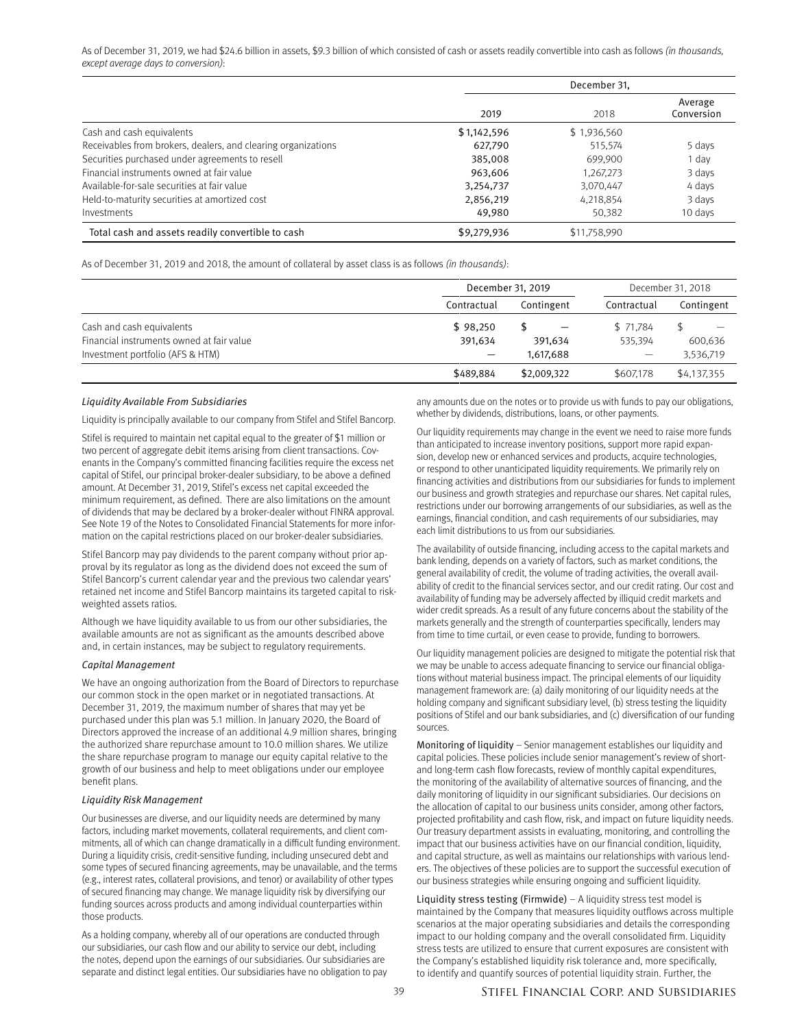As of December 31, 2019, we had $24.6 billion in assets, $9.3 billion of which consisted of cash or assets readily convertible into cash as follows *(in thousands, except average days to conversion)*:

| | December 31, | | |
|---|---|---|---|
| | 2019 | 2018 | Average Conversion |
| Cash and cash equivalents | $1,142,596 | $ 1,936,560 | |
| Receivables from brokers, dealers, and clearing organizations | 627,790 | 515,574 | 5 days |
| Securities purchased under agreements to resell | 385,008 | 699,900 | 1 day |
| Financial instruments owned at fair value | 963,606 | 1,267,273 | 3 days |
| Available-for-sale securities at fair value | 3,254,737 | 3,070,447 | 4 days |
| Held-to-maturity securities at amortized cost | 2,856,219 | 4,218,854 | 3 days |
| Investments | 49,980 | 50,382 | 10 days |
| Total cash and assets readily convertible to cash | $9,279,936 | $11,758,990 | |

As of December 31, 2019 and 2018, the amount of collateral by asset class is as follows *(in thousands)*:

| | December 31, 2019 | | December 31, 2018 | |
|---|---|---|---|---|
| | Contractual | Contingent | Contractual | Contingent |
| Cash and cash equivalents | $ 98,250 | $ — | $ 71,784 | $ — |
| Financial instruments owned at fair value | 391,634 | 391,634 | 535,394 | 600,636 |
| Investment portfolio (AFS & HTM) | — | 1,617,688 | — | 3,536,719 |
| | $489,884 | $2,009,322 | $607,178 | $4,137,355 |

*Liquidity Available From Subsidiaries*

Liquidity is principally available to our company from Stifel and Stifel Bancorp.

Stifel is required to maintain net capital equal to the greater of $1 million or two percent of aggregate debit items arising from client transactions. Covenants in the Company's committed financing facilities require the excess net capital of Stifel, our principal broker-dealer subsidiary, to be above a defined amount. At December 31, 2019, Stifel's excess net capital exceeded the minimum requirement, as defined. There are also limitations on the amount of dividends that may be declared by a broker-dealer without FINRA approval. See Note 19 of the Notes to Consolidated Financial Statements for more information on the capital restrictions placed on our broker-dealer subsidiaries.

Stifel Bancorp may pay dividends to the parent company without prior approval by its regulator as long as the dividend does not exceed the sum of Stifel Bancorp's current calendar year and the previous two calendar years' retained net income and Stifel Bancorp maintains its targeted capital to risk-weighted assets ratios.

Although we have liquidity available to us from our other subsidiaries, the available amounts are not as significant as the amounts described above and, in certain instances, may be subject to regulatory requirements.

*Capital Management*

We have an ongoing authorization from the Board of Directors to repurchase our common stock in the open market or in negotiated transactions. At December 31, 2019, the maximum number of shares that may yet be purchased under this plan was 5.1 million. In January 2020, the Board of Directors approved the increase of an additional 4.9 million shares, bringing the authorized share repurchase amount to 10.0 million shares. We utilize the share repurchase program to manage our equity capital relative to the growth of our business and help to meet obligations under our employee benefit plans.

*Liquidity Risk Management*

Our businesses are diverse, and our liquidity needs are determined by many factors, including market movements, collateral requirements, and client commitments, all of which can change dramatically in a difficult funding environment. During a liquidity crisis, credit-sensitive funding, including unsecured debt and some types of secured financing agreements, may be unavailable, and the terms (e.g., interest rates, collateral provisions, and tenor) or availability of other types of secured financing may change. We manage liquidity risk by diversifying our funding sources across products and among individual counterparties within those products.

As a holding company, whereby all of our operations are conducted through our subsidiaries, our cash flow and our ability to service our debt, including the notes, depend upon the earnings of our subsidiaries. Our subsidiaries are separate and distinct legal entities. Our subsidiaries have no obligation to pay any amounts due on the notes or to provide us with funds to pay our obligations, whether by dividends, distributions, loans, or other payments.

Our liquidity requirements may change in the event we need to raise more funds than anticipated to increase inventory positions, support more rapid expansion, develop new or enhanced services and products, acquire technologies, or respond to other unanticipated liquidity requirements. We primarily rely on financing activities and distributions from our subsidiaries for funds to implement our business and growth strategies and repurchase our shares. Net capital rules, restrictions under our borrowing arrangements of our subsidiaries, as well as the earnings, financial condition, and cash requirements of our subsidiaries, may each limit distributions to us from our subsidiaries.

The availability of outside financing, including access to the capital markets and bank lending, depends on a variety of factors, such as market conditions, the general availability of credit, the volume of trading activities, the overall availability of credit to the financial services sector, and our credit rating. Our cost and availability of funding may be adversely affected by illiquid credit markets and wider credit spreads. As a result of any future concerns about the stability of the markets generally and the strength of counterparties specifically, lenders may from time to time curtail, or even cease to provide, funding to borrowers.

Our liquidity management policies are designed to mitigate the potential risk that we may be unable to access adequate financing to service our financial obligations without material business impact. The principal elements of our liquidity management framework are: (a) daily monitoring of our liquidity needs at the holding company and significant subsidiary level, (b) stress testing the liquidity positions of Stifel and our bank subsidiaries, and (c) diversification of our funding sources.

**Monitoring of liquidity** – Senior management establishes our liquidity and capital policies. These policies include senior management's review of short- and long-term cash flow forecasts, review of monthly capital expenditures, the monitoring of the availability of alternative sources of financing, and the daily monitoring of liquidity in our significant subsidiaries. Our decisions on the allocation of capital to our business units consider, among other factors, projected profitability and cash flow, risk, and impact on future liquidity needs. Our treasury department assists in evaluating, monitoring, and controlling the impact that our business activities have on our financial condition, liquidity, and capital structure, as well as maintains our relationships with various lenders. The objectives of these policies are to support the successful execution of our business strategies while ensuring ongoing and sufficient liquidity.

**Liquidity stress testing (Firmwide)** – A liquidity stress test model is maintained by the Company that measures liquidity outflows across multiple scenarios at the major operating subsidiaries and details the corresponding impact to our holding company and the overall consolidated firm. Liquidity stress tests are utilized to ensure that current exposures are consistent with the Company's established liquidity risk tolerance and, more specifically, to identify and quantify sources of potential liquidity strain. Further, the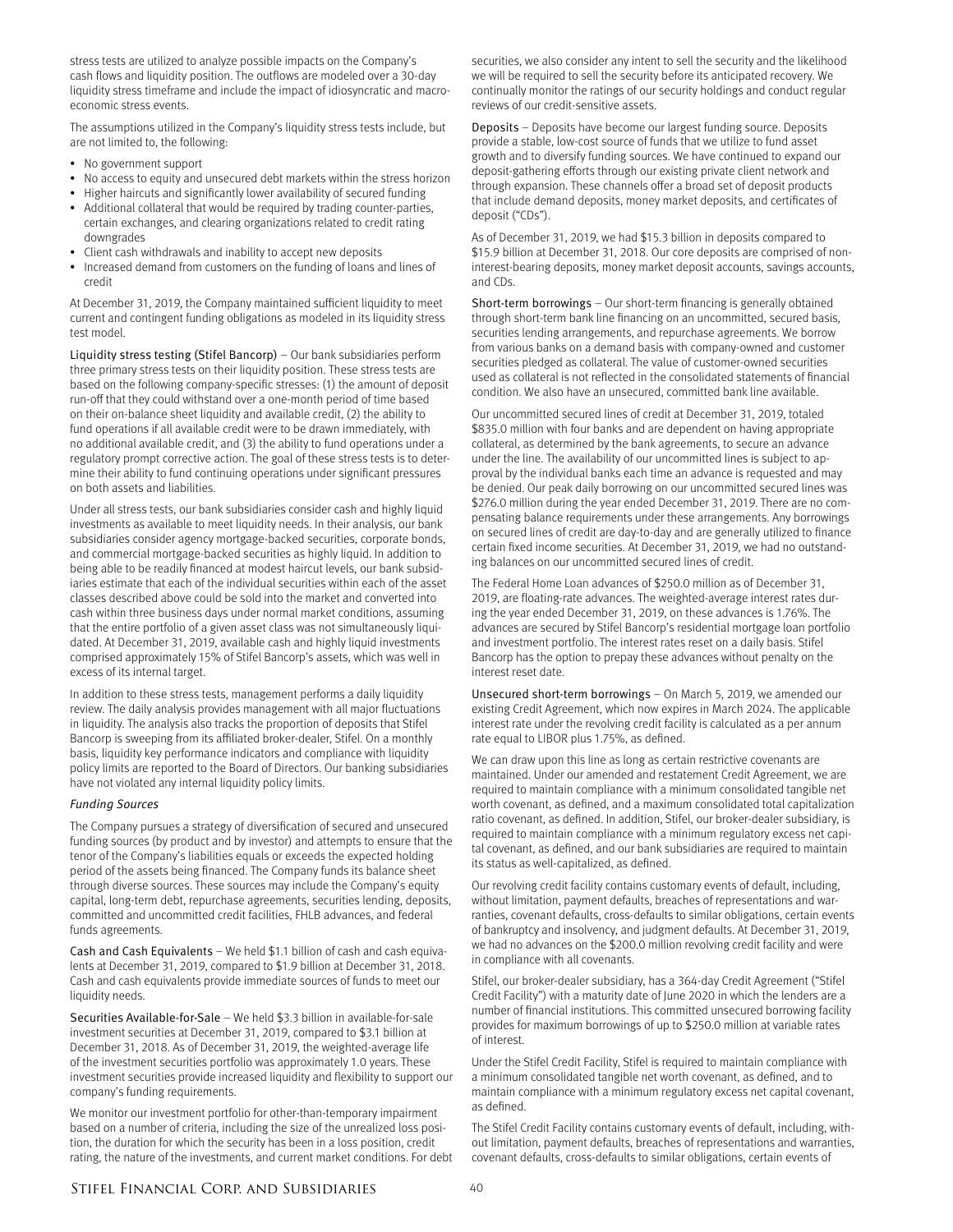stress tests are utilized to analyze possible impacts on the Company's cash flows and liquidity position. The outflows are modeled over a 30-day liquidity stress timeframe and include the impact of idiosyncratic and macro-economic stress events.

The assumptions utilized in the Company's liquidity stress tests include, but are not limited to, the following:

- No government support
- No access to equity and unsecured debt markets within the stress horizon
- Higher haircuts and significantly lower availability of secured funding
- Additional collateral that would be required by trading counter-parties, certain exchanges, and clearing organizations related to credit rating downgrades
- Client cash withdrawals and inability to accept new deposits
- Increased demand from customers on the funding of loans and lines of credit

At December 31, 2019, the Company maintained sufficient liquidity to meet current and contingent funding obligations as modeled in its liquidity stress test model.

**Liquidity stress testing (Stifel Bancorp)** – Our bank subsidiaries perform three primary stress tests on their liquidity position. These stress tests are based on the following company-specific stresses: (1) the amount of deposit run-off that they could withstand over a one-month period of time based on their on-balance sheet liquidity and available credit, (2) the ability to fund operations if all available credit were to be drawn immediately, with no additional available credit, and (3) the ability to fund operations under a regulatory prompt corrective action. The goal of these stress tests is to determine their ability to fund continuing operations under significant pressures on both assets and liabilities.

Under all stress tests, our bank subsidiaries consider cash and highly liquid investments as available to meet liquidity needs. In their analysis, our bank subsidiaries consider agency mortgage-backed securities, corporate bonds, and commercial mortgage-backed securities as highly liquid. In addition to being able to be readily financed at modest haircut levels, our bank subsidiaries estimate that each of the individual securities within each of the asset classes described above could be sold into the market and converted into cash within three business days under normal market conditions, assuming that the entire portfolio of a given asset class was not simultaneously liquidated. At December 31, 2019, available cash and highly liquid investments comprised approximately 15% of Stifel Bancorp's assets, which was well in excess of its internal target.

In addition to these stress tests, management performs a daily liquidity review. The daily analysis provides management with all major fluctuations in liquidity. The analysis also tracks the proportion of deposits that Stifel Bancorp is sweeping from its affiliated broker-dealer, Stifel. On a monthly basis, liquidity key performance indicators and compliance with liquidity policy limits are reported to the Board of Directors. Our banking subsidiaries have not violated any internal liquidity policy limits.

*Funding Sources*

The Company pursues a strategy of diversification of secured and unsecured funding sources (by product and by investor) and attempts to ensure that the tenor of the Company's liabilities equals or exceeds the expected holding period of the assets being financed. The Company funds its balance sheet through diverse sources. These sources may include the Company's equity capital, long-term debt, repurchase agreements, securities lending, deposits, committed and uncommitted credit facilities, FHLB advances, and federal funds agreements.

**Cash and Cash Equivalents** – We held $1.1 billion of cash and cash equivalents at December 31, 2019, compared to $1.9 billion at December 31, 2018. Cash and cash equivalents provide immediate sources of funds to meet our liquidity needs.

**Securities Available-for-Sale** – We held $3.3 billion in available-for-sale investment securities at December 31, 2019, compared to $3.1 billion at December 31, 2018. As of December 31, 2019, the weighted-average life of the investment securities portfolio was approximately 1.0 years. These investment securities provide increased liquidity and flexibility to support our company's funding requirements.

We monitor our investment portfolio for other-than-temporary impairment based on a number of criteria, including the size of the unrealized loss position, the duration for which the security has been in a loss position, credit rating, the nature of the investments, and current market conditions. For debt securities, we also consider any intent to sell the security and the likelihood we will be required to sell the security before its anticipated recovery. We continually monitor the ratings of our security holdings and conduct regular reviews of our credit-sensitive assets.

**Deposits** – Deposits have become our largest funding source. Deposits provide a stable, low-cost source of funds that we utilize to fund asset growth and to diversify funding sources. We have continued to expand our deposit-gathering efforts through our existing private client network and through expansion. These channels offer a broad set of deposit products that include demand deposits, money market deposits, and certificates of deposit ("CDs").

As of December 31, 2019, we had $15.3 billion in deposits compared to $15.9 billion at December 31, 2018. Our core deposits are comprised of non-interest-bearing deposits, money market deposit accounts, savings accounts, and CDs.

**Short-term borrowings** – Our short-term financing is generally obtained through short-term bank line financing on an uncommitted, secured basis, securities lending arrangements, and repurchase agreements. We borrow from various banks on a demand basis with company-owned and customer securities pledged as collateral. The value of customer-owned securities used as collateral is not reflected in the consolidated statements of financial condition. We also have an unsecured, committed bank line available.

Our uncommitted secured lines of credit at December 31, 2019, totaled $835.0 million with four banks and are dependent on having appropriate collateral, as determined by the bank agreements, to secure an advance under the line. The availability of our uncommitted lines is subject to approval by the individual banks each time an advance is requested and may be denied. Our peak daily borrowing on our uncommitted secured lines was $276.0 million during the year ended December 31, 2019. There are no compensating balance requirements under these arrangements. Any borrowings on secured lines of credit are day-to-day and are generally utilized to finance certain fixed income securities. At December 31, 2019, we had no outstanding balances on our uncommitted secured lines of credit.

The Federal Home Loan advances of $250.0 million as of December 31, 2019, are floating-rate advances. The weighted-average interest rates during the year ended December 31, 2019, on these advances is 1.76%. The advances are secured by Stifel Bancorp's residential mortgage loan portfolio and investment portfolio. The interest rates reset on a daily basis. Stifel Bancorp has the option to prepay these advances without penalty on the interest reset date.

**Unsecured short-term borrowings** – On March 5, 2019, we amended our existing Credit Agreement, which now expires in March 2024. The applicable interest rate under the revolving credit facility is calculated as a per annum rate equal to LIBOR plus 1.75%, as defined.

We can draw upon this line as long as certain restrictive covenants are maintained. Under our amended and restatement Credit Agreement, we are required to maintain compliance with a minimum consolidated tangible net worth covenant, as defined, and a maximum consolidated total capitalization ratio covenant, as defined. In addition, Stifel, our broker-dealer subsidiary, is required to maintain compliance with a minimum regulatory excess net capital covenant, as defined, and our bank subsidiaries are required to maintain its status as well-capitalized, as defined.

Our revolving credit facility contains customary events of default, including, without limitation, payment defaults, breaches of representations and warranties, covenant defaults, cross-defaults to similar obligations, certain events of bankruptcy and insolvency, and judgment defaults. At December 31, 2019, we had no advances on the $200.0 million revolving credit facility and were in compliance with all covenants.

Stifel, our broker-dealer subsidiary, has a 364-day Credit Agreement ("Stifel Credit Facility") with a maturity date of June 2020 in which the lenders are a number of financial institutions. This committed unsecured borrowing facility provides for maximum borrowings of up to $250.0 million at variable rates of interest.

Under the Stifel Credit Facility, Stifel is required to maintain compliance with a minimum consolidated tangible net worth covenant, as defined, and to maintain compliance with a minimum regulatory excess net capital covenant, as defined.

The Stifel Credit Facility contains customary events of default, including, without limitation, payment defaults, breaches of representations and warranties, covenant defaults, cross-defaults to similar obligations, certain events of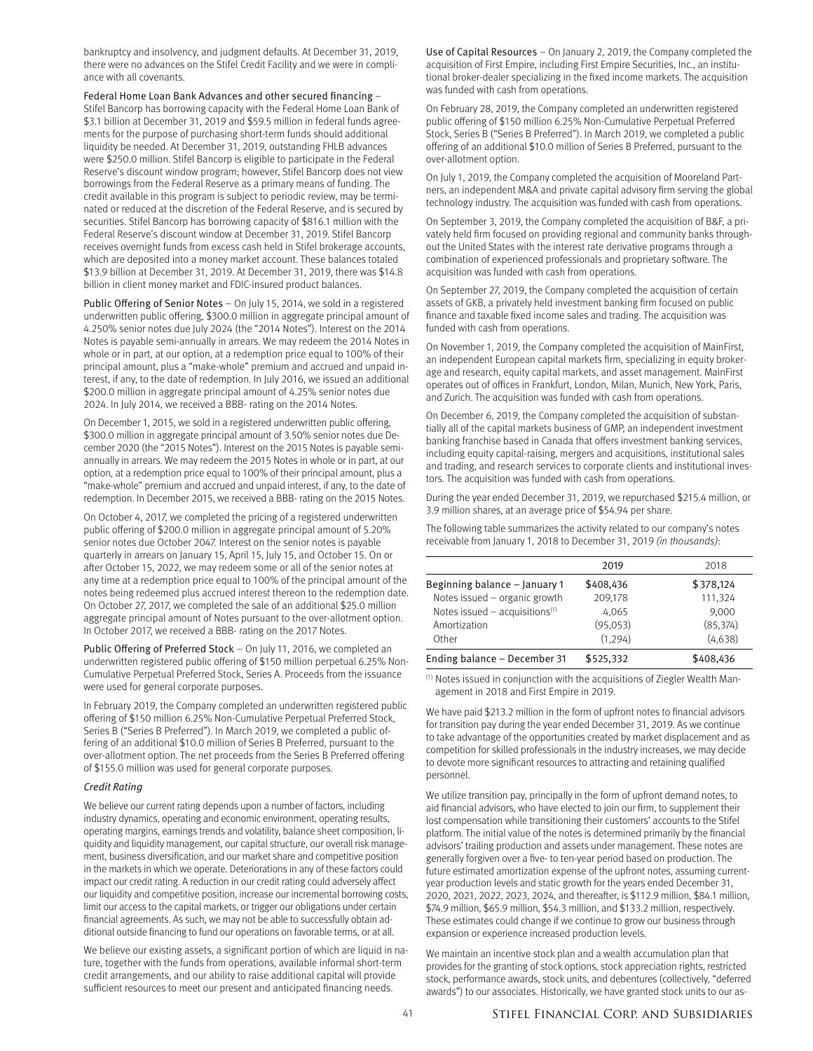bankruptcy and insolvency, and judgment defaults. At December 31, 2019, there were no advances on the Stifel Credit Facility and we were in compliance with all covenants.

Federal Home Loan Bank Advances and other secured financing – Stifel Bancorp has borrowing capacity with the Federal Home Loan Bank of $3.1 billion at December 31, 2019 and $59.5 million in federal funds agreements for the purpose of purchasing short-term funds should additional liquidity be needed. At December 31, 2019, outstanding FHLB advances were $250.0 million. Stifel Bancorp is eligible to participate in the Federal Reserve's discount window program; however, Stifel Bancorp does not view borrowings from the Federal Reserve as a primary means of funding. The credit available in this program is subject to periodic review, may be terminated or reduced at the discretion of the Federal Reserve, and is secured by securities. Stifel Bancorp has borrowing capacity of $816.1 million with the Federal Reserve's discount window at December 31, 2019. Stifel Bancorp receives overnight funds from excess cash held in Stifel brokerage accounts, which are deposited into a money market account. These balances totaled $13.9 billion at December 31, 2019. At December 31, 2019, there was $14.8 billion in client money market and FDIC-insured product balances.

Public Offering of Senior Notes – On July 15, 2014, we sold in a registered underwritten public offering, $300.0 million in aggregate principal amount of 4.250% senior notes due July 2024 (the "2014 Notes"). Interest on the 2014 Notes is payable semi-annually in arrears. We may redeem the 2014 Notes in whole or in part, at our option, at a redemption price equal to 100% of their principal amount, plus a "make-whole" premium and accrued and unpaid interest, if any, to the date of redemption. In July 2016, we issued an additional $200.0 million in aggregate principal amount of 4.25% senior notes due 2024. In July 2014, we received a BBB- rating on the 2014 Notes.

On December 1, 2015, we sold in a registered underwritten public offering, $300.0 million in aggregate principal amount of 3.50% senior notes due December 2020 (the "2015 Notes"). Interest on the 2015 Notes is payable semi-annually in arrears. We may redeem the 2015 Notes in whole or in part, at our option, at a redemption price equal to 100% of their principal amount, plus a "make-whole" premium and accrued and unpaid interest, if any, to the date of redemption. In December 2015, we received a BBB- rating on the 2015 Notes.

On October 4, 2017, we completed the pricing of a registered underwritten public offering of $200.0 million in aggregate principal amount of 5.20% senior notes due October 2047. Interest on the senior notes is payable quarterly in arrears on January 15, April 15, July 15, and October 15. On or after October 15, 2022, we may redeem some or all of the senior notes at any time at a redemption price equal to 100% of the principal amount of the notes being redeemed plus accrued interest thereon to the redemption date. On October 27, 2017, we completed the sale of an additional $25.0 million aggregate principal amount of Notes pursuant to the over-allotment option. In October 2017, we received a BBB- rating on the 2017 Notes.

Public Offering of Preferred Stock – On July 11, 2016, we completed an underwritten registered public offering of $150 million perpetual 6.25% Non-Cumulative Perpetual Preferred Stock, Series A. Proceeds from the issuance were used for general corporate purposes.

In February 2019, the Company completed an underwritten registered public offering of $150 million 6.25% Non-Cumulative Perpetual Preferred Stock, Series B ("Series B Preferred"). In March 2019, we completed a public offering of an additional $10.0 million of Series B Preferred, pursuant to the over-allotment option. The net proceeds from the Series B Preferred offering of $155.0 million was used for general corporate purposes.

*Credit Rating*

We believe our current rating depends upon a number of factors, including industry dynamics, operating and economic environment, operating results, operating margins, earnings trends and volatility, balance sheet composition, liquidity and liquidity management, our capital structure, our overall risk management, business diversification, and our market share and competitive position in the markets in which we operate. Deteriorations in any of these factors could impact our credit rating. A reduction in our credit rating could adversely affect our liquidity and competitive position, increase our incremental borrowing costs, limit our access to the capital markets, or trigger our obligations under certain financial agreements. As such, we may not be able to successfully obtain additional outside financing to fund our operations on favorable terms, or at all.

We believe our existing assets, a significant portion of which are liquid in nature, together with the funds from operations, available informal short-term credit arrangements, and our ability to raise additional capital will provide sufficient resources to meet our present and anticipated financing needs.

Use of Capital Resources – On January 2, 2019, the Company completed the acquisition of First Empire, including First Empire Securities, Inc., an institutional broker-dealer specializing in the fixed income markets. The acquisition was funded with cash from operations.

On February 28, 2019, the Company completed an underwritten registered public offering of $150 million 6.25% Non-Cumulative Perpetual Preferred Stock, Series B ("Series B Preferred"). In March 2019, we completed a public offering of an additional $10.0 million of Series B Preferred, pursuant to the over-allotment option.

On July 1, 2019, the Company completed the acquisition of Mooreland Partners, an independent M&A and private capital advisory firm serving the global technology industry. The acquisition was funded with cash from operations.

On September 3, 2019, the Company completed the acquisition of B&F, a privately held firm focused on providing regional and community banks throughout the United States with the interest rate derivative programs through a combination of experienced professionals and proprietary software. The acquisition was funded with cash from operations.

On September 27, 2019, the Company completed the acquisition of certain assets of GKB, a privately held investment banking firm focused on public finance and taxable fixed income sales and trading. The acquisition was funded with cash from operations.

On November 1, 2019, the Company completed the acquisition of MainFirst, an independent European capital markets firm, specializing in equity brokerage and research, equity capital markets, and asset management. MainFirst operates out of offices in Frankfurt, London, Milan, Munich, New York, Paris, and Zurich. The acquisition was funded with cash from operations.

On December 6, 2019, the Company completed the acquisition of substantially all of the capital markets business of GMP, an independent investment banking franchise based in Canada that offers investment banking services, including equity capital-raising, mergers and acquisitions, institutional sales and trading, and research services to corporate clients and institutional investors. The acquisition was funded with cash from operations.

During the year ended December 31, 2019, we repurchased $215.4 million, or 3.9 million shares, at an average price of $54.94 per share.

The following table summarizes the activity related to our company's notes receivable from January 1, 2018 to December 31, 2019 *(in thousands)*:

| | 2019 | 2018 |
|---|---|---|
| Beginning balance – January 1 | $408,436 | $378,124 |
| Notes issued – organic growth | 209,178 | 111,324 |
| Notes issued – acquisitions[(1)] | 4,065 | 9,000 |
| Amortization | (95,053) | (85,374) |
| Other | (1,294) | (4,638) |
| Ending balance – December 31 | $525,332 | $408,436 |

[(1)] Notes issued in conjunction with the acquisitions of Ziegler Wealth Management in 2018 and First Empire in 2019.

We have paid $213.2 million in the form of upfront notes to financial advisors for transition pay during the year ended December 31, 2019. As we continue to take advantage of the opportunities created by market displacement and as competition for skilled professionals in the industry increases, we may decide to devote more significant resources to attracting and retaining qualified personnel.

We utilize transition pay, principally in the form of upfront demand notes, to aid financial advisors, who have elected to join our firm, to supplement their lost compensation while transitioning their customers' accounts to the Stifel platform. The initial value of the notes is determined primarily by the financial advisors' trailing production and assets under management. These notes are generally forgiven over a five- to ten-year period based on production. The future estimated amortization expense of the upfront notes, assuming current-year production levels and static growth for the years ended December 31, 2020, 2021, 2022, 2023, 2024, and thereafter, is $112.9 million, $84.1 million, $74.9 million, $65.9 million, $54.3 million, and $133.2 million, respectively. These estimates could change if we continue to grow our business through expansion or experience increased production levels.

We maintain an incentive stock plan and a wealth accumulation plan that provides for the granting of stock options, stock appreciation rights, restricted stock, performance awards, stock units, and debentures (collectively, "deferred awards") to our associates. Historically, we have granted stock units to our as-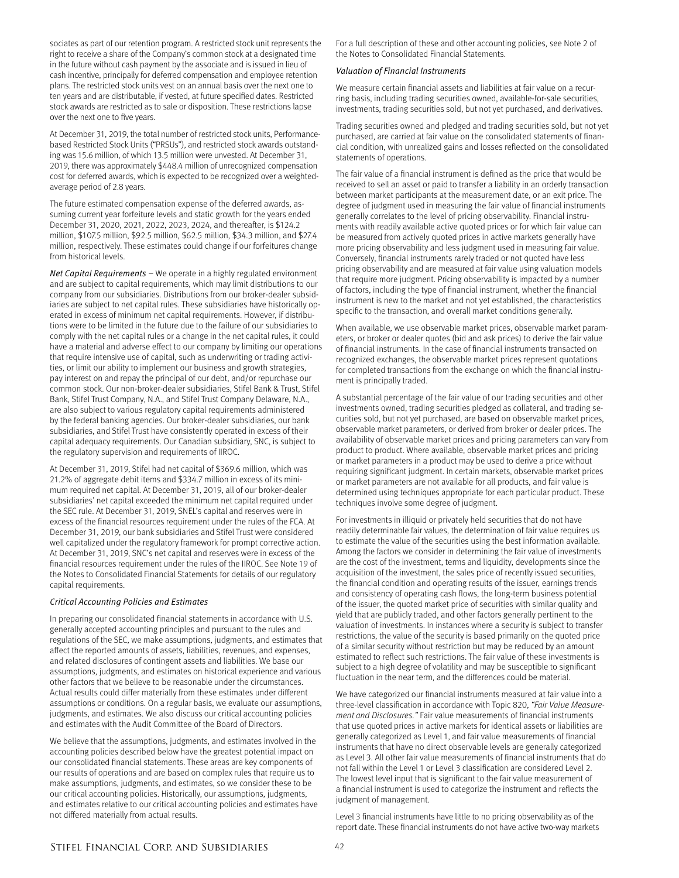sociates as part of our retention program. A restricted stock unit represents the right to receive a share of the Company's common stock at a designated time in the future without cash payment by the associate and is issued in lieu of cash incentive, principally for deferred compensation and employee retention plans. The restricted stock units vest on an annual basis over the next one to ten years and are distributable, if vested, at future specified dates. Restricted stock awards are restricted as to sale or disposition. These restrictions lapse over the next one to five years.

At December 31, 2019, the total number of restricted stock units, Performance-based Restricted Stock Units ("PRSUs"), and restricted stock awards outstanding was 15.6 million, of which 13.5 million were unvested. At December 31, 2019, there was approximately $448.4 million of unrecognized compensation cost for deferred awards, which is expected to be recognized over a weighted-average period of 2.8 years.

The future estimated compensation expense of the deferred awards, assuming current year forfeiture levels and static growth for the years ended December 31, 2020, 2021, 2022, 2023, 2024, and thereafter, is $124.2 million, $107.5 million, $92.5 million, $62.5 million, $34.3 million, and $27.4 million, respectively. These estimates could change if our forfeitures change from historical levels.

*Net Capital Requirements* – We operate in a highly regulated environment and are subject to capital requirements, which may limit distributions to our company from our subsidiaries. Distributions from our broker-dealer subsidiaries are subject to net capital rules. These subsidiaries have historically operated in excess of minimum net capital requirements. However, if distributions were to be limited in the future due to the failure of our subsidiaries to comply with the net capital rules or a change in the net capital rules, it could have a material and adverse effect to our company by limiting our operations that require intensive use of capital, such as underwriting or trading activities, or limit our ability to implement our business and growth strategies, pay interest on and repay the principal of our debt, and/or repurchase our common stock. Our non-broker-dealer subsidiaries, Stifel Bank & Trust, Stifel Bank, Stifel Trust Company, N.A., and Stifel Trust Company Delaware, N.A., are also subject to various regulatory capital requirements administered by the federal banking agencies. Our broker-dealer subsidiaries, our bank subsidiaries, and Stifel Trust have consistently operated in excess of their capital adequacy requirements. Our Canadian subsidiary, SNC, is subject to the regulatory supervision and requirements of IIROC.

At December 31, 2019, Stifel had net capital of $369.6 million, which was 21.2% of aggregate debit items and $334.7 million in excess of its minimum required net capital. At December 31, 2019, all of our broker-dealer subsidiaries' net capital exceeded the minimum net capital required under the SEC rule. At December 31, 2019, SNEL's capital and reserves were in excess of the financial resources requirement under the rules of the FCA. At December 31, 2019, our bank subsidiaries and Stifel Trust were considered well capitalized under the regulatory framework for prompt corrective action. At December 31, 2019, SNC's net capital and reserves were in excess of the financial resources requirement under the rules of the IIROC. See Note 19 of the Notes to Consolidated Financial Statements for details of our regulatory capital requirements.

### *Critical Accounting Policies and Estimates*

In preparing our consolidated financial statements in accordance with U.S. generally accepted accounting principles and pursuant to the rules and regulations of the SEC, we make assumptions, judgments, and estimates that affect the reported amounts of assets, liabilities, revenues, and expenses, and related disclosures of contingent assets and liabilities. We base our assumptions, judgments, and estimates on historical experience and various other factors that we believe to be reasonable under the circumstances. Actual results could differ materially from these estimates under different assumptions or conditions. On a regular basis, we evaluate our assumptions, judgments, and estimates. We also discuss our critical accounting policies and estimates with the Audit Committee of the Board of Directors.

We believe that the assumptions, judgments, and estimates involved in the accounting policies described below have the greatest potential impact on our consolidated financial statements. These areas are key components of our results of operations and are based on complex rules that require us to make assumptions, judgments, and estimates, so we consider these to be our critical accounting policies. Historically, our assumptions, judgments, and estimates relative to our critical accounting policies and estimates have not differed materially from actual results.

For a full description of these and other accounting policies, see Note 2 of the Notes to Consolidated Financial Statements.

### *Valuation of Financial Instruments*

We measure certain financial assets and liabilities at fair value on a recurring basis, including trading securities owned, available-for-sale securities, investments, trading securities sold, but not yet purchased, and derivatives.

Trading securities owned and pledged and trading securities sold, but not yet purchased, are carried at fair value on the consolidated statements of financial condition, with unrealized gains and losses reflected on the consolidated statements of operations.

The fair value of a financial instrument is defined as the price that would be received to sell an asset or paid to transfer a liability in an orderly transaction between market participants at the measurement date, or an exit price. The degree of judgment used in measuring the fair value of financial instruments generally correlates to the level of pricing observability. Financial instruments with readily available active quoted prices or for which fair value can be measured from actively quoted prices in active markets generally have more pricing observability and less judgment used in measuring fair value. Conversely, financial instruments rarely traded or not quoted have less pricing observability and are measured at fair value using valuation models that require more judgment. Pricing observability is impacted by a number of factors, including the type of financial instrument, whether the financial instrument is new to the market and not yet established, the characteristics specific to the transaction, and overall market conditions generally.

When available, we use observable market prices, observable market parameters, or broker or dealer quotes (bid and ask prices) to derive the fair value of financial instruments. In the case of financial instruments transacted on recognized exchanges, the observable market prices represent quotations for completed transactions from the exchange on which the financial instrument is principally traded.

A substantial percentage of the fair value of our trading securities and other investments owned, trading securities pledged as collateral, and trading securities sold, but not yet purchased, are based on observable market prices, observable market parameters, or derived from broker or dealer prices. The availability of observable market prices and pricing parameters can vary from product to product. Where available, observable market prices and pricing or market parameters in a product may be used to derive a price without requiring significant judgment. In certain markets, observable market prices or market parameters are not available for all products, and fair value is determined using techniques appropriate for each particular product. These techniques involve some degree of judgment.

For investments in illiquid or privately held securities that do not have readily determinable fair values, the determination of fair value requires us to estimate the value of the securities using the best information available. Among the factors we consider in determining the fair value of investments are the cost of the investment, terms and liquidity, developments since the acquisition of the investment, the sales price of recently issued securities, the financial condition and operating results of the issuer, earnings trends and consistency of operating cash flows, the long-term business potential of the issuer, the quoted market price of securities with similar quality and yield that are publicly traded, and other factors generally pertinent to the valuation of investments. In instances where a security is subject to transfer restrictions, the value of the security is based primarily on the quoted price of a similar security without restriction but may be reduced by an amount estimated to reflect such restrictions. The fair value of these investments is subject to a high degree of volatility and may be susceptible to significant fluctuation in the near term, and the differences could be material.

We have categorized our financial instruments measured at fair value into a three-level classification in accordance with Topic 820, *"Fair Value Measurement and Disclosures."* Fair value measurements of financial instruments that use quoted prices in active markets for identical assets or liabilities are generally categorized as Level 1, and fair value measurements of financial instruments that have no direct observable levels are generally categorized as Level 3. All other fair value measurements of financial instruments that do not fall within the Level 1 or Level 3 classification are considered Level 2. The lowest level input that is significant to the fair value measurement of a financial instrument is used to categorize the instrument and reflects the judgment of management.

Level 3 financial instruments have little to no pricing observability as of the report date. These financial instruments do not have active two-way markets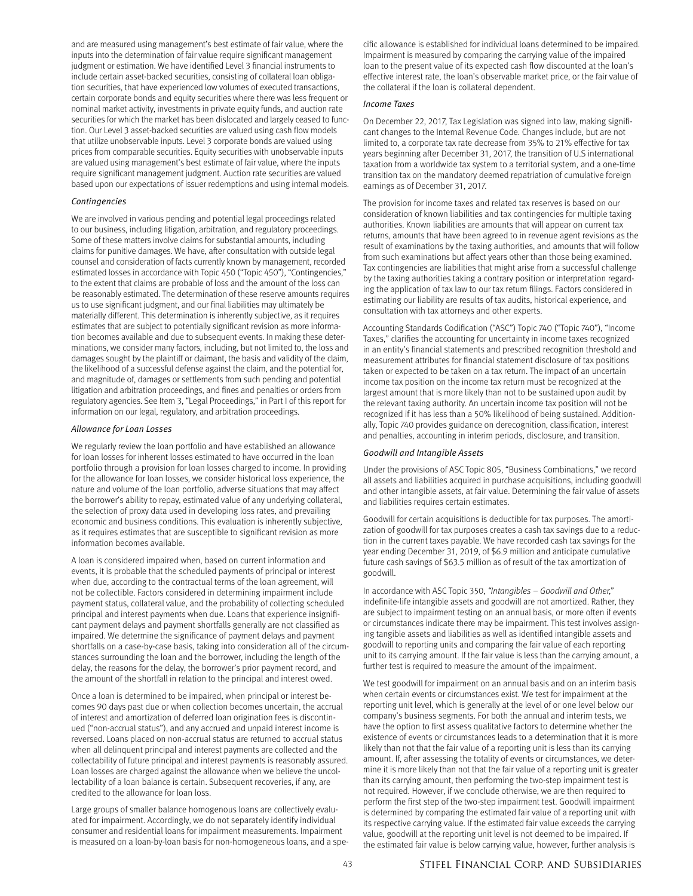and are measured using management's best estimate of fair value, where the inputs into the determination of fair value require significant management judgment or estimation. We have identified Level 3 financial instruments to include certain asset-backed securities, consisting of collateral loan obligation securities, that have experienced low volumes of executed transactions, certain corporate bonds and equity securities where there was less frequent or nominal market activity, investments in private equity funds, and auction rate securities for which the market has been dislocated and largely ceased to function. Our Level 3 asset-backed securities are valued using cash flow models that utilize unobservable inputs. Level 3 corporate bonds are valued using prices from comparable securities. Equity securities with unobservable inputs are valued using management's best estimate of fair value, where the inputs require significant management judgment. Auction rate securities are valued based upon our expectations of issuer redemptions and using internal models.

*Contingencies*

We are involved in various pending and potential legal proceedings related to our business, including litigation, arbitration, and regulatory proceedings. Some of these matters involve claims for substantial amounts, including claims for punitive damages. We have, after consultation with outside legal counsel and consideration of facts currently known by management, recorded estimated losses in accordance with Topic 450 ("Topic 450"), "Contingencies," to the extent that claims are probable of loss and the amount of the loss can be reasonably estimated. The determination of these reserve amounts requires us to use significant judgment, and our final liabilities may ultimately be materially different. This determination is inherently subjective, as it requires estimates that are subject to potentially significant revision as more information becomes available and due to subsequent events. In making these determinations, we consider many factors, including, but not limited to, the loss and damages sought by the plaintiff or claimant, the basis and validity of the claim, the likelihood of a successful defense against the claim, and the potential for, and magnitude of, damages or settlements from such pending and potential litigation and arbitration proceedings, and fines and penalties or orders from regulatory agencies. See Item 3, "Legal Proceedings," in Part I of this report for information on our legal, regulatory, and arbitration proceedings.

*Allowance for Loan Losses*

We regularly review the loan portfolio and have established an allowance for loan losses for inherent losses estimated to have occurred in the loan portfolio through a provision for loan losses charged to income. In providing for the allowance for loan losses, we consider historical loss experience, the nature and volume of the loan portfolio, adverse situations that may affect the borrower's ability to repay, estimated value of any underlying collateral, the selection of proxy data used in developing loss rates, and prevailing economic and business conditions. This evaluation is inherently subjective, as it requires estimates that are susceptible to significant revision as more information becomes available.

A loan is considered impaired when, based on current information and events, it is probable that the scheduled payments of principal or interest when due, according to the contractual terms of the loan agreement, will not be collectible. Factors considered in determining impairment include payment status, collateral value, and the probability of collecting scheduled principal and interest payments when due. Loans that experience insignificant payment delays and payment shortfalls generally are not classified as impaired. We determine the significance of payment delays and payment shortfalls on a case-by-case basis, taking into consideration all of the circumstances surrounding the loan and the borrower, including the length of the delay, the reasons for the delay, the borrower's prior payment record, and the amount of the shortfall in relation to the principal and interest owed.

Once a loan is determined to be impaired, when principal or interest becomes 90 days past due or when collection becomes uncertain, the accrual of interest and amortization of deferred loan origination fees is discontinued ("non-accrual status"), and any accrued and unpaid interest income is reversed. Loans placed on non-accrual status are returned to accrual status when all delinquent principal and interest payments are collected and the collectability of future principal and interest payments is reasonably assured. Loan losses are charged against the allowance when we believe the uncollectability of a loan balance is certain. Subsequent recoveries, if any, are credited to the allowance for loan loss.

Large groups of smaller balance homogenous loans are collectively evaluated for impairment. Accordingly, we do not separately identify individual consumer and residential loans for impairment measurements. Impairment is measured on a loan-by-loan basis for non-homogeneous loans, and a specific allowance is established for individual loans determined to be impaired. Impairment is measured by comparing the carrying value of the impaired loan to the present value of its expected cash flow discounted at the loan's effective interest rate, the loan's observable market price, or the fair value of the collateral if the loan is collateral dependent.

*Income Taxes*

On December 22, 2017, Tax Legislation was signed into law, making significant changes to the Internal Revenue Code. Changes include, but are not limited to, a corporate tax rate decrease from 35% to 21% effective for tax years beginning after December 31, 2017, the transition of U.S international taxation from a worldwide tax system to a territorial system, and a one-time transition tax on the mandatory deemed repatriation of cumulative foreign earnings as of December 31, 2017.

The provision for income taxes and related tax reserves is based on our consideration of known liabilities and tax contingencies for multiple taxing authorities. Known liabilities are amounts that will appear on current tax returns, amounts that have been agreed to in revenue agent revisions as the result of examinations by the taxing authorities, and amounts that will follow from such examinations but affect years other than those being examined. Tax contingencies are liabilities that might arise from a successful challenge by the taxing authorities taking a contrary position or interpretation regarding the application of tax law to our tax return filings. Factors considered in estimating our liability are results of tax audits, historical experience, and consultation with tax attorneys and other experts.

Accounting Standards Codification ("ASC") Topic 740 ("Topic 740"), "Income Taxes," clarifies the accounting for uncertainty in income taxes recognized in an entity's financial statements and prescribed recognition threshold and measurement attributes for financial statement disclosure of tax positions taken or expected to be taken on a tax return. The impact of an uncertain income tax position on the income tax return must be recognized at the largest amount that is more likely than not to be sustained upon audit by the relevant taxing authority. An uncertain income tax position will not be recognized if it has less than a 50% likelihood of being sustained. Additionally, Topic 740 provides guidance on derecognition, classification, interest and penalties, accounting in interim periods, disclosure, and transition.

*Goodwill and Intangible Assets*

Under the provisions of ASC Topic 805, "Business Combinations," we record all assets and liabilities acquired in purchase acquisitions, including goodwill and other intangible assets, at fair value. Determining the fair value of assets and liabilities requires certain estimates.

Goodwill for certain acquisitions is deductible for tax purposes. The amortization of goodwill for tax purposes creates a cash tax savings due to a reduction in the current taxes payable. We have recorded cash tax savings for the year ending December 31, 2019, of $6.9 million and anticipate cumulative future cash savings of $63.5 million as of result of the tax amortization of goodwill.

In accordance with ASC Topic 350, *"Intangibles – Goodwill and Other,"* indefinite-life intangible assets and goodwill are not amortized. Rather, they are subject to impairment testing on an annual basis, or more often if events or circumstances indicate there may be impairment. This test involves assigning tangible assets and liabilities as well as identified intangible assets and goodwill to reporting units and comparing the fair value of each reporting unit to its carrying amount. If the fair value is less than the carrying amount, a further test is required to measure the amount of the impairment.

We test goodwill for impairment on an annual basis and on an interim basis when certain events or circumstances exist. We test for impairment at the reporting unit level, which is generally at the level of or one level below our company's business segments. For both the annual and interim tests, we have the option to first assess qualitative factors to determine whether the existence of events or circumstances leads to a determination that it is more likely than not that the fair value of a reporting unit is less than its carrying amount. If, after assessing the totality of events or circumstances, we determine it is more likely than not that the fair value of a reporting unit is greater than its carrying amount, then performing the two-step impairment test is not required. However, if we conclude otherwise, we are then required to perform the first step of the two-step impairment test. Goodwill impairment is determined by comparing the estimated fair value of a reporting unit with its respective carrying value. If the estimated fair value exceeds the carrying value, goodwill at the reporting unit level is not deemed to be impaired. If the estimated fair value is below carrying value, however, further analysis is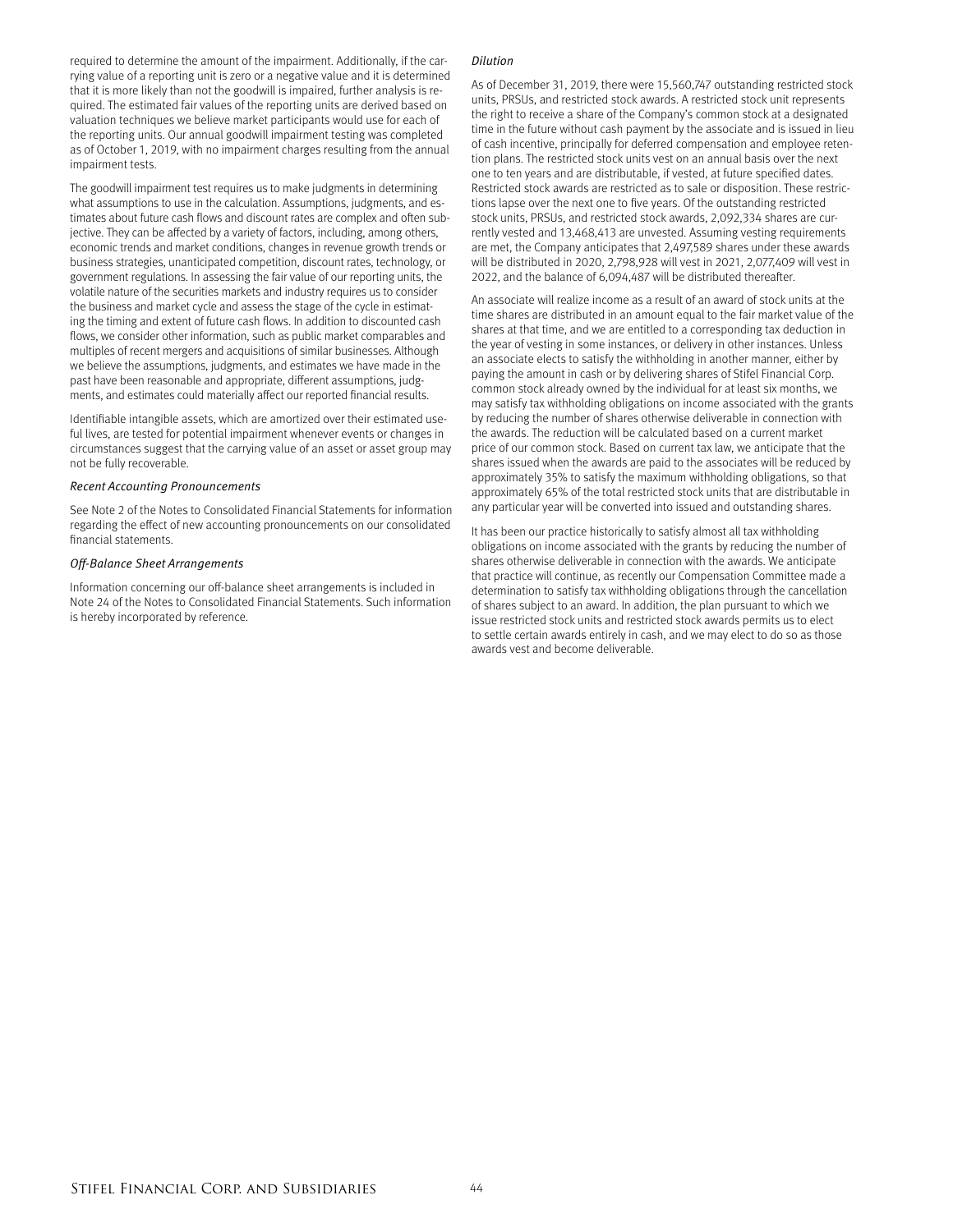required to determine the amount of the impairment. Additionally, if the carrying value of a reporting unit is zero or a negative value and it is determined that it is more likely than not the goodwill is impaired, further analysis is required. The estimated fair values of the reporting units are derived based on valuation techniques we believe market participants would use for each of the reporting units. Our annual goodwill impairment testing was completed as of October 1, 2019, with no impairment charges resulting from the annual impairment tests.

The goodwill impairment test requires us to make judgments in determining what assumptions to use in the calculation. Assumptions, judgments, and estimates about future cash flows and discount rates are complex and often subjective. They can be affected by a variety of factors, including, among others, economic trends and market conditions, changes in revenue growth trends or business strategies, unanticipated competition, discount rates, technology, or government regulations. In assessing the fair value of our reporting units, the volatile nature of the securities markets and industry requires us to consider the business and market cycle and assess the stage of the cycle in estimating the timing and extent of future cash flows. In addition to discounted cash flows, we consider other information, such as public market comparables and multiples of recent mergers and acquisitions of similar businesses. Although we believe the assumptions, judgments, and estimates we have made in the past have been reasonable and appropriate, different assumptions, judgments, and estimates could materially affect our reported financial results.

Identifiable intangible assets, which are amortized over their estimated useful lives, are tested for potential impairment whenever events or changes in circumstances suggest that the carrying value of an asset or asset group may not be fully recoverable.

*Recent Accounting Pronouncements*

See Note 2 of the Notes to Consolidated Financial Statements for information regarding the effect of new accounting pronouncements on our consolidated financial statements.

*Off-Balance Sheet Arrangements*

Information concerning our off-balance sheet arrangements is included in Note 24 of the Notes to Consolidated Financial Statements. Such information is hereby incorporated by reference.

*Dilution*

As of December 31, 2019, there were 15,560,747 outstanding restricted stock units, PRSUs, and restricted stock awards. A restricted stock unit represents the right to receive a share of the Company's common stock at a designated time in the future without cash payment by the associate and is issued in lieu of cash incentive, principally for deferred compensation and employee retention plans. The restricted stock units vest on an annual basis over the next one to ten years and are distributable, if vested, at future specified dates. Restricted stock awards are restricted as to sale or disposition. These restrictions lapse over the next one to five years. Of the outstanding restricted stock units, PRSUs, and restricted stock awards, 2,092,334 shares are currently vested and 13,468,413 are unvested. Assuming vesting requirements are met, the Company anticipates that 2,497,589 shares under these awards will be distributed in 2020, 2,798,928 will vest in 2021, 2,077,409 will vest in 2022, and the balance of 6,094,487 will be distributed thereafter.

An associate will realize income as a result of an award of stock units at the time shares are distributed in an amount equal to the fair market value of the shares at that time, and we are entitled to a corresponding tax deduction in the year of vesting in some instances, or delivery in other instances. Unless an associate elects to satisfy the withholding in another manner, either by paying the amount in cash or by delivering shares of Stifel Financial Corp. common stock already owned by the individual for at least six months, we may satisfy tax withholding obligations on income associated with the grants by reducing the number of shares otherwise deliverable in connection with the awards. The reduction will be calculated based on a current market price of our common stock. Based on current tax law, we anticipate that the shares issued when the awards are paid to the associates will be reduced by approximately 35% to satisfy the maximum withholding obligations, so that approximately 65% of the total restricted stock units that are distributable in any particular year will be converted into issued and outstanding shares.

It has been our practice historically to satisfy almost all tax withholding obligations on income associated with the grants by reducing the number of shares otherwise deliverable in connection with the awards. We anticipate that practice will continue, as recently our Compensation Committee made a determination to satisfy tax withholding obligations through the cancellation of shares subject to an award. In addition, the plan pursuant to which we issue restricted stock units and restricted stock awards permits us to elect to settle certain awards entirely in cash, and we may elect to do so as those awards vest and become deliverable.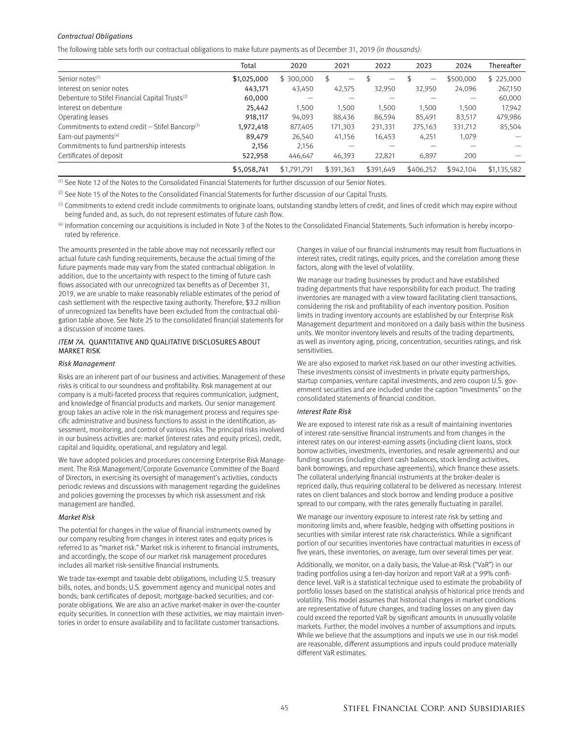*Contractual Obligations*

The following table sets forth our contractual obligations to make future payments as of December 31, 2019 *(in thousands)*:

| | Total | 2020 | 2021 | 2022 | 2023 | 2024 | Thereafter |
|---|---|---|---|---|---|---|---|
| Senior notes[1] | $1,025,000 | $ 300,000 | $ — | $ — | $ — | $500,000 | $ 225,000 |
| Interest on senior notes | 443,171 | 43,450 | 42,575 | 32,950 | 32,950 | 24,096 | 267,150 |
| Debenture to Stifel Financial Capital Trusts[2] | 60,000 | — | — | — | — | — | 60,000 |
| Interest on debenture | 25,442 | 1,500 | 1,500 | 1,500 | 1,500 | 1,500 | 17,942 |
| Operating leases | 918,117 | 94,093 | 88,436 | 86,594 | 85,491 | 83,517 | 479,986 |
| Commitments to extend credit – Stifel Bancorp[3] | 1,972,418 | 877,405 | 171,303 | 231,331 | 275,163 | 331,712 | 85,504 |
| Earn-out payments[4] | 89,479 | 26,540 | 41,156 | 16,453 | 4,251 | 1,079 | — |
| Commitments to fund partnership interests | 2,156 | 2,156 | — | — | — | — | — |
| Certificates of deposit | 522,958 | 446,647 | 46,393 | 22,821 | 6,897 | 200 | — |
| | $5,058,741 | $1,791,791 | $391,363 | $391,649 | $406,252 | $942,104 | $1,135,582 |

[1] See Note 12 of the Notes to the Consolidated Financial Statements for further discussion of our Senior Notes.

[2] See Note 15 of the Notes to the Consolidated Financial Statements for further discussion of our Capital Trusts.

[3] Commitments to extend credit include commitments to originate loans, outstanding standby letters of credit, and lines of credit which may expire without being funded and, as such, do not represent estimates of future cash flow.

[4] Information concerning our acquisitions is included in Note 3 of the Notes to the Consolidated Financial Statements. Such information is hereby incorporated by reference.

The amounts presented in the table above may not necessarily reflect our actual future cash funding requirements, because the actual timing of the future payments made may vary from the stated contractual obligation. In addition, due to the uncertainty with respect to the timing of future cash flows associated with our unrecognized tax benefits as of December 31, 2019, we are unable to make reasonably reliable estimates of the period of cash settlement with the respective taxing authority. Therefore, $3.2 million of unrecognized tax benefits have been excluded from the contractual obligation table above. See Note 25 to the consolidated financial statements for a discussion of income taxes.

## *ITEM 7A.* QUANTITATIVE AND QUALITATIVE DISCLOSURES ABOUT MARKET RISK

*Risk Management*

Risks are an inherent part of our business and activities. Management of these risks is critical to our soundness and profitability. Risk management at our company is a multi-faceted process that requires communication, judgment, and knowledge of financial products and markets. Our senior management group takes an active role in the risk management process and requires specific administrative and business functions to assist in the identification, assessment, monitoring, and control of various risks. The principal risks involved in our business activities are: market (interest rates and equity prices), credit, capital and liquidity, operational, and regulatory and legal.

We have adopted policies and procedures concerning Enterprise Risk Management. The Risk Management/Corporate Governance Committee of the Board of Directors, in exercising its oversight of management's activities, conducts periodic reviews and discussions with management regarding the guidelines and policies governing the processes by which risk assessment and risk management are handled.

*Market Risk*

The potential for changes in the value of financial instruments owned by our company resulting from changes in interest rates and equity prices is referred to as "market risk." Market risk is inherent to financial instruments, and accordingly, the scope of our market risk management procedures includes all market risk-sensitive financial instruments.

We trade tax-exempt and taxable debt obligations, including U.S. treasury bills, notes, and bonds; U.S. government agency and municipal notes and bonds; bank certificates of deposit; mortgage-backed securities; and corporate obligations. We are also an active market-maker in over-the-counter equity securities. In connection with these activities, we may maintain inventories in order to ensure availability and to facilitate customer transactions.

Changes in value of our financial instruments may result from fluctuations in interest rates, credit ratings, equity prices, and the correlation among these factors, along with the level of volatility.

We manage our trading businesses by product and have established trading departments that have responsibility for each product. The trading inventories are managed with a view toward facilitating client transactions, considering the risk and profitability of each inventory position. Position limits in trading inventory accounts are established by our Enterprise Risk Management department and monitored on a daily basis within the business units. We monitor inventory levels and results of the trading departments, as well as inventory aging, pricing, concentration, securities ratings, and risk sensitivities.

We are also exposed to market risk based on our other investing activities. These investments consist of investments in private equity partnerships, startup companies, venture capital investments, and zero coupon U.S. government securities and are included under the caption "Investments" on the consolidated statements of financial condition.

*Interest Rate Risk*

We are exposed to interest rate risk as a result of maintaining inventories of interest rate-sensitive financial instruments and from changes in the interest rates on our interest-earning assets (including client loans, stock borrow activities, investments, inventories, and resale agreements) and our funding sources (including client cash balances, stock lending activities, bank borrowings, and repurchase agreements), which finance these assets. The collateral underlying financial instruments at the broker-dealer is repriced daily, thus requiring collateral to be delivered as necessary. Interest rates on client balances and stock borrow and lending produce a positive spread to our company, with the rates generally fluctuating in parallel.

We manage our inventory exposure to interest rate risk by setting and monitoring limits and, where feasible, hedging with offsetting positions in securities with similar interest rate risk characteristics. While a significant portion of our securities inventories have contractual maturities in excess of five years, these inventories, on average, turn over several times per year.

Additionally, we monitor, on a daily basis, the Value-at-Risk ("VaR") in our trading portfolios using a ten-day horizon and report VaR at a 99% confidence level. VaR is a statistical technique used to estimate the probability of portfolio losses based on the statistical analysis of historical price trends and volatility. This model assumes that historical changes in market conditions are representative of future changes, and trading losses on any given day could exceed the reported VaR by significant amounts in unusually volatile markets. Further, the model involves a number of assumptions and inputs. While we believe that the assumptions and inputs we use in our risk model are reasonable, different assumptions and inputs could produce materially different VaR estimates.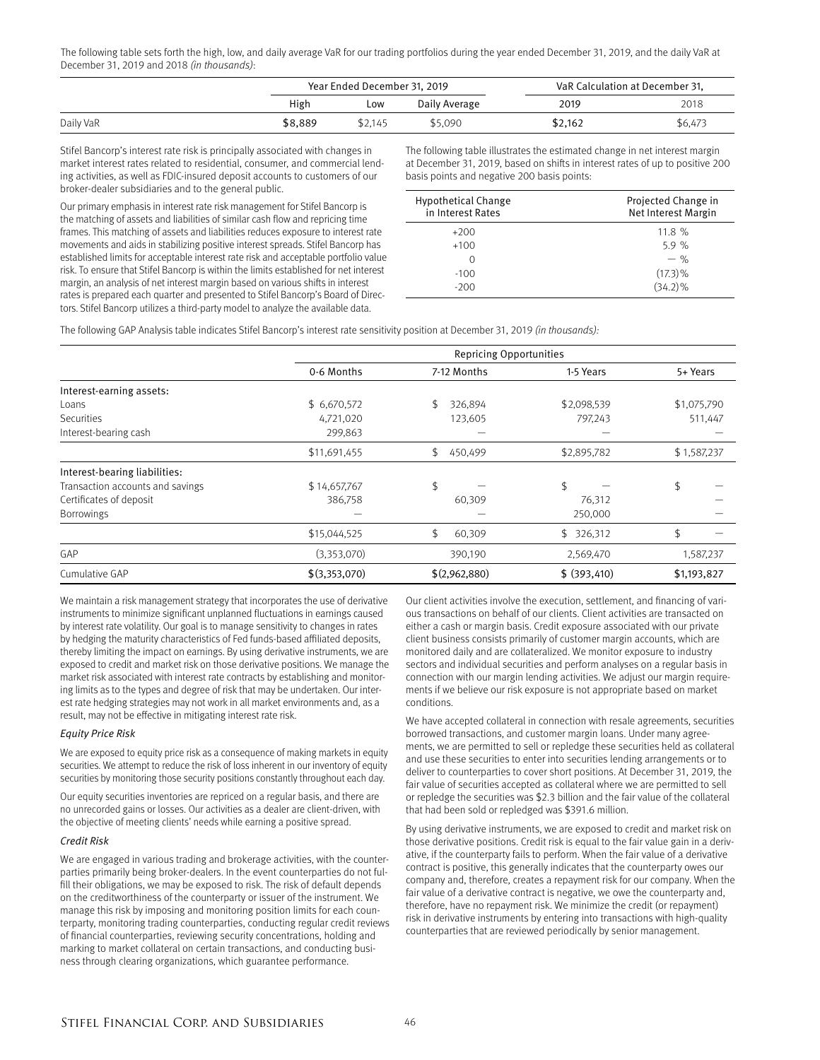The following table sets forth the high, low, and daily average VaR for our trading portfolios during the year ended December 31, 2019, and the daily VaR at December 31, 2019 and 2018 *(in thousands)*:

| | Year Ended December 31, 2019 | | | VaR Calculation at December 31, | |
|---|---|---|---|---|---|
| | High | Low | Daily Average | 2019 | 2018 |
| Daily VaR | **$8,889** | $2,145 | $5,090 | **$2,162** | $6,473 |

Stifel Bancorp's interest rate risk is principally associated with changes in market interest rates related to residential, consumer, and commercial lending activities, as well as FDIC-insured deposit accounts to customers of our broker-dealer subsidiaries and to the general public.

Our primary emphasis in interest rate risk management for Stifel Bancorp is the matching of assets and liabilities of similar cash flow and repricing time frames. This matching of assets and liabilities reduces exposure to interest rate movements and aids in stabilizing positive interest spreads. Stifel Bancorp has established limits for acceptable interest rate risk and acceptable portfolio value risk. To ensure that Stifel Bancorp is within the limits established for net interest margin, an analysis of net interest margin based on various shifts in interest rates is prepared each quarter and presented to Stifel Bancorp's Board of Directors. Stifel Bancorp utilizes a third-party model to analyze the available data.

The following table illustrates the estimated change in net interest margin at December 31, 2019, based on shifts in interest rates of up to positive 200 basis points and negative 200 basis points:

| Hypothetical Change in Interest Rates | Projected Change in Net Interest Margin |
|---|---|
| +200 | 11.8 % |
| +100 | 5.9 % |
| 0 | — % |
| -100 | (17.3)% |
| -200 | (34.2)% |

The following GAP Analysis table indicates Stifel Bancorp's interest rate sensitivity position at December 31, 2019 *(in thousands)*:

| | Repricing Opportunities | | | |
|---|---|---|---|---|
| | 0-6 Months | 7-12 Months | 1-5 Years | 5+ Years |
| Interest-earning assets: | | | | |
| Loans | $ 6,670,572 | $ 326,894 | $2,098,539 | $1,075,790 |
| Securities | 4,721,020 | 123,605 | 797,243 | 511,447 |
| Interest-bearing cash | 299,863 | — | — | — |
| | $11,691,455 | $ 450,499 | $2,895,782 | $ 1,587,237 |
| Interest-bearing liabilities: | | | | |
| Transaction accounts and savings | $ 14,657,767 | $ — | $ — | $ — |
| Certificates of deposit | 386,758 | 60,309 | 76,312 | — |
| Borrowings | — | — | 250,000 | — |
| | $15,044,525 | $ 60,309 | $ 326,312 | $ — |
| GAP | (3,353,070) | 390,190 | 2,569,470 | 1,587,237 |
| Cumulative GAP | $(3,353,070) | $(2,962,880) | $ (393,410) | $1,193,827 |

We maintain a risk management strategy that incorporates the use of derivative instruments to minimize significant unplanned fluctuations in earnings caused by interest rate volatility. Our goal is to manage sensitivity to changes in rates by hedging the maturity characteristics of Fed funds-based affiliated deposits, thereby limiting the impact on earnings. By using derivative instruments, we are exposed to credit and market risk on those derivative positions. We manage the market risk associated with interest rate contracts by establishing and monitoring limits as to the types and degree of risk that may be undertaken. Our interest rate hedging strategies may not work in all market environments and, as a result, may not be effective in mitigating interest rate risk.

*Equity Price Risk*

We are exposed to equity price risk as a consequence of making markets in equity securities. We attempt to reduce the risk of loss inherent in our inventory of equity securities by monitoring those security positions constantly throughout each day.

Our equity securities inventories are repriced on a regular basis, and there are no unrecorded gains or losses. Our activities as a dealer are client-driven, with the objective of meeting clients' needs while earning a positive spread.

*Credit Risk*

We are engaged in various trading and brokerage activities, with the counterparties primarily being broker-dealers. In the event counterparties do not fulfill their obligations, we may be exposed to risk. The risk of default depends on the creditworthiness of the counterparty or issuer of the instrument. We manage this risk by imposing and monitoring position limits for each counterparty, monitoring trading counterparties, conducting regular credit reviews of financial counterparties, reviewing security concentrations, holding and marking to market collateral on certain transactions, and conducting business through clearing organizations, which guarantee performance.

Our client activities involve the execution, settlement, and financing of various transactions on behalf of our clients. Client activities are transacted on either a cash or margin basis. Credit exposure associated with our private client business consists primarily of customer margin accounts, which are monitored daily and are collateralized. We monitor exposure to industry sectors and individual securities and perform analyses on a regular basis in connection with our margin lending activities. We adjust our margin requirements if we believe our risk exposure is not appropriate based on market conditions.

We have accepted collateral in connection with resale agreements, securities borrowed transactions, and customer margin loans. Under many agreements, we are permitted to sell or repledge these securities held as collateral and use these securities to enter into securities lending arrangements or to deliver to counterparties to cover short positions. At December 31, 2019, the fair value of securities accepted as collateral where we are permitted to sell or repledge the securities was $2.3 billion and the fair value of the collateral that had been sold or repledged was $391.6 million.

By using derivative instruments, we are exposed to credit and market risk on those derivative positions. Credit risk is equal to the fair value gain in a derivative, if the counterparty fails to perform. When the fair value of a derivative contract is positive, this generally indicates that the counterparty owes our company and, therefore, creates a repayment risk for our company. When the fair value of a derivative contract is negative, we owe the counterparty and, therefore, have no repayment risk. We minimize the credit (or repayment) risk in derivative instruments by entering into transactions with high-quality counterparties that are reviewed periodically by senior management.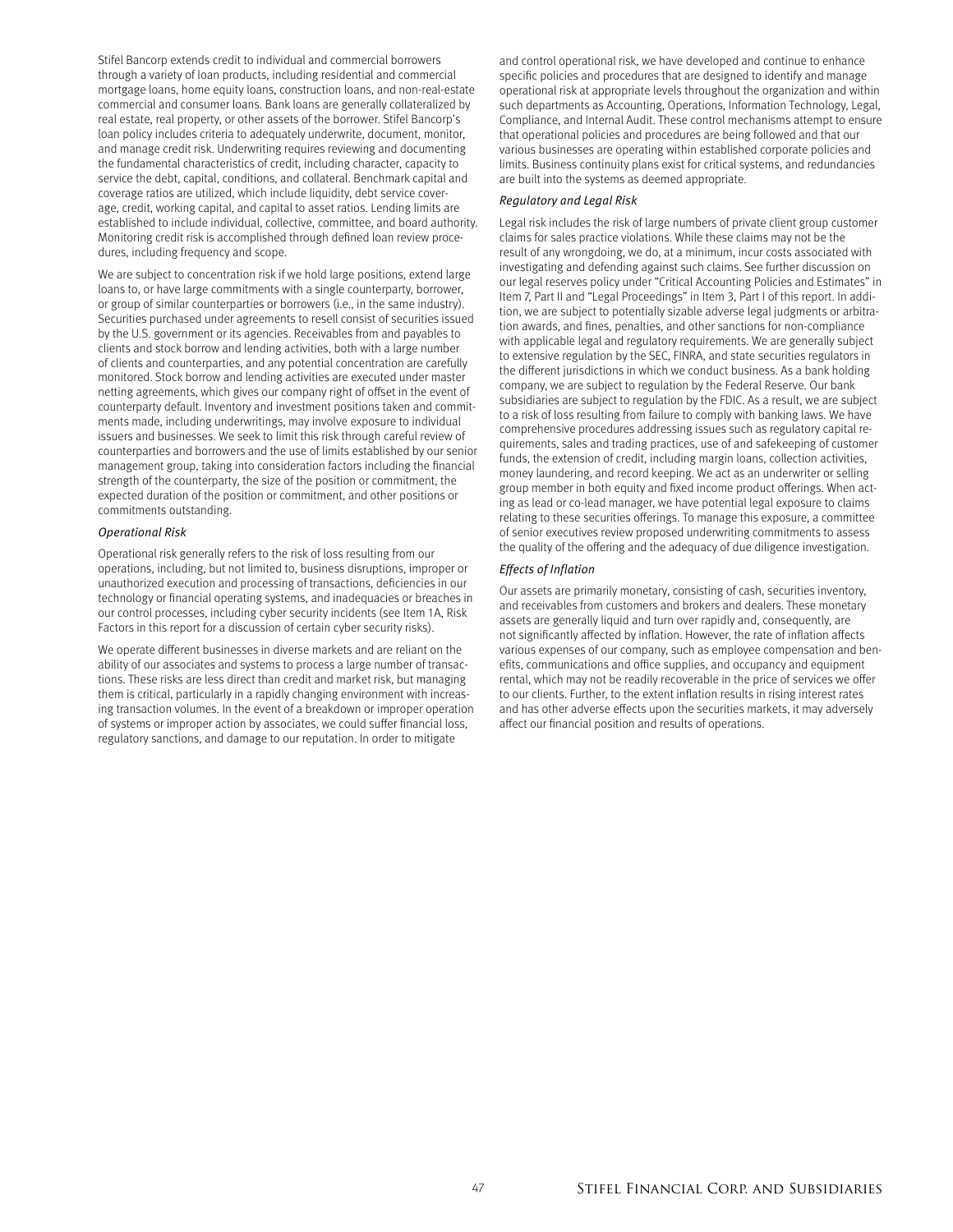Stifel Bancorp extends credit to individual and commercial borrowers through a variety of loan products, including residential and commercial mortgage loans, home equity loans, construction loans, and non-real-estate commercial and consumer loans. Bank loans are generally collateralized by real estate, real property, or other assets of the borrower. Stifel Bancorp's loan policy includes criteria to adequately underwrite, document, monitor, and manage credit risk. Underwriting requires reviewing and documenting the fundamental characteristics of credit, including character, capacity to service the debt, capital, conditions, and collateral. Benchmark capital and coverage ratios are utilized, which include liquidity, debt service coverage, credit, working capital, and capital to asset ratios. Lending limits are established to include individual, collective, committee, and board authority. Monitoring credit risk is accomplished through defined loan review procedures, including frequency and scope.

We are subject to concentration risk if we hold large positions, extend large loans to, or have large commitments with a single counterparty, borrower, or group of similar counterparties or borrowers (i.e., in the same industry). Securities purchased under agreements to resell consist of securities issued by the U.S. government or its agencies. Receivables from and payables to clients and stock borrow and lending activities, both with a large number of clients and counterparties, and any potential concentration are carefully monitored. Stock borrow and lending activities are executed under master netting agreements, which gives our company right of offset in the event of counterparty default. Inventory and investment positions taken and commitments made, including underwritings, may involve exposure to individual issuers and businesses. We seek to limit this risk through careful review of counterparties and borrowers and the use of limits established by our senior management group, taking into consideration factors including the financial strength of the counterparty, the size of the position or commitment, the expected duration of the position or commitment, and other positions or commitments outstanding.

*Operational Risk*

Operational risk generally refers to the risk of loss resulting from our operations, including, but not limited to, business disruptions, improper or unauthorized execution and processing of transactions, deficiencies in our technology or financial operating systems, and inadequacies or breaches in our control processes, including cyber security incidents (see Item 1A, Risk Factors in this report for a discussion of certain cyber security risks).

We operate different businesses in diverse markets and are reliant on the ability of our associates and systems to process a large number of transactions. These risks are less direct than credit and market risk, but managing them is critical, particularly in a rapidly changing environment with increasing transaction volumes. In the event of a breakdown or improper operation of systems or improper action by associates, we could suffer financial loss, regulatory sanctions, and damage to our reputation. In order to mitigate and control operational risk, we have developed and continue to enhance specific policies and procedures that are designed to identify and manage operational risk at appropriate levels throughout the organization and within such departments as Accounting, Operations, Information Technology, Legal, Compliance, and Internal Audit. These control mechanisms attempt to ensure that operational policies and procedures are being followed and that our various businesses are operating within established corporate policies and limits. Business continuity plans exist for critical systems, and redundancies are built into the systems as deemed appropriate.

*Regulatory and Legal Risk*

Legal risk includes the risk of large numbers of private client group customer claims for sales practice violations. While these claims may not be the result of any wrongdoing, we do, at a minimum, incur costs associated with investigating and defending against such claims. See further discussion on our legal reserves policy under "Critical Accounting Policies and Estimates" in Item 7, Part II and "Legal Proceedings" in Item 3, Part I of this report. In addition, we are subject to potentially sizable adverse legal judgments or arbitration awards, and fines, penalties, and other sanctions for non-compliance with applicable legal and regulatory requirements. We are generally subject to extensive regulation by the SEC, FINRA, and state securities regulators in the different jurisdictions in which we conduct business. As a bank holding company, we are subject to regulation by the Federal Reserve. Our bank subsidiaries are subject to regulation by the FDIC. As a result, we are subject to a risk of loss resulting from failure to comply with banking laws. We have comprehensive procedures addressing issues such as regulatory capital requirements, sales and trading practices, use of and safekeeping of customer funds, the extension of credit, including margin loans, collection activities, money laundering, and record keeping. We act as an underwriter or selling group member in both equity and fixed income product offerings. When acting as lead or co-lead manager, we have potential legal exposure to claims relating to these securities offerings. To manage this exposure, a committee of senior executives review proposed underwriting commitments to assess the quality of the offering and the adequacy of due diligence investigation.

*Effects of Inflation*

Our assets are primarily monetary, consisting of cash, securities inventory, and receivables from customers and brokers and dealers. These monetary assets are generally liquid and turn over rapidly and, consequently, are not significantly affected by inflation. However, the rate of inflation affects various expenses of our company, such as employee compensation and benefits, communications and office supplies, and occupancy and equipment rental, which may not be readily recoverable in the price of services we offer to our clients. Further, to the extent inflation results in rising interest rates and has other adverse effects upon the securities markets, it may adversely affect our financial position and results of operations.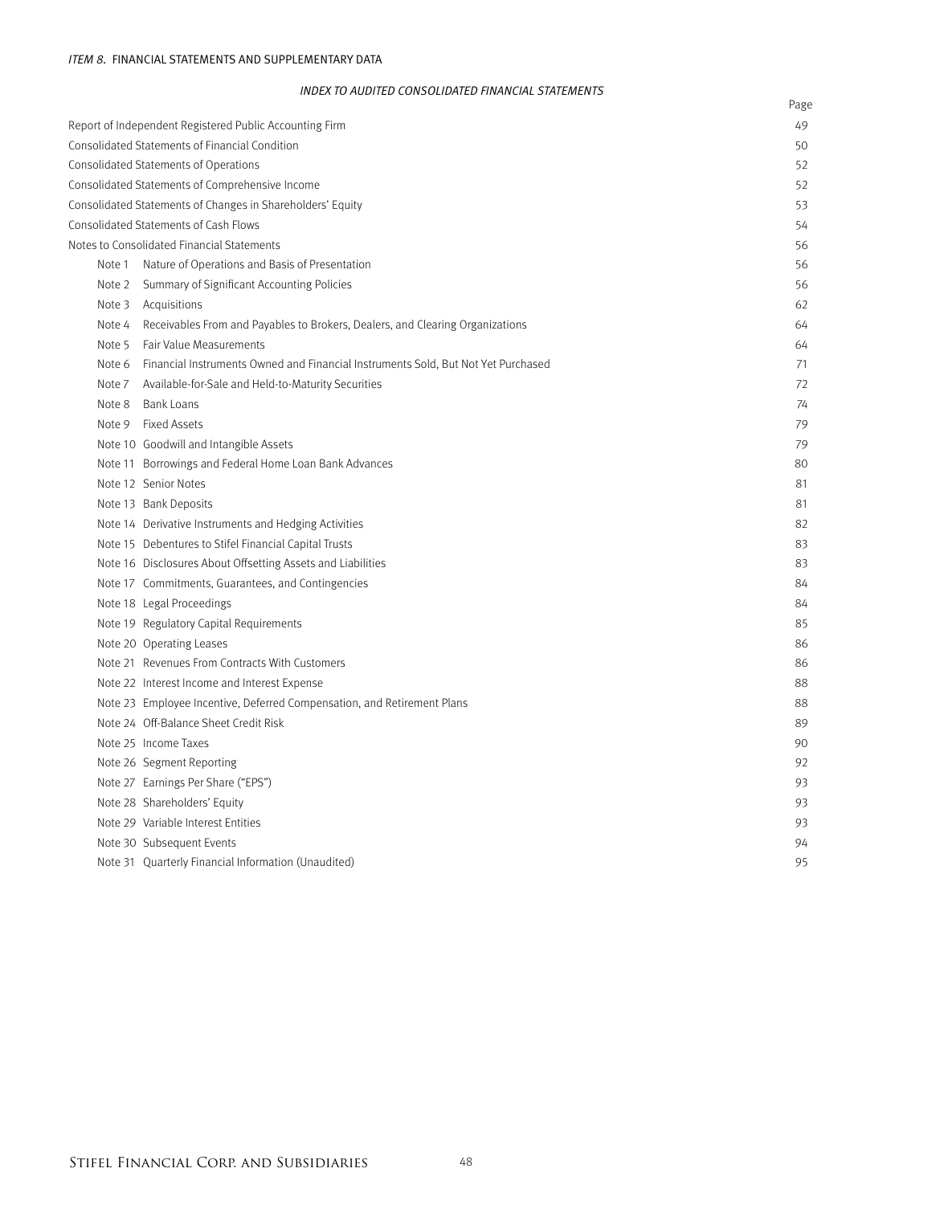*ITEM 8.* FINANCIAL STATEMENTS AND SUPPLEMENTARY DATA

## *INDEX TO AUDITED CONSOLIDATED FINANCIAL STATEMENTS*

| | Page |
|---|---|
| Report of Independent Registered Public Accounting Firm | 49 |
| Consolidated Statements of Financial Condition | 50 |
| Consolidated Statements of Operations | 52 |
| Consolidated Statements of Comprehensive Income | 52 |
| Consolidated Statements of Changes in Shareholders' Equity | 53 |
| Consolidated Statements of Cash Flows | 54 |
| Notes to Consolidated Financial Statements | 56 |
| Note 1 Nature of Operations and Basis of Presentation | 56 |
| Note 2 Summary of Significant Accounting Policies | 56 |
| Note 3 Acquisitions | 62 |
| Note 4 Receivables From and Payables to Brokers, Dealers, and Clearing Organizations | 64 |
| Note 5 Fair Value Measurements | 64 |
| Note 6 Financial Instruments Owned and Financial Instruments Sold, But Not Yet Purchased | 71 |
| Note 7 Available-for-Sale and Held-to-Maturity Securities | 72 |
| Note 8 Bank Loans | 74 |
| Note 9 Fixed Assets | 79 |
| Note 10 Goodwill and Intangible Assets | 79 |
| Note 11 Borrowings and Federal Home Loan Bank Advances | 80 |
| Note 12 Senior Notes | 81 |
| Note 13 Bank Deposits | 81 |
| Note 14 Derivative Instruments and Hedging Activities | 82 |
| Note 15 Debentures to Stifel Financial Capital Trusts | 83 |
| Note 16 Disclosures About Offsetting Assets and Liabilities | 83 |
| Note 17 Commitments, Guarantees, and Contingencies | 84 |
| Note 18 Legal Proceedings | 84 |
| Note 19 Regulatory Capital Requirements | 85 |
| Note 20 Operating Leases | 86 |
| Note 21 Revenues From Contracts With Customers | 86 |
| Note 22 Interest Income and Interest Expense | 88 |
| Note 23 Employee Incentive, Deferred Compensation, and Retirement Plans | 88 |
| Note 24 Off-Balance Sheet Credit Risk | 89 |
| Note 25 Income Taxes | 90 |
| Note 26 Segment Reporting | 92 |
| Note 27 Earnings Per Share ("EPS") | 93 |
| Note 28 Shareholders' Equity | 93 |
| Note 29 Variable Interest Entities | 93 |
| Note 30 Subsequent Events | 94 |
| Note 31 Quarterly Financial Information (Unaudited) | 95 |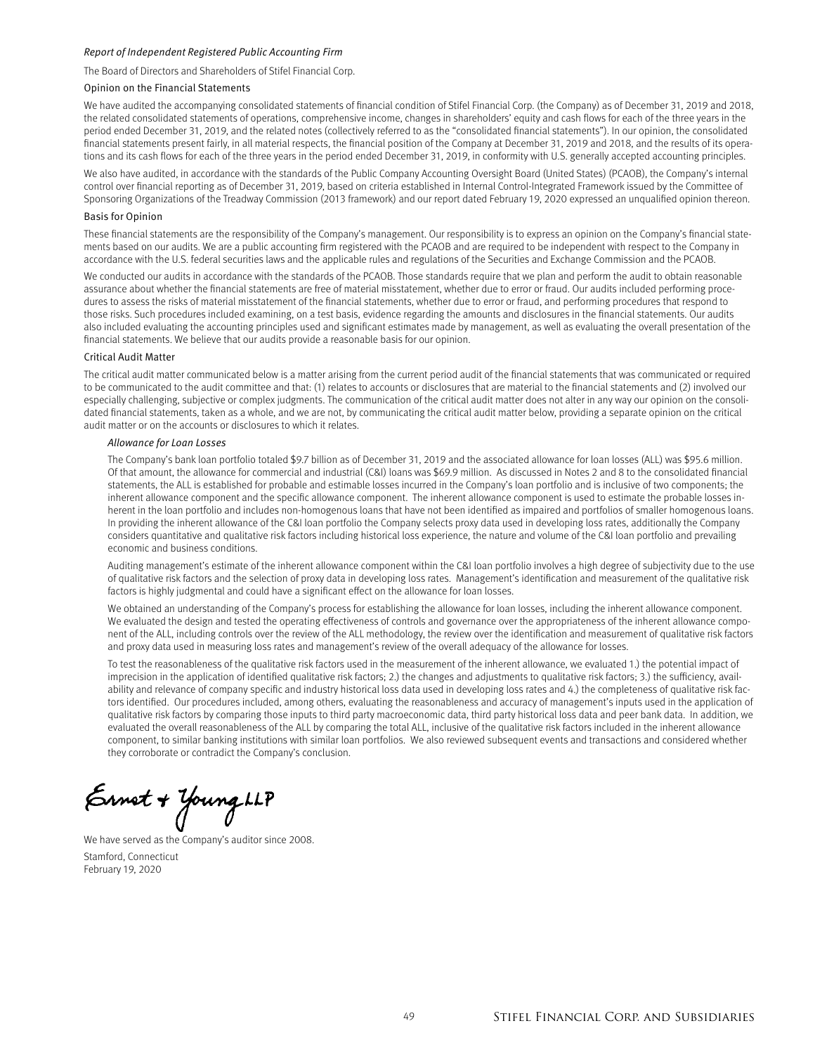*Report of Independent Registered Public Accounting Firm*

The Board of Directors and Shareholders of Stifel Financial Corp.

## Opinion on the Financial Statements

We have audited the accompanying consolidated statements of financial condition of Stifel Financial Corp. (the Company) as of December 31, 2019 and 2018, the related consolidated statements of operations, comprehensive income, changes in shareholders' equity and cash flows for each of the three years in the period ended December 31, 2019, and the related notes (collectively referred to as the "consolidated financial statements"). In our opinion, the consolidated financial statements present fairly, in all material respects, the financial position of the Company at December 31, 2019 and 2018, and the results of its operations and its cash flows for each of the three years in the period ended December 31, 2019, in conformity with U.S. generally accepted accounting principles.

We also have audited, in accordance with the standards of the Public Company Accounting Oversight Board (United States) (PCAOB), the Company's internal control over financial reporting as of December 31, 2019, based on criteria established in Internal Control-Integrated Framework issued by the Committee of Sponsoring Organizations of the Treadway Commission (2013 framework) and our report dated February 19, 2020 expressed an unqualified opinion thereon.

## Basis for Opinion

These financial statements are the responsibility of the Company's management. Our responsibility is to express an opinion on the Company's financial statements based on our audits. We are a public accounting firm registered with the PCAOB and are required to be independent with respect to the Company in accordance with the U.S. federal securities laws and the applicable rules and regulations of the Securities and Exchange Commission and the PCAOB.

We conducted our audits in accordance with the standards of the PCAOB. Those standards require that we plan and perform the audit to obtain reasonable assurance about whether the financial statements are free of material misstatement, whether due to error or fraud. Our audits included performing procedures to assess the risks of material misstatement of the financial statements, whether due to error or fraud, and performing procedures that respond to those risks. Such procedures included examining, on a test basis, evidence regarding the amounts and disclosures in the financial statements. Our audits also included evaluating the accounting principles used and significant estimates made by management, as well as evaluating the overall presentation of the financial statements. We believe that our audits provide a reasonable basis for our opinion.

## Critical Audit Matter

The critical audit matter communicated below is a matter arising from the current period audit of the financial statements that was communicated or required to be communicated to the audit committee and that: (1) relates to accounts or disclosures that are material to the financial statements and (2) involved our especially challenging, subjective or complex judgments. The communication of the critical audit matter does not alter in any way our opinion on the consolidated financial statements, taken as a whole, and we are not, by communicating the critical audit matter below, providing a separate opinion on the critical audit matter or on the accounts or disclosures to which it relates.

### *Allowance for Loan Losses*

The Company's bank loan portfolio totaled $9.7 billion as of December 31, 2019 and the associated allowance for loan losses (ALL) was $95.6 million. Of that amount, the allowance for commercial and industrial (C&I) loans was $69.9 million. As discussed in Notes 2 and 8 to the consolidated financial statements, the ALL is established for probable and estimable losses incurred in the Company's loan portfolio and is inclusive of two components; the inherent allowance component and the specific allowance component. The inherent allowance component is used to estimate the probable losses inherent in the loan portfolio and includes non-homogenous loans that have not been identified as impaired and portfolios of smaller homogenous loans. In providing the inherent allowance of the C&I loan portfolio the Company selects proxy data used in developing loss rates, additionally the Company considers quantitative and qualitative risk factors including historical loss experience, the nature and volume of the C&I loan portfolio and prevailing economic and business conditions.

Auditing management's estimate of the inherent allowance component within the C&I loan portfolio involves a high degree of subjectivity due to the use of qualitative risk factors and the selection of proxy data in developing loss rates. Management's identification and measurement of the qualitative risk factors is highly judgmental and could have a significant effect on the allowance for loan losses.

We obtained an understanding of the Company's process for establishing the allowance for loan losses, including the inherent allowance component. We evaluated the design and tested the operating effectiveness of controls and governance over the appropriateness of the inherent allowance component of the ALL, including controls over the review of the ALL methodology, the review over the identification and measurement of qualitative risk factors and proxy data used in measuring loss rates and management's review of the overall adequacy of the allowance for losses.

To test the reasonableness of the qualitative risk factors used in the measurement of the inherent allowance, we evaluated 1.) the potential impact of imprecision in the application of identified qualitative risk factors; 2.) the changes and adjustments to qualitative risk factors; 3.) the sufficiency, availability and relevance of company specific and industry historical loss data used in developing loss rates and 4.) the completeness of qualitative risk factors identified. Our procedures included, among others, evaluating the reasonableness and accuracy of management's inputs used in the application of qualitative risk factors by comparing those inputs to third party macroeconomic data, third party historical loss data and peer bank data. In addition, we evaluated the overall reasonableness of the ALL by comparing the total ALL, inclusive of the qualitative risk factors included in the inherent allowance component, to similar banking institutions with similar loan portfolios. We also reviewed subsequent events and transactions and considered whether they corroborate or contradict the Company's conclusion.

Ernst & Young LLP

We have served as the Company's auditor since 2008.

Stamford, Connecticut
February 19, 2020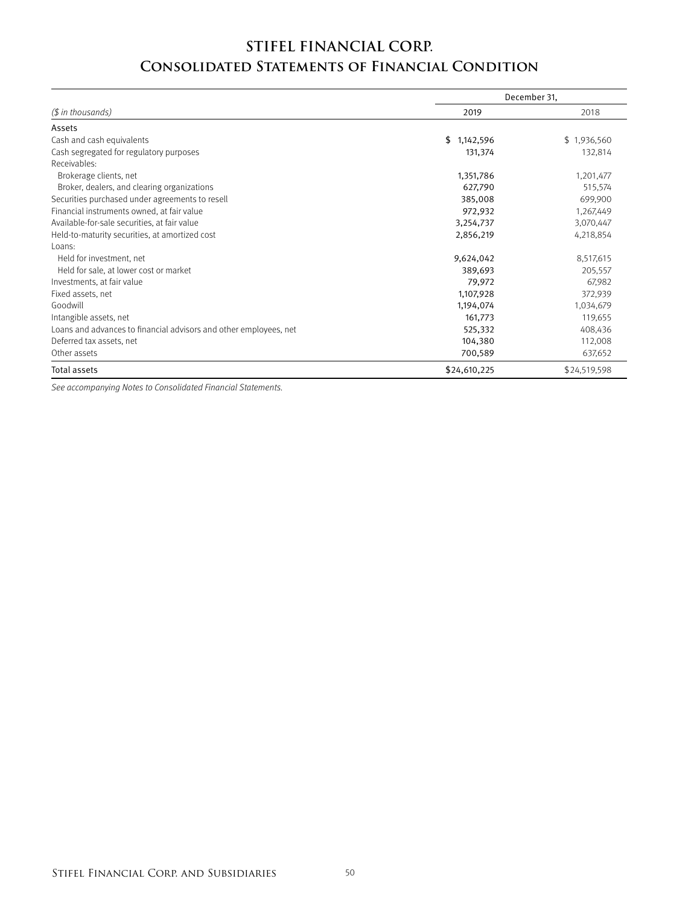# STIFEL FINANCIAL CORP.

## Consolidated Statements of Financial Condition

| ($ in thousands) | December 31, 2019 | December 31, 2018 |
|---|---|---|
| **Assets** | | |
| Cash and cash equivalents | $ 1,142,596 | $ 1,936,560 |
| Cash segregated for regulatory purposes | 131,374 | 132,814 |
| Receivables: | | |
| Brokerage clients, net | 1,351,786 | 1,201,477 |
| Broker, dealers, and clearing organizations | 627,790 | 515,574 |
| Securities purchased under agreements to resell | 385,008 | 699,900 |
| Financial instruments owned, at fair value | 972,932 | 1,267,449 |
| Available-for-sale securities, at fair value | 3,254,737 | 3,070,447 |
| Held-to-maturity securities, at amortized cost | 2,856,219 | 4,218,854 |
| Loans: | | |
| Held for investment, net | 9,624,042 | 8,517,615 |
| Held for sale, at lower cost or market | 389,693 | 205,557 |
| Investments, at fair value | 79,972 | 67,982 |
| Fixed assets, net | 1,107,928 | 372,939 |
| Goodwill | 1,194,074 | 1,034,679 |
| Intangible assets, net | 161,773 | 119,655 |
| Loans and advances to financial advisors and other employees, net | 525,332 | 408,436 |
| Deferred tax assets, net | 104,380 | 112,008 |
| Other assets | 700,589 | 637,652 |
| **Total assets** | $24,610,225 | $24,519,598 |

*See accompanying Notes to Consolidated Financial Statements.*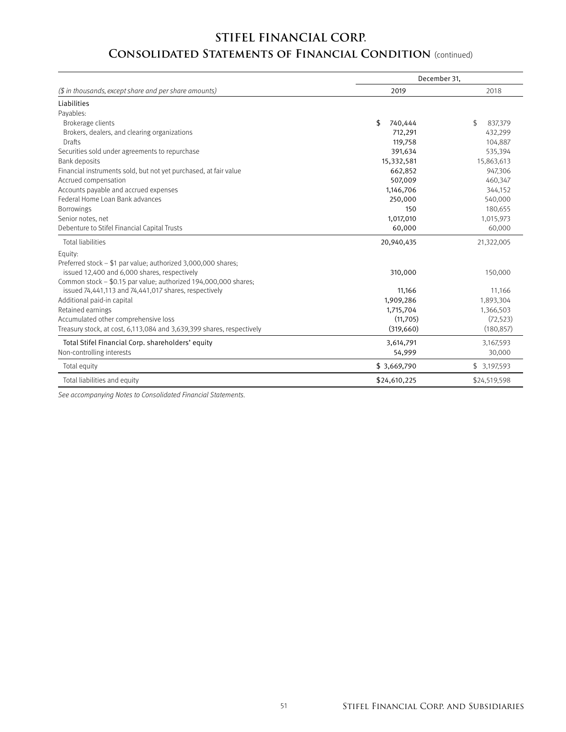# STIFEL FINANCIAL CORP.

## Consolidated Statements of Financial Condition (continued)

| ($ in thousands, except share and per share amounts) | December 31, 2019 | December 31, 2018 |
|---|---|---|
| **Liabilities** | | |
| Payables: | | |
| Brokerage clients | $ 740,444 | $ 837,379 |
| Brokers, dealers, and clearing organizations | 712,291 | 432,299 |
| Drafts | 119,758 | 104,887 |
| Securities sold under agreements to repurchase | 391,634 | 535,394 |
| Bank deposits | 15,332,581 | 15,863,613 |
| Financial instruments sold, but not yet purchased, at fair value | 662,852 | 947,306 |
| Accrued compensation | 507,009 | 460,347 |
| Accounts payable and accrued expenses | 1,146,706 | 344,152 |
| Federal Home Loan Bank advances | 250,000 | 540,000 |
| Borrowings | 150 | 180,655 |
| Senior notes, net | 1,017,010 | 1,015,973 |
| Debenture to Stifel Financial Capital Trusts | 60,000 | 60,000 |
| Total liabilities | 20,940,435 | 21,322,005 |
| Equity: | | |
| Preferred stock – $1 par value; authorized 3,000,000 shares; issued 12,400 and 6,000 shares, respectively | 310,000 | 150,000 |
| Common stock – $0.15 par value; authorized 194,000,000 shares; issued 74,441,113 and 74,441,017 shares, respectively | 11,166 | 11,166 |
| Additional paid-in capital | 1,909,286 | 1,893,304 |
| Retained earnings | 1,715,704 | 1,366,503 |
| Accumulated other comprehensive loss | (11,705) | (72,523) |
| Treasury stock, at cost, 6,113,084 and 3,639,399 shares, respectively | (319,660) | (180,857) |
| Total Stifel Financial Corp. shareholders' equity | 3,614,791 | 3,167,593 |
| Non-controlling interests | 54,999 | 30,000 |
| Total equity | $ 3,669,790 | $ 3,197,593 |
| Total liabilities and equity | $24,610,225 | $24,519,598 |

*See accompanying Notes to Consolidated Financial Statements.*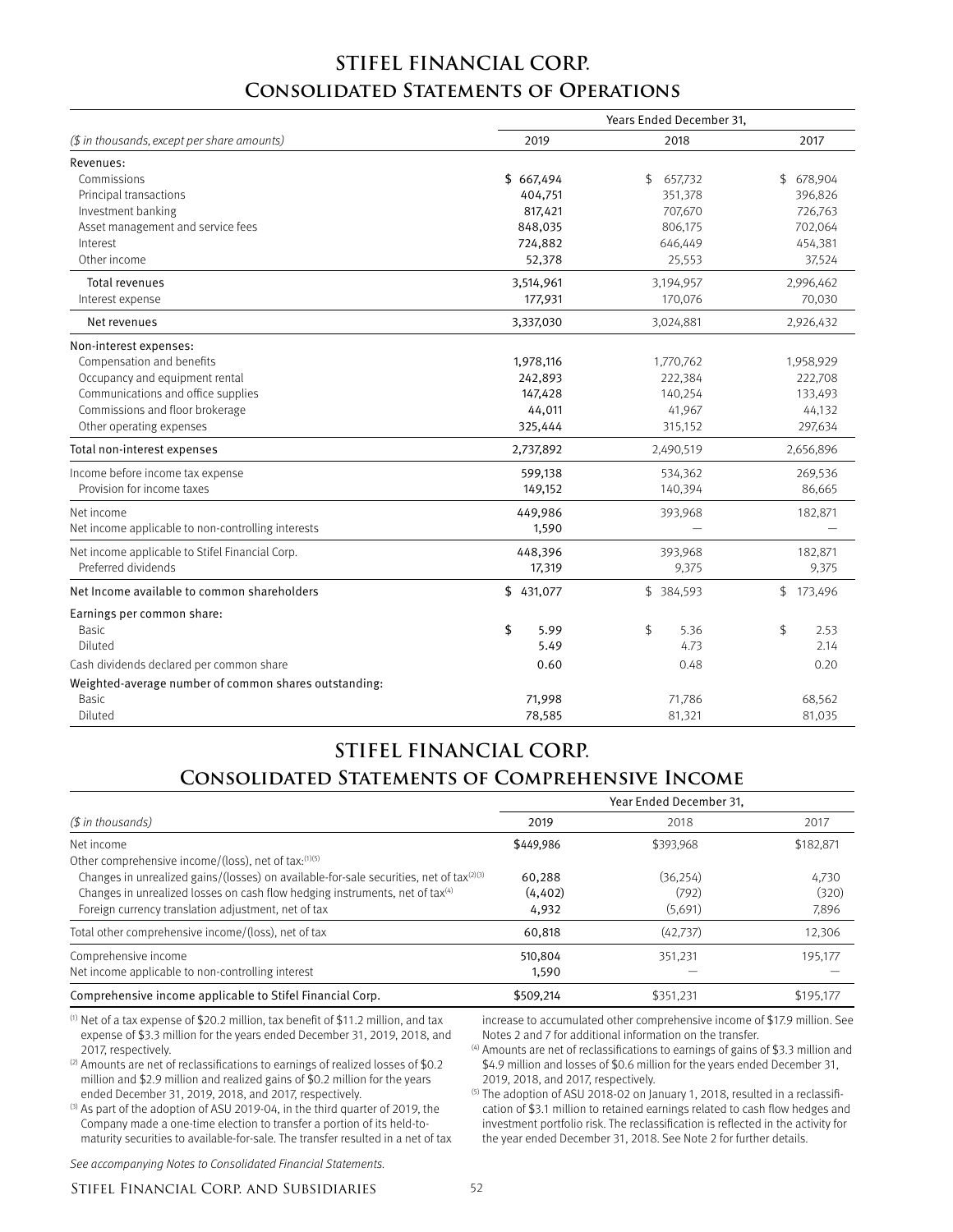# STIFEL FINANCIAL CORP.

## Consolidated Statements of Operations

| ($ in thousands, except per share amounts) | 2019 | 2018 | 2017 |
|---|---|---|---|
| | Years Ended December 31, | | |
| **Revenues:** | | | |
| Commissions | $ 667,494 | $ 657,732 | $ 678,904 |
| Principal transactions | 404,751 | 351,378 | 396,826 |
| Investment banking | 817,421 | 707,670 | 726,763 |
| Asset management and service fees | 848,035 | 806,175 | 702,064 |
| Interest | 724,882 | 646,449 | 454,381 |
| Other income | 52,378 | 25,553 | 37,524 |
| Total revenues | 3,514,961 | 3,194,957 | 2,996,462 |
| Interest expense | 177,931 | 170,076 | 70,030 |
| Net revenues | 3,337,030 | 3,024,881 | 2,926,432 |
| **Non-interest expenses:** | | | |
| Compensation and benefits | 1,978,116 | 1,770,762 | 1,958,929 |
| Occupancy and equipment rental | 242,893 | 222,384 | 222,708 |
| Communications and office supplies | 147,428 | 140,254 | 133,493 |
| Commissions and floor brokerage | 44,011 | 41,967 | 44,132 |
| Other operating expenses | 325,444 | 315,152 | 297,634 |
| Total non-interest expenses | 2,737,892 | 2,490,519 | 2,656,896 |
| Income before income tax expense | 599,138 | 534,362 | 269,536 |
| Provision for income taxes | 149,152 | 140,394 | 86,665 |
| Net income | 449,986 | 393,968 | 182,871 |
| Net income applicable to non-controlling interests | 1,590 | — | — |
| Net income applicable to Stifel Financial Corp. | 448,396 | 393,968 | 182,871 |
| Preferred dividends | 17,319 | 9,375 | 9,375 |
| Net Income available to common shareholders | $ 431,077 | $ 384,593 | $ 173,496 |
| **Earnings per common share:** | | | |
| Basic | $ 5.99 | $ 5.36 | $ 2.53 |
| Diluted | 5.49 | 4.73 | 2.14 |
| Cash dividends declared per common share | 0.60 | 0.48 | 0.20 |
| **Weighted-average number of common shares outstanding:** | | | |
| Basic | 71,998 | 71,786 | 68,562 |
| Diluted | 78,585 | 81,321 | 81,035 |

# STIFEL FINANCIAL CORP.

## Consolidated Statements of Comprehensive Income

| ($ in thousands) | 2019 | 2018 | 2017 |
|---|---|---|---|
| | Year Ended December 31, | | |
| Net income | $449,986 | $393,968 | $182,871 |
| Other comprehensive income/(loss), net of tax:[1][5] | | | |
| Changes in unrealized gains/(losses) on available-for-sale securities, net of tax[2][3] | 60,288 | (36,254) | 4,730 |
| Changes in unrealized losses on cash flow hedging instruments, net of tax[4] | (4,402) | (792) | (320) |
| Foreign currency translation adjustment, net of tax | 4,932 | (5,691) | 7,896 |
| Total other comprehensive income/(loss), net of tax | 60,818 | (42,737) | 12,306 |
| Comprehensive income | 510,804 | 351,231 | 195,177 |
| Net income applicable to non-controlling interest | 1,590 | — | — |
| Comprehensive income applicable to Stifel Financial Corp. | $509,214 | $351,231 | $195,177 |

[1] Net of a tax expense of $20.2 million, tax benefit of $11.2 million, and tax expense of $3.3 million for the years ended December 31, 2019, 2018, and 2017, respectively.

[2] Amounts are net of reclassifications to earnings of realized losses of $0.2 million and $2.9 million and realized gains of $0.2 million for the years ended December 31, 2019, 2018, and 2017, respectively.

[3] As part of the adoption of ASU 2019-04, in the third quarter of 2019, the Company made a one-time election to transfer a portion of its held-to-maturity securities to available-for-sale. The transfer resulted in a net of tax increase to accumulated other comprehensive income of $17.9 million. See Notes 2 and 7 for additional information on the transfer.

[4] Amounts are net of reclassifications to earnings of gains of $3.3 million and $4.9 million and losses of $0.6 million for the years ended December 31, 2019, 2018, and 2017, respectively.

[5] The adoption of ASU 2018-02 on January 1, 2018, resulted in a reclassification of $3.1 million to retained earnings related to cash flow hedges and investment portfolio risk. The reclassification is reflected in the activity for the year ended December 31, 2018. See Note 2 for further details.

*See accompanying Notes to Consolidated Financial Statements.*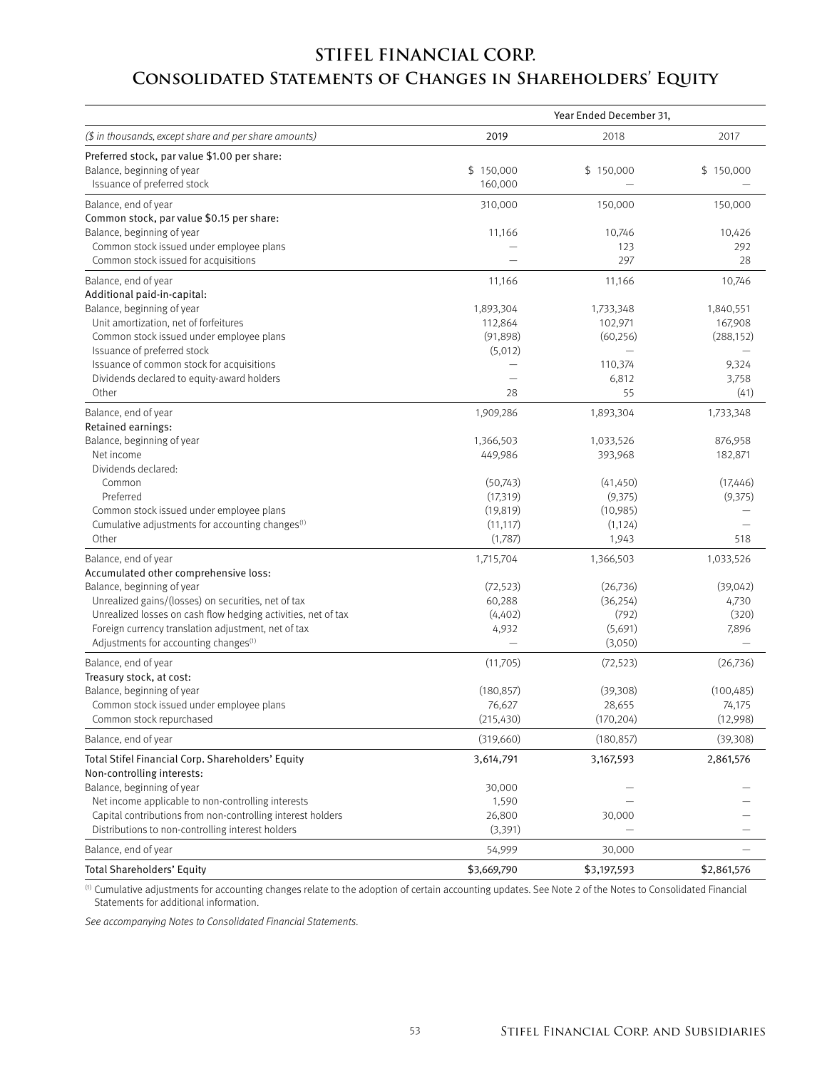# STIFEL FINANCIAL CORP.

## Consolidated Statements of Changes in Shareholders' Equity

| | Year Ended December 31, | | |
|---|---|---|---|
| *($ in thousands, except share and per share amounts)* | 2019 | 2018 | 2017 |
| Preferred stock, par value $1.00 per share: | | | |
| Balance, beginning of year | $ 150,000 | $ 150,000 | $ 150,000 |
| Issuance of preferred stock | 160,000 | — | — |
| Balance, end of year | 310,000 | 150,000 | 150,000 |
| Common stock, par value $0.15 per share: | | | |
| Balance, beginning of year | 11,166 | 10,746 | 10,426 |
| Common stock issued under employee plans | — | 123 | 292 |
| Common stock issued for acquisitions | — | 297 | 28 |
| Balance, end of year | 11,166 | 11,166 | 10,746 |
| Additional paid-in-capital: | | | |
| Balance, beginning of year | 1,893,304 | 1,733,348 | 1,840,551 |
| Unit amortization, net of forfeitures | 112,864 | 102,971 | 167,908 |
| Common stock issued under employee plans | (91,898) | (60,256) | (288,152) |
| Issuance of preferred stock | (5,012) | — | — |
| Issuance of common stock for acquisitions | — | 110,374 | 9,324 |
| Dividends declared to equity-award holders | — | 6,812 | 3,758 |
| Other | 28 | 55 | (41) |
| Balance, end of year | 1,909,286 | 1,893,304 | 1,733,348 |
| Retained earnings: | | | |
| Balance, beginning of year | 1,366,503 | 1,033,526 | 876,958 |
| Net income | 449,986 | 393,968 | 182,871 |
| Dividends declared: | | | |
| Common | (50,743) | (41,450) | (17,446) |
| Preferred | (17,319) | (9,375) | (9,375) |
| Common stock issued under employee plans | (19,819) | (10,985) | — |
| Cumulative adjustments for accounting changes[1] | (11,117) | (1,124) | — |
| Other | (1,787) | 1,943 | 518 |
| Balance, end of year | 1,715,704 | 1,366,503 | 1,033,526 |
| Accumulated other comprehensive loss: | | | |
| Balance, beginning of year | (72,523) | (26,736) | (39,042) |
| Unrealized gains/(losses) on securities, net of tax | 60,288 | (36,254) | 4,730 |
| Unrealized losses on cash flow hedging activities, net of tax | (4,402) | (792) | (320) |
| Foreign currency translation adjustment, net of tax | 4,932 | (5,691) | 7,896 |
| Adjustments for accounting changes[1] | — | (3,050) | — |
| Balance, end of year | (11,705) | (72,523) | (26,736) |
| Treasury stock, at cost: | | | |
| Balance, beginning of year | (180,857) | (39,308) | (100,485) |
| Common stock issued under employee plans | 76,627 | 28,655 | 74,175 |
| Common stock repurchased | (215,430) | (170,204) | (12,998) |
| Balance, end of year | (319,660) | (180,857) | (39,308) |
| Total Stifel Financial Corp. Shareholders' Equity | 3,614,791 | 3,167,593 | 2,861,576 |
| Non-controlling interests: | | | |
| Balance, beginning of year | 30,000 | — | — |
| Net income applicable to non-controlling interests | 1,590 | — | — |
| Capital contributions from non-controlling interest holders | 26,800 | 30,000 | — |
| Distributions to non-controlling interest holders | (3,391) | — | — |
| Balance, end of year | 54,999 | 30,000 | — |
| Total Shareholders' Equity | $3,669,790 | $3,197,593 | $2,861,576 |

[1] Cumulative adjustments for accounting changes relate to the adoption of certain accounting updates. See Note 2 of the Notes to Consolidated Financial Statements for additional information.

*See accompanying Notes to Consolidated Financial Statements.*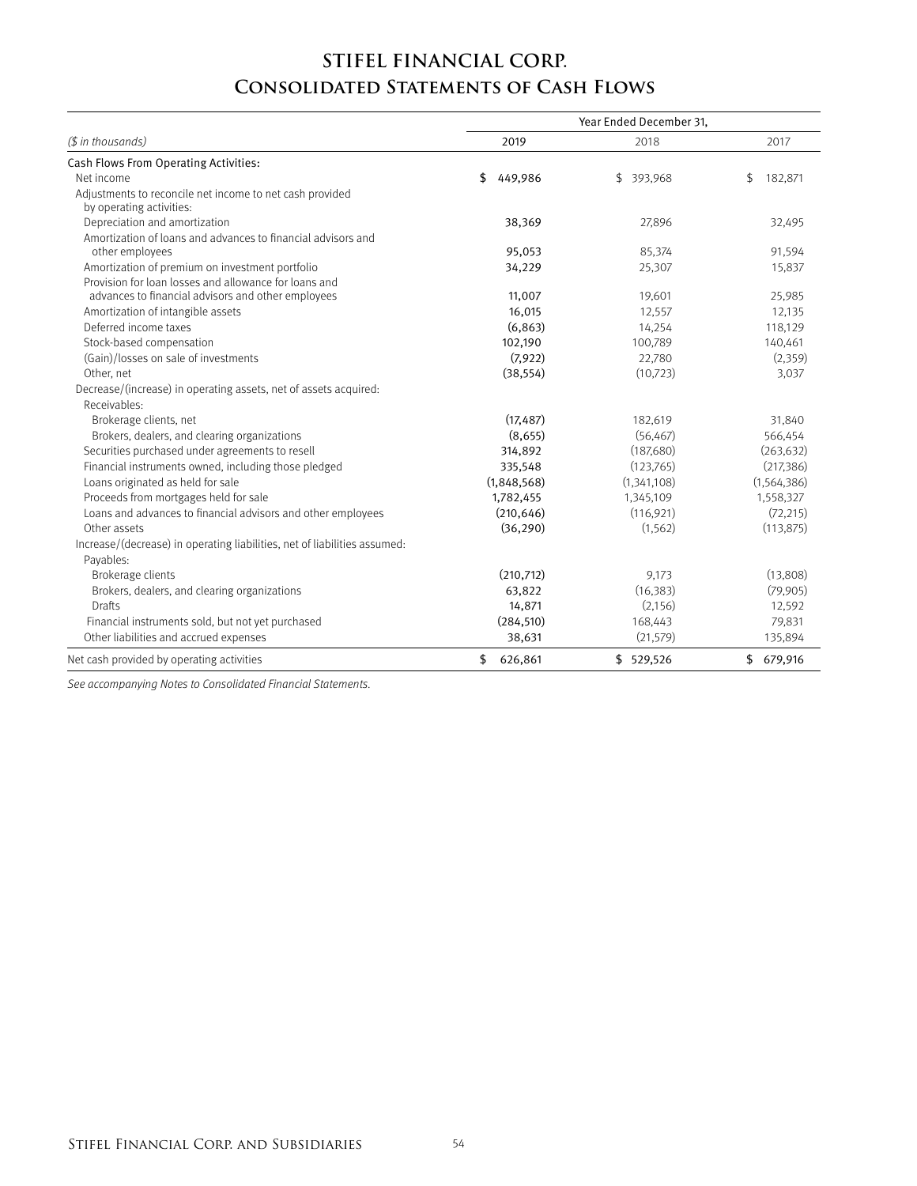# STIFEL FINANCIAL CORP.
## Consolidated Statements of Cash Flows

| ($ in thousands) | Year Ended December 31, 2019 | 2018 | 2017 |
|---|---|---|---|
| Cash Flows From Operating Activities: | | | |
| Net income | $ 449,986 | $ 393,968 | $ 182,871 |
| Adjustments to reconcile net income to net cash provided by operating activities: | | | |
| Depreciation and amortization | 38,369 | 27,896 | 32,495 |
| Amortization of loans and advances to financial advisors and other employees | 95,053 | 85,374 | 91,594 |
| Amortization of premium on investment portfolio | 34,229 | 25,307 | 15,837 |
| Provision for loan losses and allowance for loans and advances to financial advisors and other employees | 11,007 | 19,601 | 25,985 |
| Amortization of intangible assets | 16,015 | 12,557 | 12,135 |
| Deferred income taxes | (6,863) | 14,254 | 118,129 |
| Stock-based compensation | 102,190 | 100,789 | 140,461 |
| (Gain)/losses on sale of investments | (7,922) | 22,780 | (2,359) |
| Other, net | (38,554) | (10,723) | 3,037 |
| Decrease/(increase) in operating assets, net of assets acquired: | | | |
| Receivables: | | | |
| Brokerage clients, net | (17,487) | 182,619 | 31,840 |
| Brokers, dealers, and clearing organizations | (8,655) | (56,467) | 566,454 |
| Securities purchased under agreements to resell | 314,892 | (187,680) | (263,632) |
| Financial instruments owned, including those pledged | 335,548 | (123,765) | (217,386) |
| Loans originated as held for sale | (1,848,568) | (1,341,108) | (1,564,386) |
| Proceeds from mortgages held for sale | 1,782,455 | 1,345,109 | 1,558,327 |
| Loans and advances to financial advisors and other employees | (210,646) | (116,921) | (72,215) |
| Other assets | (36,290) | (1,562) | (113,875) |
| Increase/(decrease) in operating liabilities, net of liabilities assumed: | | | |
| Payables: | | | |
| Brokerage clients | (210,712) | 9,173 | (13,808) |
| Brokers, dealers, and clearing organizations | 63,822 | (16,383) | (79,905) |
| Drafts | 14,871 | (2,156) | 12,592 |
| Financial instruments sold, but not yet purchased | (284,510) | 168,443 | 79,831 |
| Other liabilities and accrued expenses | 38,631 | (21,579) | 135,894 |
| Net cash provided by operating activities | $ 626,861 | $ 529,526 | $ 679,916 |

*See accompanying Notes to Consolidated Financial Statements.*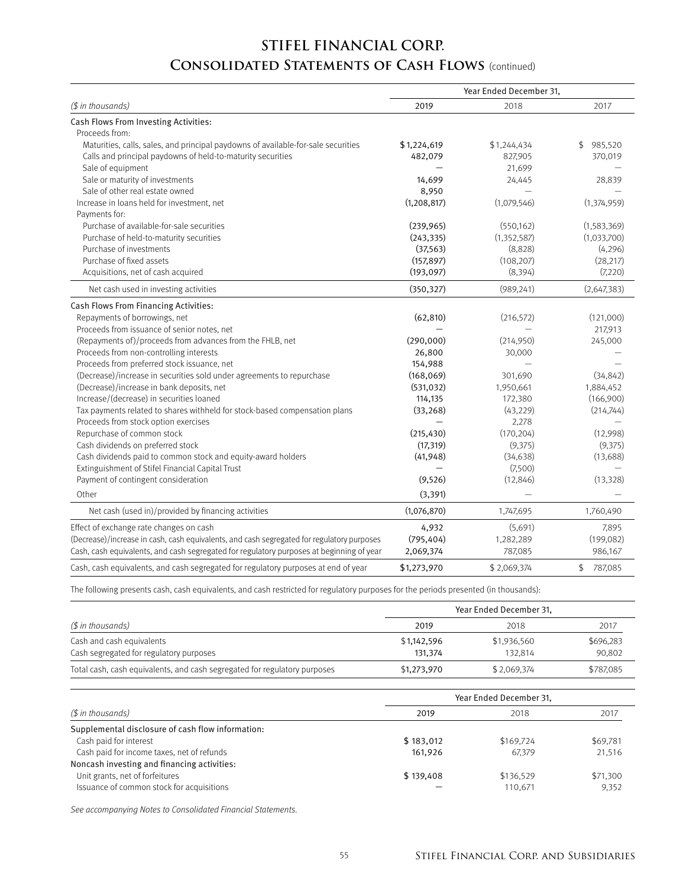# STIFEL FINANCIAL CORP.

## Consolidated Statements of Cash Flows (continued)

| ($ in thousands) | Year Ended December 31, 2019 | 2018 | 2017 |
|---|---|---|---|
| **Cash Flows From Investing Activities:** | | | |
| Proceeds from: | | | |
| Maturities, calls, sales, and principal paydowns of available-for-sale securities | $1,224,619 | $1,244,434 | $ 985,520 |
| Calls and principal paydowns of held-to-maturity securities | 482,079 | 827,905 | 370,019 |
| Sale of equipment | — | 21,699 | — |
| Sale or maturity of investments | 14,699 | 24,445 | 28,839 |
| Sale of other real estate owned | 8,950 | — | — |
| Increase in loans held for investment, net | (1,208,817) | (1,079,546) | (1,374,959) |
| Payments for: | | | |
| Purchase of available-for-sale securities | (239,965) | (550,162) | (1,583,369) |
| Purchase of held-to-maturity securities | (243,335) | (1,352,587) | (1,033,700) |
| Purchase of investments | (37,563) | (8,828) | (4,296) |
| Purchase of fixed assets | (157,897) | (108,207) | (28,217) |
| Acquisitions, net of cash acquired | (193,097) | (8,394) | (7,220) |
| Net cash used in investing activities | (350,327) | (989,241) | (2,647,383) |
| **Cash Flows From Financing Activities:** | | | |
| Repayments of borrowings, net | (62,810) | (216,572) | (121,000) |
| Proceeds from issuance of senior notes, net | — | — | 217,913 |
| (Repayments of)/proceeds from advances from the FHLB, net | (290,000) | (214,950) | 245,000 |
| Proceeds from non-controlling interests | 26,800 | 30,000 | — |
| Proceeds from preferred stock issuance, net | 154,988 | — | — |
| (Decrease)/increase in securities sold under agreements to repurchase | (168,069) | 301,690 | (34,842) |
| (Decrease)/increase in bank deposits, net | (531,032) | 1,950,661 | 1,884,452 |
| Increase/(decrease) in securities loaned | 114,135 | 172,380 | (166,900) |
| Tax payments related to shares withheld for stock-based compensation plans | (33,268) | (43,229) | (214,744) |
| Proceeds from stock option exercises | — | 2,278 | — |
| Repurchase of common stock | (215,430) | (170,204) | (12,998) |
| Cash dividends on preferred stock | (17,319) | (9,375) | (9,375) |
| Cash dividends paid to common stock and equity-award holders | (41,948) | (34,638) | (13,688) |
| Extinguishment of Stifel Financial Capital Trust | — | (7,500) | — |
| Payment of contingent consideration | (9,526) | (12,846) | (13,328) |
| Other | (3,391) | — | — |
| Net cash (used in)/provided by financing activities | (1,076,870) | 1,747,695 | 1,760,490 |
| Effect of exchange rate changes on cash | 4,932 | (5,691) | 7,895 |
| (Decrease)/increase in cash, cash equivalents, and cash segregated for regulatory purposes | (795,404) | 1,282,289 | (199,082) |
| Cash, cash equivalents, and cash segregated for regulatory purposes at beginning of year | 2,069,374 | 787,085 | 986,167 |
| Cash, cash equivalents, and cash segregated for regulatory purposes at end of year | $1,273,970 | $ 2,069,374 | $ 787,085 |

The following presents cash, cash equivalents, and cash restricted for regulatory purposes for the periods presented (in thousands):

| ($ in thousands) | Year Ended December 31, 2019 | 2018 | 2017 |
|---|---|---|---|
| Cash and cash equivalents | $1,142,596 | $1,936,560 | $696,283 |
| Cash segregated for regulatory purposes | 131,374 | 132,814 | 90,802 |
| Total cash, cash equivalents, and cash segregated for regulatory purposes | $1,273,970 | $ 2,069,374 | $787,085 |

| ($ in thousands) | Year Ended December 31, 2019 | 2018 | 2017 |
|---|---|---|---|
| **Supplemental disclosure of cash flow information:** | | | |
| Cash paid for interest | $ 183,012 | $169,724 | $69,781 |
| Cash paid for income taxes, net of refunds | 161,926 | 67,379 | 21,516 |
| **Noncash investing and financing activities:** | | | |
| Unit grants, net of forfeitures | $ 139,408 | $136,529 | $71,300 |
| Issuance of common stock for acquisitions | — | 110,671 | 9,352 |

*See accompanying Notes to Consolidated Financial Statements.*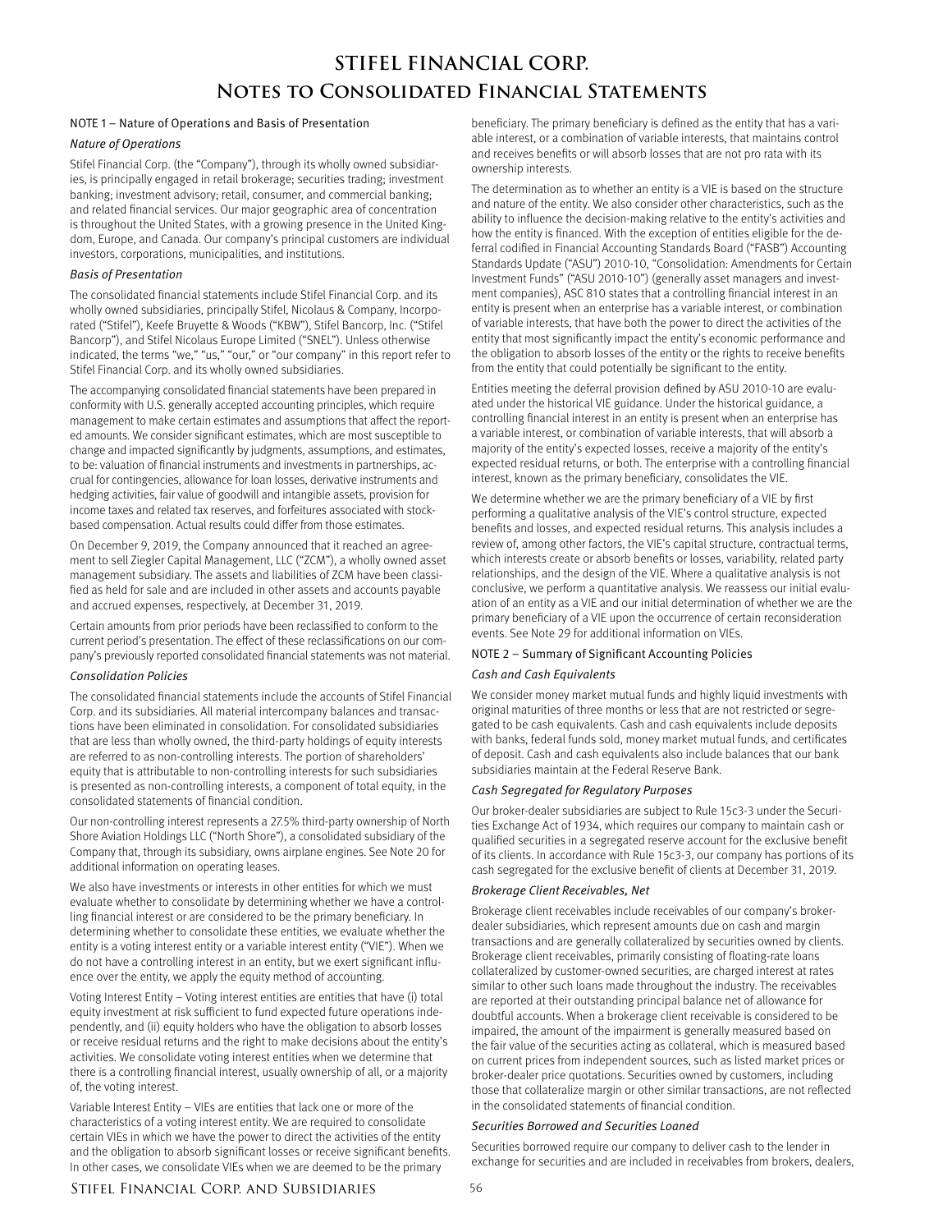# STIFEL FINANCIAL CORP.

# Notes to Consolidated Financial Statements

## NOTE 1 – Nature of Operations and Basis of Presentation

### *Nature of Operations*

Stifel Financial Corp. (the "Company"), through its wholly owned subsidiaries, is principally engaged in retail brokerage; securities trading; investment banking; investment advisory; retail, consumer, and commercial banking; and related financial services. Our major geographic area of concentration is throughout the United States, with a growing presence in the United Kingdom, Europe, and Canada. Our company's principal customers are individual investors, corporations, municipalities, and institutions.

### *Basis of Presentation*

The consolidated financial statements include Stifel Financial Corp. and its wholly owned subsidiaries, principally Stifel, Nicolaus & Company, Incorporated ("Stifel"), Keefe Bruyette & Woods ("KBW"), Stifel Bancorp, Inc. ("Stifel Bancorp"), and Stifel Nicolaus Europe Limited ("SNEL"). Unless otherwise indicated, the terms "we," "us," "our," or "our company" in this report refer to Stifel Financial Corp. and its wholly owned subsidiaries.

The accompanying consolidated financial statements have been prepared in conformity with U.S. generally accepted accounting principles, which require management to make certain estimates and assumptions that affect the reported amounts. We consider significant estimates, which are most susceptible to change and impacted significantly by judgments, assumptions, and estimates, to be: valuation of financial instruments and investments in partnerships, accrual for contingencies, allowance for loan losses, derivative instruments and hedging activities, fair value of goodwill and intangible assets, provision for income taxes and related tax reserves, and forfeitures associated with stock-based compensation. Actual results could differ from those estimates.

On December 9, 2019, the Company announced that it reached an agreement to sell Ziegler Capital Management, LLC ("ZCM"), a wholly owned asset management subsidiary. The assets and liabilities of ZCM have been classified as held for sale and are included in other assets and accounts payable and accrued expenses, respectively, at December 31, 2019.

Certain amounts from prior periods have been reclassified to conform to the current period's presentation. The effect of these reclassifications on our company's previously reported consolidated financial statements was not material.

### *Consolidation Policies*

The consolidated financial statements include the accounts of Stifel Financial Corp. and its subsidiaries. All material intercompany balances and transactions have been eliminated in consolidation. For consolidated subsidiaries that are less than wholly owned, the third-party holdings of equity interests are referred to as non-controlling interests. The portion of shareholders' equity that is attributable to non-controlling interests for such subsidiaries is presented as non-controlling interests, a component of total equity, in the consolidated statements of financial condition.

Our non-controlling interest represents a 27.5% third-party ownership of North Shore Aviation Holdings LLC ("North Shore"), a consolidated subsidiary of the Company that, through its subsidiary, owns airplane engines. See Note 20 for additional information on operating leases.

We also have investments or interests in other entities for which we must evaluate whether to consolidate by determining whether we have a controlling financial interest or are considered to be the primary beneficiary. In determining whether to consolidate these entities, we evaluate whether the entity is a voting interest entity or a variable interest entity ("VIE"). When we do not have a controlling interest in an entity, but we exert significant influence over the entity, we apply the equity method of accounting.

Voting Interest Entity – Voting interest entities are entities that have (i) total equity investment at risk sufficient to fund expected future operations independently, and (ii) equity holders who have the obligation to absorb losses or receive residual returns and the right to make decisions about the entity's activities. We consolidate voting interest entities when we determine that there is a controlling financial interest, usually ownership of all, or a majority of, the voting interest.

Variable Interest Entity – VIEs are entities that lack one or more of the characteristics of a voting interest entity. We are required to consolidate certain VIEs in which we have the power to direct the activities of the entity and the obligation to absorb significant losses or receive significant benefits. In other cases, we consolidate VIEs when we are deemed to be the primary beneficiary. The primary beneficiary is defined as the entity that has a variable interest, or a combination of variable interests, that maintains control and receives benefits or will absorb losses that are not pro rata with its ownership interests.

The determination as to whether an entity is a VIE is based on the structure and nature of the entity. We also consider other characteristics, such as the ability to influence the decision-making relative to the entity's activities and how the entity is financed. With the exception of entities eligible for the deferral codified in Financial Accounting Standards Board ("FASB") Accounting Standards Update ("ASU") 2010-10, "Consolidation: Amendments for Certain Investment Funds" ("ASU 2010-10") (generally asset managers and investment companies), ASC 810 states that a controlling financial interest in an entity is present when an enterprise has a variable interest, or combination of variable interests, that have both the power to direct the activities of the entity that most significantly impact the entity's economic performance and the obligation to absorb losses of the entity or the rights to receive benefits from the entity that could potentially be significant to the entity.

Entities meeting the deferral provision defined by ASU 2010-10 are evaluated under the historical VIE guidance. Under the historical guidance, a controlling financial interest in an entity is present when an enterprise has a variable interest, or combination of variable interests, that will absorb a majority of the entity's expected losses, receive a majority of the entity's expected residual returns, or both. The enterprise with a controlling financial interest, known as the primary beneficiary, consolidates the VIE.

We determine whether we are the primary beneficiary of a VIE by first performing a qualitative analysis of the VIE's control structure, expected benefits and losses, and expected residual returns. This analysis includes a review of, among other factors, the VIE's capital structure, contractual terms, which interests create or absorb benefits or losses, variability, related party relationships, and the design of the VIE. Where a qualitative analysis is not conclusive, we perform a quantitative analysis. We reassess our initial evaluation of an entity as a VIE and our initial determination of whether we are the primary beneficiary of a VIE upon the occurrence of certain reconsideration events. See Note 29 for additional information on VIEs.

## NOTE 2 – Summary of Significant Accounting Policies

### *Cash and Cash Equivalents*

We consider money market mutual funds and highly liquid investments with original maturities of three months or less that are not restricted or segregated to be cash equivalents. Cash and cash equivalents include deposits with banks, federal funds sold, money market mutual funds, and certificates of deposit. Cash and cash equivalents also include balances that our bank subsidiaries maintain at the Federal Reserve Bank.

### *Cash Segregated for Regulatory Purposes*

Our broker-dealer subsidiaries are subject to Rule 15c3-3 under the Securities Exchange Act of 1934, which requires our company to maintain cash or qualified securities in a segregated reserve account for the exclusive benefit of its clients. In accordance with Rule 15c3-3, our company has portions of its cash segregated for the exclusive benefit of clients at December 31, 2019.

### *Brokerage Client Receivables, Net*

Brokerage client receivables include receivables of our company's broker-dealer subsidiaries, which represent amounts due on cash and margin transactions and are generally collateralized by securities owned by clients. Brokerage client receivables, primarily consisting of floating-rate loans collateralized by customer-owned securities, are charged interest at rates similar to other such loans made throughout the industry. The receivables are reported at their outstanding principal balance net of allowance for doubtful accounts. When a brokerage client receivable is considered to be impaired, the amount of the impairment is generally measured based on the fair value of the securities acting as collateral, which is measured based on current prices from independent sources, such as listed market prices or broker-dealer price quotations. Securities owned by customers, including those that collateralize margin or other similar transactions, are not reflected in the consolidated statements of financial condition.

### *Securities Borrowed and Securities Loaned*

Securities borrowed require our company to deliver cash to the lender in exchange for securities and are included in receivables from brokers, dealers,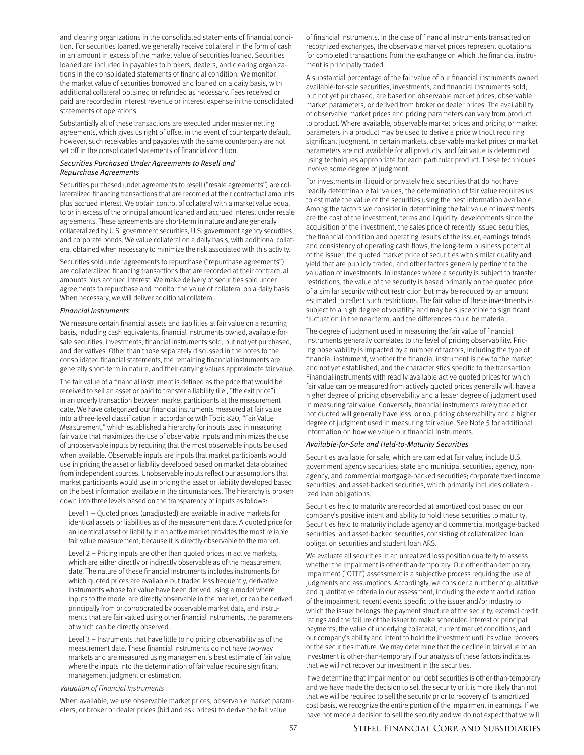and clearing organizations in the consolidated statements of financial condition. For securities loaned, we generally receive collateral in the form of cash in an amount in excess of the market value of securities loaned. Securities loaned are included in payables to brokers, dealers, and clearing organizations in the consolidated statements of financial condition. We monitor the market value of securities borrowed and loaned on a daily basis, with additional collateral obtained or refunded as necessary. Fees received or paid are recorded in interest revenue or interest expense in the consolidated statements of operations.

Substantially all of these transactions are executed under master netting agreements, which gives us right of offset in the event of counterparty default; however, such receivables and payables with the same counterparty are not set off in the consolidated statements of financial condition.

*Securities Purchased Under Agreements to Resell and Repurchase Agreements*

Securities purchased under agreements to resell ("resale agreements") are collateralized financing transactions that are recorded at their contractual amounts plus accrued interest. We obtain control of collateral with a market value equal to or in excess of the principal amount loaned and accrued interest under resale agreements. These agreements are short-term in nature and are generally collateralized by U.S. government securities, U.S. government agency securities, and corporate bonds. We value collateral on a daily basis, with additional collateral obtained when necessary to minimize the risk associated with this activity.

Securities sold under agreements to repurchase ("repurchase agreements") are collateralized financing transactions that are recorded at their contractual amounts plus accrued interest. We make delivery of securities sold under agreements to repurchase and monitor the value of collateral on a daily basis. When necessary, we will deliver additional collateral.

*Financial Instruments*

We measure certain financial assets and liabilities at fair value on a recurring basis, including cash equivalents, financial instruments owned, available-for-sale securities, investments, financial instruments sold, but not yet purchased, and derivatives. Other than those separately discussed in the notes to the consolidated financial statements, the remaining financial instruments are generally short-term in nature, and their carrying values approximate fair value.

The fair value of a financial instrument is defined as the price that would be received to sell an asset or paid to transfer a liability (i.e., "the exit price") in an orderly transaction between market participants at the measurement date. We have categorized our financial instruments measured at fair value into a three-level classification in accordance with Topic 820, "Fair Value Measurement," which established a hierarchy for inputs used in measuring fair value that maximizes the use of observable inputs and minimizes the use of unobservable inputs by requiring that the most observable inputs be used when available. Observable inputs are inputs that market participants would use in pricing the asset or liability developed based on market data obtained from independent sources. Unobservable inputs reflect our assumptions that market participants would use in pricing the asset or liability developed based on the best information available in the circumstances. The hierarchy is broken down into three levels based on the transparency of inputs as follows:

Level 1 – Quoted prices (unadjusted) are available in active markets for identical assets or liabilities as of the measurement date. A quoted price for an identical asset or liability in an active market provides the most reliable fair value measurement, because it is directly observable to the market.

Level 2 – Pricing inputs are other than quoted prices in active markets, which are either directly or indirectly observable as of the measurement date. The nature of these financial instruments includes instruments for which quoted prices are available but traded less frequently, derivative instruments whose fair value have been derived using a model where inputs to the model are directly observable in the market, or can be derived principally from or corroborated by observable market data, and instruments that are fair valued using other financial instruments, the parameters of which can be directly observed.

Level 3 – Instruments that have little to no pricing observability as of the measurement date. These financial instruments do not have two-way markets and are measured using management's best estimate of fair value, where the inputs into the determination of fair value require significant management judgment or estimation.

*Valuation of Financial Instruments*

When available, we use observable market prices, observable market parameters, or broker or dealer prices (bid and ask prices) to derive the fair value of financial instruments. In the case of financial instruments transacted on recognized exchanges, the observable market prices represent quotations for completed transactions from the exchange on which the financial instrument is principally traded.

A substantial percentage of the fair value of our financial instruments owned, available-for-sale securities, investments, and financial instruments sold, but not yet purchased, are based on observable market prices, observable market parameters, or derived from broker or dealer prices. The availability of observable market prices and pricing parameters can vary from product to product. Where available, observable market prices and pricing or market parameters in a product may be used to derive a price without requiring significant judgment. In certain markets, observable market prices or market parameters are not available for all products, and fair value is determined using techniques appropriate for each particular product. These techniques involve some degree of judgment.

For investments in illiquid or privately held securities that do not have readily determinable fair values, the determination of fair value requires us to estimate the value of the securities using the best information available. Among the factors we consider in determining the fair value of investments are the cost of the investment, terms and liquidity, developments since the acquisition of the investment, the sales price of recently issued securities, the financial condition and operating results of the issuer, earnings trends and consistency of operating cash flows, the long-term business potential of the issuer, the quoted market price of securities with similar quality and yield that are publicly traded, and other factors generally pertinent to the valuation of investments. In instances where a security is subject to transfer restrictions, the value of the security is based primarily on the quoted price of a similar security without restriction but may be reduced by an amount estimated to reflect such restrictions. The fair value of these investments is subject to a high degree of volatility and may be susceptible to significant fluctuation in the near term, and the differences could be material.

The degree of judgment used in measuring the fair value of financial instruments generally correlates to the level of pricing observability. Pricing observability is impacted by a number of factors, including the type of financial instrument, whether the financial instrument is new to the market and not yet established, and the characteristics specific to the transaction. Financial instruments with readily available active quoted prices for which fair value can be measured from actively quoted prices generally will have a higher degree of pricing observability and a lesser degree of judgment used in measuring fair value. Conversely, financial instruments rarely traded or not quoted will generally have less, or no, pricing observability and a higher degree of judgment used in measuring fair value. See Note 5 for additional information on how we value our financial instruments.

*Available-for-Sale and Held-to-Maturity Securities*

Securities available for sale, which are carried at fair value, include U.S. government agency securities; state and municipal securities; agency, non-agency, and commercial mortgage-backed securities; corporate fixed income securities; and asset-backed securities, which primarily includes collateralized loan obligations.

Securities held to maturity are recorded at amortized cost based on our company's positive intent and ability to hold these securities to maturity. Securities held to maturity include agency and commercial mortgage-backed securities, and asset-backed securities, consisting of collateralized loan obligation securities and student loan ARS.

We evaluate all securities in an unrealized loss position quarterly to assess whether the impairment is other-than-temporary. Our other-than-temporary impairment ("OTTI") assessment is a subjective process requiring the use of judgments and assumptions. Accordingly, we consider a number of qualitative and quantitative criteria in our assessment, including the extent and duration of the impairment, recent events specific to the issuer and/or industry to which the issuer belongs, the payment structure of the security, external credit ratings and the failure of the issuer to make scheduled interest or principal payments, the value of underlying collateral, current market conditions, and our company's ability and intent to hold the investment until its value recovers or the securities mature. We may determine that the decline in fair value of an investment is other-than-temporary if our analysis of these factors indicates that we will not recover our investment in the securities.

If we determine that impairment on our debt securities is other-than-temporary and we have made the decision to sell the security or it is more likely than not that we will be required to sell the security prior to recovery of its amortized cost basis, we recognize the entire portion of the impairment in earnings. If we have not made a decision to sell the security and we do not expect that we will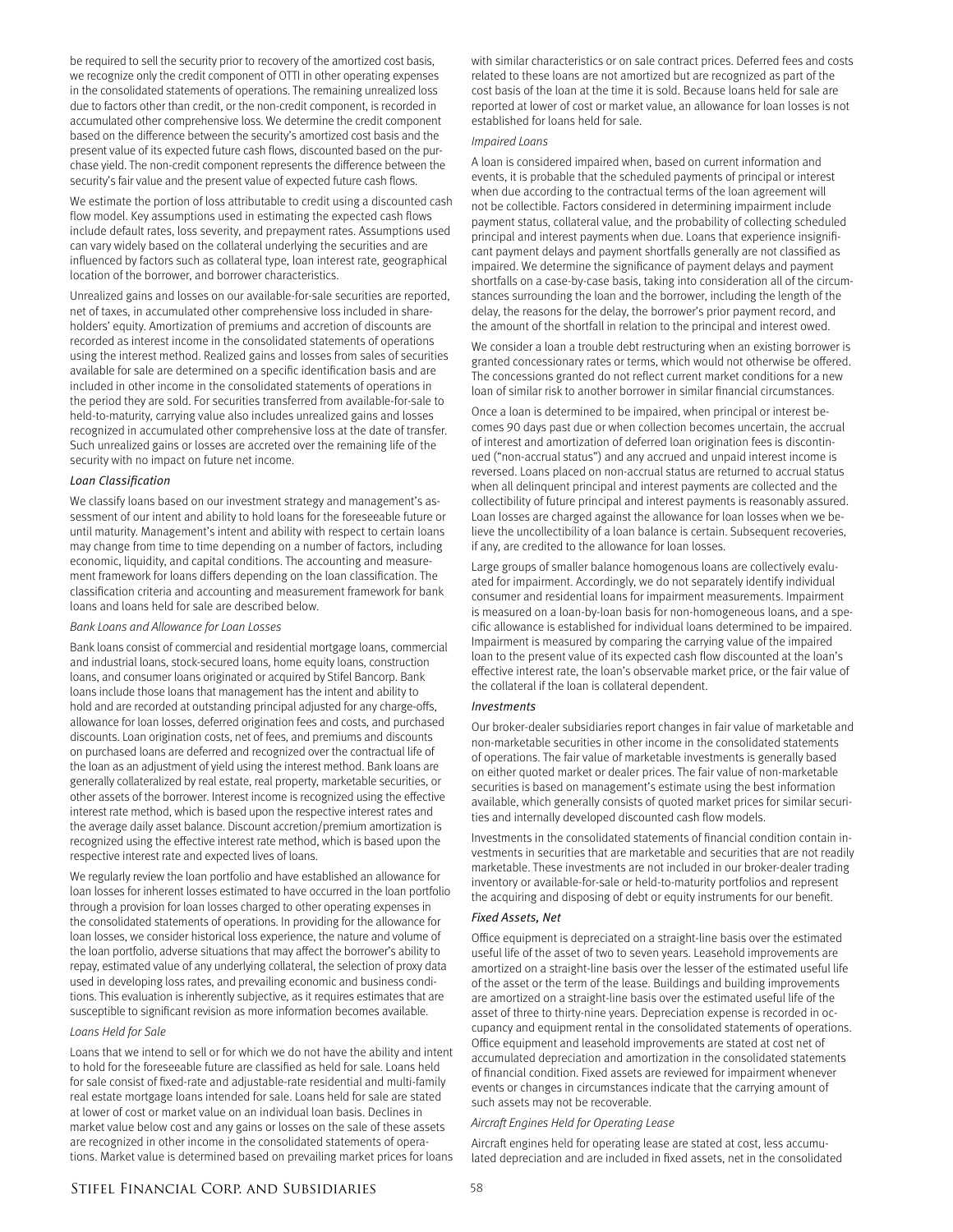be required to sell the security prior to recovery of the amortized cost basis, we recognize only the credit component of OTTI in other operating expenses in the consolidated statements of operations. The remaining unrealized loss due to factors other than credit, or the non-credit component, is recorded in accumulated other comprehensive loss. We determine the credit component based on the difference between the security's amortized cost basis and the present value of its expected future cash flows, discounted based on the purchase yield. The non-credit component represents the difference between the security's fair value and the present value of expected future cash flows.

We estimate the portion of loss attributable to credit using a discounted cash flow model. Key assumptions used in estimating the expected cash flows include default rates, loss severity, and prepayment rates. Assumptions used can vary widely based on the collateral underlying the securities and are influenced by factors such as collateral type, loan interest rate, geographical location of the borrower, and borrower characteristics.

Unrealized gains and losses on our available-for-sale securities are reported, net of taxes, in accumulated other comprehensive loss included in shareholders' equity. Amortization of premiums and accretion of discounts are recorded as interest income in the consolidated statements of operations using the interest method. Realized gains and losses from sales of securities available for sale are determined on a specific identification basis and are included in other income in the consolidated statements of operations in the period they are sold. For securities transferred from available-for-sale to held-to-maturity, carrying value also includes unrealized gains and losses recognized in accumulated other comprehensive loss at the date of transfer. Such unrealized gains or losses are accreted over the remaining life of the security with no impact on future net income.

### *Loan Classification*

We classify loans based on our investment strategy and management's assessment of our intent and ability to hold loans for the foreseeable future or until maturity. Management's intent and ability with respect to certain loans may change from time to time depending on a number of factors, including economic, liquidity, and capital conditions. The accounting and measurement framework for loans differs depending on the loan classification. The classification criteria and accounting and measurement framework for bank loans and loans held for sale are described below.

#### *Bank Loans and Allowance for Loan Losses*

Bank loans consist of commercial and residential mortgage loans, commercial and industrial loans, stock-secured loans, home equity loans, construction loans, and consumer loans originated or acquired by Stifel Bancorp. Bank loans include those loans that management has the intent and ability to hold and are recorded at outstanding principal adjusted for any charge-offs, allowance for loan losses, deferred origination fees and costs, and purchased discounts. Loan origination costs, net of fees, and premiums and discounts on purchased loans are deferred and recognized over the contractual life of the loan as an adjustment of yield using the interest method. Bank loans are generally collateralized by real estate, real property, marketable securities, or other assets of the borrower. Interest income is recognized using the effective interest rate method, which is based upon the respective interest rates and the average daily asset balance. Discount accretion/premium amortization is recognized using the effective interest rate method, which is based upon the respective interest rate and expected lives of loans.

We regularly review the loan portfolio and have established an allowance for loan losses for inherent losses estimated to have occurred in the loan portfolio through a provision for loan losses charged to other operating expenses in the consolidated statements of operations. In providing for the allowance for loan losses, we consider historical loss experience, the nature and volume of the loan portfolio, adverse situations that may affect the borrower's ability to repay, estimated value of any underlying collateral, the selection of proxy data used in developing loss rates, and prevailing economic and business conditions. This evaluation is inherently subjective, as it requires estimates that are susceptible to significant revision as more information becomes available.

#### *Loans Held for Sale*

Loans that we intend to sell or for which we do not have the ability and intent to hold for the foreseeable future are classified as held for sale. Loans held for sale consist of fixed-rate and adjustable-rate residential and multi-family real estate mortgage loans intended for sale. Loans held for sale are stated at lower of cost or market value on an individual loan basis. Declines in market value below cost and any gains or losses on the sale of these assets are recognized in other income in the consolidated statements of operations. Market value is determined based on prevailing market prices for loans with similar characteristics or on sale contract prices. Deferred fees and costs related to these loans are not amortized but are recognized as part of the cost basis of the loan at the time it is sold. Because loans held for sale are reported at lower of cost or market value, an allowance for loan losses is not established for loans held for sale.

#### *Impaired Loans*

A loan is considered impaired when, based on current information and events, it is probable that the scheduled payments of principal or interest when due according to the contractual terms of the loan agreement will not be collectible. Factors considered in determining impairment include payment status, collateral value, and the probability of collecting scheduled principal and interest payments when due. Loans that experience insignificant payment delays and payment shortfalls generally are not classified as impaired. We determine the significance of payment delays and payment shortfalls on a case-by-case basis, taking into consideration all of the circumstances surrounding the loan and the borrower, including the length of the delay, the reasons for the delay, the borrower's prior payment record, and the amount of the shortfall in relation to the principal and interest owed.

We consider a loan a trouble debt restructuring when an existing borrower is granted concessionary rates or terms, which would not otherwise be offered. The concessions granted do not reflect current market conditions for a new loan of similar risk to another borrower in similar financial circumstances.

Once a loan is determined to be impaired, when principal or interest becomes 90 days past due or when collection becomes uncertain, the accrual of interest and amortization of deferred loan origination fees is discontinued ("non-accrual status") and any accrued and unpaid interest income is reversed. Loans placed on non-accrual status are returned to accrual status when all delinquent principal and interest payments are collected and the collectibility of future principal and interest payments is reasonably assured. Loan losses are charged against the allowance for loan losses when we believe the uncollectibility of a loan balance is certain. Subsequent recoveries, if any, are credited to the allowance for loan losses.

Large groups of smaller balance homogenous loans are collectively evaluated for impairment. Accordingly, we do not separately identify individual consumer and residential loans for impairment measurements. Impairment is measured on a loan-by-loan basis for non-homogeneous loans, and a specific allowance is established for individual loans determined to be impaired. Impairment is measured by comparing the carrying value of the impaired loan to the present value of its expected cash flow discounted at the loan's effective interest rate, the loan's observable market price, or the fair value of the collateral if the loan is collateral dependent.

### *Investments*

Our broker-dealer subsidiaries report changes in fair value of marketable and non-marketable securities in other income in the consolidated statements of operations. The fair value of marketable investments is generally based on either quoted market or dealer prices. The fair value of non-marketable securities is based on management's estimate using the best information available, which generally consists of quoted market prices for similar securities and internally developed discounted cash flow models.

Investments in the consolidated statements of financial condition contain investments in securities that are marketable and securities that are not readily marketable. These investments are not included in our broker-dealer trading inventory or available-for-sale or held-to-maturity portfolios and represent the acquiring and disposing of debt or equity instruments for our benefit.

### *Fixed Assets, Net*

Office equipment is depreciated on a straight-line basis over the estimated useful life of the asset of two to seven years. Leasehold improvements are amortized on a straight-line basis over the lesser of the estimated useful life of the asset or the term of the lease. Buildings and building improvements are amortized on a straight-line basis over the estimated useful life of the asset of three to thirty-nine years. Depreciation expense is recorded in occupancy and equipment rental in the consolidated statements of operations. Office equipment and leasehold improvements are stated at cost net of accumulated depreciation and amortization in the consolidated statements of financial condition. Fixed assets are reviewed for impairment whenever events or changes in circumstances indicate that the carrying amount of such assets may not be recoverable.

#### *Aircraft Engines Held for Operating Lease*

Aircraft engines held for operating lease are stated at cost, less accumulated depreciation and are included in fixed assets, net in the consolidated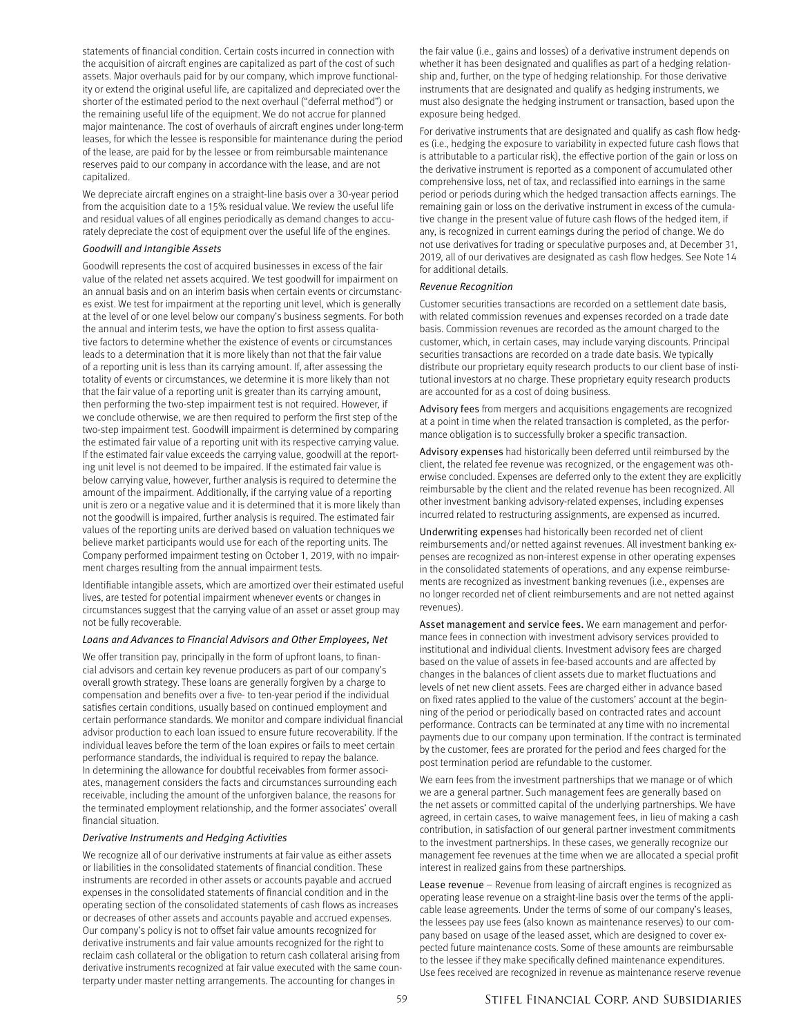statements of financial condition. Certain costs incurred in connection with the acquisition of aircraft engines are capitalized as part of the cost of such assets. Major overhauls paid for by our company, which improve functionality or extend the original useful life, are capitalized and depreciated over the shorter of the estimated period to the next overhaul ("deferral method") or the remaining useful life of the equipment. We do not accrue for planned major maintenance. The cost of overhauls of aircraft engines under long-term leases, for which the lessee is responsible for maintenance during the period of the lease, are paid for by the lessee or from reimbursable maintenance reserves paid to our company in accordance with the lease, and are not capitalized.

We depreciate aircraft engines on a straight-line basis over a 30-year period from the acquisition date to a 15% residual value. We review the useful life and residual values of all engines periodically as demand changes to accurately depreciate the cost of equipment over the useful life of the engines.

*Goodwill and Intangible Assets*

Goodwill represents the cost of acquired businesses in excess of the fair value of the related net assets acquired. We test goodwill for impairment on an annual basis and on an interim basis when certain events or circumstances exist. We test for impairment at the reporting unit level, which is generally at the level of or one level below our company's business segments. For both the annual and interim tests, we have the option to first assess qualitative factors to determine whether the existence of events or circumstances leads to a determination that it is more likely than not that the fair value of a reporting unit is less than its carrying amount. If, after assessing the totality of events or circumstances, we determine it is more likely than not that the fair value of a reporting unit is greater than its carrying amount, then performing the two-step impairment test is not required. However, if we conclude otherwise, we are then required to perform the first step of the two-step impairment test. Goodwill impairment is determined by comparing the estimated fair value of a reporting unit with its respective carrying value. If the estimated fair value exceeds the carrying value, goodwill at the reporting unit level is not deemed to be impaired. If the estimated fair value is below carrying value, however, further analysis is required to determine the amount of the impairment. Additionally, if the carrying value of a reporting unit is zero or a negative value and it is determined that it is more likely than not the goodwill is impaired, further analysis is required. The estimated fair values of the reporting units are derived based on valuation techniques we believe market participants would use for each of the reporting units. The Company performed impairment testing on October 1, 2019, with no impairment charges resulting from the annual impairment tests.

Identifiable intangible assets, which are amortized over their estimated useful lives, are tested for potential impairment whenever events or changes in circumstances suggest that the carrying value of an asset or asset group may not be fully recoverable.

*Loans and Advances to Financial Advisors and Other Employees, Net*

We offer transition pay, principally in the form of upfront loans, to financial advisors and certain key revenue producers as part of our company's overall growth strategy. These loans are generally forgiven by a charge to compensation and benefits over a five- to ten-year period if the individual satisfies certain conditions, usually based on continued employment and certain performance standards. We monitor and compare individual financial advisor production to each loan issued to ensure future recoverability. If the individual leaves before the term of the loan expires or fails to meet certain performance standards, the individual is required to repay the balance. In determining the allowance for doubtful receivables from former associates, management considers the facts and circumstances surrounding each receivable, including the amount of the unforgiven balance, the reasons for the terminated employment relationship, and the former associates' overall financial situation.

*Derivative Instruments and Hedging Activities*

We recognize all of our derivative instruments at fair value as either assets or liabilities in the consolidated statements of financial condition. These instruments are recorded in other assets or accounts payable and accrued expenses in the consolidated statements of financial condition and in the operating section of the consolidated statements of cash flows as increases or decreases of other assets and accounts payable and accrued expenses. Our company's policy is not to offset fair value amounts recognized for derivative instruments and fair value amounts recognized for the right to reclaim cash collateral or the obligation to return cash collateral arising from derivative instruments recognized at fair value executed with the same counterparty under master netting arrangements. The accounting for changes in the fair value (i.e., gains and losses) of a derivative instrument depends on whether it has been designated and qualifies as part of a hedging relationship and, further, on the type of hedging relationship. For those derivative instruments that are designated and qualify as hedging instruments, we must also designate the hedging instrument or transaction, based upon the exposure being hedged.

For derivative instruments that are designated and qualify as cash flow hedges (i.e., hedging the exposure to variability in expected future cash flows that is attributable to a particular risk), the effective portion of the gain or loss on the derivative instrument is reported as a component of accumulated other comprehensive loss, net of tax, and reclassified into earnings in the same period or periods during which the hedged transaction affects earnings. The remaining gain or loss on the derivative instrument in excess of the cumulative change in the present value of future cash flows of the hedged item, if any, is recognized in current earnings during the period of change. We do not use derivatives for trading or speculative purposes and, at December 31, 2019, all of our derivatives are designated as cash flow hedges. See Note 14 for additional details.

*Revenue Recognition*

Customer securities transactions are recorded on a settlement date basis, with related commission revenues and expenses recorded on a trade date basis. Commission revenues are recorded as the amount charged to the customer, which, in certain cases, may include varying discounts. Principal securities transactions are recorded on a trade date basis. We typically distribute our proprietary equity research products to our client base of institutional investors at no charge. These proprietary equity research products are accounted for as a cost of doing business.

Advisory fees from mergers and acquisitions engagements are recognized at a point in time when the related transaction is completed, as the performance obligation is to successfully broker a specific transaction.

Advisory expenses had historically been deferred until reimbursed by the client, the related fee revenue was recognized, or the engagement was otherwise concluded. Expenses are deferred only to the extent they are explicitly reimbursable by the client and the related revenue has been recognized. All other investment banking advisory-related expenses, including expenses incurred related to restructuring assignments, are expensed as incurred.

Underwriting expenses had historically been recorded net of client reimbursements and/or netted against revenues. All investment banking expenses are recognized as non-interest expense in other operating expenses in the consolidated statements of operations, and any expense reimbursements are recognized as investment banking revenues (i.e., expenses are no longer recorded net of client reimbursements and are not netted against revenues).

Asset management and service fees. We earn management and performance fees in connection with investment advisory services provided to institutional and individual clients. Investment advisory fees are charged based on the value of assets in fee-based accounts and are affected by changes in the balances of client assets due to market fluctuations and levels of net new client assets. Fees are charged either in advance based on fixed rates applied to the value of the customers' account at the beginning of the period or periodically based on contracted rates and account performance. Contracts can be terminated at any time with no incremental payments due to our company upon termination. If the contract is terminated by the customer, fees are prorated for the period and fees charged for the post termination period are refundable to the customer.

We earn fees from the investment partnerships that we manage or of which we are a general partner. Such management fees are generally based on the net assets or committed capital of the underlying partnerships. We have agreed, in certain cases, to waive management fees, in lieu of making a cash contribution, in satisfaction of our general partner investment commitments to the investment partnerships. In these cases, we generally recognize our management fee revenues at the time when we are allocated a special profit interest in realized gains from these partnerships.

Lease revenue – Revenue from leasing of aircraft engines is recognized as operating lease revenue on a straight-line basis over the terms of the applicable lease agreements. Under the terms of some of our company's leases, the lessees pay use fees (also known as maintenance reserves) to our company based on usage of the leased asset, which are designed to cover expected future maintenance costs. Some of these amounts are reimbursable to the lessee if they make specifically defined maintenance expenditures. Use fees received are recognized in revenue as maintenance reserve revenue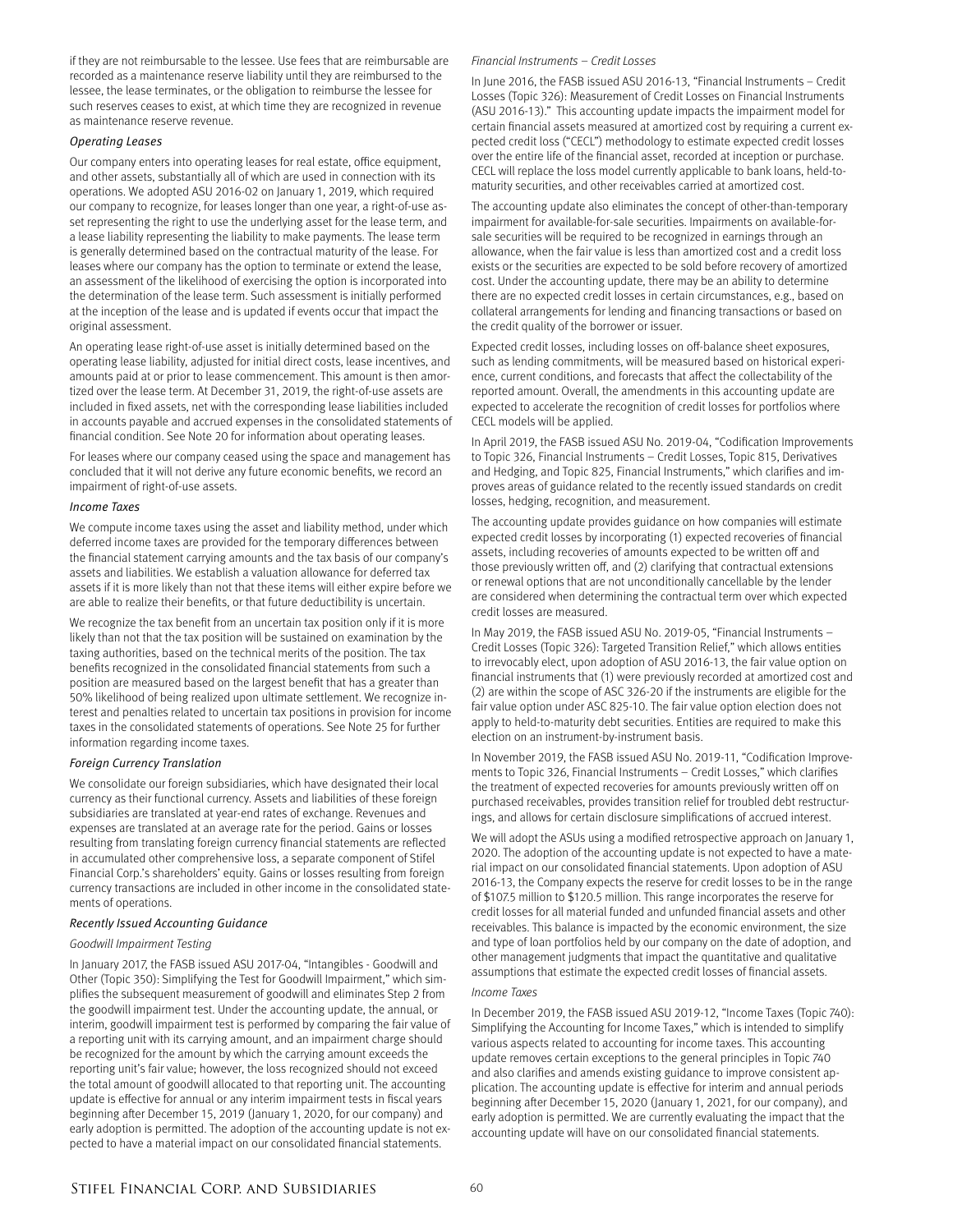if they are not reimbursable to the lessee. Use fees that are reimbursable are recorded as a maintenance reserve liability until they are reimbursed to the lessee, the lease terminates, or the obligation to reimburse the lessee for such reserves ceases to exist, at which time they are recognized in revenue as maintenance reserve revenue.

*Operating Leases*

Our company enters into operating leases for real estate, office equipment, and other assets, substantially all of which are used in connection with its operations. We adopted ASU 2016-02 on January 1, 2019, which required our company to recognize, for leases longer than one year, a right-of-use asset representing the right to use the underlying asset for the lease term, and a lease liability representing the liability to make payments. The lease term is generally determined based on the contractual maturity of the lease. For leases where our company has the option to terminate or extend the lease, an assessment of the likelihood of exercising the option is incorporated into the determination of the lease term. Such assessment is initially performed at the inception of the lease and is updated if events occur that impact the original assessment.

An operating lease right-of-use asset is initially determined based on the operating lease liability, adjusted for initial direct costs, lease incentives, and amounts paid at or prior to lease commencement. This amount is then amortized over the lease term. At December 31, 2019, the right-of-use assets are included in fixed assets, net with the corresponding lease liabilities included in accounts payable and accrued expenses in the consolidated statements of financial condition. See Note 20 for information about operating leases.

For leases where our company ceased using the space and management has concluded that it will not derive any future economic benefits, we record an impairment of right-of-use assets.

*Income Taxes*

We compute income taxes using the asset and liability method, under which deferred income taxes are provided for the temporary differences between the financial statement carrying amounts and the tax basis of our company's assets and liabilities. We establish a valuation allowance for deferred tax assets if it is more likely than not that these items will either expire before we are able to realize their benefits, or that future deductibility is uncertain.

We recognize the tax benefit from an uncertain tax position only if it is more likely than not that the tax position will be sustained on examination by the taxing authorities, based on the technical merits of the position. The tax benefits recognized in the consolidated financial statements from such a position are measured based on the largest benefit that has a greater than 50% likelihood of being realized upon ultimate settlement. We recognize interest and penalties related to uncertain tax positions in provision for income taxes in the consolidated statements of operations. See Note 25 for further information regarding income taxes.

*Foreign Currency Translation*

We consolidate our foreign subsidiaries, which have designated their local currency as their functional currency. Assets and liabilities of these foreign subsidiaries are translated at year-end rates of exchange. Revenues and expenses are translated at an average rate for the period. Gains or losses resulting from translating foreign currency financial statements are reflected in accumulated other comprehensive loss, a separate component of Stifel Financial Corp.'s shareholders' equity. Gains or losses resulting from foreign currency transactions are included in other income in the consolidated statements of operations.

*Recently Issued Accounting Guidance*

*Goodwill Impairment Testing*

In January 2017, the FASB issued ASU 2017-04, "Intangibles - Goodwill and Other (Topic 350): Simplifying the Test for Goodwill Impairment," which simplifies the subsequent measurement of goodwill and eliminates Step 2 from the goodwill impairment test. Under the accounting update, the annual, or interim, goodwill impairment test is performed by comparing the fair value of a reporting unit with its carrying amount, and an impairment charge should be recognized for the amount by which the carrying amount exceeds the reporting unit's fair value; however, the loss recognized should not exceed the total amount of goodwill allocated to that reporting unit. The accounting update is effective for annual or any interim impairment tests in fiscal years beginning after December 15, 2019 (January 1, 2020, for our company) and early adoption is permitted. The adoption of the accounting update is not expected to have a material impact on our consolidated financial statements.

*Financial Instruments – Credit Losses*

In June 2016, the FASB issued ASU 2016-13, "Financial Instruments – Credit Losses (Topic 326): Measurement of Credit Losses on Financial Instruments (ASU 2016-13)." This accounting update impacts the impairment model for certain financial assets measured at amortized cost by requiring a current expected credit loss ("CECL") methodology to estimate expected credit losses over the entire life of the financial asset, recorded at inception or purchase. CECL will replace the loss model currently applicable to bank loans, held-to-maturity securities, and other receivables carried at amortized cost.

The accounting update also eliminates the concept of other-than-temporary impairment for available-for-sale securities. Impairments on available-for-sale securities will be required to be recognized in earnings through an allowance, when the fair value is less than amortized cost and a credit loss exists or the securities are expected to be sold before recovery of amortized cost. Under the accounting update, there may be an ability to determine there are no expected credit losses in certain circumstances, e.g., based on collateral arrangements for lending and financing transactions or based on the credit quality of the borrower or issuer.

Expected credit losses, including losses on off-balance sheet exposures, such as lending commitments, will be measured based on historical experience, current conditions, and forecasts that affect the collectability of the reported amount. Overall, the amendments in this accounting update are expected to accelerate the recognition of credit losses for portfolios where CECL models will be applied.

In April 2019, the FASB issued ASU No. 2019-04, "Codification Improvements to Topic 326, Financial Instruments – Credit Losses, Topic 815, Derivatives and Hedging, and Topic 825, Financial Instruments," which clarifies and improves areas of guidance related to the recently issued standards on credit losses, hedging, recognition, and measurement.

The accounting update provides guidance on how companies will estimate expected credit losses by incorporating (1) expected recoveries of financial assets, including recoveries of amounts expected to be written off and those previously written off, and (2) clarifying that contractual extensions or renewal options that are not unconditionally cancellable by the lender are considered when determining the contractual term over which expected credit losses are measured.

In May 2019, the FASB issued ASU No. 2019-05, "Financial Instruments – Credit Losses (Topic 326): Targeted Transition Relief," which allows entities to irrevocably elect, upon adoption of ASU 2016-13, the fair value option on financial instruments that (1) were previously recorded at amortized cost and (2) are within the scope of ASC 326-20 if the instruments are eligible for the fair value option under ASC 825-10. The fair value option election does not apply to held-to-maturity debt securities. Entities are required to make this election on an instrument-by-instrument basis.

In November 2019, the FASB issued ASU No. 2019-11, "Codification Improvements to Topic 326, Financial Instruments – Credit Losses," which clarifies the treatment of expected recoveries for amounts previously written off on purchased receivables, provides transition relief for troubled debt restructurings, and allows for certain disclosure simplifications of accrued interest.

We will adopt the ASUs using a modified retrospective approach on January 1, 2020. The adoption of the accounting update is not expected to have a material impact on our consolidated financial statements. Upon adoption of ASU 2016-13, the Company expects the reserve for credit losses to be in the range of $107.5 million to $120.5 million. This range incorporates the reserve for credit losses for all material funded and unfunded financial assets and other receivables. This balance is impacted by the economic environment, the size and type of loan portfolios held by our company on the date of adoption, and other management judgments that impact the quantitative and qualitative assumptions that estimate the expected credit losses of financial assets.

*Income Taxes*

In December 2019, the FASB issued ASU 2019-12, "Income Taxes (Topic 740): Simplifying the Accounting for Income Taxes," which is intended to simplify various aspects related to accounting for income taxes. This accounting update removes certain exceptions to the general principles in Topic 740 and also clarifies and amends existing guidance to improve consistent application. The accounting update is effective for interim and annual periods beginning after December 15, 2020 (January 1, 2021, for our company), and early adoption is permitted. We are currently evaluating the impact that the accounting update will have on our consolidated financial statements.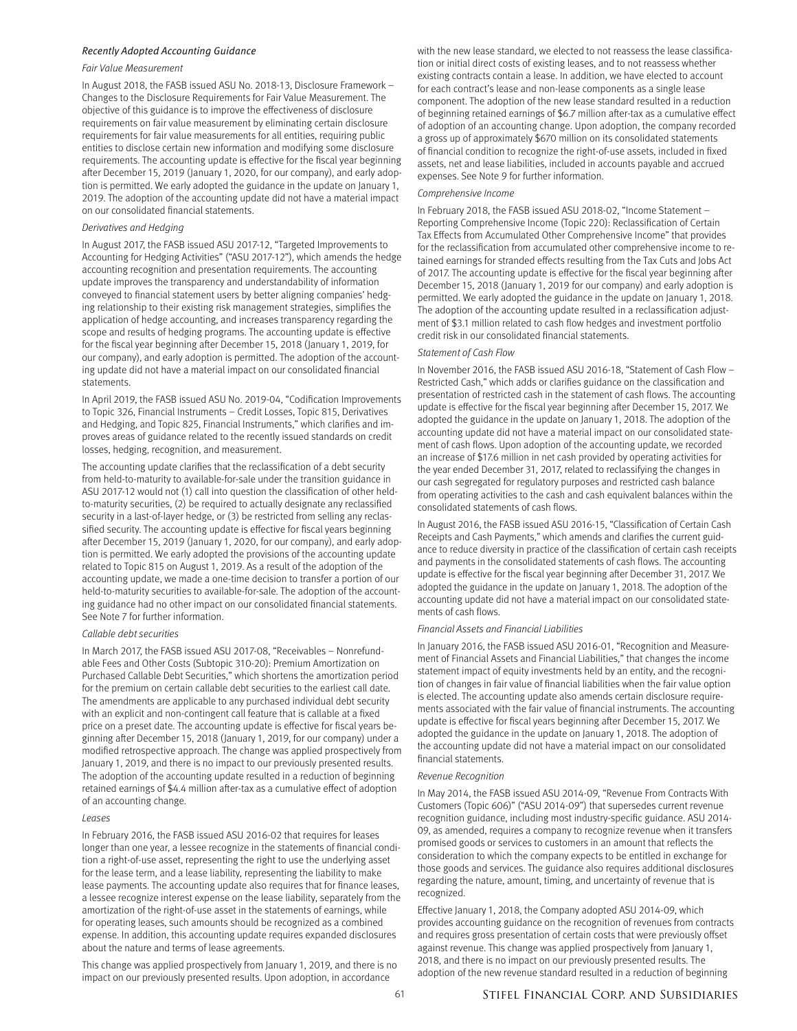*Recently Adopted Accounting Guidance*

*Fair Value Measurement*

In August 2018, the FASB issued ASU No. 2018-13, Disclosure Framework – Changes to the Disclosure Requirements for Fair Value Measurement. The objective of this guidance is to improve the effectiveness of disclosure requirements on fair value measurement by eliminating certain disclosure requirements for fair value measurements for all entities, requiring public entities to disclose certain new information and modifying some disclosure requirements. The accounting update is effective for the fiscal year beginning after December 15, 2019 (January 1, 2020, for our company), and early adoption is permitted. We early adopted the guidance in the update on January 1, 2019. The adoption of the accounting update did not have a material impact on our consolidated financial statements.

*Derivatives and Hedging*

In August 2017, the FASB issued ASU 2017-12, "Targeted Improvements to Accounting for Hedging Activities" ("ASU 2017-12"), which amends the hedge accounting recognition and presentation requirements. The accounting update improves the transparency and understandability of information conveyed to financial statement users by better aligning companies' hedging relationship to their existing risk management strategies, simplifies the application of hedge accounting, and increases transparency regarding the scope and results of hedging programs. The accounting update is effective for the fiscal year beginning after December 15, 2018 (January 1, 2019, for our company), and early adoption is permitted. The adoption of the accounting update did not have a material impact on our consolidated financial statements.

In April 2019, the FASB issued ASU No. 2019-04, "Codification Improvements to Topic 326, Financial Instruments – Credit Losses, Topic 815, Derivatives and Hedging, and Topic 825, Financial Instruments," which clarifies and improves areas of guidance related to the recently issued standards on credit losses, hedging, recognition, and measurement.

The accounting update clarifies that the reclassification of a debt security from held-to-maturity to available-for-sale under the transition guidance in ASU 2017-12 would not (1) call into question the classification of other held-to-maturity securities, (2) be required to actually designate any reclassified security in a last-of-layer hedge, or (3) be restricted from selling any reclassified security. The accounting update is effective for fiscal years beginning after December 15, 2019 (January 1, 2020, for our company), and early adoption is permitted. We early adopted the provisions of the accounting update related to Topic 815 on August 1, 2019. As a result of the adoption of the accounting update, we made a one-time decision to transfer a portion of our held-to-maturity securities to available-for-sale. The adoption of the accounting guidance had no other impact on our consolidated financial statements. See Note 7 for further information.

*Callable debt securities*

In March 2017, the FASB issued ASU 2017-08, "Receivables – Nonrefundable Fees and Other Costs (Subtopic 310-20): Premium Amortization on Purchased Callable Debt Securities," which shortens the amortization period for the premium on certain callable debt securities to the earliest call date. The amendments are applicable to any purchased individual debt security with an explicit and non-contingent call feature that is callable at a fixed price on a preset date. The accounting update is effective for fiscal years beginning after December 15, 2018 (January 1, 2019, for our company) under a modified retrospective approach. The change was applied prospectively from January 1, 2019, and there is no impact to our previously presented results. The adoption of the accounting update resulted in a reduction of beginning retained earnings of $4.4 million after-tax as a cumulative effect of adoption of an accounting change.

*Leases*

In February 2016, the FASB issued ASU 2016-02 that requires for leases longer than one year, a lessee recognize in the statements of financial condition a right-of-use asset, representing the right to use the underlying asset for the lease term, and a lease liability, representing the liability to make lease payments. The accounting update also requires that for finance leases, a lessee recognize interest expense on the lease liability, separately from the amortization of the right-of-use asset in the statements of earnings, while for operating leases, such amounts should be recognized as a combined expense. In addition, this accounting update requires expanded disclosures about the nature and terms of lease agreements.

This change was applied prospectively from January 1, 2019, and there is no impact on our previously presented results. Upon adoption, in accordance with the new lease standard, we elected to not reassess the lease classification or initial direct costs of existing leases, and to not reassess whether existing contracts contain a lease. In addition, we have elected to account for each contract's lease and non-lease components as a single lease component. The adoption of the new lease standard resulted in a reduction of beginning retained earnings of $6.7 million after-tax as a cumulative effect of adoption of an accounting change. Upon adoption, the company recorded a gross up of approximately $670 million on its consolidated statements of financial condition to recognize the right-of-use assets, included in fixed assets, net and lease liabilities, included in accounts payable and accrued expenses. See Note 9 for further information.

*Comprehensive Income*

In February 2018, the FASB issued ASU 2018-02, "Income Statement – Reporting Comprehensive Income (Topic 220): Reclassification of Certain Tax Effects from Accumulated Other Comprehensive Income" that provides for the reclassification from accumulated other comprehensive income to retained earnings for stranded effects resulting from the Tax Cuts and Jobs Act of 2017. The accounting update is effective for the fiscal year beginning after December 15, 2018 (January 1, 2019 for our company) and early adoption is permitted. We early adopted the guidance in the update on January 1, 2018. The adoption of the accounting update resulted in a reclassification adjustment of $3.1 million related to cash flow hedges and investment portfolio credit risk in our consolidated financial statements.

*Statement of Cash Flow*

In November 2016, the FASB issued ASU 2016-18, "Statement of Cash Flow – Restricted Cash," which adds or clarifies guidance on the classification and presentation of restricted cash in the statement of cash flows. The accounting update is effective for the fiscal year beginning after December 15, 2017. We adopted the guidance in the update on January 1, 2018. The adoption of the accounting update did not have a material impact on our consolidated statement of cash flows. Upon adoption of the accounting update, we recorded an increase of $17.6 million in net cash provided by operating activities for the year ended December 31, 2017, related to reclassifying the changes in our cash segregated for regulatory purposes and restricted cash balance from operating activities to the cash and cash equivalent balances within the consolidated statements of cash flows.

In August 2016, the FASB issued ASU 2016-15, "Classification of Certain Cash Receipts and Cash Payments," which amends and clarifies the current guidance to reduce diversity in practice of the classification of certain cash receipts and payments in the consolidated statements of cash flows. The accounting update is effective for the fiscal year beginning after December 31, 2017. We adopted the guidance in the update on January 1, 2018. The adoption of the accounting update did not have a material impact on our consolidated statements of cash flows.

*Financial Assets and Financial Liabilities*

In January 2016, the FASB issued ASU 2016-01, "Recognition and Measurement of Financial Assets and Financial Liabilities," that changes the income statement impact of equity investments held by an entity, and the recognition of changes in fair value of financial liabilities when the fair value option is elected. The accounting update also amends certain disclosure requirements associated with the fair value of financial instruments. The accounting update is effective for fiscal years beginning after December 15, 2017. We adopted the guidance in the update on January 1, 2018. The adoption of the accounting update did not have a material impact on our consolidated financial statements.

*Revenue Recognition*

In May 2014, the FASB issued ASU 2014-09, "Revenue From Contracts With Customers (Topic 606)" ("ASU 2014-09") that supersedes current revenue recognition guidance, including most industry-specific guidance. ASU 2014-09, as amended, requires a company to recognize revenue when it transfers promised goods or services to customers in an amount that reflects the consideration to which the company expects to be entitled in exchange for those goods and services. The guidance also requires additional disclosures regarding the nature, amount, timing, and uncertainty of revenue that is recognized.

Effective January 1, 2018, the Company adopted ASU 2014-09, which provides accounting guidance on the recognition of revenues from contracts and requires gross presentation of certain costs that were previously offset against revenue. This change was applied prospectively from January 1, 2018, and there is no impact on our previously presented results. The adoption of the new revenue standard resulted in a reduction of beginning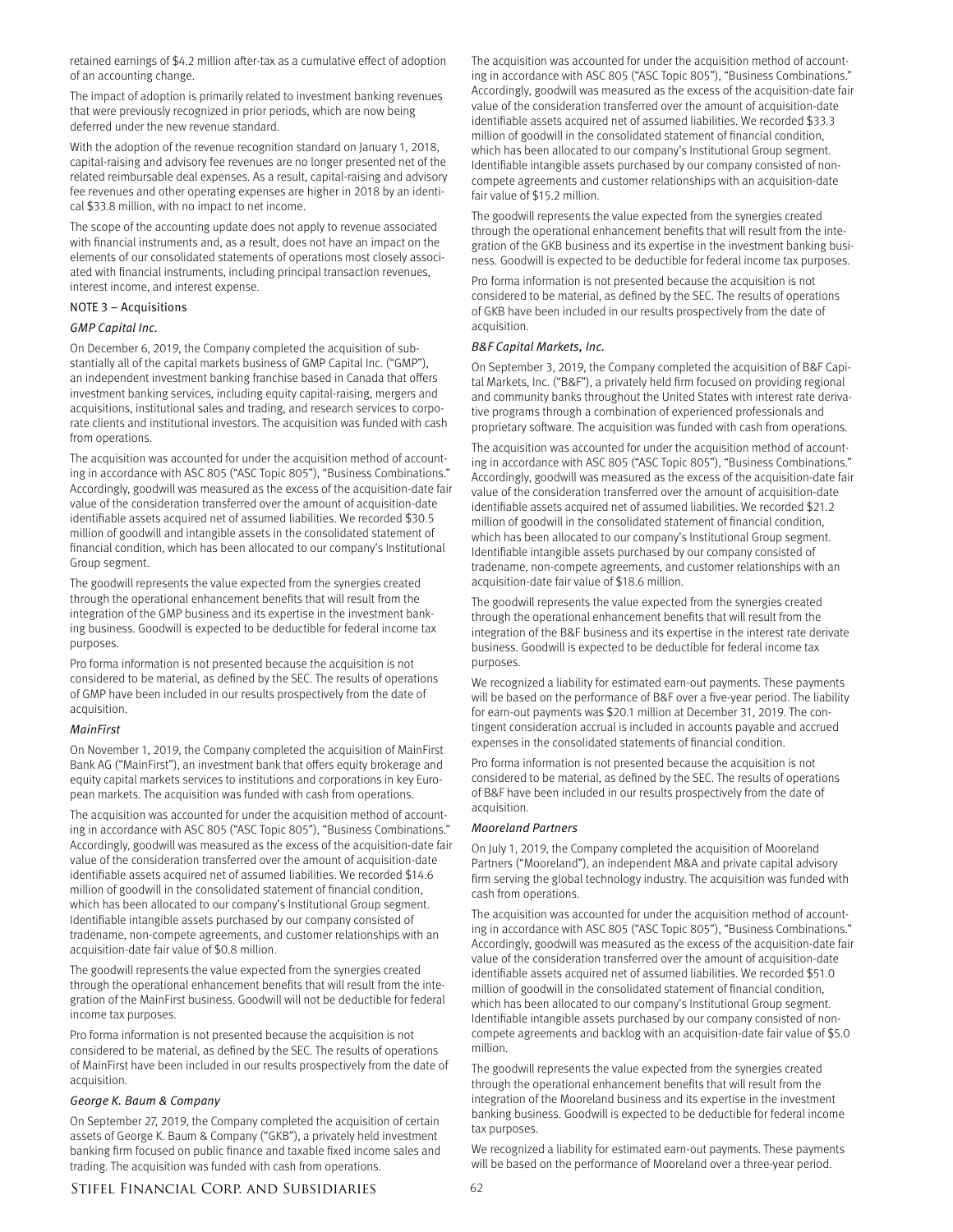retained earnings of $4.2 million after-tax as a cumulative effect of adoption of an accounting change.

The impact of adoption is primarily related to investment banking revenues that were previously recognized in prior periods, which are now being deferred under the new revenue standard.

With the adoption of the revenue recognition standard on January 1, 2018, capital-raising and advisory fee revenues are no longer presented net of the related reimbursable deal expenses. As a result, capital-raising and advisory fee revenues and other operating expenses are higher in 2018 by an identical $33.8 million, with no impact to net income.

The scope of the accounting update does not apply to revenue associated with financial instruments and, as a result, does not have an impact on the elements of our consolidated statements of operations most closely associated with financial instruments, including principal transaction revenues, interest income, and interest expense.

## NOTE 3 – Acquisitions

### *GMP Capital Inc.*

On December 6, 2019, the Company completed the acquisition of substantially all of the capital markets business of GMP Capital Inc. ("GMP"), an independent investment banking franchise based in Canada that offers investment banking services, including equity capital-raising, mergers and acquisitions, institutional sales and trading, and research services to corporate clients and institutional investors. The acquisition was funded with cash from operations.

The acquisition was accounted for under the acquisition method of accounting in accordance with ASC 805 ("ASC Topic 805"), "Business Combinations." Accordingly, goodwill was measured as the excess of the acquisition-date fair value of the consideration transferred over the amount of acquisition-date identifiable assets acquired net of assumed liabilities. We recorded $30.5 million of goodwill and intangible assets in the consolidated statement of financial condition, which has been allocated to our company's Institutional Group segment.

The goodwill represents the value expected from the synergies created through the operational enhancement benefits that will result from the integration of the GMP business and its expertise in the investment banking business. Goodwill is expected to be deductible for federal income tax purposes.

Pro forma information is not presented because the acquisition is not considered to be material, as defined by the SEC. The results of operations of GMP have been included in our results prospectively from the date of acquisition.

### *MainFirst*

On November 1, 2019, the Company completed the acquisition of MainFirst Bank AG ("MainFirst"), an investment bank that offers equity brokerage and equity capital markets services to institutions and corporations in key European markets. The acquisition was funded with cash from operations.

The acquisition was accounted for under the acquisition method of accounting in accordance with ASC 805 ("ASC Topic 805"), "Business Combinations." Accordingly, goodwill was measured as the excess of the acquisition-date fair value of the consideration transferred over the amount of acquisition-date identifiable assets acquired net of assumed liabilities. We recorded $14.6 million of goodwill in the consolidated statement of financial condition, which has been allocated to our company's Institutional Group segment. Identifiable intangible assets purchased by our company consisted of tradename, non-compete agreements, and customer relationships with an acquisition-date fair value of $0.8 million.

The goodwill represents the value expected from the synergies created through the operational enhancement benefits that will result from the integration of the MainFirst business. Goodwill will not be deductible for federal income tax purposes.

Pro forma information is not presented because the acquisition is not considered to be material, as defined by the SEC. The results of operations of MainFirst have been included in our results prospectively from the date of acquisition.

### *George K. Baum & Company*

On September 27, 2019, the Company completed the acquisition of certain assets of George K. Baum & Company ("GKB"), a privately held investment banking firm focused on public finance and taxable fixed income sales and trading. The acquisition was funded with cash from operations.

The acquisition was accounted for under the acquisition method of accounting in accordance with ASC 805 ("ASC Topic 805"), "Business Combinations." Accordingly, goodwill was measured as the excess of the acquisition-date fair value of the consideration transferred over the amount of acquisition-date identifiable assets acquired net of assumed liabilities. We recorded $33.3 million of goodwill in the consolidated statement of financial condition, which has been allocated to our company's Institutional Group segment. Identifiable intangible assets purchased by our company consisted of non-compete agreements and customer relationships with an acquisition-date fair value of $15.2 million.

The goodwill represents the value expected from the synergies created through the operational enhancement benefits that will result from the integration of the GKB business and its expertise in the investment banking business. Goodwill is expected to be deductible for federal income tax purposes.

Pro forma information is not presented because the acquisition is not considered to be material, as defined by the SEC. The results of operations of GKB have been included in our results prospectively from the date of acquisition.

### *B&F Capital Markets, Inc.*

On September 3, 2019, the Company completed the acquisition of B&F Capital Markets, Inc. ("B&F"), a privately held firm focused on providing regional and community banks throughout the United States with interest rate derivative programs through a combination of experienced professionals and proprietary software. The acquisition was funded with cash from operations.

The acquisition was accounted for under the acquisition method of accounting in accordance with ASC 805 ("ASC Topic 805"), "Business Combinations." Accordingly, goodwill was measured as the excess of the acquisition-date fair value of the consideration transferred over the amount of acquisition-date identifiable assets acquired net of assumed liabilities. We recorded $21.2 million of goodwill in the consolidated statement of financial condition, which has been allocated to our company's Institutional Group segment. Identifiable intangible assets purchased by our company consisted of tradename, non-compete agreements, and customer relationships with an acquisition-date fair value of $18.6 million.

The goodwill represents the value expected from the synergies created through the operational enhancement benefits that will result from the integration of the B&F business and its expertise in the interest rate derivate business. Goodwill is expected to be deductible for federal income tax purposes.

We recognized a liability for estimated earn-out payments. These payments will be based on the performance of B&F over a five-year period. The liability for earn-out payments was $20.1 million at December 31, 2019. The contingent consideration accrual is included in accounts payable and accrued expenses in the consolidated statements of financial condition.

Pro forma information is not presented because the acquisition is not considered to be material, as defined by the SEC. The results of operations of B&F have been included in our results prospectively from the date of acquisition.

### *Mooreland Partners*

On July 1, 2019, the Company completed the acquisition of Mooreland Partners ("Mooreland"), an independent M&A and private capital advisory firm serving the global technology industry. The acquisition was funded with cash from operations.

The acquisition was accounted for under the acquisition method of accounting in accordance with ASC 805 ("ASC Topic 805"), "Business Combinations." Accordingly, goodwill was measured as the excess of the acquisition-date fair value of the consideration transferred over the amount of acquisition-date identifiable assets acquired net of assumed liabilities. We recorded $51.0 million of goodwill in the consolidated statement of financial condition, which has been allocated to our company's Institutional Group segment. Identifiable intangible assets purchased by our company consisted of non-compete agreements and backlog with an acquisition-date fair value of $5.0 million.

The goodwill represents the value expected from the synergies created through the operational enhancement benefits that will result from the integration of the Mooreland business and its expertise in the investment banking business. Goodwill is expected to be deductible for federal income tax purposes.

We recognized a liability for estimated earn-out payments. These payments will be based on the performance of Mooreland over a three-year period.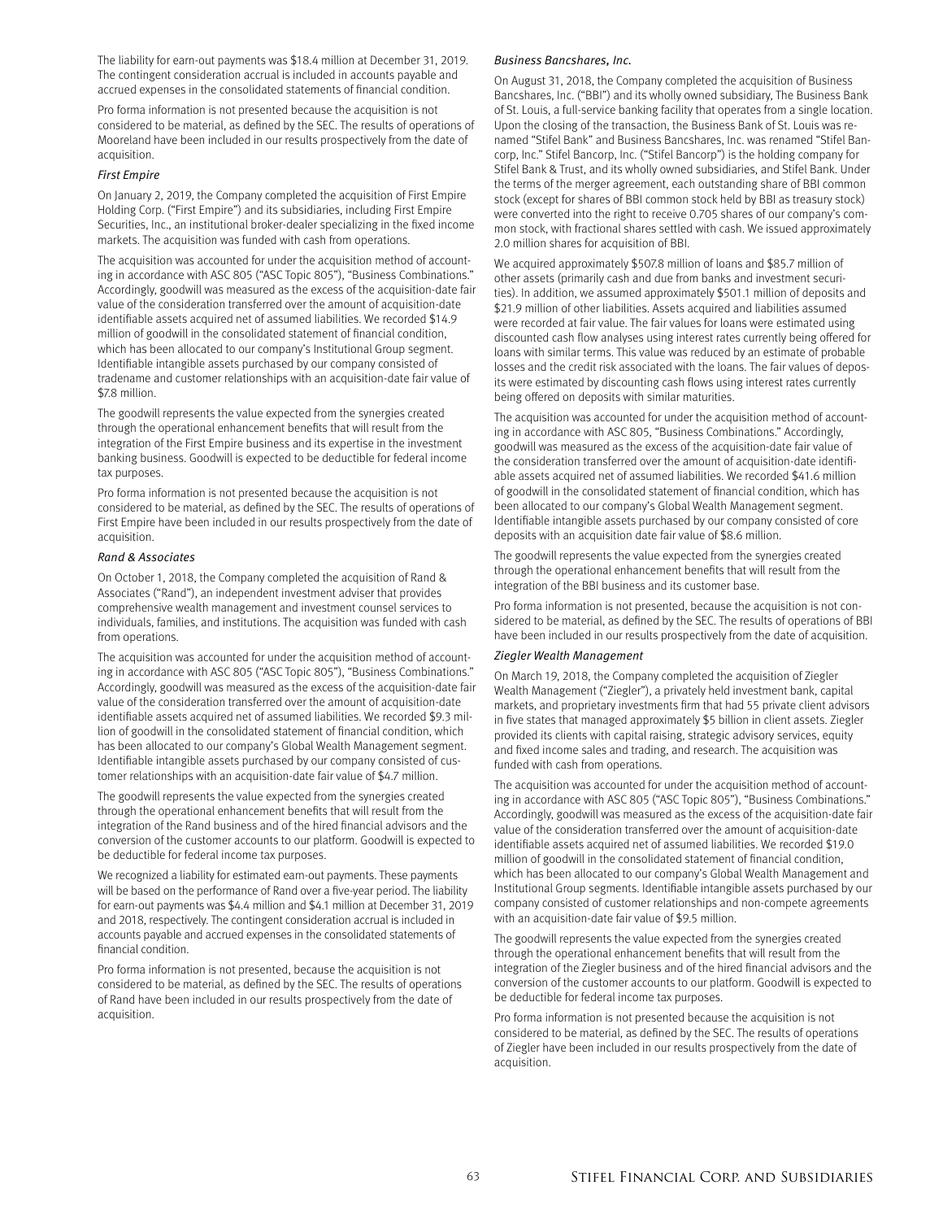The liability for earn-out payments was $18.4 million at December 31, 2019. The contingent consideration accrual is included in accounts payable and accrued expenses in the consolidated statements of financial condition.

Pro forma information is not presented because the acquisition is not considered to be material, as defined by the SEC. The results of operations of Mooreland have been included in our results prospectively from the date of acquisition.

*First Empire*

On January 2, 2019, the Company completed the acquisition of First Empire Holding Corp. ("First Empire") and its subsidiaries, including First Empire Securities, Inc., an institutional broker-dealer specializing in the fixed income markets. The acquisition was funded with cash from operations.

The acquisition was accounted for under the acquisition method of accounting in accordance with ASC 805 ("ASC Topic 805"), "Business Combinations." Accordingly, goodwill was measured as the excess of the acquisition-date fair value of the consideration transferred over the amount of acquisition-date identifiable assets acquired net of assumed liabilities. We recorded $14.9 million of goodwill in the consolidated statement of financial condition, which has been allocated to our company's Institutional Group segment. Identifiable intangible assets purchased by our company consisted of tradename and customer relationships with an acquisition-date fair value of $7.8 million.

The goodwill represents the value expected from the synergies created through the operational enhancement benefits that will result from the integration of the First Empire business and its expertise in the investment banking business. Goodwill is expected to be deductible for federal income tax purposes.

Pro forma information is not presented because the acquisition is not considered to be material, as defined by the SEC. The results of operations of First Empire have been included in our results prospectively from the date of acquisition.

*Rand & Associates*

On October 1, 2018, the Company completed the acquisition of Rand & Associates ("Rand"), an independent investment adviser that provides comprehensive wealth management and investment counsel services to individuals, families, and institutions. The acquisition was funded with cash from operations.

The acquisition was accounted for under the acquisition method of accounting in accordance with ASC 805 ("ASC Topic 805"), "Business Combinations." Accordingly, goodwill was measured as the excess of the acquisition-date fair value of the consideration transferred over the amount of acquisition-date identifiable assets acquired net of assumed liabilities. We recorded $9.3 million of goodwill in the consolidated statement of financial condition, which has been allocated to our company's Global Wealth Management segment. Identifiable intangible assets purchased by our company consisted of customer relationships with an acquisition-date fair value of $4.7 million.

The goodwill represents the value expected from the synergies created through the operational enhancement benefits that will result from the integration of the Rand business and of the hired financial advisors and the conversion of the customer accounts to our platform. Goodwill is expected to be deductible for federal income tax purposes.

We recognized a liability for estimated earn-out payments. These payments will be based on the performance of Rand over a five-year period. The liability for earn-out payments was $4.4 million and $4.1 million at December 31, 2019 and 2018, respectively. The contingent consideration accrual is included in accounts payable and accrued expenses in the consolidated statements of financial condition.

Pro forma information is not presented, because the acquisition is not considered to be material, as defined by the SEC. The results of operations of Rand have been included in our results prospectively from the date of acquisition.

*Business Bancshares, Inc.*

On August 31, 2018, the Company completed the acquisition of Business Bancshares, Inc. ("BBI") and its wholly owned subsidiary, The Business Bank of St. Louis, a full-service banking facility that operates from a single location. Upon the closing of the transaction, the Business Bank of St. Louis was renamed "Stifel Bank" and Business Bancshares, Inc. was renamed "Stifel Bancorp, Inc." Stifel Bancorp, Inc. ("Stifel Bancorp") is the holding company for Stifel Bank & Trust, and its wholly owned subsidiaries, and Stifel Bank. Under the terms of the merger agreement, each outstanding share of BBI common stock (except for shares of BBI common stock held by BBI as treasury stock) were converted into the right to receive 0.705 shares of our company's common stock, with fractional shares settled with cash. We issued approximately 2.0 million shares for acquisition of BBI.

We acquired approximately $507.8 million of loans and $85.7 million of other assets (primarily cash and due from banks and investment securities). In addition, we assumed approximately $501.1 million of deposits and $21.9 million of other liabilities. Assets acquired and liabilities assumed were recorded at fair value. The fair values for loans were estimated using discounted cash flow analyses using interest rates currently being offered for loans with similar terms. This value was reduced by an estimate of probable losses and the credit risk associated with the loans. The fair values of deposits were estimated by discounting cash flows using interest rates currently being offered on deposits with similar maturities.

The acquisition was accounted for under the acquisition method of accounting in accordance with ASC 805, "Business Combinations." Accordingly, goodwill was measured as the excess of the acquisition-date fair value of the consideration transferred over the amount of acquisition-date identifiable assets acquired net of assumed liabilities. We recorded $41.6 million of goodwill in the consolidated statement of financial condition, which has been allocated to our company's Global Wealth Management segment. Identifiable intangible assets purchased by our company consisted of core deposits with an acquisition date fair value of $8.6 million.

The goodwill represents the value expected from the synergies created through the operational enhancement benefits that will result from the integration of the BBI business and its customer base.

Pro forma information is not presented, because the acquisition is not considered to be material, as defined by the SEC. The results of operations of BBI have been included in our results prospectively from the date of acquisition.

*Ziegler Wealth Management*

On March 19, 2018, the Company completed the acquisition of Ziegler Wealth Management ("Ziegler"), a privately held investment bank, capital markets, and proprietary investments firm that had 55 private client advisors in five states that managed approximately $5 billion in client assets. Ziegler provided its clients with capital raising, strategic advisory services, equity and fixed income sales and trading, and research. The acquisition was funded with cash from operations.

The acquisition was accounted for under the acquisition method of accounting in accordance with ASC 805 ("ASC Topic 805"), "Business Combinations." Accordingly, goodwill was measured as the excess of the acquisition-date fair value of the consideration transferred over the amount of acquisition-date identifiable assets acquired net of assumed liabilities. We recorded $19.0 million of goodwill in the consolidated statement of financial condition, which has been allocated to our company's Global Wealth Management and Institutional Group segments. Identifiable intangible assets purchased by our company consisted of customer relationships and non-compete agreements with an acquisition-date fair value of $9.5 million.

The goodwill represents the value expected from the synergies created through the operational enhancement benefits that will result from the integration of the Ziegler business and of the hired financial advisors and the conversion of the customer accounts to our platform. Goodwill is expected to be deductible for federal income tax purposes.

Pro forma information is not presented because the acquisition is not considered to be material, as defined by the SEC. The results of operations of Ziegler have been included in our results prospectively from the date of acquisition.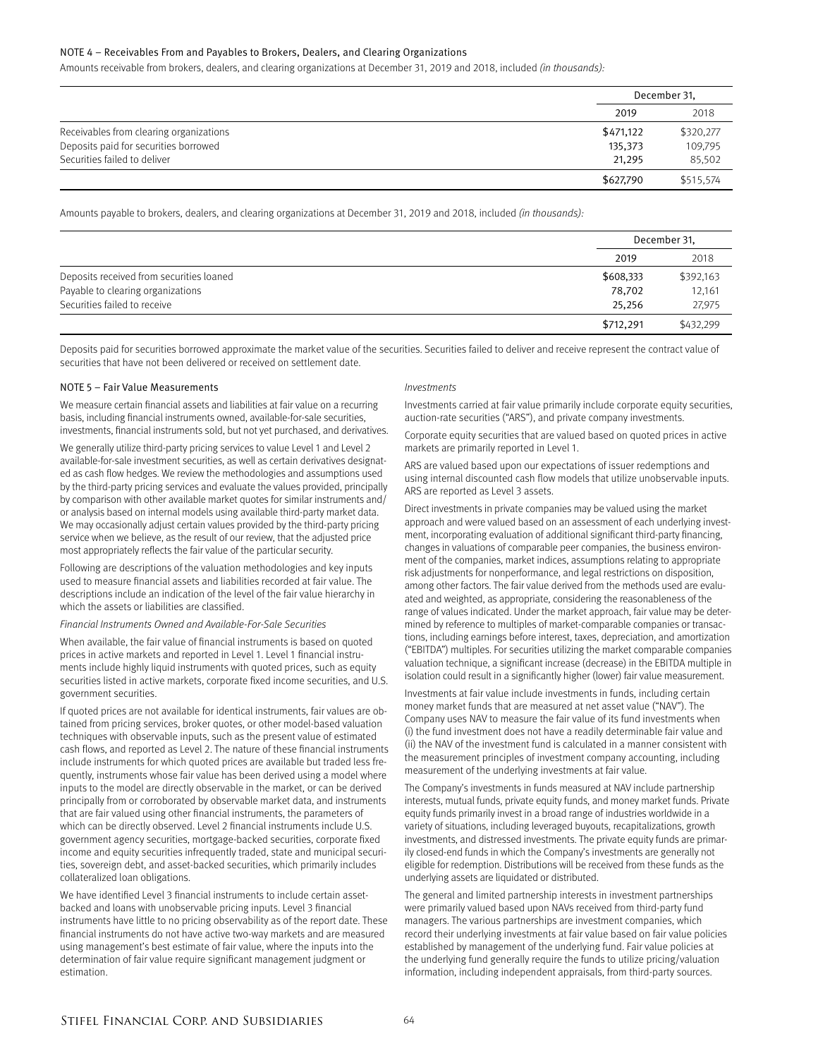## NOTE 4 – Receivables From and Payables to Brokers, Dealers, and Clearing Organizations

Amounts receivable from brokers, dealers, and clearing organizations at December 31, 2019 and 2018, included *(in thousands)*:

| | December 31, | |
|---|---|---|
| | 2019 | 2018 |
| Receivables from clearing organizations | $471,122 | $320,277 |
| Deposits paid for securities borrowed | 135,373 | 109,795 |
| Securities failed to deliver | 21,295 | 85,502 |
| | $627,790 | $515,574 |

Amounts payable to brokers, dealers, and clearing organizations at December 31, 2019 and 2018, included *(in thousands)*:

| | December 31, | |
|---|---|---|
| | 2019 | 2018 |
| Deposits received from securities loaned | $608,333 | $392,163 |
| Payable to clearing organizations | 78,702 | 12,161 |
| Securities failed to receive | 25,256 | 27,975 |
| | $712,291 | $432,299 |

Deposits paid for securities borrowed approximate the market value of the securities. Securities failed to deliver and receive represent the contract value of securities that have not been delivered or received on settlement date.

## NOTE 5 – Fair Value Measurements

We measure certain financial assets and liabilities at fair value on a recurring basis, including financial instruments owned, available-for-sale securities, investments, financial instruments sold, but not yet purchased, and derivatives.

We generally utilize third-party pricing services to value Level 1 and Level 2 available-for-sale investment securities, as well as certain derivatives designated as cash flow hedges. We review the methodologies and assumptions used by the third-party pricing services and evaluate the values provided, principally by comparison with other available market quotes for similar instruments and/or analysis based on internal models using available third-party market data. We may occasionally adjust certain values provided by the third-party pricing service when we believe, as the result of our review, that the adjusted price most appropriately reflects the fair value of the particular security.

Following are descriptions of the valuation methodologies and key inputs used to measure financial assets and liabilities recorded at fair value. The descriptions include an indication of the level of the fair value hierarchy in which the assets or liabilities are classified.

*Financial Instruments Owned and Available-For-Sale Securities*

When available, the fair value of financial instruments is based on quoted prices in active markets and reported in Level 1. Level 1 financial instruments include highly liquid instruments with quoted prices, such as equity securities listed in active markets, corporate fixed income securities, and U.S. government securities.

If quoted prices are not available for identical instruments, fair values are obtained from pricing services, broker quotes, or other model-based valuation techniques with observable inputs, such as the present value of estimated cash flows, and reported as Level 2. The nature of these financial instruments include instruments for which quoted prices are available but traded less frequently, instruments whose fair value has been derived using a model where inputs to the model are directly observable in the market, or can be derived principally from or corroborated by observable market data, and instruments that are fair valued using other financial instruments, the parameters of which can be directly observed. Level 2 financial instruments include U.S. government agency securities, mortgage-backed securities, corporate fixed income and equity securities infrequently traded, state and municipal securities, sovereign debt, and asset-backed securities, which primarily includes collateralized loan obligations.

We have identified Level 3 financial instruments to include certain asset-backed and loans with unobservable pricing inputs. Level 3 financial instruments have little to no pricing observability as of the report date. These financial instruments do not have active two-way markets and are measured using management's best estimate of fair value, where the inputs into the determination of fair value require significant management judgment or estimation.

*Investments*

Investments carried at fair value primarily include corporate equity securities, auction-rate securities ("ARS"), and private company investments.

Corporate equity securities that are valued based on quoted prices in active markets are primarily reported in Level 1.

ARS are valued based upon our expectations of issuer redemptions and using internal discounted cash flow models that utilize unobservable inputs. ARS are reported as Level 3 assets.

Direct investments in private companies may be valued using the market approach and were valued based on an assessment of each underlying investment, incorporating evaluation of additional significant third-party financing, changes in valuations of comparable peer companies, the business environment of the companies, market indices, assumptions relating to appropriate risk adjustments for nonperformance, and legal restrictions on disposition, among other factors. The fair value derived from the methods used are evaluated and weighted, as appropriate, considering the reasonableness of the range of values indicated. Under the market approach, fair value may be determined by reference to multiples of market-comparable companies or transactions, including earnings before interest, taxes, depreciation, and amortization ("EBITDA") multiples. For securities utilizing the market comparable companies valuation technique, a significant increase (decrease) in the EBITDA multiple in isolation could result in a significantly higher (lower) fair value measurement.

Investments at fair value include investments in funds, including certain money market funds that are measured at net asset value ("NAV"). The Company uses NAV to measure the fair value of its fund investments when (i) the fund investment does not have a readily determinable fair value and (ii) the NAV of the investment fund is calculated in a manner consistent with the measurement principles of investment company accounting, including measurement of the underlying investments at fair value.

The Company's investments in funds measured at NAV include partnership interests, mutual funds, private equity funds, and money market funds. Private equity funds primarily invest in a broad range of industries worldwide in a variety of situations, including leveraged buyouts, recapitalizations, growth investments, and distressed investments. The private equity funds are primarily closed-end funds in which the Company's investments are generally not eligible for redemption. Distributions will be received from these funds as the underlying assets are liquidated or distributed.

The general and limited partnership interests in investment partnerships were primarily valued based upon NAVs received from third-party fund managers. The various partnerships are investment companies, which record their underlying investments at fair value based on fair value policies established by management of the underlying fund. Fair value policies at the underlying fund generally require the funds to utilize pricing/valuation information, including independent appraisals, from third-party sources.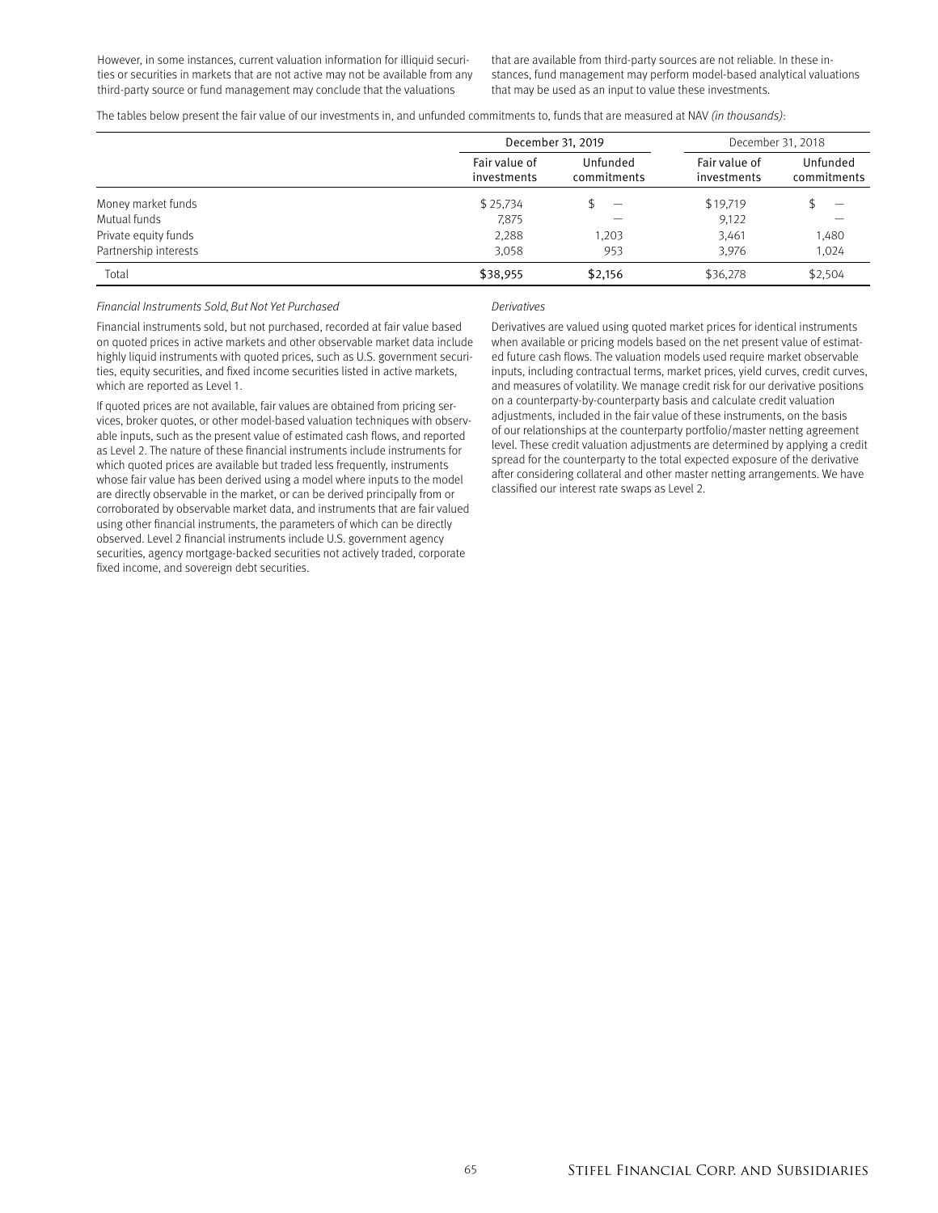However, in some instances, current valuation information for illiquid securities or securities in markets that are not active may not be available from any third-party source or fund management may conclude that the valuations that are available from third-party sources are not reliable. In these instances, fund management may perform model-based analytical valuations that may be used as an input to value these investments.

The tables below present the fair value of our investments in, and unfunded commitments to, funds that are measured at NAV *(in thousands)*:

| | December 31, 2019 | | December 31, 2018 | |
|---|---|---|---|---|
| | Fair value of investments | Unfunded commitments | Fair value of investments | Unfunded commitments |
| Money market funds | $ 25,734 | $ — | $19,719 | $ — |
| Mutual funds | 7,875 | — | 9,122 | — |
| Private equity funds | 2,288 | 1,203 | 3,461 | 1,480 |
| Partnership interests | 3,058 | 953 | 3,976 | 1,024 |
| Total | $38,955 | $2,156 | $36,278 | $2,504 |

*Financial Instruments Sold, But Not Yet Purchased*

Financial instruments sold, but not purchased, recorded at fair value based on quoted prices in active markets and other observable market data include highly liquid instruments with quoted prices, such as U.S. government securities, equity securities, and fixed income securities listed in active markets, which are reported as Level 1.

If quoted prices are not available, fair values are obtained from pricing services, broker quotes, or other model-based valuation techniques with observable inputs, such as the present value of estimated cash flows, and reported as Level 2. The nature of these financial instruments include instruments for which quoted prices are available but traded less frequently, instruments whose fair value has been derived using a model where inputs to the model are directly observable in the market, or can be derived principally from or corroborated by observable market data, and instruments that are fair valued using other financial instruments, the parameters of which can be directly observed. Level 2 financial instruments include U.S. government agency securities, agency mortgage-backed securities not actively traded, corporate fixed income, and sovereign debt securities.

*Derivatives*

Derivatives are valued using quoted market prices for identical instruments when available or pricing models based on the net present value of estimated future cash flows. The valuation models used require market observable inputs, including contractual terms, market prices, yield curves, credit curves, and measures of volatility. We manage credit risk for our derivative positions on a counterparty-by-counterparty basis and calculate credit valuation adjustments, included in the fair value of these instruments, on the basis of our relationships at the counterparty portfolio/master netting agreement level. These credit valuation adjustments are determined by applying a credit spread for the counterparty to the total expected exposure of the derivative after considering collateral and other master netting arrangements. We have classified our interest rate swaps as Level 2.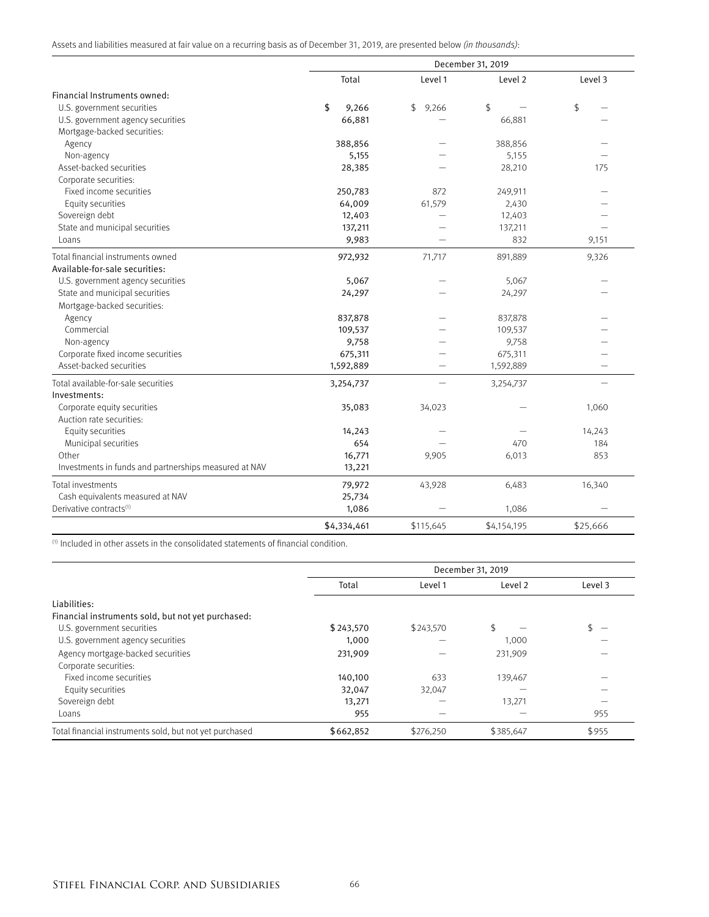Assets and liabilities measured at fair value on a recurring basis as of December 31, 2019, are presented below *(in thousands)*:

| | December 31, 2019 | | | |
|---|---|---|---|---|
| | Total | Level 1 | Level 2 | Level 3 |
| Financial Instruments owned: | | | | |
| U.S. government securities | $ 9,266 | $ 9,266 | $ — | $ — |
| U.S. government agency securities | 66,881 | — | 66,881 | — |
| Mortgage-backed securities: | | | | |
| Agency | 388,856 | — | 388,856 | — |
| Non-agency | 5,155 | — | 5,155 | — |
| Asset-backed securities | 28,385 | — | 28,210 | 175 |
| Corporate securities: | | | | |
| Fixed income securities | 250,783 | 872 | 249,911 | — |
| Equity securities | 64,009 | 61,579 | 2,430 | — |
| Sovereign debt | 12,403 | — | 12,403 | — |
| State and municipal securities | 137,211 | — | 137,211 | — |
| Loans | 9,983 | — | 832 | 9,151 |
| Total financial instruments owned | 972,932 | 71,717 | 891,889 | 9,326 |
| Available-for-sale securities: | | | | |
| U.S. government agency securities | 5,067 | — | 5,067 | — |
| State and municipal securities | 24,297 | — | 24,297 | — |
| Mortgage-backed securities: | | | | |
| Agency | 837,878 | — | 837,878 | — |
| Commercial | 109,537 | — | 109,537 | — |
| Non-agency | 9,758 | — | 9,758 | — |
| Corporate fixed income securities | 675,311 | — | 675,311 | — |
| Asset-backed securities | 1,592,889 | — | 1,592,889 | — |
| Total available-for-sale securities | 3,254,737 | — | 3,254,737 | — |
| Investments: | | | | |
| Corporate equity securities | 35,083 | 34,023 | — | 1,060 |
| Auction rate securities: | | | | |
| Equity securities | 14,243 | — | — | 14,243 |
| Municipal securities | 654 | — | 470 | 184 |
| Other | 16,771 | 9,905 | 6,013 | 853 |
| Investments in funds and partnerships measured at NAV | 13,221 | | | |
| Total investments | 79,972 | 43,928 | 6,483 | 16,340 |
| Cash equivalents measured at NAV | 25,734 | | | |
| Derivative contracts[1] | 1,086 | — | 1,086 | — |
| | $4,334,461 | $115,645 | $4,154,195 | $25,666 |

[1] Included in other assets in the consolidated statements of financial condition.

| | December 31, 2019 | | | |
|---|---|---|---|---|
| | Total | Level 1 | Level 2 | Level 3 |
| Liabilities: | | | | |
| Financial instruments sold, but not yet purchased: | | | | |
| U.S. government securities | $243,570 | $243,570 | $ — | $ — |
| U.S. government agency securities | 1,000 | — | 1,000 | — |
| Agency mortgage-backed securities | 231,909 | — | 231,909 | — |
| Corporate securities: | | | | |
| Fixed income securities | 140,100 | 633 | 139,467 | — |
| Equity securities | 32,047 | 32,047 | — | — |
| Sovereign debt | 13,271 | — | 13,271 | — |
| Loans | 955 | — | — | 955 |
| Total financial instruments sold, but not yet purchased | $662,852 | $276,250 | $385,647 | $955 |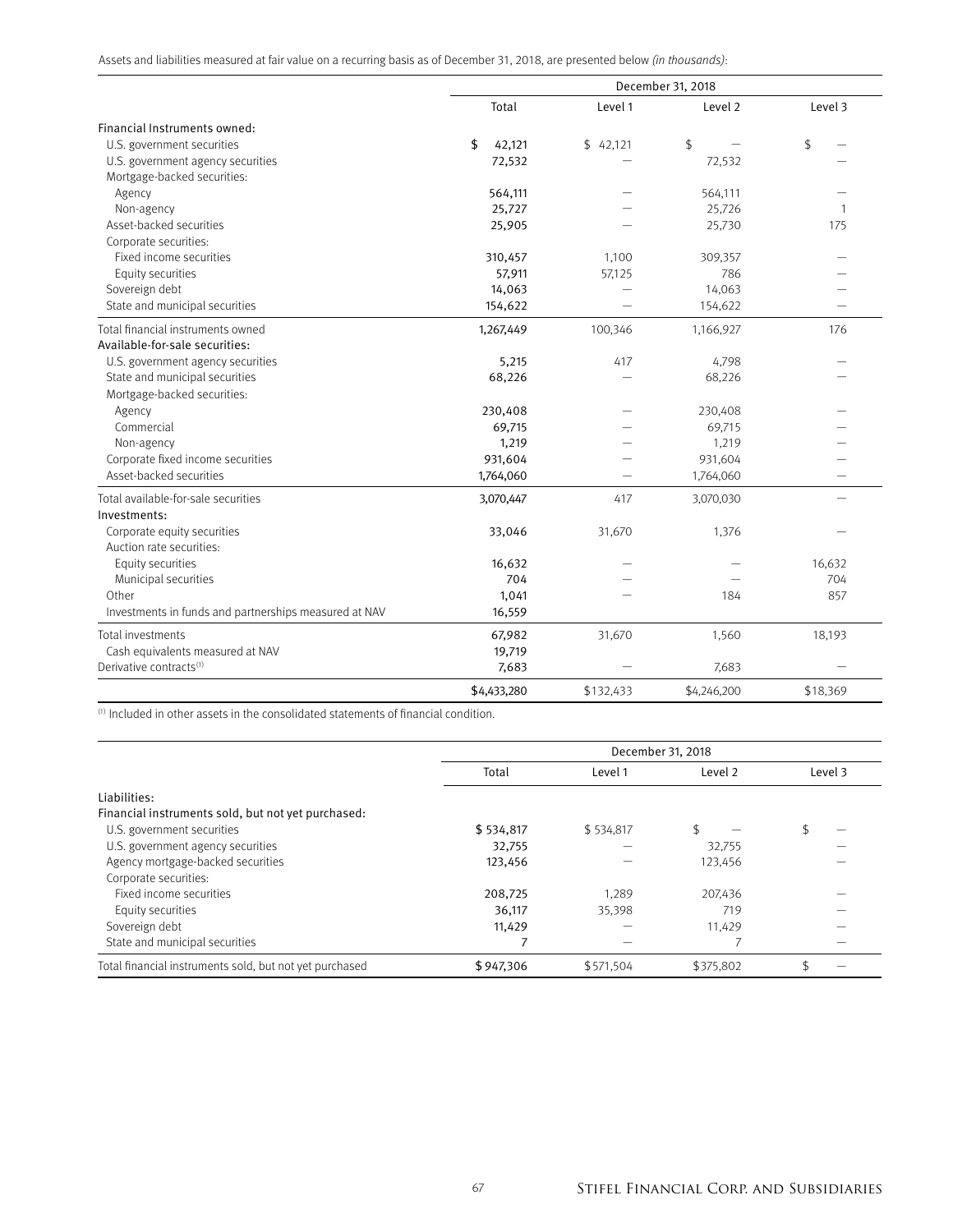Assets and liabilities measured at fair value on a recurring basis as of December 31, 2018, are presented below *(in thousands)*:

| | December 31, 2018 | | | |
|---|---|---|---|---|
| | Total | Level 1 | Level 2 | Level 3 |
| Financial Instruments owned: | | | | |
| U.S. government securities | $ 42,121 | $ 42,121 | $ — | $ — |
| U.S. government agency securities | 72,532 | — | 72,532 | — |
| Mortgage-backed securities: | | | | |
| Agency | 564,111 | — | 564,111 | — |
| Non-agency | 25,727 | — | 25,726 | 1 |
| Asset-backed securities | 25,905 | — | 25,730 | 175 |
| Corporate securities: | | | | |
| Fixed income securities | 310,457 | 1,100 | 309,357 | — |
| Equity securities | 57,911 | 57,125 | 786 | — |
| Sovereign debt | 14,063 | — | 14,063 | — |
| State and municipal securities | 154,622 | — | 154,622 | — |
| Total financial instruments owned | 1,267,449 | 100,346 | 1,166,927 | 176 |
| Available-for-sale securities: | | | | |
| U.S. government agency securities | 5,215 | 417 | 4,798 | — |
| State and municipal securities | 68,226 | — | 68,226 | — |
| Mortgage-backed securities: | | | | |
| Agency | 230,408 | — | 230,408 | — |
| Commercial | 69,715 | — | 69,715 | — |
| Non-agency | 1,219 | — | 1,219 | — |
| Corporate fixed income securities | 931,604 | — | 931,604 | — |
| Asset-backed securities | 1,764,060 | — | 1,764,060 | — |
| Total available-for-sale securities | 3,070,447 | 417 | 3,070,030 | — |
| Investments: | | | | |
| Corporate equity securities | 33,046 | 31,670 | 1,376 | — |
| Auction rate securities: | | | | |
| Equity securities | 16,632 | — | — | 16,632 |
| Municipal securities | 704 | — | — | 704 |
| Other | 1,041 | — | 184 | 857 |
| Investments in funds and partnerships measured at NAV | 16,559 | | | |
| Total investments | 67,982 | 31,670 | 1,560 | 18,193 |
| Cash equivalents measured at NAV | 19,719 | | | |
| Derivative contracts[(1)] | 7,683 | — | 7,683 | — |
| | $4,433,280 | $132,433 | $4,246,200 | $18,369 |

[(1)] Included in other assets in the consolidated statements of financial condition.

| | December 31, 2018 | | | |
|---|---|---|---|---|
| | Total | Level 1 | Level 2 | Level 3 |
| Liabilities: | | | | |
| Financial instruments sold, but not yet purchased: | | | | |
| U.S. government securities | $ 534,817 | $ 534,817 | $ — | $ — |
| U.S. government agency securities | 32,755 | — | 32,755 | — |
| Agency mortgage-backed securities | 123,456 | — | 123,456 | — |
| Corporate securities: | | | | |
| Fixed income securities | 208,725 | 1,289 | 207,436 | — |
| Equity securities | 36,117 | 35,398 | 719 | — |
| Sovereign debt | 11,429 | — | 11,429 | — |
| State and municipal securities | 7 | — | 7 | — |
| Total financial instruments sold, but not yet purchased | $ 947,306 | $ 571,504 | $ 375,802 | $ — |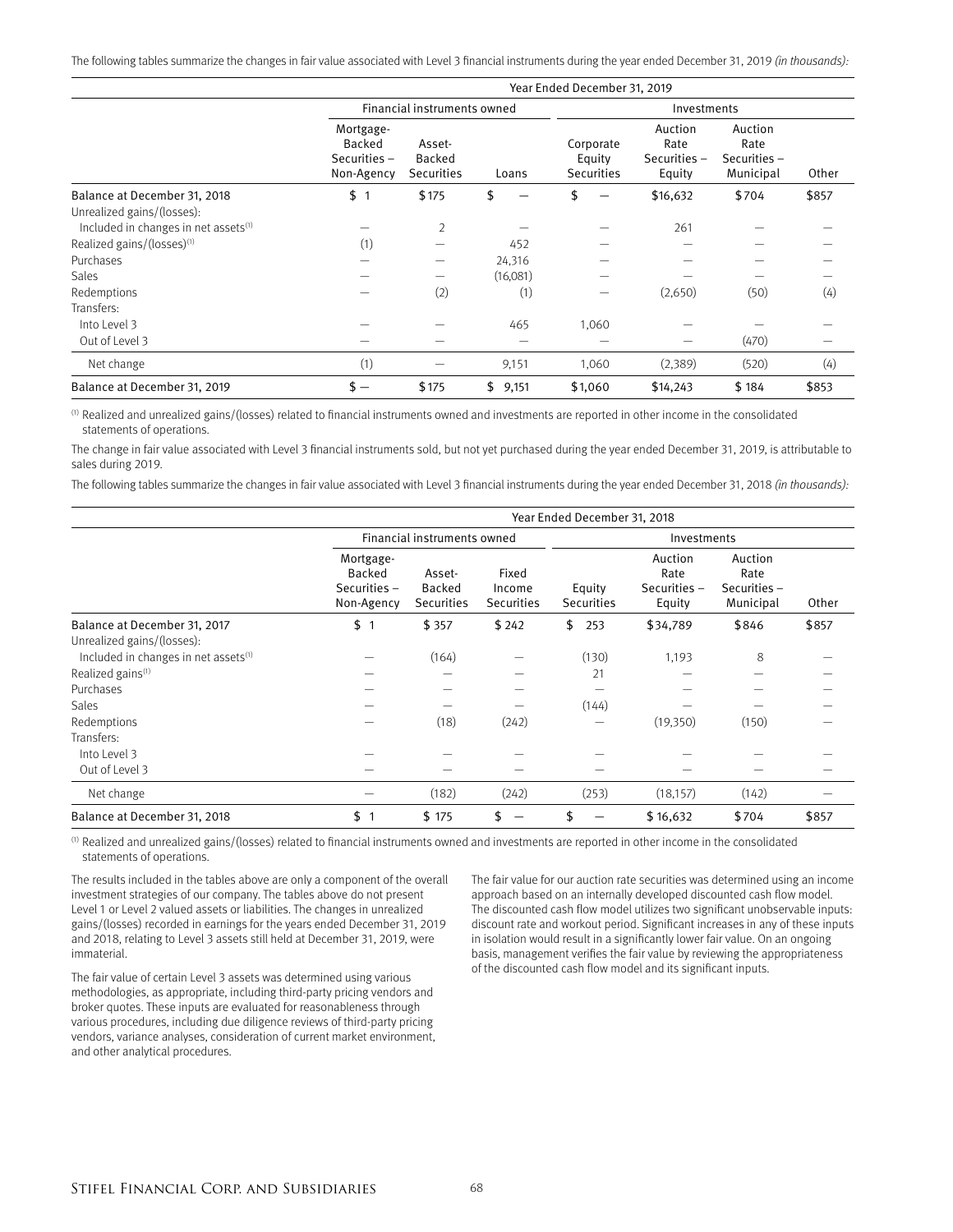The following tables summarize the changes in fair value associated with Level 3 financial instruments during the year ended December 31, 2019 *(in thousands):*

| | Year Ended December 31, 2019 | | | | | | |
|---|---|---|---|---|---|---|---|
| | Financial instruments owned | | | Investments | | | |
| | Mortgage-Backed Securities – Non-Agency | Asset-Backed Securities | Loans | Corporate Equity Securities | Auction Rate Securities – Equity | Auction Rate Securities – Municipal | Other |
| Balance at December 31, 2018 | $ 1 | $175 | $ — | $ — | $16,632 | $704 | $857 |
| Unrealized gains/(losses): | | | | | | | |
| Included in changes in net assets[(1)] | — | 2 | — | — | 261 | — | — |
| Realized gains/(losses)[(1)] | (1) | — | 452 | — | — | — | — |
| Purchases | — | — | 24,316 | — | — | — | — |
| Sales | — | — | (16,081) | — | — | — | — |
| Redemptions | — | (2) | (1) | — | (2,650) | (50) | (4) |
| Transfers: | | | | | | | |
| Into Level 3 | — | — | 465 | 1,060 | — | — | — |
| Out of Level 3 | — | — | — | — | — | (470) | — |
| Net change | (1) | — | 9,151 | 1,060 | (2,389) | (520) | (4) |
| Balance at December 31, 2019 | $ — | $175 | $ 9,151 | $1,060 | $14,243 | $ 184 | $853 |

(1) Realized and unrealized gains/(losses) related to financial instruments owned and investments are reported in other income in the consolidated statements of operations.

The change in fair value associated with Level 3 financial instruments sold, but not yet purchased during the year ended December 31, 2019, is attributable to sales during 2019.

The following tables summarize the changes in fair value associated with Level 3 financial instruments during the year ended December 31, 2018 *(in thousands):*

| | Year Ended December 31, 2018 | | | | | | |
|---|---|---|---|---|---|---|---|
| | Financial instruments owned | | | Investments | | | |
| | Mortgage-Backed Securities – Non-Agency | Asset-Backed Securities | Fixed Income Securities | Equity Securities | Auction Rate Securities – Equity | Auction Rate Securities – Municipal | Other |
| Balance at December 31, 2017 | $ 1 | $ 357 | $ 242 | $ 253 | $34,789 | $846 | $857 |
| Unrealized gains/(losses): | | | | | | | |
| Included in changes in net assets[(1)] | — | (164) | — | (130) | 1,193 | 8 | — |
| Realized gains[(1)] | — | — | — | 21 | — | — | — |
| Purchases | — | — | — | — | — | — | — |
| Sales | — | — | — | (144) | — | — | — |
| Redemptions | — | (18) | (242) | — | (19,350) | (150) | — |
| Transfers: | | | | | | | |
| Into Level 3 | — | — | — | — | — | — | — |
| Out of Level 3 | — | — | — | — | — | — | — |
| Net change | — | (182) | (242) | (253) | (18,157) | (142) | — |
| Balance at December 31, 2018 | $ 1 | $ 175 | $ — | $ — | $ 16,632 | $704 | $857 |

(1) Realized and unrealized gains/(losses) related to financial instruments owned and investments are reported in other income in the consolidated statements of operations.

The results included in the tables above are only a component of the overall investment strategies of our company. The tables above do not present Level 1 or Level 2 valued assets or liabilities. The changes in unrealized gains/(losses) recorded in earnings for the years ended December 31, 2019 and 2018, relating to Level 3 assets still held at December 31, 2019, were immaterial.

The fair value of certain Level 3 assets was determined using various methodologies, as appropriate, including third-party pricing vendors and broker quotes. These inputs are evaluated for reasonableness through various procedures, including due diligence reviews of third-party pricing vendors, variance analyses, consideration of current market environment, and other analytical procedures.

The fair value for our auction rate securities was determined using an income approach based on an internally developed discounted cash flow model. The discounted cash flow model utilizes two significant unobservable inputs: discount rate and workout period. Significant increases in any of these inputs in isolation would result in a significantly lower fair value. On an ongoing basis, management verifies the fair value by reviewing the appropriateness of the discounted cash flow model and its significant inputs.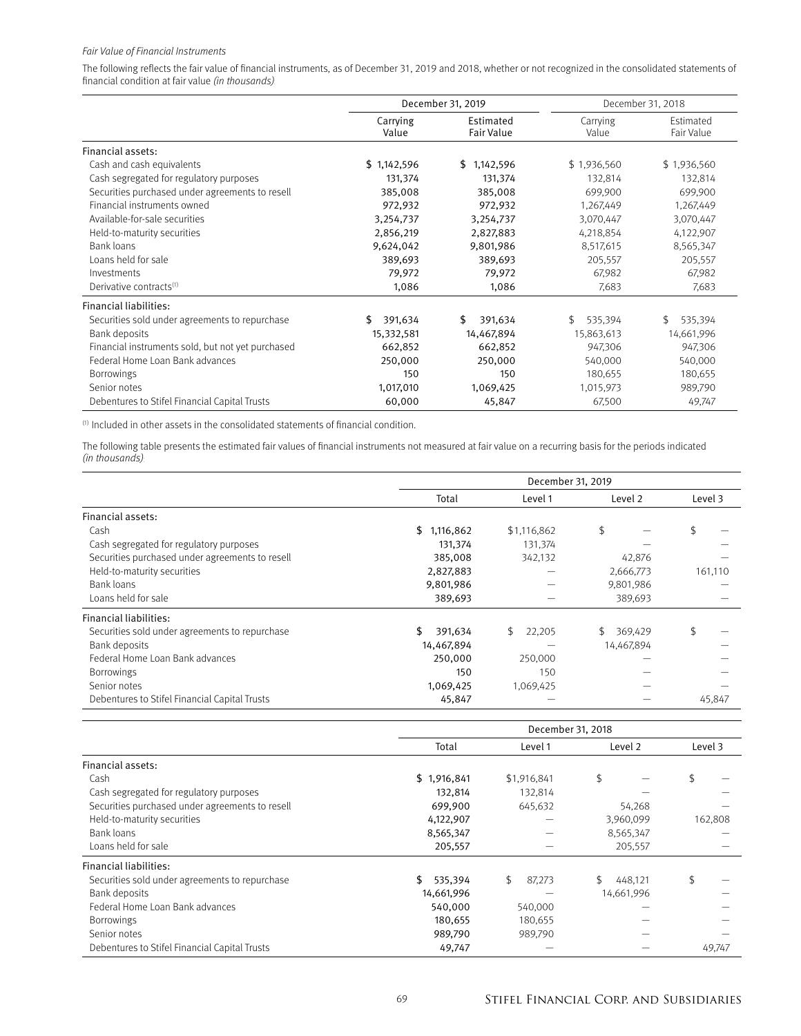*Fair Value of Financial Instruments*

The following reflects the fair value of financial instruments, as of December 31, 2019 and 2018, whether or not recognized in the consolidated statements of financial condition at fair value *(in thousands)*

| | December 31, 2019 | | December 31, 2018 | |
|---|---|---|---|---|
| | Carrying Value | Estimated Fair Value | Carrying Value | Estimated Fair Value |
| **Financial assets:** | | | | |
| Cash and cash equivalents | $ 1,142,596 | $ 1,142,596 | $ 1,936,560 | $ 1,936,560 |
| Cash segregated for regulatory purposes | 131,374 | 131,374 | 132,814 | 132,814 |
| Securities purchased under agreements to resell | 385,008 | 385,008 | 699,900 | 699,900 |
| Financial instruments owned | 972,932 | 972,932 | 1,267,449 | 1,267,449 |
| Available-for-sale securities | 3,254,737 | 3,254,737 | 3,070,447 | 3,070,447 |
| Held-to-maturity securities | 2,856,219 | 2,827,883 | 4,218,854 | 4,122,907 |
| Bank loans | 9,624,042 | 9,801,986 | 8,517,615 | 8,565,347 |
| Loans held for sale | 389,693 | 389,693 | 205,557 | 205,557 |
| Investments | 79,972 | 79,972 | 67,982 | 67,982 |
| Derivative contracts[1] | 1,086 | 1,086 | 7,683 | 7,683 |
| **Financial liabilities:** | | | | |
| Securities sold under agreements to repurchase | $ 391,634 | $ 391,634 | $ 535,394 | $ 535,394 |
| Bank deposits | 15,332,581 | 14,467,894 | 15,863,613 | 14,661,996 |
| Financial instruments sold, but not yet purchased | 662,852 | 662,852 | 947,306 | 947,306 |
| Federal Home Loan Bank advances | 250,000 | 250,000 | 540,000 | 540,000 |
| Borrowings | 150 | 150 | 180,655 | 180,655 |
| Senior notes | 1,017,010 | 1,069,425 | 1,015,973 | 989,790 |
| Debentures to Stifel Financial Capital Trusts | 60,000 | 45,847 | 67,500 | 49,747 |

[1] Included in other assets in the consolidated statements of financial condition.

The following table presents the estimated fair values of financial instruments not measured at fair value on a recurring basis for the periods indicated *(in thousands)*

| | December 31, 2019 | | | |
|---|---|---|---|---|
| | Total | Level 1 | Level 2 | Level 3 |
| **Financial assets:** | | | | |
| Cash | $ 1,116,862 | $1,116,862 | $ — | $ — |
| Cash segregated for regulatory purposes | 131,374 | 131,374 | — | — |
| Securities purchased under agreements to resell | 385,008 | 342,132 | 42,876 | — |
| Held-to-maturity securities | 2,827,883 | — | 2,666,773 | 161,110 |
| Bank loans | 9,801,986 | — | 9,801,986 | — |
| Loans held for sale | 389,693 | — | 389,693 | — |
| **Financial liabilities:** | | | | |
| Securities sold under agreements to repurchase | $ 391,634 | $ 22,205 | $ 369,429 | $ — |
| Bank deposits | 14,467,894 | — | 14,467,894 | — |
| Federal Home Loan Bank advances | 250,000 | 250,000 | — | — |
| Borrowings | 150 | 150 | — | — |
| Senior notes | 1,069,425 | 1,069,425 | — | — |
| Debentures to Stifel Financial Capital Trusts | 45,847 | — | — | 45,847 |

| | December 31, 2018 | | | |
|---|---|---|---|---|
| | Total | Level 1 | Level 2 | Level 3 |
| **Financial assets:** | | | | |
| Cash | $ 1,916,841 | $1,916,841 | $ — | $ — |
| Cash segregated for regulatory purposes | 132,814 | 132,814 | — | — |
| Securities purchased under agreements to resell | 699,900 | 645,632 | 54,268 | — |
| Held-to-maturity securities | 4,122,907 | — | 3,960,099 | 162,808 |
| Bank loans | 8,565,347 | — | 8,565,347 | — |
| Loans held for sale | 205,557 | — | 205,557 | — |
| **Financial liabilities:** | | | | |
| Securities sold under agreements to repurchase | $ 535,394 | $ 87,273 | $ 448,121 | $ — |
| Bank deposits | 14,661,996 | — | 14,661,996 | — |
| Federal Home Loan Bank advances | 540,000 | 540,000 | — | — |
| Borrowings | 180,655 | 180,655 | — | — |
| Senior notes | 989,790 | 989,790 | — | — |
| Debentures to Stifel Financial Capital Trusts | 49,747 | — | — | 49,747 |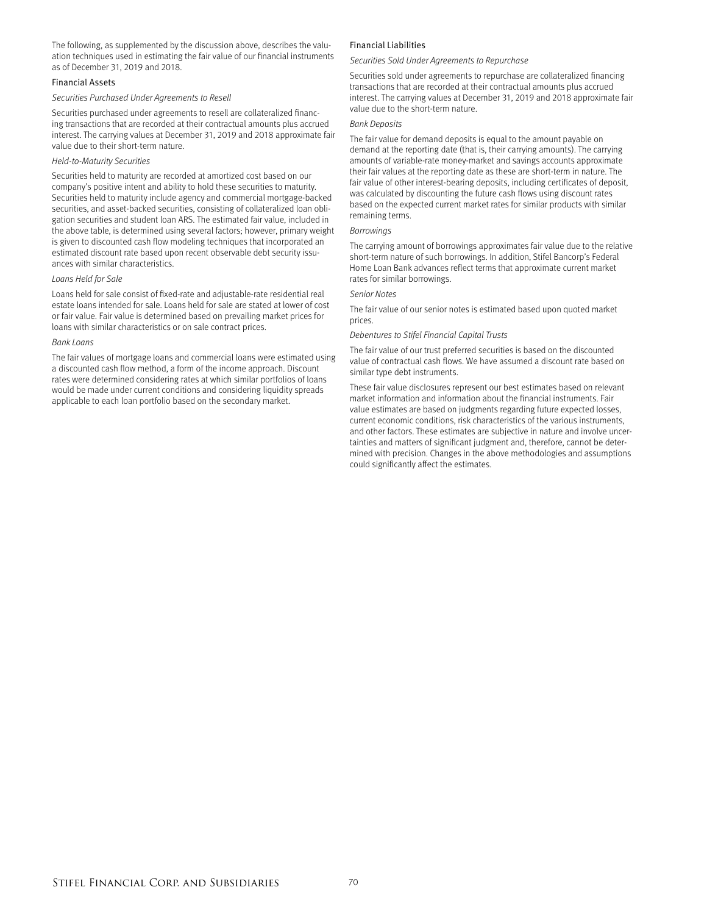The following, as supplemented by the discussion above, describes the valuation techniques used in estimating the fair value of our financial instruments as of December 31, 2019 and 2018.

### Financial Assets

*Securities Purchased Under Agreements to Resell*

Securities purchased under agreements to resell are collateralized financing transactions that are recorded at their contractual amounts plus accrued interest. The carrying values at December 31, 2019 and 2018 approximate fair value due to their short-term nature.

*Held-to-Maturity Securities*

Securities held to maturity are recorded at amortized cost based on our company's positive intent and ability to hold these securities to maturity. Securities held to maturity include agency and commercial mortgage-backed securities, and asset-backed securities, consisting of collateralized loan obligation securities and student loan ARS. The estimated fair value, included in the above table, is determined using several factors; however, primary weight is given to discounted cash flow modeling techniques that incorporated an estimated discount rate based upon recent observable debt security issuances with similar characteristics.

*Loans Held for Sale*

Loans held for sale consist of fixed-rate and adjustable-rate residential real estate loans intended for sale. Loans held for sale are stated at lower of cost or fair value. Fair value is determined based on prevailing market prices for loans with similar characteristics or on sale contract prices.

*Bank Loans*

The fair values of mortgage loans and commercial loans were estimated using a discounted cash flow method, a form of the income approach. Discount rates were determined considering rates at which similar portfolios of loans would be made under current conditions and considering liquidity spreads applicable to each loan portfolio based on the secondary market.

### Financial Liabilities

*Securities Sold Under Agreements to Repurchase*

Securities sold under agreements to repurchase are collateralized financing transactions that are recorded at their contractual amounts plus accrued interest. The carrying values at December 31, 2019 and 2018 approximate fair value due to the short-term nature.

*Bank Deposits*

The fair value for demand deposits is equal to the amount payable on demand at the reporting date (that is, their carrying amounts). The carrying amounts of variable-rate money-market and savings accounts approximate their fair values at the reporting date as these are short-term in nature. The fair value of other interest-bearing deposits, including certificates of deposit, was calculated by discounting the future cash flows using discount rates based on the expected current market rates for similar products with similar remaining terms.

*Borrowings*

The carrying amount of borrowings approximates fair value due to the relative short-term nature of such borrowings. In addition, Stifel Bancorp's Federal Home Loan Bank advances reflect terms that approximate current market rates for similar borrowings.

*Senior Notes*

The fair value of our senior notes is estimated based upon quoted market prices.

*Debentures to Stifel Financial Capital Trusts*

The fair value of our trust preferred securities is based on the discounted value of contractual cash flows. We have assumed a discount rate based on similar type debt instruments.

These fair value disclosures represent our best estimates based on relevant market information and information about the financial instruments. Fair value estimates are based on judgments regarding future expected losses, current economic conditions, risk characteristics of the various instruments, and other factors. These estimates are subjective in nature and involve uncertainties and matters of significant judgment and, therefore, cannot be determined with precision. Changes in the above methodologies and assumptions could significantly affect the estimates.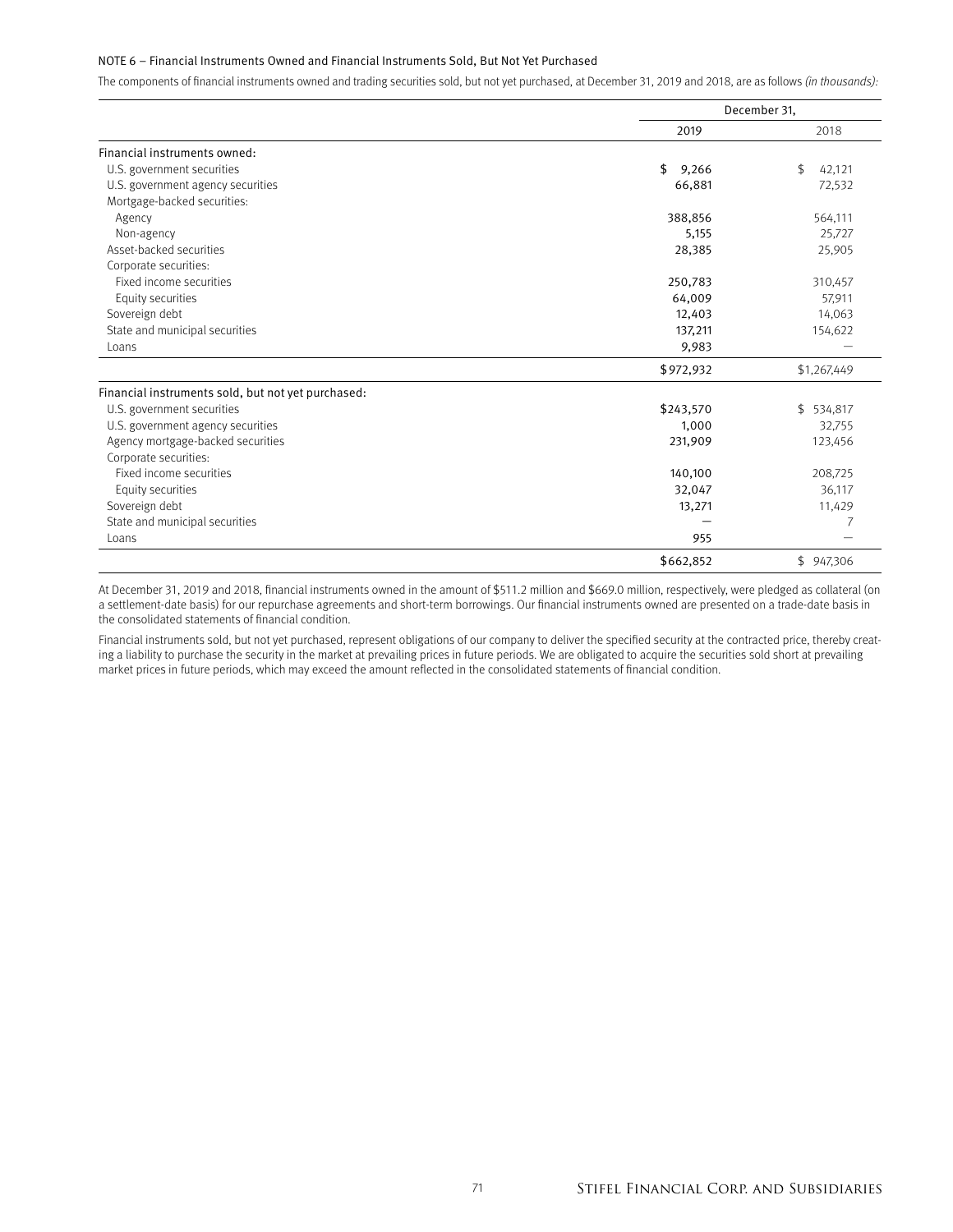NOTE 6 – Financial Instruments Owned and Financial Instruments Sold, But Not Yet Purchased

The components of financial instruments owned and trading securities sold, but not yet purchased, at December 31, 2019 and 2018, are as follows *(in thousands)*:

| | December 31, | |
|---|---|---|
| | 2019 | 2018 |
| Financial instruments owned: | | |
| U.S. government securities | $ 9,266 | $ 42,121 |
| U.S. government agency securities | 66,881 | 72,532 |
| Mortgage-backed securities: | | |
| Agency | 388,856 | 564,111 |
| Non-agency | 5,155 | 25,727 |
| Asset-backed securities | 28,385 | 25,905 |
| Corporate securities: | | |
| Fixed income securities | 250,783 | 310,457 |
| Equity securities | 64,009 | 57,911 |
| Sovereign debt | 12,403 | 14,063 |
| State and municipal securities | 137,211 | 154,622 |
| Loans | 9,983 | — |
| | $972,932 | $1,267,449 |
| Financial instruments sold, but not yet purchased: | | |
| U.S. government securities | $243,570 | $ 534,817 |
| U.S. government agency securities | 1,000 | 32,755 |
| Agency mortgage-backed securities | 231,909 | 123,456 |
| Corporate securities: | | |
| Fixed income securities | 140,100 | 208,725 |
| Equity securities | 32,047 | 36,117 |
| Sovereign debt | 13,271 | 11,429 |
| State and municipal securities | — | 7 |
| Loans | 955 | — |
| | $662,852 | $ 947,306 |

At December 31, 2019 and 2018, financial instruments owned in the amount of $511.2 million and $669.0 million, respectively, were pledged as collateral (on a settlement-date basis) for our repurchase agreements and short-term borrowings. Our financial instruments owned are presented on a trade-date basis in the consolidated statements of financial condition.

Financial instruments sold, but not yet purchased, represent obligations of our company to deliver the specified security at the contracted price, thereby creating a liability to purchase the security in the market at prevailing prices in future periods. We are obligated to acquire the securities sold short at prevailing market prices in future periods, which may exceed the amount reflected in the consolidated statements of financial condition.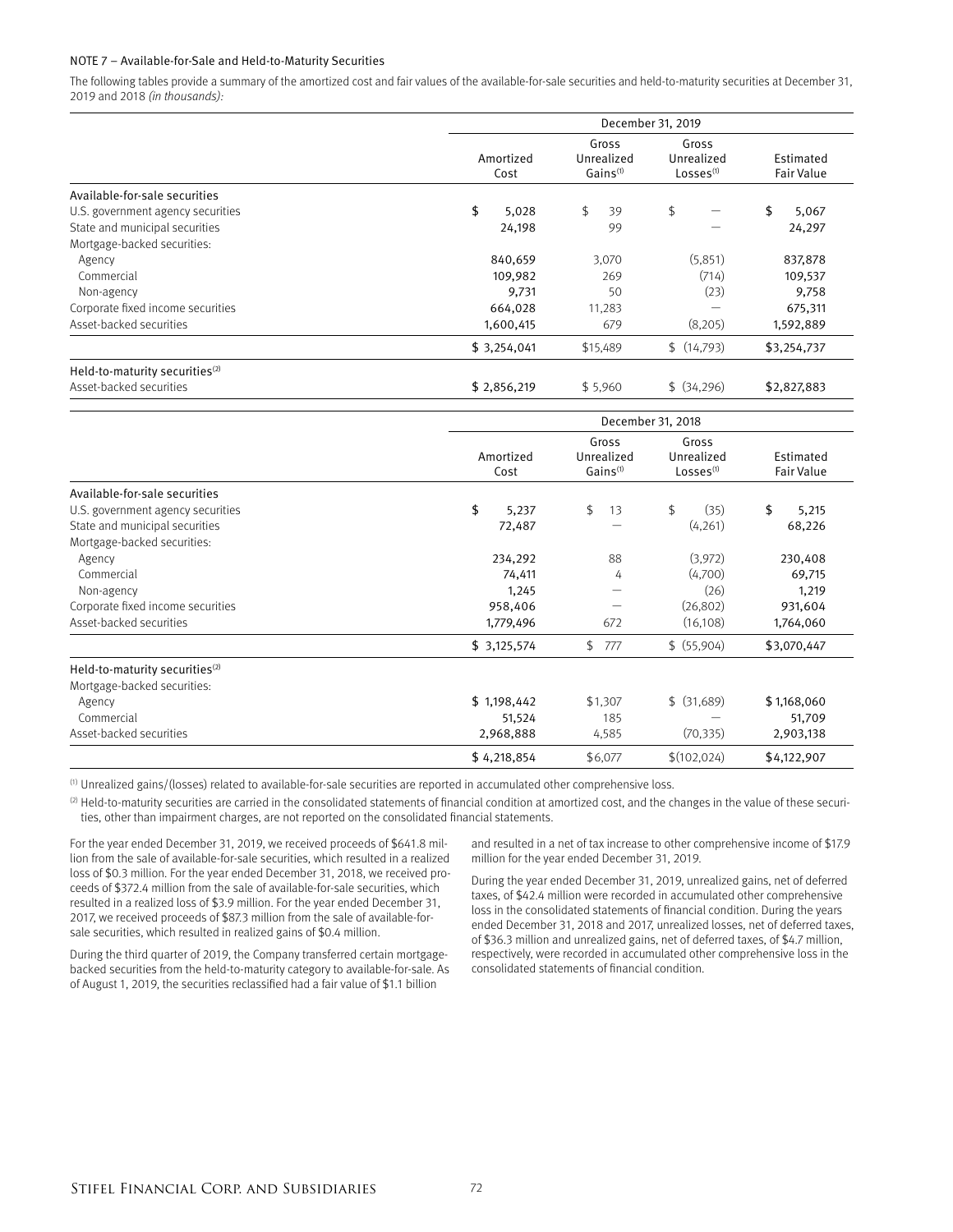NOTE 7 – Available-for-Sale and Held-to-Maturity Securities

The following tables provide a summary of the amortized cost and fair values of the available-for-sale securities and held-to-maturity securities at December 31, 2019 and 2018 *(in thousands)*:

| | December 31, 2019 | | | |
|---|---|---|---|---|
| | Amortized Cost | Gross Unrealized Gains[(1)] | Gross Unrealized Losses[(1)] | Estimated Fair Value |
| Available-for-sale securities | | | | |
| U.S. government agency securities | $ 5,028 | $ 39 | $ — | $ 5,067 |
| State and municipal securities | 24,198 | 99 | — | 24,297 |
| Mortgage-backed securities: | | | | |
| Agency | 840,659 | 3,070 | (5,851) | 837,878 |
| Commercial | 109,982 | 269 | (714) | 109,537 |
| Non-agency | 9,731 | 50 | (23) | 9,758 |
| Corporate fixed income securities | 664,028 | 11,283 | — | 675,311 |
| Asset-backed securities | 1,600,415 | 679 | (8,205) | 1,592,889 |
| | $ 3,254,041 | $15,489 | $ (14,793) | $3,254,737 |
| Held-to-maturity securities[(2)] | | | | |
| Asset-backed securities | $ 2,856,219 | $ 5,960 | $ (34,296) | $2,827,883 |

| | December 31, 2018 | | | |
|---|---|---|---|---|
| | Amortized Cost | Gross Unrealized Gains[(1)] | Gross Unrealized Losses[(1)] | Estimated Fair Value |
| Available-for-sale securities | | | | |
| U.S. government agency securities | $ 5,237 | $ 13 | $ (35) | $ 5,215 |
| State and municipal securities | 72,487 | — | (4,261) | 68,226 |
| Mortgage-backed securities: | | | | |
| Agency | 234,292 | 88 | (3,972) | 230,408 |
| Commercial | 74,411 | 4 | (4,700) | 69,715 |
| Non-agency | 1,245 | — | (26) | 1,219 |
| Corporate fixed income securities | 958,406 | — | (26,802) | 931,604 |
| Asset-backed securities | 1,779,496 | 672 | (16,108) | 1,764,060 |
| | $ 3,125,574 | $ 777 | $ (55,904) | $3,070,447 |
| Held-to-maturity securities[(2)] | | | | |
| Mortgage-backed securities: | | | | |
| Agency | $ 1,198,442 | $1,307 | $ (31,689) | $ 1,168,060 |
| Commercial | 51,524 | 185 | — | 51,709 |
| Asset-backed securities | 2,968,888 | 4,585 | (70,335) | 2,903,138 |
| | $ 4,218,854 | $6,077 | $(102,024) | $4,122,907 |

[(1)] Unrealized gains/(losses) related to available-for-sale securities are reported in accumulated other comprehensive loss.

[(2)] Held-to-maturity securities are carried in the consolidated statements of financial condition at amortized cost, and the changes in the value of these securities, other than impairment charges, are not reported on the consolidated financial statements.

For the year ended December 31, 2019, we received proceeds of $641.8 million from the sale of available-for-sale securities, which resulted in a realized loss of $0.3 million. For the year ended December 31, 2018, we received proceeds of $372.4 million from the sale of available-for-sale securities, which resulted in a realized loss of $3.9 million. For the year ended December 31, 2017, we received proceeds of $87.3 million from the sale of available-for-sale securities, which resulted in realized gains of $0.4 million.

During the third quarter of 2019, the Company transferred certain mortgage-backed securities from the held-to-maturity category to available-for-sale. As of August 1, 2019, the securities reclassified had a fair value of $1.1 billion and resulted in a net of tax increase to other comprehensive income of $17.9 million for the year ended December 31, 2019.

During the year ended December 31, 2019, unrealized gains, net of deferred taxes, of $42.4 million were recorded in accumulated other comprehensive loss in the consolidated statements of financial condition. During the years ended December 31, 2018 and 2017, unrealized losses, net of deferred taxes, of $36.3 million and unrealized gains, net of deferred taxes, of $4.7 million, respectively, were recorded in accumulated other comprehensive loss in the consolidated statements of financial condition.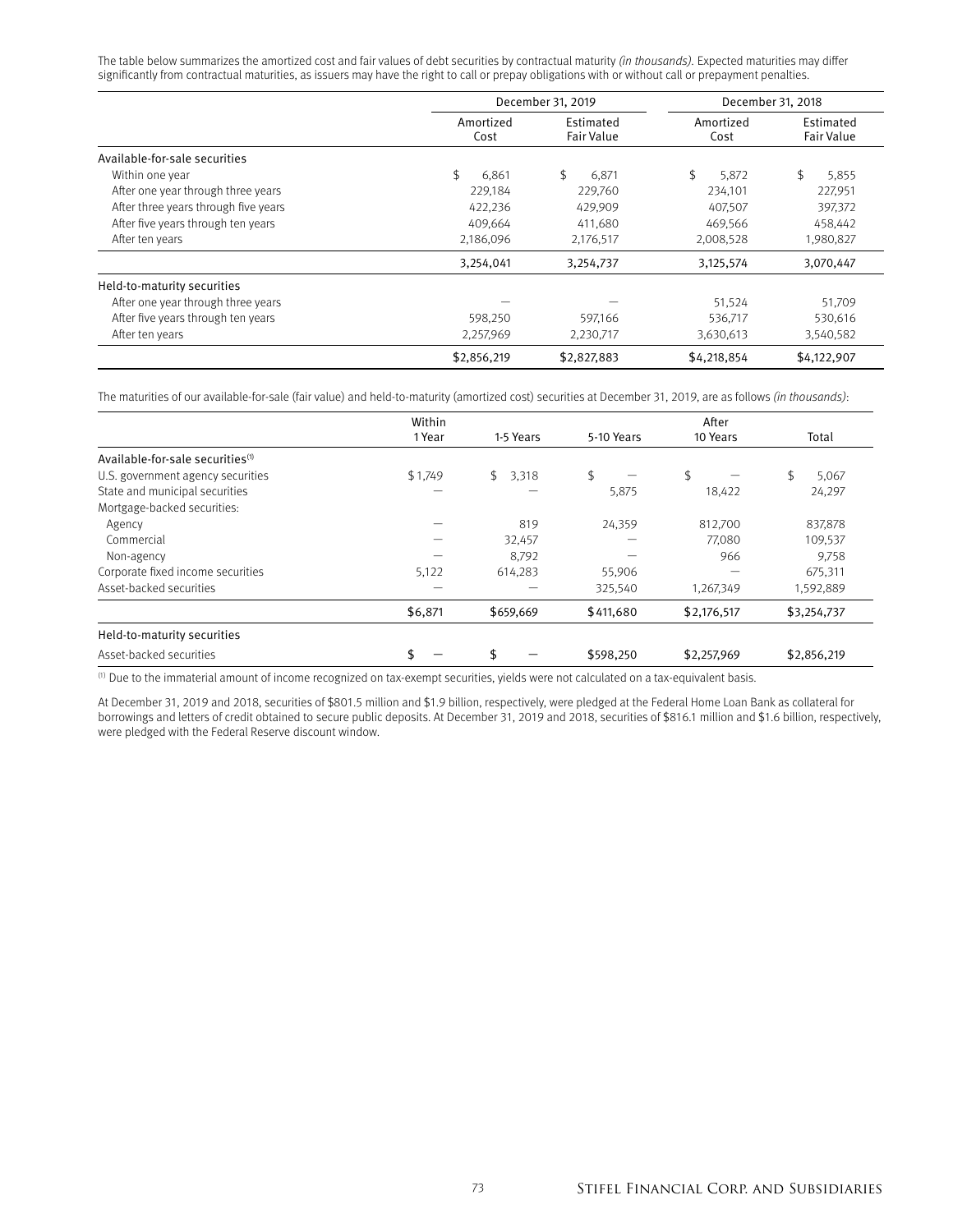The table below summarizes the amortized cost and fair values of debt securities by contractual maturity *(in thousands)*. Expected maturities may differ significantly from contractual maturities, as issuers may have the right to call or prepay obligations with or without call or prepayment penalties.

| | December 31, 2019 | | December 31, 2018 | |
|---|---|---|---|---|
| | Amortized Cost | Estimated Fair Value | Amortized Cost | Estimated Fair Value |
| Available-for-sale securities | | | | |
| Within one year | $ 6,861 | $ 6,871 | $ 5,872 | $ 5,855 |
| After one year through three years | 229,184 | 229,760 | 234,101 | 227,951 |
| After three years through five years | 422,236 | 429,909 | 407,507 | 397,372 |
| After five years through ten years | 409,664 | 411,680 | 469,566 | 458,442 |
| After ten years | 2,186,096 | 2,176,517 | 2,008,528 | 1,980,827 |
| | 3,254,041 | 3,254,737 | 3,125,574 | 3,070,447 |
| Held-to-maturity securities | | | | |
| After one year through three years | — | — | 51,524 | 51,709 |
| After five years through ten years | 598,250 | 597,166 | 536,717 | 530,616 |
| After ten years | 2,257,969 | 2,230,717 | 3,630,613 | 3,540,582 |
| | $2,856,219 | $2,827,883 | $4,218,854 | $4,122,907 |

The maturities of our available-for-sale (fair value) and held-to-maturity (amortized cost) securities at December 31, 2019, are as follows *(in thousands)*:

| | Within 1 Year | 1-5 Years | 5-10 Years | After 10 Years | Total |
|---|---|---|---|---|---|
| Available-for-sale securities[1] | | | | | |
| U.S. government agency securities | $ 1,749 | $ 3,318 | $ — | $ — | $ 5,067 |
| State and municipal securities | — | — | 5,875 | 18,422 | 24,297 |
| Mortgage-backed securities: | | | | | |
| Agency | — | 819 | 24,359 | 812,700 | 837,878 |
| Commercial | — | 32,457 | — | 77,080 | 109,537 |
| Non-agency | — | 8,792 | — | 966 | 9,758 |
| Corporate fixed income securities | 5,122 | 614,283 | 55,906 | — | 675,311 |
| Asset-backed securities | — | — | 325,540 | 1,267,349 | 1,592,889 |
| | $6,871 | $659,669 | $411,680 | $2,176,517 | $3,254,737 |
| Held-to-maturity securities | | | | | |
| Asset-backed securities | $ — | $ — | $598,250 | $2,257,969 | $2,856,219 |

[1] Due to the immaterial amount of income recognized on tax-exempt securities, yields were not calculated on a tax-equivalent basis.

At December 31, 2019 and 2018, securities of $801.5 million and $1.9 billion, respectively, were pledged at the Federal Home Loan Bank as collateral for borrowings and letters of credit obtained to secure public deposits. At December 31, 2019 and 2018, securities of $816.1 million and $1.6 billion, respectively, were pledged with the Federal Reserve discount window.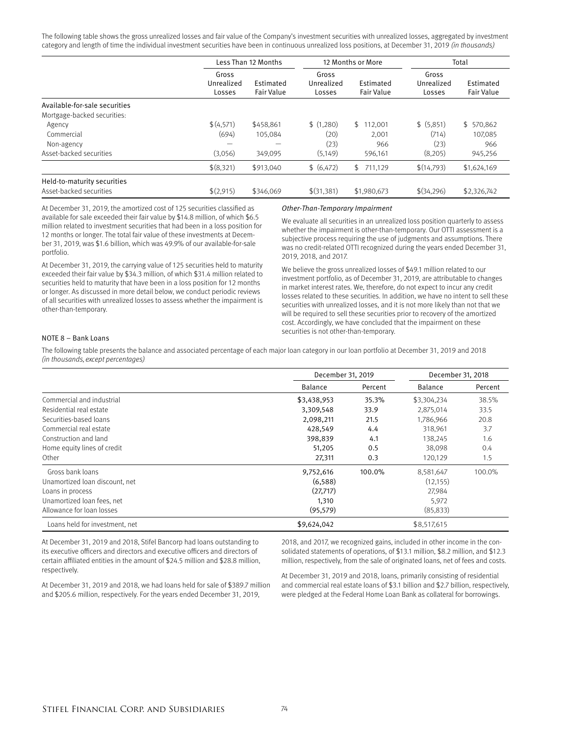The following table shows the gross unrealized losses and fair value of the Company's investment securities with unrealized losses, aggregated by investment category and length of time the individual investment securities have been in continuous unrealized loss positions, at December 31, 2019 *(in thousands)*:

| | Less Than 12 Months | | 12 Months or More | | Total | |
|---|---|---|---|---|---|---|
| | Gross Unrealized Losses | Estimated Fair Value | Gross Unrealized Losses | Estimated Fair Value | Gross Unrealized Losses | Estimated Fair Value |
| Available-for-sale securities | | | | | | |
| Mortgage-backed securities: | | | | | | |
| Agency | $(4,571) | $458,861 | $ (1,280) | $ 112,001 | $ (5,851) | $ 570,862 |
| Commercial | (694) | 105,084 | (20) | 2,001 | (714) | 107,085 |
| Non-agency | — | — | (23) | 966 | (23) | 966 |
| Asset-backed securities | (3,056) | 349,095 | (5,149) | 596,161 | (8,205) | 945,256 |
| | $(8,321) | $913,040 | $ (6,472) | $ 711,129 | $(14,793) | $1,624,169 |
| Held-to-maturity securities | | | | | | |
| Asset-backed securities | $(2,915) | $346,069 | $(31,381) | $1,980,673 | $(34,296) | $2,326,742 |

At December 31, 2019, the amortized cost of 125 securities classified as available for sale exceeded their fair value by $14.8 million, of which $6.5 million related to investment securities that had been in a loss position for 12 months or longer. The total fair value of these investments at December 31, 2019, was $1.6 billion, which was 49.9% of our available-for-sale portfolio.

At December 31, 2019, the carrying value of 125 securities held to maturity exceeded their fair value by $34.3 million, of which $31.4 million related to securities held to maturity that have been in a loss position for 12 months or longer. As discussed in more detail below, we conduct periodic reviews of all securities with unrealized losses to assess whether the impairment is other-than-temporary.

*Other-Than-Temporary Impairment*

We evaluate all securities in an unrealized loss position quarterly to assess whether the impairment is other-than-temporary. Our OTTI assessment is a subjective process requiring the use of judgments and assumptions. There was no credit-related OTTI recognized during the years ended December 31, 2019, 2018, and 2017.

We believe the gross unrealized losses of $49.1 million related to our investment portfolio, as of December 31, 2019, are attributable to changes in market interest rates. We, therefore, do not expect to incur any credit losses related to these securities. In addition, we have no intent to sell these securities with unrealized losses, and it is not more likely than not that we will be required to sell these securities prior to recovery of the amortized cost. Accordingly, we have concluded that the impairment on these securities is not other-than-temporary.

## NOTE 8 – Bank Loans

The following table presents the balance and associated percentage of each major loan category in our loan portfolio at December 31, 2019 and 2018 *(in thousands, except percentages)*:

| | December 31, 2019 | | December 31, 2018 | |
|---|---|---|---|---|
| | Balance | Percent | Balance | Percent |
| Commercial and industrial | $3,438,953 | 35.3% | $3,304,234 | 38.5% |
| Residential real estate | 3,309,548 | 33.9 | 2,875,014 | 33.5 |
| Securities-based loans | 2,098,211 | 21.5 | 1,786,966 | 20.8 |
| Commercial real estate | 428,549 | 4.4 | 318,961 | 3.7 |
| Construction and land | 398,839 | 4.1 | 138,245 | 1.6 |
| Home equity lines of credit | 51,205 | 0.5 | 38,098 | 0.4 |
| Other | 27,311 | 0.3 | 120,129 | 1.5 |
| Gross bank loans | 9,752,616 | 100.0% | 8,581,647 | 100.0% |
| Unamortized loan discount, net | (6,588) | | (12,155) | |
| Loans in process | (27,717) | | 27,984 | |
| Unamortized loan fees, net | 1,310 | | 5,972 | |
| Allowance for loan losses | (95,579) | | (85,833) | |
| Loans held for investment, net | $9,624,042 | | $8,517,615 | |

At December 31, 2019 and 2018, Stifel Bancorp had loans outstanding to its executive officers and directors and executive officers and directors of certain affiliated entities in the amount of $24.5 million and $28.8 million, respectively.

At December 31, 2019 and 2018, we had loans held for sale of $389.7 million and $205.6 million, respectively. For the years ended December 31, 2019, 2018, and 2017, we recognized gains, included in other income in the consolidated statements of operations, of $13.1 million, $8.2 million, and $12.3 million, respectively, from the sale of originated loans, net of fees and costs.

At December 31, 2019 and 2018, loans, primarily consisting of residential and commercial real estate loans of $3.1 billion and $2.7 billion, respectively, were pledged at the Federal Home Loan Bank as collateral for borrowings.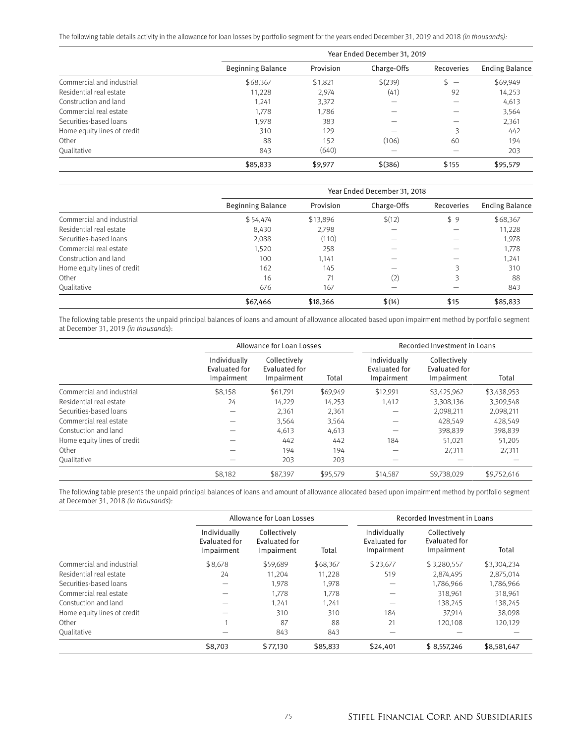The following table details activity in the allowance for loan losses by portfolio segment for the years ended December 31, 2019 and 2018 *(in thousands):*

| | Year Ended December 31, 2019 | | | | |
|---|---|---|---|---|---|
| | Beginning Balance | Provision | Charge-Offs | Recoveries | Ending Balance |
| Commercial and industrial | $68,367 | $1,821 | $(239) | $ — | $69,949 |
| Residential real estate | 11,228 | 2,974 | (41) | 92 | 14,253 |
| Construction and land | 1,241 | 3,372 | — | — | 4,613 |
| Commercial real estate | 1,778 | 1,786 | — | — | 3,564 |
| Securities-based loans | 1,978 | 383 | — | — | 2,361 |
| Home equity lines of credit | 310 | 129 | — | 3 | 442 |
| Other | 88 | 152 | (106) | 60 | 194 |
| Qualitative | 843 | (640) | — | — | 203 |
| | $85,833 | $9,977 | $(386) | $155 | $95,579 |

| | Year Ended December 31, 2018 | | | | |
|---|---|---|---|---|---|
| | Beginning Balance | Provision | Charge-Offs | Recoveries | Ending Balance |
| Commercial and industrial | $ 54,474 | $13,896 | $(12) | $ 9 | $68,367 |
| Residential real estate | 8,430 | 2,798 | — | — | 11,228 |
| Securities-based loans | 2,088 | (110) | — | — | 1,978 |
| Commercial real estate | 1,520 | 258 | — | — | 1,778 |
| Construction and land | 100 | 1,141 | — | — | 1,241 |
| Home equity lines of credit | 162 | 145 | — | 3 | 310 |
| Other | 16 | 71 | (2) | 3 | 88 |
| Qualitative | 676 | 167 | — | — | 843 |
| | $67,466 | $18,366 | $(14) | $15 | $85,833 |

The following table presents the unpaid principal balances of loans and amount of allowance allocated based upon impairment method by portfolio segment at December 31, 2019 *(in thousands)*:

| | Allowance for Loan Losses | | | Recorded Investment in Loans | | |
|---|---|---|---|---|---|---|
| | Individually Evaluated for Impairment | Collectively Evaluated for Impairment | Total | Individually Evaluated for Impairment | Collectively Evaluated for Impairment | Total |
| Commercial and industrial | $8,158 | $61,791 | $69,949 | $12,991 | $3,425,962 | $3,438,953 |
| Residential real estate | 24 | 14,229 | 14,253 | 1,412 | 3,308,136 | 3,309,548 |
| Securities-based loans | — | 2,361 | 2,361 | — | 2,098,211 | 2,098,211 |
| Commercial real estate | — | 3,564 | 3,564 | — | 428,549 | 428,549 |
| Constuction and land | — | 4,613 | 4,613 | — | 398,839 | 398,839 |
| Home equity lines of credit | — | 442 | 442 | 184 | 51,021 | 51,205 |
| Other | — | 194 | 194 | — | 27,311 | 27,311 |
| Qualitative | — | 203 | 203 | — | — | — |
| | $8,182 | $87,397 | $95,579 | $14,587 | $9,738,029 | $9,752,616 |

The following table presents the unpaid principal balances of loans and amount of allowance allocated based upon impairment method by portfolio segment at December 31, 2018 *(in thousands)*:

| | Allowance for Loan Losses | | | Recorded Investment in Loans | | |
|---|---|---|---|---|---|---|
| | Individually Evaluated for Impairment | Collectively Evaluated for Impairment | Total | Individually Evaluated for Impairment | Collectively Evaluated for Impairment | Total |
| Commercial and industrial | $ 8,678 | $59,689 | $68,367 | $ 23,677 | $ 3,280,557 | $3,304,234 |
| Residential real estate | 24 | 11,204 | 11,228 | 519 | 2,874,495 | 2,875,014 |
| Securities-based loans | — | 1,978 | 1,978 | — | 1,786,966 | 1,786,966 |
| Commercial real estate | — | 1,778 | 1,778 | — | 318,961 | 318,961 |
| Constuction and land | — | 1,241 | 1,241 | — | 138,245 | 138,245 |
| Home equity lines of credit | — | 310 | 310 | 184 | 37,914 | 38,098 |
| Other | 1 | 87 | 88 | 21 | 120,108 | 120,129 |
| Qualitative | — | 843 | 843 | — | — | — |
| | $8,703 | $77,130 | $85,833 | $24,401 | $ 8,557,246 | $8,581,647 |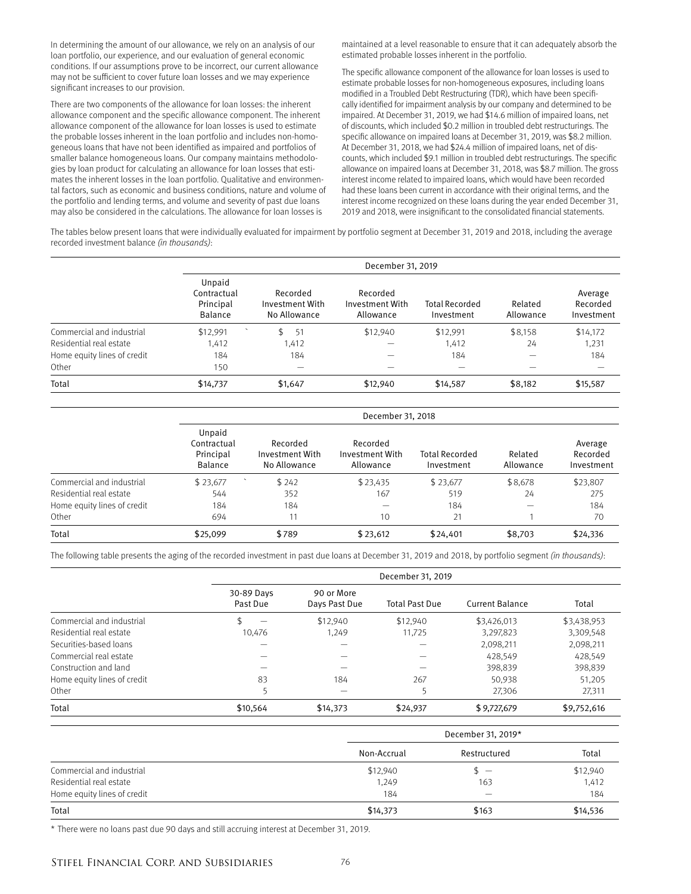In determining the amount of our allowance, we rely on an analysis of our loan portfolio, our experience, and our evaluation of general economic conditions. If our assumptions prove to be incorrect, our current allowance may not be sufficient to cover future loan losses and we may experience significant increases to our provision.

There are two components of the allowance for loan losses: the inherent allowance component and the specific allowance component. The inherent allowance component of the allowance for loan losses is used to estimate the probable losses inherent in the loan portfolio and includes non-homogeneous loans that have not been identified as impaired and portfolios of smaller balance homogeneous loans. Our company maintains methodologies by loan product for calculating an allowance for loan losses that estimates the inherent losses in the loan portfolio. Qualitative and environmental factors, such as economic and business conditions, nature and volume of the portfolio and lending terms, and volume and severity of past due loans may also be considered in the calculations. The allowance for loan losses is maintained at a level reasonable to ensure that it can adequately absorb the estimated probable losses inherent in the portfolio.

The specific allowance component of the allowance for loan losses is used to estimate probable losses for non-homogeneous exposures, including loans modified in a Troubled Debt Restructuring (TDR), which have been specifically identified for impairment analysis by our company and determined to be impaired. At December 31, 2019, we had $14.6 million of impaired loans, net of discounts, which included $0.2 million in troubled debt restructurings. The specific allowance on impaired loans at December 31, 2019, was $8.2 million. At December 31, 2018, we had $24.4 million of impaired loans, net of discounts, which included $9.1 million in troubled debt restructurings. The specific allowance on impaired loans at December 31, 2018, was $8.7 million. The gross interest income related to impaired loans, which would have been recorded had these loans been current in accordance with their original terms, and the interest income recognized on these loans during the year ended December 31, 2019 and 2018, were insignificant to the consolidated financial statements.

The tables below present loans that were individually evaluated for impairment by portfolio segment at December 31, 2019 and 2018, including the average recorded investment balance *(in thousands)*:

| | December 31, 2019 | | | | | |
|---|---|---|---|---|---|---|
| | Unpaid Contractual Principal Balance | Recorded Investment With No Allowance | Recorded Investment With Allowance | Total Recorded Investment | Related Allowance | Average Recorded Investment |
| Commercial and industrial | $12,991 | $ 51 | $12,940 | $12,991 | $8,158 | $14,172 |
| Residential real estate | 1,412 | 1,412 | — | 1,412 | 24 | 1,231 |
| Home equity lines of credit | 184 | 184 | — | 184 | — | 184 |
| Other | 150 | — | — | — | — | — |
| Total | $14,737 | $1,647 | $12,940 | $14,587 | $8,182 | $15,587 |

| | December 31, 2018 | | | | | |
|---|---|---|---|---|---|---|
| | Unpaid Contractual Principal Balance | Recorded Investment With No Allowance | Recorded Investment With Allowance | Total Recorded Investment | Related Allowance | Average Recorded Investment |
| Commercial and industrial | $ 23,677 | $ 242 | $ 23,435 | $ 23,677 | $ 8,678 | $23,807 |
| Residential real estate | 544 | 352 | 167 | 519 | 24 | 275 |
| Home equity lines of credit | 184 | 184 | — | 184 | — | 184 |
| Other | 694 | 11 | 10 | 21 | 1 | 70 |
| Total | $25,099 | $789 | $ 23,612 | $24,401 | $8,703 | $24,336 |

The following table presents the aging of the recorded investment in past due loans at December 31, 2019 and 2018, by portfolio segment *(in thousands)*:

| | December 31, 2019 | | | | |
|---|---|---|---|---|---|
| | 30-89 Days Past Due | 90 or More Days Past Due | Total Past Due | Current Balance | Total |
| Commercial and industrial | $ — | $12,940 | $12,940 | $3,426,013 | $3,438,953 |
| Residential real estate | 10,476 | 1,249 | 11,725 | 3,297,823 | 3,309,548 |
| Securities-based loans | — | — | — | 2,098,211 | 2,098,211 |
| Commercial real estate | — | — | — | 428,549 | 428,549 |
| Construction and land | — | — | — | 398,839 | 398,839 |
| Home equity lines of credit | 83 | 184 | 267 | 50,938 | 51,205 |
| Other | 5 | — | 5 | 27,306 | 27,311 |
| Total | $10,564 | $14,373 | $24,937 | $ 9,727,679 | $9,752,616 |

| | December 31, 2019* | | |
|---|---|---|---|
| | Non-Accrual | Restructured | Total |
| Commercial and industrial | $12,940 | $ — | $12,940 |
| Residential real estate | 1,249 | 163 | 1,412 |
| Home equity lines of credit | 184 | — | 184 |
| Total | $14,373 | $163 | $14,536 |

* There were no loans past due 90 days and still accruing interest at December 31, 2019.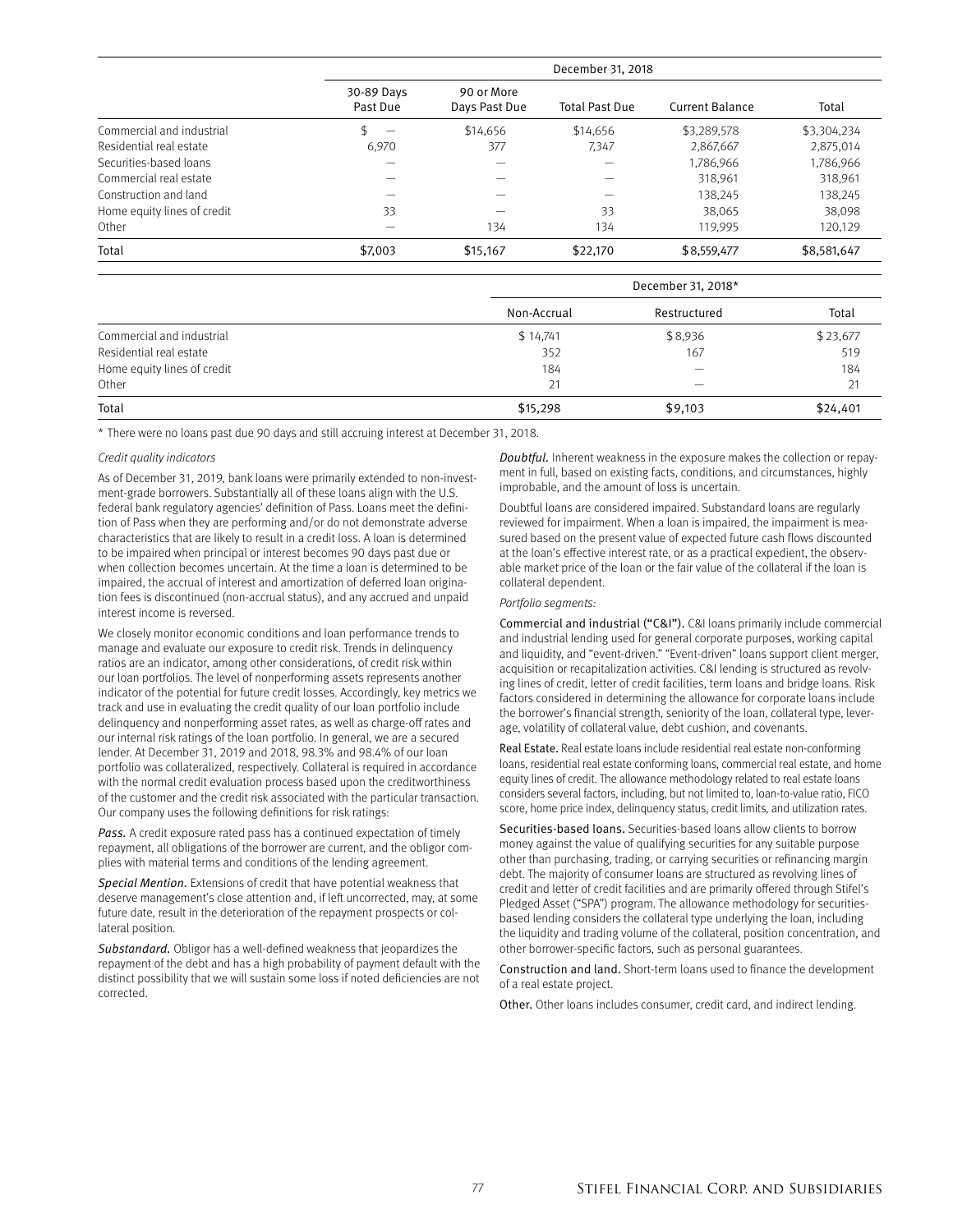| | December 31, 2018 | | | | |
|---|---|---|---|---|---|
| | 30-89 Days Past Due | 90 or More Days Past Due | Total Past Due | Current Balance | Total |
| Commercial and industrial | $ — | $14,656 | $14,656 | $3,289,578 | $3,304,234 |
| Residential real estate | 6,970 | 377 | 7,347 | 2,867,667 | 2,875,014 |
| Securities-based loans | — | — | — | 1,786,966 | 1,786,966 |
| Commercial real estate | — | — | — | 318,961 | 318,961 |
| Construction and land | — | — | — | 138,245 | 138,245 |
| Home equity lines of credit | 33 | — | 33 | 38,065 | 38,098 |
| Other | — | 134 | 134 | 119,995 | 120,129 |
| Total | $7,003 | $15,167 | $22,170 | $8,559,477 | $8,581,647 |

| | December 31, 2018* | | |
|---|---|---|---|
| | Non-Accrual | Restructured | Total |
| Commercial and industrial | $ 14,741 | $ 8,936 | $ 23,677 |
| Residential real estate | 352 | 167 | 519 |
| Home equity lines of credit | 184 | — | 184 |
| Other | 21 | — | 21 |
| Total | $15,298 | $9,103 | $24,401 |

* There were no loans past due 90 days and still accruing interest at December 31, 2018.

*Credit quality indicators*

As of December 31, 2019, bank loans were primarily extended to non-investment-grade borrowers. Substantially all of these loans align with the U.S. federal bank regulatory agencies' definition of Pass. Loans meet the definition of Pass when they are performing and/or do not demonstrate adverse characteristics that are likely to result in a credit loss. A loan is determined to be impaired when principal or interest becomes 90 days past due or when collection becomes uncertain. At the time a loan is determined to be impaired, the accrual of interest and amortization of deferred loan origination fees is discontinued (non-accrual status), and any accrued and unpaid interest income is reversed.

We closely monitor economic conditions and loan performance trends to manage and evaluate our exposure to credit risk. Trends in delinquency ratios are an indicator, among other considerations, of credit risk within our loan portfolios. The level of nonperforming assets represents another indicator of the potential for future credit losses. Accordingly, key metrics we track and use in evaluating the credit quality of our loan portfolio include delinquency and nonperforming asset rates, as well as charge-off rates and our internal risk ratings of the loan portfolio. In general, we are a secured lender. At December 31, 2019 and 2018, 98.3% and 98.4% of our loan portfolio was collateralized, respectively. Collateral is required in accordance with the normal credit evaluation process based upon the creditworthiness of the customer and the credit risk associated with the particular transaction. Our company uses the following definitions for risk ratings:

*Pass.* A credit exposure rated pass has a continued expectation of timely repayment, all obligations of the borrower are current, and the obligor complies with material terms and conditions of the lending agreement.

*Special Mention.* Extensions of credit that have potential weakness that deserve management's close attention and, if left uncorrected, may, at some future date, result in the deterioration of the repayment prospects or collateral position.

*Substandard.* Obligor has a well-defined weakness that jeopardizes the repayment of the debt and has a high probability of payment default with the distinct possibility that we will sustain some loss if noted deficiencies are not corrected.

*Doubtful.* Inherent weakness in the exposure makes the collection or repayment in full, based on existing facts, conditions, and circumstances, highly improbable, and the amount of loss is uncertain.

Doubtful loans are considered impaired. Substandard loans are regularly reviewed for impairment. When a loan is impaired, the impairment is measured based on the present value of expected future cash flows discounted at the loan's effective interest rate, or as a practical expedient, the observable market price of the loan or the fair value of the collateral if the loan is collateral dependent.

*Portfolio segments:*

Commercial and industrial ("C&I"). C&I loans primarily include commercial and industrial lending used for general corporate purposes, working capital and liquidity, and "event-driven." "Event-driven" loans support client merger, acquisition or recapitalization activities. C&I lending is structured as revolving lines of credit, letter of credit facilities, term loans and bridge loans. Risk factors considered in determining the allowance for corporate loans include the borrower's financial strength, seniority of the loan, collateral type, leverage, volatility of collateral value, debt cushion, and covenants.

Real Estate. Real estate loans include residential real estate non-conforming loans, residential real estate conforming loans, commercial real estate, and home equity lines of credit. The allowance methodology related to real estate loans considers several factors, including, but not limited to, loan-to-value ratio, FICO score, home price index, delinquency status, credit limits, and utilization rates.

Securities-based loans. Securities-based loans allow clients to borrow money against the value of qualifying securities for any suitable purpose other than purchasing, trading, or carrying securities or refinancing margin debt. The majority of consumer loans are structured as revolving lines of credit and letter of credit facilities and are primarily offered through Stifel's Pledged Asset ("SPA") program. The allowance methodology for securities-based lending considers the collateral type underlying the loan, including the liquidity and trading volume of the collateral, position concentration, and other borrower-specific factors, such as personal guarantees.

Construction and land. Short-term loans used to finance the development of a real estate project.

Other. Other loans includes consumer, credit card, and indirect lending.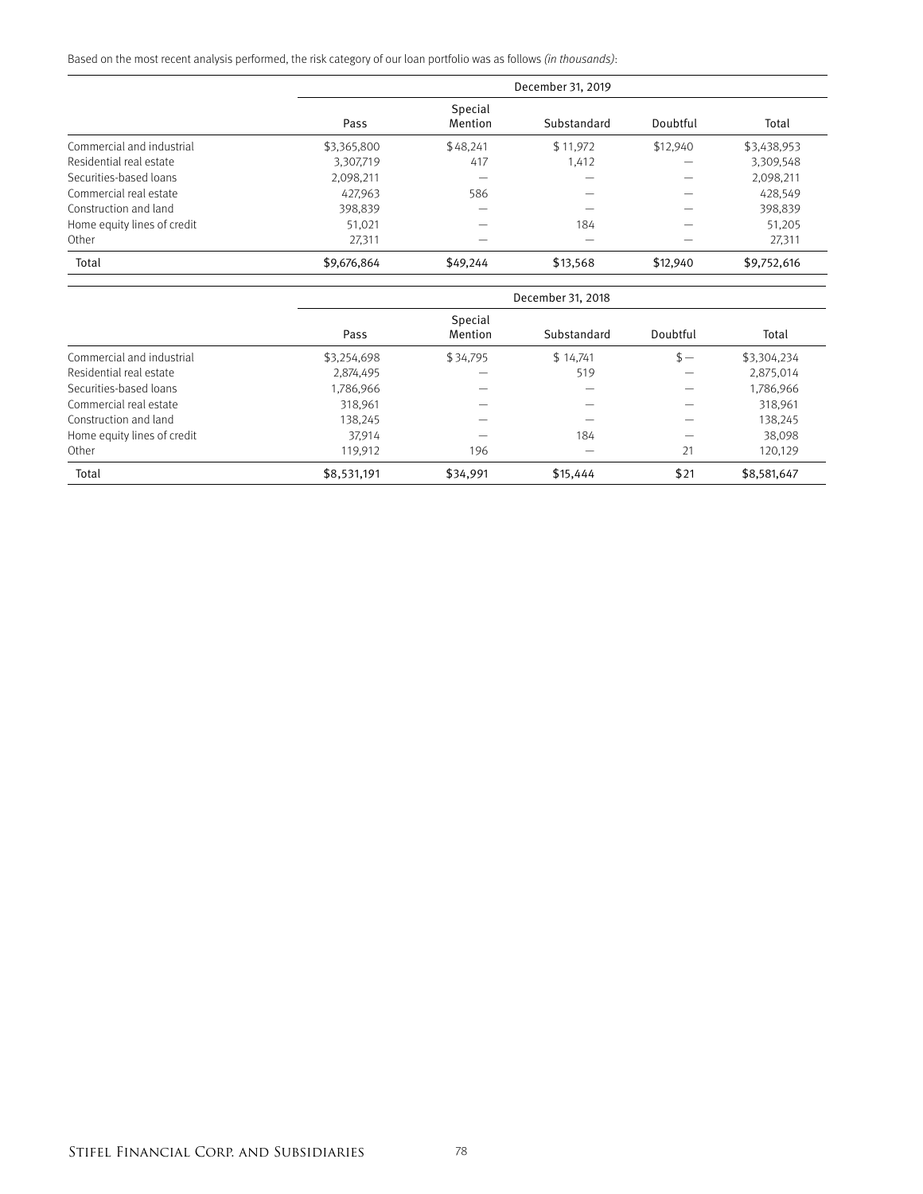Based on the most recent analysis performed, the risk category of our loan portfolio was as follows *(in thousands)*:

| | December 31, 2019 | | | | |
|---|---|---|---|---|---|
| | Pass | Special Mention | Substandard | Doubtful | Total |
| Commercial and industrial | $3,365,800 | $48,241 | $ 11,972 | $12,940 | $3,438,953 |
| Residential real estate | 3,307,719 | 417 | 1,412 | — | 3,309,548 |
| Securities-based loans | 2,098,211 | — | — | — | 2,098,211 |
| Commercial real estate | 427,963 | 586 | — | — | 428,549 |
| Construction and land | 398,839 | — | — | — | 398,839 |
| Home equity lines of credit | 51,021 | — | 184 | — | 51,205 |
| Other | 27,311 | — | — | — | 27,311 |
| Total | $9,676,864 | $49,244 | $13,568 | $12,940 | $9,752,616 |

| | December 31, 2018 | | | | |
|---|---|---|---|---|---|
| | Pass | Special Mention | Substandard | Doubtful | Total |
| Commercial and industrial | $3,254,698 | $34,795 | $ 14,741 | $ — | $3,304,234 |
| Residential real estate | 2,874,495 | — | 519 | — | 2,875,014 |
| Securities-based loans | 1,786,966 | — | — | — | 1,786,966 |
| Commercial real estate | 318,961 | — | — | — | 318,961 |
| Construction and land | 138,245 | — | — | — | 138,245 |
| Home equity lines of credit | 37,914 | — | 184 | — | 38,098 |
| Other | 119,912 | 196 | — | 21 | 120,129 |
| Total | $8,531,191 | $34,991 | $15,444 | $21 | $8,581,647 |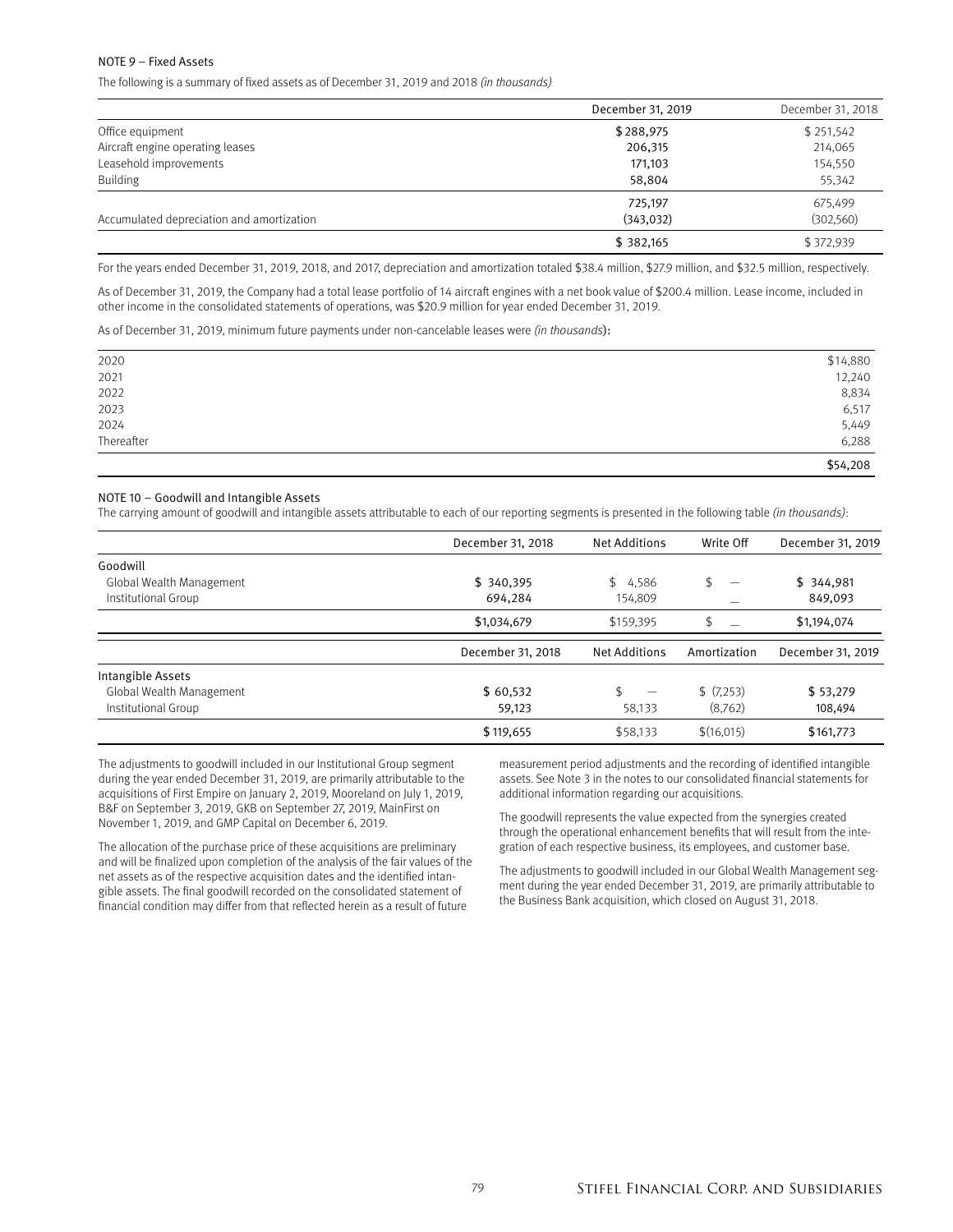NOTE 9 – Fixed Assets

The following is a summary of fixed assets as of December 31, 2019 and 2018 *(in thousands)*:

| | December 31, 2019 | December 31, 2018 |
|---|---|---|
| Office equipment | $ 288,975 | $ 251,542 |
| Aircraft engine operating leases | 206,315 | 214,065 |
| Leasehold improvements | 171,103 | 154,550 |
| Building | 58,804 | 55,342 |
| | 725,197 | 675,499 |
| Accumulated depreciation and amortization | (343,032) | (302,560) |
| | $ 382,165 | $ 372,939 |

For the years ended December 31, 2019, 2018, and 2017, depreciation and amortization totaled $38.4 million, $27.9 million, and $32.5 million, respectively.

As of December 31, 2019, the Company had a total lease portfolio of 14 aircraft engines with a net book value of $200.4 million. Lease income, included in other income in the consolidated statements of operations, was $20.9 million for year ended December 31, 2019.

As of December 31, 2019, minimum future payments under non-cancelable leases were *(in thousands)*:

| | |
|---|---|
| 2020 | $14,880 |
| 2021 | 12,240 |
| 2022 | 8,834 |
| 2023 | 6,517 |
| 2024 | 5,449 |
| Thereafter | 6,288 |
| | $54,208 |

NOTE 10 – Goodwill and Intangible Assets

The carrying amount of goodwill and intangible assets attributable to each of our reporting segments is presented in the following table *(in thousands)*:

| | December 31, 2018 | Net Additions | Write Off | December 31, 2019 |
|---|---|---|---|---|
| Goodwill | | | | |
| Global Wealth Management | $ 340,395 | $ 4,586 | $ — | $ 344,981 |
| Institutional Group | 694,284 | 154,809 | — | 849,093 |
| | $1,034,679 | $159,395 | $ — | $1,194,074 |

| | December 31, 2018 | Net Additions | Amortization | December 31, 2019 |
|---|---|---|---|---|
| Intangible Assets | | | | |
| Global Wealth Management | $ 60,532 | $ — | $ (7,253) | $ 53,279 |
| Institutional Group | 59,123 | 58,133 | (8,762) | 108,494 |
| | $ 119,655 | $58,133 | $(16,015) | $161,773 |

The adjustments to goodwill included in our Institutional Group segment during the year ended December 31, 2019, are primarily attributable to the acquisitions of First Empire on January 2, 2019, Mooreland on July 1, 2019, B&F on September 3, 2019, GKB on September 27, 2019, MainFirst on November 1, 2019, and GMP Capital on December 6, 2019.

The allocation of the purchase price of these acquisitions are preliminary and will be finalized upon completion of the analysis of the fair values of the net assets as of the respective acquisition dates and the identified intangible assets. The final goodwill recorded on the consolidated statement of financial condition may differ from that reflected herein as a result of future measurement period adjustments and the recording of identified intangible assets. See Note 3 in the notes to our consolidated financial statements for additional information regarding our acquisitions.

The goodwill represents the value expected from the synergies created through the operational enhancement benefits that will result from the integration of each respective business, its employees, and customer base.

The adjustments to goodwill included in our Global Wealth Management segment during the year ended December 31, 2019, are primarily attributable to the Business Bank acquisition, which closed on August 31, 2018.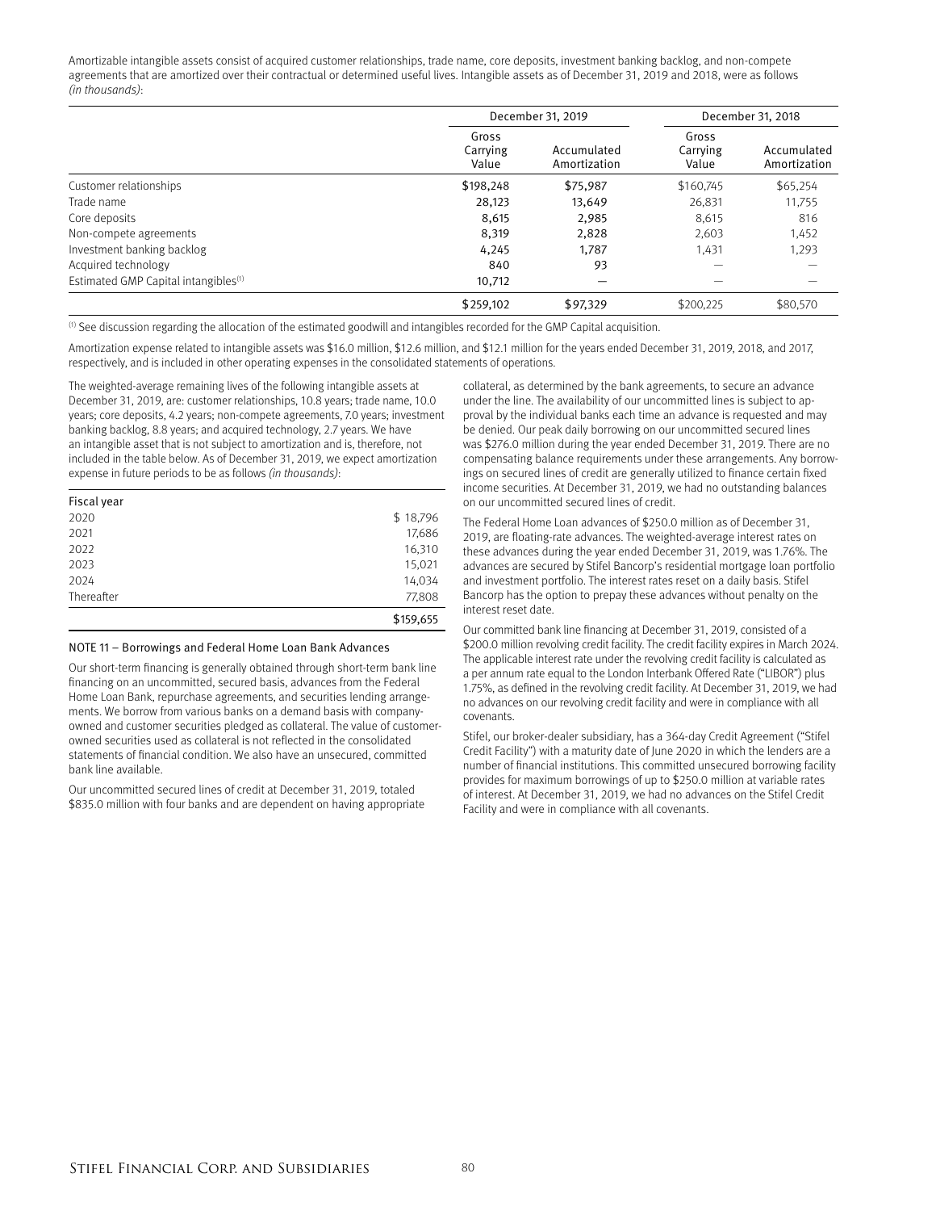Amortizable intangible assets consist of acquired customer relationships, trade name, core deposits, investment banking backlog, and non-compete agreements that are amortized over their contractual or determined useful lives. Intangible assets as of December 31, 2019 and 2018, were as follows *(in thousands)*:

| | December 31, 2019 | | December 31, 2018 | |
|---|---|---|---|---|
| | Gross Carrying Value | Accumulated Amortization | Gross Carrying Value | Accumulated Amortization |
| Customer relationships | $198,248 | $75,987 | $160,745 | $65,254 |
| Trade name | 28,123 | 13,649 | 26,831 | 11,755 |
| Core deposits | 8,615 | 2,985 | 8,615 | 816 |
| Non-compete agreements | 8,319 | 2,828 | 2,603 | 1,452 |
| Investment banking backlog | 4,245 | 1,787 | 1,431 | 1,293 |
| Acquired technology | 840 | 93 | — | — |
| Estimated GMP Capital intangibles[1] | 10,712 | — | — | — |
| | $259,102 | $97,329 | $200,225 | $80,570 |

[1] See discussion regarding the allocation of the estimated goodwill and intangibles recorded for the GMP Capital acquisition.

Amortization expense related to intangible assets was $16.0 million, $12.6 million, and $12.1 million for the years ended December 31, 2019, 2018, and 2017, respectively, and is included in other operating expenses in the consolidated statements of operations.

The weighted-average remaining lives of the following intangible assets at December 31, 2019, are: customer relationships, 10.8 years; trade name, 10.0 years; core deposits, 4.2 years; non-compete agreements, 7.0 years; investment banking backlog, 8.8 years; and acquired technology, 2.7 years. We have an intangible asset that is not subject to amortization and is, therefore, not included in the table below. As of December 31, 2019, we expect amortization expense in future periods to be as follows *(in thousands)*:

| Fiscal year | |
|---|---|
| 2020 | $ 18,796 |
| 2021 | 17,686 |
| 2022 | 16,310 |
| 2023 | 15,021 |
| 2024 | 14,034 |
| Thereafter | 77,808 |
| | $159,655 |

## NOTE 11 – Borrowings and Federal Home Loan Bank Advances

Our short-term financing is generally obtained through short-term bank line financing on an uncommitted, secured basis, advances from the Federal Home Loan Bank, repurchase agreements, and securities lending arrangements. We borrow from various banks on a demand basis with company-owned and customer securities pledged as collateral. The value of customer-owned securities used as collateral is not reflected in the consolidated statements of financial condition. We also have an unsecured, committed bank line available.

Our uncommitted secured lines of credit at December 31, 2019, totaled $835.0 million with four banks and are dependent on having appropriate collateral, as determined by the bank agreements, to secure an advance under the line. The availability of our uncommitted lines is subject to approval by the individual banks each time an advance is requested and may be denied. Our peak daily borrowing on our uncommitted secured lines was $276.0 million during the year ended December 31, 2019. There are no compensating balance requirements under these arrangements. Any borrowings on secured lines of credit are generally utilized to finance certain fixed income securities. At December 31, 2019, we had no outstanding balances on our uncommitted secured lines of credit.

The Federal Home Loan advances of $250.0 million as of December 31, 2019, are floating-rate advances. The weighted-average interest rates on these advances during the year ended December 31, 2019, was 1.76%. The advances are secured by Stifel Bancorp's residential mortgage loan portfolio and investment portfolio. The interest rates reset on a daily basis. Stifel Bancorp has the option to prepay these advances without penalty on the interest reset date.

Our committed bank line financing at December 31, 2019, consisted of a $200.0 million revolving credit facility. The credit facility expires in March 2024. The applicable interest rate under the revolving credit facility is calculated as a per annum rate equal to the London Interbank Offered Rate ("LIBOR") plus 1.75%, as defined in the revolving credit facility. At December 31, 2019, we had no advances on our revolving credit facility and were in compliance with all covenants.

Stifel, our broker-dealer subsidiary, has a 364-day Credit Agreement ("Stifel Credit Facility") with a maturity date of June 2020 in which the lenders are a number of financial institutions. This committed unsecured borrowing facility provides for maximum borrowings of up to $250.0 million at variable rates of interest. At December 31, 2019, we had no advances on the Stifel Credit Facility and were in compliance with all covenants.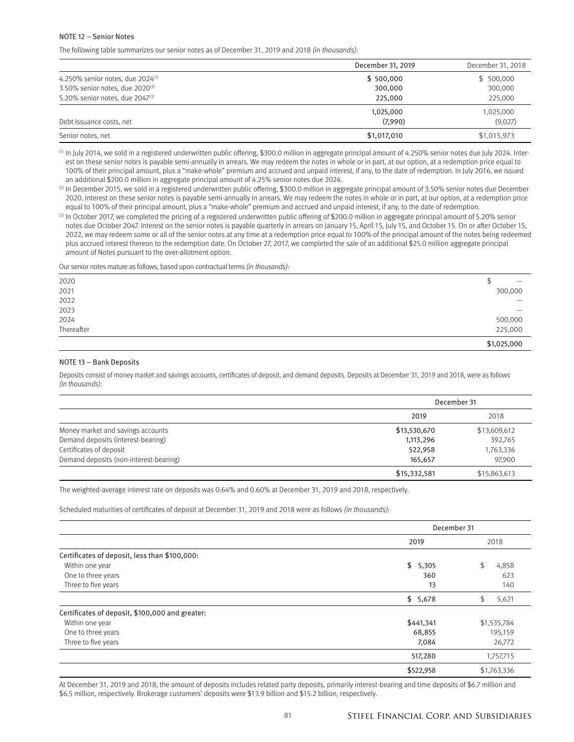NOTE 12 – Senior Notes

The following table summarizes our senior notes as of December 31, 2019 and 2018 *(in thousands)*:

| | December 31, 2019 | December 31, 2018 |
|---|---|---|
| 4.250% senior notes, due 2024[1] | $ 500,000 | $ 500,000 |
| 3.50% senior notes, due 2020[2] | 300,000 | 300,000 |
| 5.20% senior notes, due 2047[3] | 225,000 | 225,000 |
| | 1,025,000 | 1,025,000 |
| Debt issuance costs, net | (7,990) | (9,027) |
| Senior notes, net | $1,017,010 | $1,015,973 |

[1] In July 2014, we sold in a registered underwritten public offering, $300.0 million in aggregate principal amount of 4.250% senior notes due July 2024. Interest on these senior notes is payable semi-annually in arrears. We may redeem the notes in whole or in part, at our option, at a redemption price equal to 100% of their principal amount, plus a "make-whole" premium and accrued and unpaid interest, if any, to the date of redemption. In July 2016, we issued an additional $200.0 million in aggregate principal amount of 4.25% senior notes due 2024.

[2] In December 2015, we sold in a registered underwritten public offering, $300.0 million in aggregate principal amount of 3.50% senior notes due December 2020. Interest on these senior notes is payable semi-annually in arrears. We may redeem the notes in whole or in part, at our option, at a redemption price equal to 100% of their principal amount, plus a "make-whole" premium and accrued and unpaid interest, if any, to the date of redemption.

[3] In October 2017, we completed the pricing of a registered underwritten public offering of $200.0 million in aggregate principal amount of 5.20% senior notes due October 2047. Interest on the senior notes is payable quarterly in arrears on January 15, April 15, July 15, and October 15. On or after October 15, 2022, we may redeem some or all of the senior notes at any time at a redemption price equal to 100% of the principal amount of the notes being redeemed plus accrued interest thereon to the redemption date. On October 27, 2017, we completed the sale of an additional $25.0 million aggregate principal amount of Notes pursuant to the over-allotment option.

Our senior notes mature as follows, based upon contractual terms *(in thousands)*:

| | |
|---|---|
| 2020 | $ — |
| 2021 | 300,000 |
| 2022 | — |
| 2023 | — |
| 2024 | 500,000 |
| Thereafter | 225,000 |
| | $1,025,000 |

NOTE 13 – Bank Deposits

Deposits consist of money market and savings accounts, certificates of deposit, and demand deposits. Deposits at December 31, 2019 and 2018, were as follows *(in thousands)*:

| | December 31 | |
|---|---|---|
| | 2019 | 2018 |
| Money market and savings accounts | $13,530,670 | $13,609,612 |
| Demand deposits (interest-bearing) | 1,113,296 | 392,765 |
| Certificates of deposit | 522,958 | 1,763,336 |
| Demand deposits (non-interest-bearing) | 165,657 | 97,900 |
| | $15,332,581 | $15,863,613 |

The weighted-average interest rate on deposits was 0.64% and 0.60% at December 31, 2019 and 2018, respectively.

Scheduled maturities of certificates of deposit at December 31, 2019 and 2018 were as follows *(in thousands)*:

| | December 31 | |
|---|---|---|
| | 2019 | 2018 |
| Certificates of deposit, less than $100,000: | | |
| Within one year | $ 5,305 | $ 4,858 |
| One to three years | 360 | 623 |
| Three to five years | 13 | 140 |
| | $ 5,678 | $ 5,621 |
| Certificates of deposit, $100,000 and greater: | | |
| Within one year | $441,341 | $1,535,784 |
| One to three years | 68,855 | 195,159 |
| Three to five years | 7,084 | 26,772 |
| | 517,280 | 1,757,715 |
| | $522,958 | $1,763,336 |

At December 31, 2019 and 2018, the amount of deposits includes related party deposits, primarily interest-bearing and time deposits of $6.7 million and $6.5 million, respectively. Brokerage customers' deposits were $13.9 billion and $15.2 billion, respectively.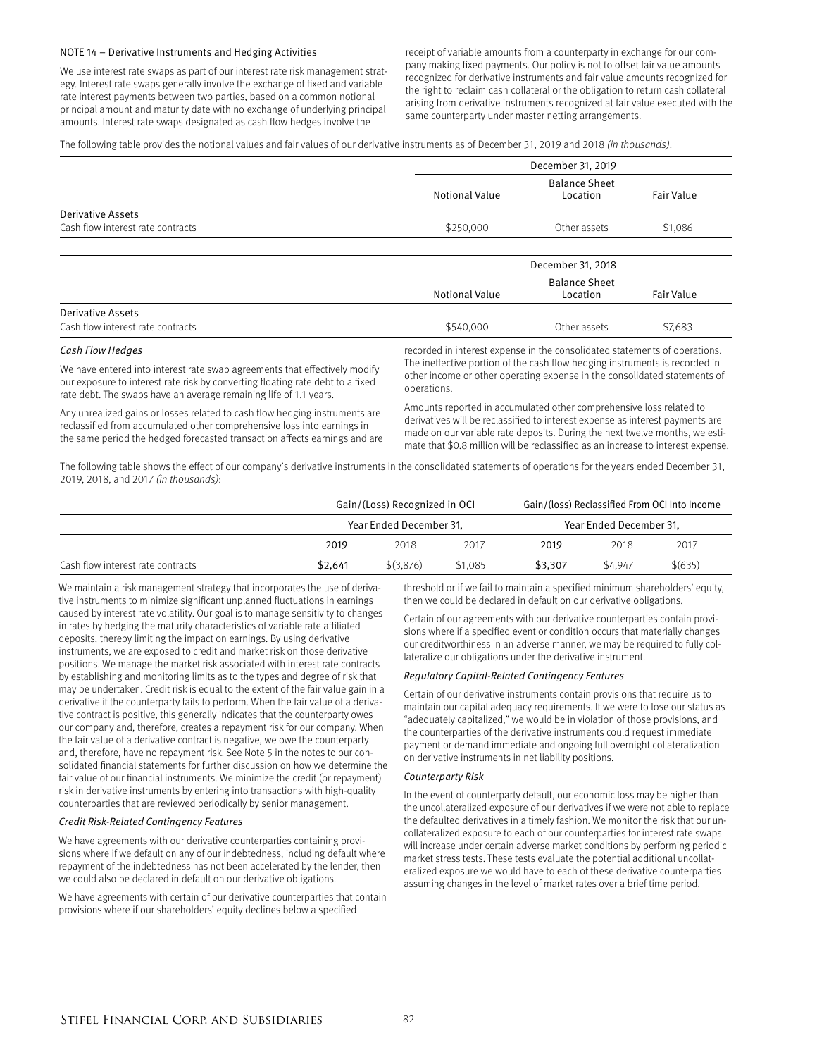NOTE 14 – Derivative Instruments and Hedging Activities

We use interest rate swaps as part of our interest rate risk management strategy. Interest rate swaps generally involve the exchange of fixed and variable rate interest payments between two parties, based on a common notional principal amount and maturity date with no exchange of underlying principal amounts. Interest rate swaps designated as cash flow hedges involve the receipt of variable amounts from a counterparty in exchange for our company making fixed payments. Our policy is not to offset fair value amounts recognized for derivative instruments and fair value amounts recognized for the right to reclaim cash collateral or the obligation to return cash collateral arising from derivative instruments recognized at fair value executed with the same counterparty under master netting arrangements.

The following table provides the notional values and fair values of our derivative instruments as of December 31, 2019 and 2018 *(in thousands)*.

| | December 31, 2019 | | |
|---|---|---|---|
| | Notional Value | Balance Sheet Location | Fair Value |
| Derivative Assets | | | |
| Cash flow interest rate contracts | $250,000 | Other assets | $1,086 |

| | December 31, 2018 | | |
|---|---|---|---|
| | Notional Value | Balance Sheet Location | Fair Value |
| Derivative Assets | | | |
| Cash flow interest rate contracts | $540,000 | Other assets | $7,683 |

*Cash Flow Hedges*

We have entered into interest rate swap agreements that effectively modify our exposure to interest rate risk by converting floating rate debt to a fixed rate debt. The swaps have an average remaining life of 1.1 years.

Any unrealized gains or losses related to cash flow hedging instruments are reclassified from accumulated other comprehensive loss into earnings in the same period the hedged forecasted transaction affects earnings and are recorded in interest expense in the consolidated statements of operations. The ineffective portion of the cash flow hedging instruments is recorded in other income or other operating expense in the consolidated statements of operations.

Amounts reported in accumulated other comprehensive loss related to derivatives will be reclassified to interest expense as interest payments are made on our variable rate deposits. During the next twelve months, we estimate that $0.8 million will be reclassified as an increase to interest expense.

The following table shows the effect of our company's derivative instruments in the consolidated statements of operations for the years ended December 31, 2019, 2018, and 2017 *(in thousands)*:

| | Gain/(Loss) Recognized in OCI | | | Gain/(loss) Reclassified From OCI Into Income | | |
|---|---|---|---|---|---|---|
| | Year Ended December 31, | | | Year Ended December 31, | | |
| | 2019 | 2018 | 2017 | 2019 | 2018 | 2017 |
| Cash flow interest rate contracts | $2,641 | $(3,876) | $1,085 | $3,307 | $4,947 | $(635) |

We maintain a risk management strategy that incorporates the use of derivative instruments to minimize significant unplanned fluctuations in earnings caused by interest rate volatility. Our goal is to manage sensitivity to changes in rates by hedging the maturity characteristics of variable rate affiliated deposits, thereby limiting the impact on earnings. By using derivative instruments, we are exposed to credit and market risk on those derivative positions. We manage the market risk associated with interest rate contracts by establishing and monitoring limits as to the types and degree of risk that may be undertaken. Credit risk is equal to the extent of the fair value gain in a derivative if the counterparty fails to perform. When the fair value of a derivative contract is positive, this generally indicates that the counterparty owes our company and, therefore, creates a repayment risk for our company. When the fair value of a derivative contract is negative, we owe the counterparty and, therefore, have no repayment risk. See Note 5 in the notes to our consolidated financial statements for further discussion on how we determine the fair value of our financial instruments. We minimize the credit (or repayment) risk in derivative instruments by entering into transactions with high-quality counterparties that are reviewed periodically by senior management.

*Credit Risk-Related Contingency Features*

We have agreements with our derivative counterparties containing provisions where if we default on any of our indebtedness, including default where repayment of the indebtedness has not been accelerated by the lender, then we could also be declared in default on our derivative obligations.

We have agreements with certain of our derivative counterparties that contain provisions where if our shareholders' equity declines below a specified threshold or if we fail to maintain a specified minimum shareholders' equity, then we could be declared in default on our derivative obligations.

Certain of our agreements with our derivative counterparties contain provisions where if a specified event or condition occurs that materially changes our creditworthiness in an adverse manner, we may be required to fully collateralize our obligations under the derivative instrument.

*Regulatory Capital-Related Contingency Features*

Certain of our derivative instruments contain provisions that require us to maintain our capital adequacy requirements. If we were to lose our status as "adequately capitalized," we would be in violation of those provisions, and the counterparties of the derivative instruments could request immediate payment or demand immediate and ongoing full overnight collateralization on derivative instruments in net liability positions.

*Counterparty Risk*

In the event of counterparty default, our economic loss may be higher than the uncollateralized exposure of our derivatives if we were not able to replace the defaulted derivatives in a timely fashion. We monitor the risk that our uncollateralized exposure to each of our counterparties for interest rate swaps will increase under certain adverse market conditions by performing periodic market stress tests. These tests evaluate the potential additional uncollateralized exposure we would have to each of these derivative counterparties assuming changes in the level of market rates over a brief time period.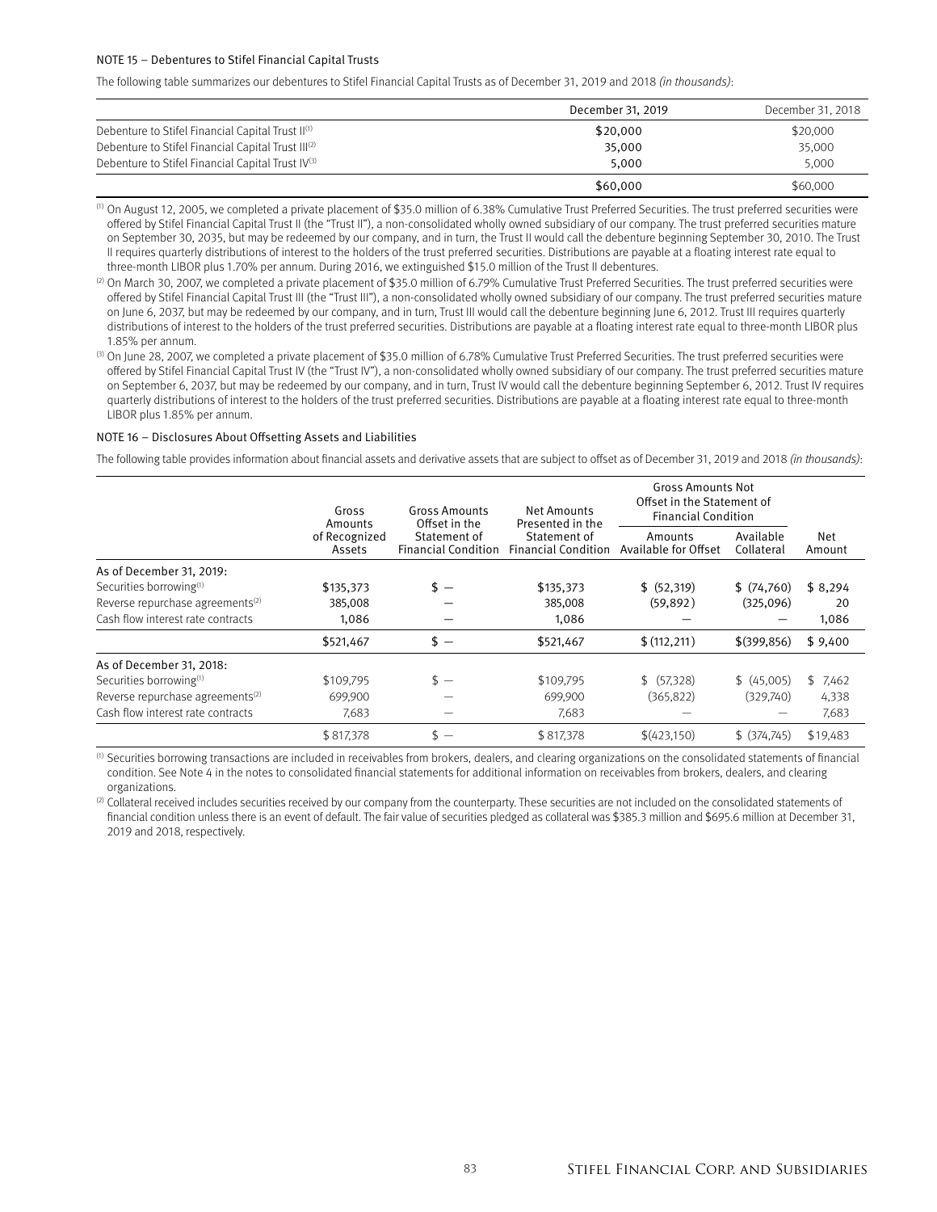NOTE 15 – Debentures to Stifel Financial Capital Trusts

The following table summarizes our debentures to Stifel Financial Capital Trusts as of December 31, 2019 and 2018 *(in thousands)*:

| | December 31, 2019 | December 31, 2018 |
|---|---|---|
| Debenture to Stifel Financial Capital Trust II[(1)] | $20,000 | $20,000 |
| Debenture to Stifel Financial Capital Trust III[(2)] | 35,000 | 35,000 |
| Debenture to Stifel Financial Capital Trust IV[(3)] | 5,000 | 5,000 |
| | $60,000 | $60,000 |

(1) On August 12, 2005, we completed a private placement of $35.0 million of 6.38% Cumulative Trust Preferred Securities. The trust preferred securities were offered by Stifel Financial Capital Trust II (the "Trust II"), a non-consolidated wholly owned subsidiary of our company. The trust preferred securities mature on September 30, 2035, but may be redeemed by our company, and in turn, the Trust II would call the debenture beginning September 30, 2010. The Trust II requires quarterly distributions of interest to the holders of the trust preferred securities. Distributions are payable at a floating interest rate equal to three-month LIBOR plus 1.70% per annum. During 2016, we extinguished $15.0 million of the Trust II debentures.

(2) On March 30, 2007, we completed a private placement of $35.0 million of 6.79% Cumulative Trust Preferred Securities. The trust preferred securities were offered by Stifel Financial Capital Trust III (the "Trust III"), a non-consolidated wholly owned subsidiary of our company. The trust preferred securities mature on June 6, 2037, but may be redeemed by our company, and in turn, Trust III would call the debenture beginning June 6, 2012. Trust III requires quarterly distributions of interest to the holders of the trust preferred securities. Distributions are payable at a floating interest rate equal to three-month LIBOR plus 1.85% per annum.

(3) On June 28, 2007, we completed a private placement of $35.0 million of 6.78% Cumulative Trust Preferred Securities. The trust preferred securities were offered by Stifel Financial Capital Trust IV (the "Trust IV"), a non-consolidated wholly owned subsidiary of our company. The trust preferred securities mature on September 6, 2037, but may be redeemed by our company, and in turn, Trust IV would call the debenture beginning September 6, 2012. Trust IV requires quarterly distributions of interest to the holders of the trust preferred securities. Distributions are payable at a floating interest rate equal to three-month LIBOR plus 1.85% per annum.

NOTE 16 – Disclosures About Offsetting Assets and Liabilities

The following table provides information about financial assets and derivative assets that are subject to offset as of December 31, 2019 and 2018 *(in thousands)*:

| | Gross Amounts of Recognized Assets | Gross Amounts Offset in the Statement of Financial Condition | Net Amounts Presented in the Statement of Financial Condition | Gross Amounts Not Offset in the Statement of Financial Condition | | |
|---|---|---|---|---|---|---|
| | | | | Amounts Available for Offset | Available Collateral | Net Amount |
| As of December 31, 2019: | | | | | | |
| Securities borrowing[(1)] | $135,373 | $ — | $135,373 | $ (52,319) | $ (74,760) | $ 8,294 |
| Reverse repurchase agreements[(2)] | 385,008 | — | 385,008 | (59,892) | (325,096) | 20 |
| Cash flow interest rate contracts | 1,086 | — | 1,086 | — | — | 1,086 |
| | $521,467 | $ — | $521,467 | $ (112,211) | $(399,856) | $ 9,400 |
| As of December 31, 2018: | | | | | | |
| Securities borrowing[(1)] | $109,795 | $ — | $109,795 | $ (57,328) | $ (45,005) | $ 7,462 |
| Reverse repurchase agreements[(2)] | 699,900 | — | 699,900 | (365,822) | (329,740) | 4,338 |
| Cash flow interest rate contracts | 7,683 | — | 7,683 | — | — | 7,683 |
| | $ 817,378 | $ — | $ 817,378 | $(423,150) | $ (374,745) | $19,483 |

(1) Securities borrowing transactions are included in receivables from brokers, dealers, and clearing organizations on the consolidated statements of financial condition. See Note 4 in the notes to consolidated financial statements for additional information on receivables from brokers, dealers, and clearing organizations.

(2) Collateral received includes securities received by our company from the counterparty. These securities are not included on the consolidated statements of financial condition unless there is an event of default. The fair value of securities pledged as collateral was $385.3 million and $695.6 million at December 31, 2019 and 2018, respectively.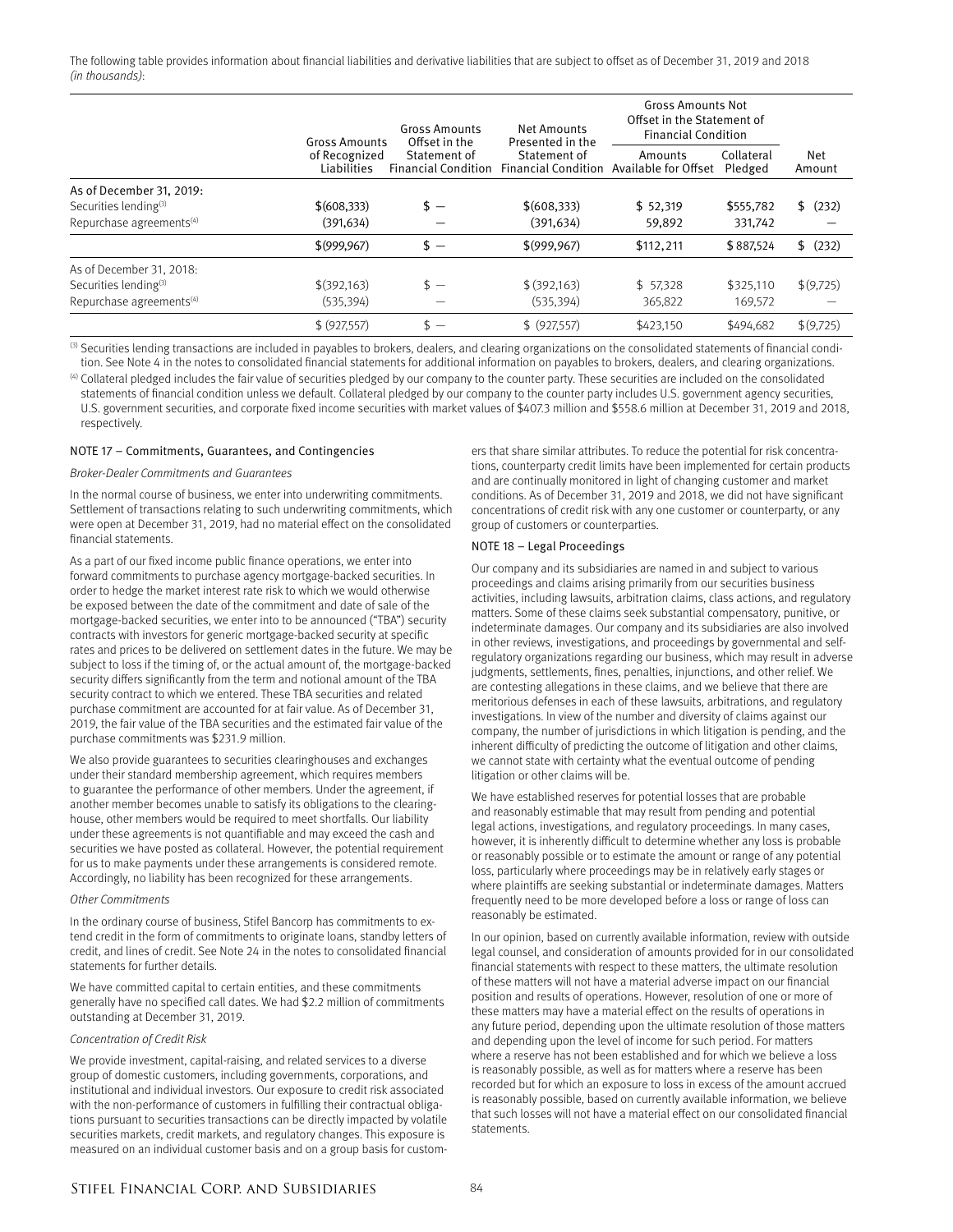The following table provides information about financial liabilities and derivative liabilities that are subject to offset as of December 31, 2019 and 2018 *(in thousands)*:

| | Gross Amounts of Recognized Liabilities | Gross Amounts Offset in the Statement of Financial Condition | Net Amounts Presented in the Statement of Financial Condition | Gross Amounts Not Offset in the Statement of Financial Condition | | |
|---|---|---|---|---|---|---|
| | | | | Amounts Available for Offset | Collateral Pledged | Net Amount |
| As of December 31, 2019: | | | | | | |
| Securities lending[3] | $(608,333) | $ — | $(608,333) | $ 52,319 | $555,782 | $ (232) |
| Repurchase agreements[4] | (391,634) | — | (391,634) | 59,892 | 331,742 | — |
| | $(999,967) | $ — | $(999,967) | $112,211 | $ 887,524 | $ (232) |
| As of December 31, 2018: | | | | | | |
| Securities lending[3] | $(392,163) | $ — | $ (392,163) | $ 57,328 | $325,110 | $(9,725) |
| Repurchase agreements[4] | (535,394) | — | (535,394) | 365,822 | 169,572 | — |
| | $ (927,557) | $ — | $ (927,557) | $423,150 | $494,682 | $(9,725) |

[3] Securities lending transactions are included in payables to brokers, dealers, and clearing organizations on the consolidated statements of financial condition. See Note 4 in the notes to consolidated financial statements for additional information on payables to brokers, dealers, and clearing organizations.

[4] Collateral pledged includes the fair value of securities pledged by our company to the counter party. These securities are included on the consolidated statements of financial condition unless we default. Collateral pledged by our company to the counter party includes U.S. government agency securities, U.S. government securities, and corporate fixed income securities with market values of $407.3 million and $558.6 million at December 31, 2019 and 2018, respectively.

## NOTE 17 – Commitments, Guarantees, and Contingencies

*Broker-Dealer Commitments and Guarantees*

In the normal course of business, we enter into underwriting commitments. Settlement of transactions relating to such underwriting commitments, which were open at December 31, 2019, had no material effect on the consolidated financial statements.

As a part of our fixed income public finance operations, we enter into forward commitments to purchase agency mortgage-backed securities. In order to hedge the market interest rate risk to which we would otherwise be exposed between the date of the commitment and date of sale of the mortgage-backed securities, we enter into to be announced ("TBA") security contracts with investors for generic mortgage-backed security at specific rates and prices to be delivered on settlement dates in the future. We may be subject to loss if the timing of, or the actual amount of, the mortgage-backed security differs significantly from the term and notional amount of the TBA security contract to which we entered. These TBA securities and related purchase commitment are accounted for at fair value. As of December 31, 2019, the fair value of the TBA securities and the estimated fair value of the purchase commitments was $231.9 million.

We also provide guarantees to securities clearinghouses and exchanges under their standard membership agreement, which requires members to guarantee the performance of other members. Under the agreement, if another member becomes unable to satisfy its obligations to the clearinghouse, other members would be required to meet shortfalls. Our liability under these agreements is not quantifiable and may exceed the cash and securities we have posted as collateral. However, the potential requirement for us to make payments under these arrangements is considered remote. Accordingly, no liability has been recognized for these arrangements.

*Other Commitments*

In the ordinary course of business, Stifel Bancorp has commitments to extend credit in the form of commitments to originate loans, standby letters of credit, and lines of credit. See Note 24 in the notes to consolidated financial statements for further details.

We have committed capital to certain entities, and these commitments generally have no specified call dates. We had $2.2 million of commitments outstanding at December 31, 2019.

*Concentration of Credit Risk*

We provide investment, capital-raising, and related services to a diverse group of domestic customers, including governments, corporations, and institutional and individual investors. Our exposure to credit risk associated with the non-performance of customers in fulfilling their contractual obligations pursuant to securities transactions can be directly impacted by volatile securities markets, credit markets, and regulatory changes. This exposure is measured on an individual customer basis and on a group basis for customers that share similar attributes. To reduce the potential for risk concentrations, counterparty credit limits have been implemented for certain products and are continually monitored in light of changing customer and market conditions. As of December 31, 2019 and 2018, we did not have significant concentrations of credit risk with any one customer or counterparty, or any group of customers or counterparties.

## NOTE 18 – Legal Proceedings

Our company and its subsidiaries are named in and subject to various proceedings and claims arising primarily from our securities business activities, including lawsuits, arbitration claims, class actions, and regulatory matters. Some of these claims seek substantial compensatory, punitive, or indeterminate damages. Our company and its subsidiaries are also involved in other reviews, investigations, and proceedings by governmental and self-regulatory organizations regarding our business, which may result in adverse judgments, settlements, fines, penalties, injunctions, and other relief. We are contesting allegations in these claims, and we believe that there are meritorious defenses in each of these lawsuits, arbitrations, and regulatory investigations. In view of the number and diversity of claims against our company, the number of jurisdictions in which litigation is pending, and the inherent difficulty of predicting the outcome of litigation and other claims, we cannot state with certainty what the eventual outcome of pending litigation or other claims will be.

We have established reserves for potential losses that are probable and reasonably estimable that may result from pending and potential legal actions, investigations, and regulatory proceedings. In many cases, however, it is inherently difficult to determine whether any loss is probable or reasonably possible or to estimate the amount or range of any potential loss, particularly where proceedings may be in relatively early stages or where plaintiffs are seeking substantial or indeterminate damages. Matters frequently need to be more developed before a loss or range of loss can reasonably be estimated.

In our opinion, based on currently available information, review with outside legal counsel, and consideration of amounts provided for in our consolidated financial statements with respect to these matters, the ultimate resolution of these matters will not have a material adverse impact on our financial position and results of operations. However, resolution of one or more of these matters may have a material effect on the results of operations in any future period, depending upon the ultimate resolution of those matters and depending upon the level of income for such period. For matters where a reserve has not been established and for which we believe a loss is reasonably possible, as well as for matters where a reserve has been recorded but for which an exposure to loss in excess of the amount accrued is reasonably possible, based on currently available information, we believe that such losses will not have a material effect on our consolidated financial statements.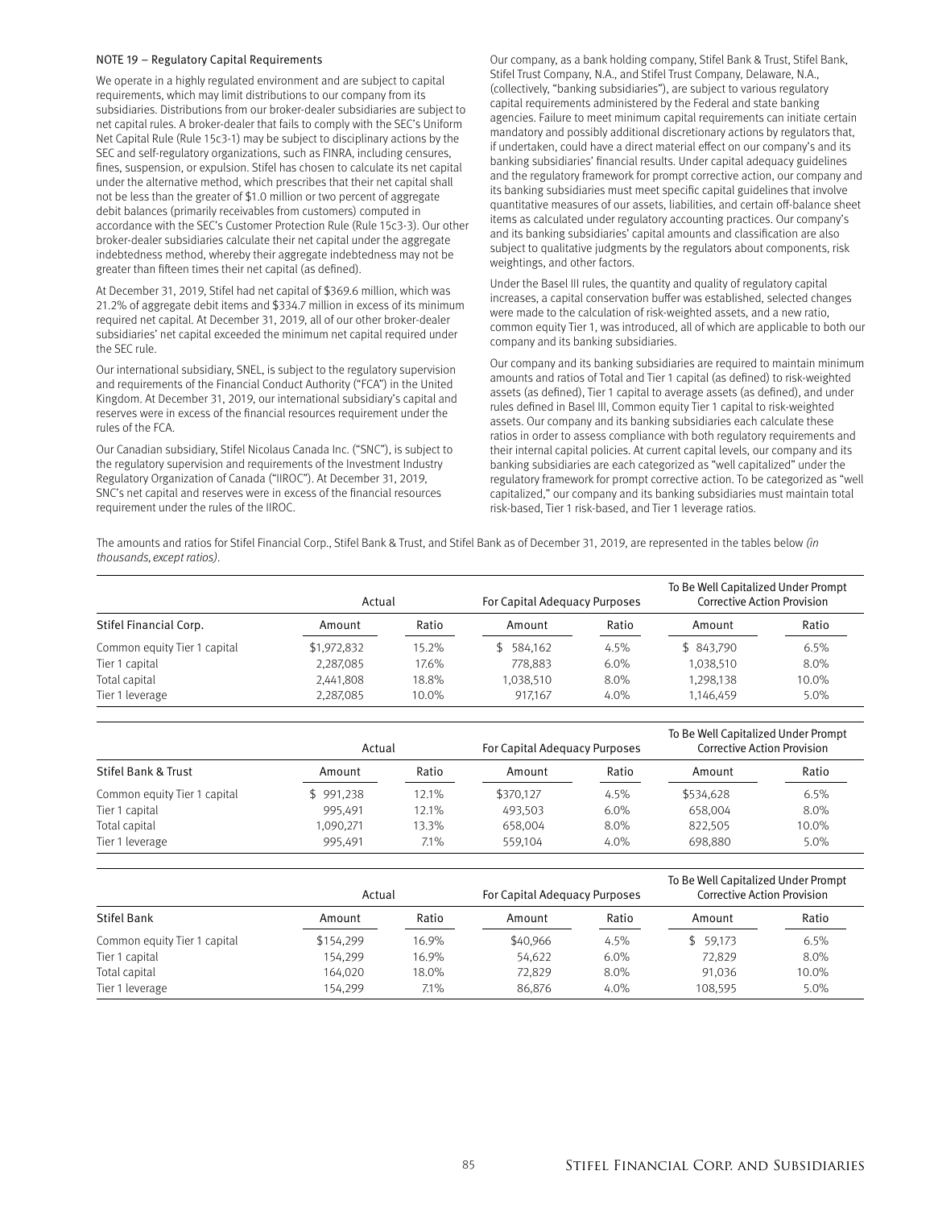## NOTE 19 – Regulatory Capital Requirements

We operate in a highly regulated environment and are subject to capital requirements, which may limit distributions to our company from its subsidiaries. Distributions from our broker-dealer subsidiaries are subject to net capital rules. A broker-dealer that fails to comply with the SEC's Uniform Net Capital Rule (Rule 15c3-1) may be subject to disciplinary actions by the SEC and self-regulatory organizations, such as FINRA, including censures, fines, suspension, or expulsion. Stifel has chosen to calculate its net capital under the alternative method, which prescribes that their net capital shall not be less than the greater of $1.0 million or two percent of aggregate debit balances (primarily receivables from customers) computed in accordance with the SEC's Customer Protection Rule (Rule 15c3-3). Our other broker-dealer subsidiaries calculate their net capital under the aggregate indebtedness method, whereby their aggregate indebtedness may not be greater than fifteen times their net capital (as defined).

At December 31, 2019, Stifel had net capital of $369.6 million, which was 21.2% of aggregate debit items and $334.7 million in excess of its minimum required net capital. At December 31, 2019, all of our other broker-dealer subsidiaries' net capital exceeded the minimum net capital required under the SEC rule.

Our international subsidiary, SNEL, is subject to the regulatory supervision and requirements of the Financial Conduct Authority ("FCA") in the United Kingdom. At December 31, 2019, our international subsidiary's capital and reserves were in excess of the financial resources requirement under the rules of the FCA.

Our Canadian subsidiary, Stifel Nicolaus Canada Inc. ("SNC"), is subject to the regulatory supervision and requirements of the Investment Industry Regulatory Organization of Canada ("IIROC"). At December 31, 2019, SNC's net capital and reserves were in excess of the financial resources requirement under the rules of the IIROC.

Our company, as a bank holding company, Stifel Bank & Trust, Stifel Bank, Stifel Trust Company, N.A., and Stifel Trust Company, Delaware, N.A., (collectively, "banking subsidiaries"), are subject to various regulatory capital requirements administered by the Federal and state banking agencies. Failure to meet minimum capital requirements can initiate certain mandatory and possibly additional discretionary actions by regulators that, if undertaken, could have a direct material effect on our company's and its banking subsidiaries' financial results. Under capital adequacy guidelines and the regulatory framework for prompt corrective action, our company and its banking subsidiaries must meet specific capital guidelines that involve quantitative measures of our assets, liabilities, and certain off-balance sheet items as calculated under regulatory accounting practices. Our company's and its banking subsidiaries' capital amounts and classification are also subject to qualitative judgments by the regulators about components, risk weightings, and other factors.

Under the Basel III rules, the quantity and quality of regulatory capital increases, a capital conservation buffer was established, selected changes were made to the calculation of risk-weighted assets, and a new ratio, common equity Tier 1, was introduced, all of which are applicable to both our company and its banking subsidiaries.

Our company and its banking subsidiaries are required to maintain minimum amounts and ratios of Total and Tier 1 capital (as defined) to risk-weighted assets (as defined), Tier 1 capital to average assets (as defined), and under rules defined in Basel III, Common equity Tier 1 capital to risk-weighted assets. Our company and its banking subsidiaries each calculate these ratios in order to assess compliance with both regulatory requirements and their internal capital policies. At current capital levels, our company and its banking subsidiaries are each categorized as "well capitalized" under the regulatory framework for prompt corrective action. To be categorized as "well capitalized," our company and its banking subsidiaries must maintain total risk-based, Tier 1 risk-based, and Tier 1 leverage ratios.

The amounts and ratios for Stifel Financial Corp., Stifel Bank & Trust, and Stifel Bank as of December 31, 2019, are represented in the tables below *(in thousands, except ratios)*.

| | Actual | | For Capital Adequacy Purposes | | To Be Well Capitalized Under Prompt Corrective Action Provision | |
|---|---|---|---|---|---|---|
| **Stifel Financial Corp.** | Amount | Ratio | Amount | Ratio | Amount | Ratio |
| Common equity Tier 1 capital | $1,972,832 | 15.2% | $ 584,162 | 4.5% | $ 843,790 | 6.5% |
| Tier 1 capital | 2,287,085 | 17.6% | 778,883 | 6.0% | 1,038,510 | 8.0% |
| Total capital | 2,441,808 | 18.8% | 1,038,510 | 8.0% | 1,298,138 | 10.0% |
| Tier 1 leverage | 2,287,085 | 10.0% | 917,167 | 4.0% | 1,146,459 | 5.0% |

| | Actual | | For Capital Adequacy Purposes | | To Be Well Capitalized Under Prompt Corrective Action Provision | |
|---|---|---|---|---|---|---|
| **Stifel Bank & Trust** | Amount | Ratio | Amount | Ratio | Amount | Ratio |
| Common equity Tier 1 capital | $ 991,238 | 12.1% | $370,127 | 4.5% | $534,628 | 6.5% |
| Tier 1 capital | 995,491 | 12.1% | 493,503 | 6.0% | 658,004 | 8.0% |
| Total capital | 1,090,271 | 13.3% | 658,004 | 8.0% | 822,505 | 10.0% |
| Tier 1 leverage | 995,491 | 7.1% | 559,104 | 4.0% | 698,880 | 5.0% |

| | Actual | | For Capital Adequacy Purposes | | To Be Well Capitalized Under Prompt Corrective Action Provision | |
|---|---|---|---|---|---|---|
| **Stifel Bank** | Amount | Ratio | Amount | Ratio | Amount | Ratio |
| Common equity Tier 1 capital | $154,299 | 16.9% | $40,966 | 4.5% | $ 59,173 | 6.5% |
| Tier 1 capital | 154,299 | 16.9% | 54,622 | 6.0% | 72,829 | 8.0% |
| Total capital | 164,020 | 18.0% | 72,829 | 8.0% | 91,036 | 10.0% |
| Tier 1 leverage | 154,299 | 7.1% | 86,876 | 4.0% | 108,595 | 5.0% |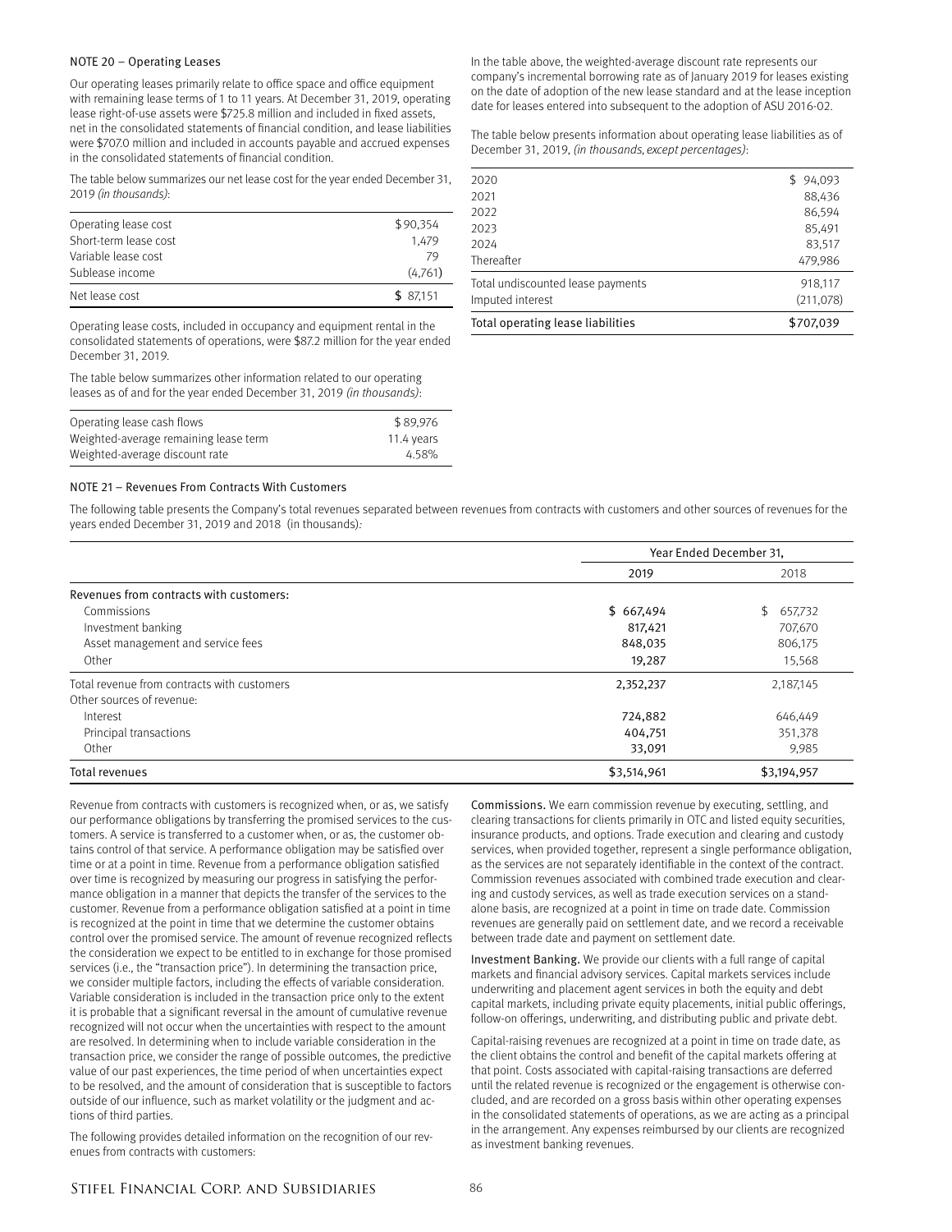NOTE 20 – Operating Leases

Our operating leases primarily relate to office space and office equipment with remaining lease terms of 1 to 11 years. At December 31, 2019, operating lease right-of-use assets were $725.8 million and included in fixed assets, net in the consolidated statements of financial condition, and lease liabilities were $707.0 million and included in accounts payable and accrued expenses in the consolidated statements of financial condition.

The table below summarizes our net lease cost for the year ended December 31, 2019 *(in thousands)*:

| | |
|---|---|
| Operating lease cost | $90,354 |
| Short-term lease cost | 1,479 |
| Variable lease cost | 79 |
| Sublease income | (4,761) |
| Net lease cost | $ 87,151 |

Operating lease costs, included in occupancy and equipment rental in the consolidated statements of operations, were $87.2 million for the year ended December 31, 2019.

The table below summarizes other information related to our operating leases as of and for the year ended December 31, 2019 *(in thousands)*:

| | |
|---|---|
| Operating lease cash flows | $ 89,976 |
| Weighted-average remaining lease term | 11.4 years |
| Weighted-average discount rate | 4.58% |

In the table above, the weighted-average discount rate represents our company's incremental borrowing rate as of January 2019 for leases existing on the date of adoption of the new lease standard and at the lease inception date for leases entered into subsequent to the adoption of ASU 2016-02.

The table below presents information about operating lease liabilities as of December 31, 2019, *(in thousands, except percentages)*:

| | |
|---|---|
| 2020 | $ 94,093 |
| 2021 | 88,436 |
| 2022 | 86,594 |
| 2023 | 85,491 |
| 2024 | 83,517 |
| Thereafter | 479,986 |
| Total undiscounted lease payments | 918,117 |
| Imputed interest | (211,078) |
| Total operating lease liabilities | $707,039 |

NOTE 21 – Revenues From Contracts With Customers

The following table presents the Company's total revenues separated between revenues from contracts with customers and other sources of revenues for the years ended December 31, 2019 and 2018 (in thousands):

| | Year Ended December 31, | |
|---|---|---|
| | 2019 | 2018 |
| Revenues from contracts with customers: | | |
| Commissions | $ 667,494 | $ 657,732 |
| Investment banking | 817,421 | 707,670 |
| Asset management and service fees | 848,035 | 806,175 |
| Other | 19,287 | 15,568 |
| Total revenue from contracts with customers | 2,352,237 | 2,187,145 |
| Other sources of revenue: | | |
| Interest | 724,882 | 646,449 |
| Principal transactions | 404,751 | 351,378 |
| Other | 33,091 | 9,985 |
| Total revenues | $3,514,961 | $3,194,957 |

Revenue from contracts with customers is recognized when, or as, we satisfy our performance obligations by transferring the promised services to the customers. A service is transferred to a customer when, or as, the customer obtains control of that service. A performance obligation may be satisfied over time or at a point in time. Revenue from a performance obligation satisfied over time is recognized by measuring our progress in satisfying the performance obligation in a manner that depicts the transfer of the services to the customer. Revenue from a performance obligation satisfied at a point in time is recognized at the point in time that we determine the customer obtains control over the promised service. The amount of revenue recognized reflects the consideration we expect to be entitled to in exchange for those promised services (i.e., the "transaction price"). In determining the transaction price, we consider multiple factors, including the effects of variable consideration. Variable consideration is included in the transaction price only to the extent it is probable that a significant reversal in the amount of cumulative revenue recognized will not occur when the uncertainties with respect to the amount are resolved. In determining when to include variable consideration in the transaction price, we consider the range of possible outcomes, the predictive value of our past experiences, the time period of when uncertainties expect to be resolved, and the amount of consideration that is susceptible to factors outside of our influence, such as market volatility or the judgment and actions of third parties.

The following provides detailed information on the recognition of our revenues from contracts with customers:

**Commissions.** We earn commission revenue by executing, settling, and clearing transactions for clients primarily in OTC and listed equity securities, insurance products, and options. Trade execution and clearing and custody services, when provided together, represent a single performance obligation, as the services are not separately identifiable in the context of the contract. Commission revenues associated with combined trade execution and clearing and custody services, as well as trade execution services on a standalone basis, are recognized at a point in time on trade date. Commission revenues are generally paid on settlement date, and we record a receivable between trade date and payment on settlement date.

**Investment Banking.** We provide our clients with a full range of capital markets and financial advisory services. Capital markets services include underwriting and placement agent services in both the equity and debt capital markets, including private equity placements, initial public offerings, follow-on offerings, underwriting, and distributing public and private debt.

Capital-raising revenues are recognized at a point in time on trade date, as the client obtains the control and benefit of the capital markets offering at that point. Costs associated with capital-raising transactions are deferred until the related revenue is recognized or the engagement is otherwise concluded, and are recorded on a gross basis within other operating expenses in the consolidated statements of operations, as we are acting as a principal in the arrangement. Any expenses reimbursed by our clients are recognized as investment banking revenues.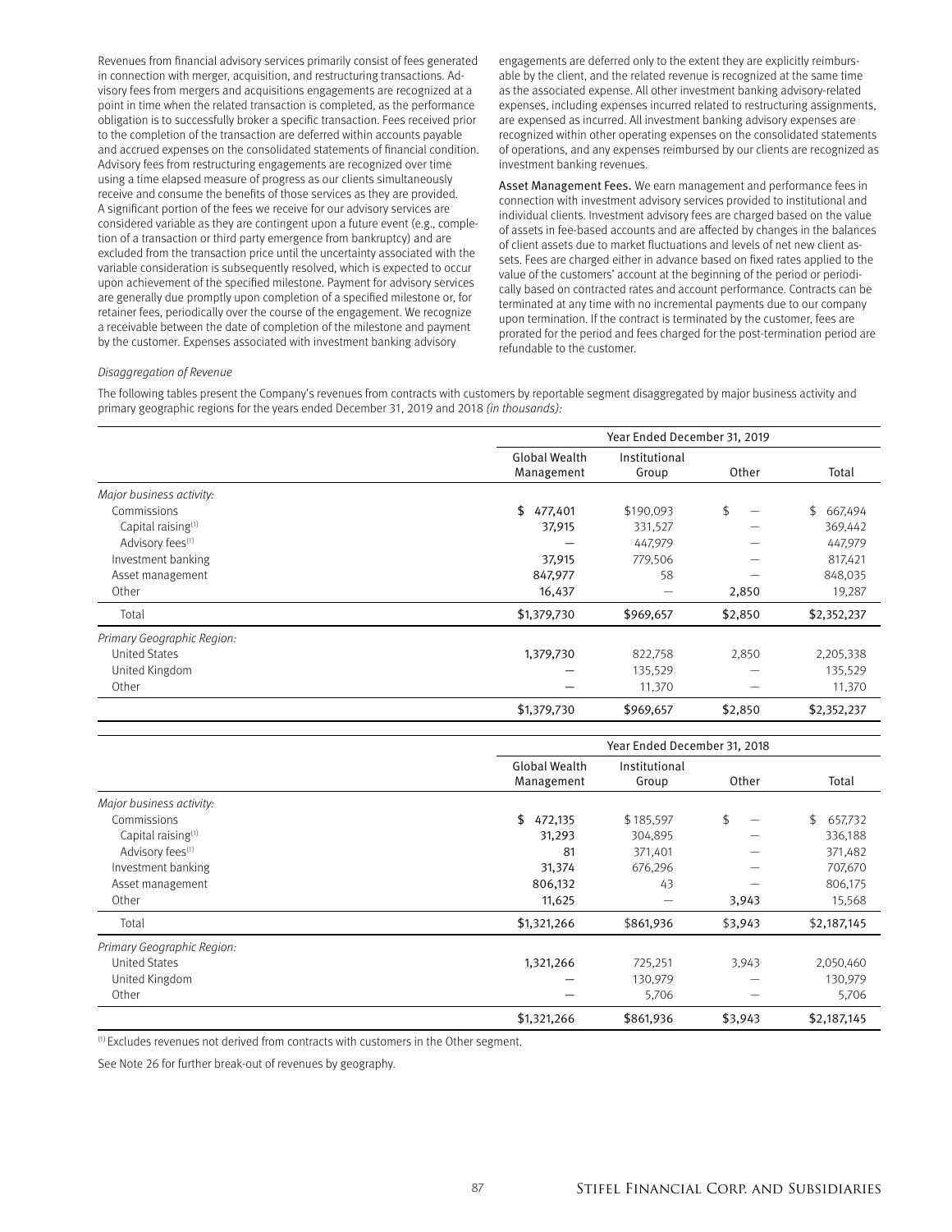Revenues from financial advisory services primarily consist of fees generated in connection with merger, acquisition, and restructuring transactions. Advisory fees from mergers and acquisitions engagements are recognized at a point in time when the related transaction is completed, as the performance obligation is to successfully broker a specific transaction. Fees received prior to the completion of the transaction are deferred within accounts payable and accrued expenses on the consolidated statements of financial condition. Advisory fees from restructuring engagements are recognized over time using a time elapsed measure of progress as our clients simultaneously receive and consume the benefits of those services as they are provided. A significant portion of the fees we receive for our advisory services are considered variable as they are contingent upon a future event (e.g., completion of a transaction or third party emergence from bankruptcy) and are excluded from the transaction price until the uncertainty associated with the variable consideration is subsequently resolved, which is expected to occur upon achievement of the specified milestone. Payment for advisory services are generally due promptly upon completion of a specified milestone or, for retainer fees, periodically over the course of the engagement. We recognize a receivable between the date of completion of the milestone and payment by the customer. Expenses associated with investment banking advisory engagements are deferred only to the extent they are explicitly reimbursable by the client, and the related revenue is recognized at the same time as the associated expense. All other investment banking advisory-related expenses, including expenses incurred related to restructuring assignments, are expensed as incurred. All investment banking advisory expenses are recognized within other operating expenses on the consolidated statements of operations, and any expenses reimbursed by our clients are recognized as investment banking revenues.

Asset Management Fees. We earn management and performance fees in connection with investment advisory services provided to institutional and individual clients. Investment advisory fees are charged based on the value of assets in fee-based accounts and are affected by changes in the balances of client assets due to market fluctuations and levels of net new client assets. Fees are charged either in advance based on fixed rates applied to the value of the customers' account at the beginning of the period or periodically based on contracted rates and account performance. Contracts can be terminated at any time with no incremental payments due to our company upon termination. If the contract is terminated by the customer, fees are prorated for the period and fees charged for the post-termination period are refundable to the customer.

*Disaggregation of Revenue*

The following tables present the Company's revenues from contracts with customers by reportable segment disaggregated by major business activity and primary geographic regions for the years ended December 31, 2019 and 2018 *(in thousands)*:

| | Year Ended December 31, 2019 | | | |
|---|---|---|---|---|
| | Global Wealth Management | Institutional Group | Other | Total |
| *Major business activity:* | | | | |
| Commissions | $ 477,401 | $190,093 | $ — | $ 667,494 |
| Capital raising[1] | 37,915 | 331,527 | — | 369,442 |
| Advisory fees[1] | — | 447,979 | — | 447,979 |
| Investment banking | 37,915 | 779,506 | — | 817,421 |
| Asset management | 847,977 | 58 | — | 848,035 |
| Other | 16,437 | — | 2,850 | 19,287 |
| Total | $1,379,730 | $969,657 | $2,850 | $2,352,237 |
| *Primary Geographic Region:* | | | | |
| United States | 1,379,730 | 822,758 | 2,850 | 2,205,338 |
| United Kingdom | — | 135,529 | — | 135,529 |
| Other | — | 11,370 | — | 11,370 |
| | $1,379,730 | $969,657 | $2,850 | $2,352,237 |

| | Year Ended December 31, 2018 | | | |
|---|---|---|---|---|
| | Global Wealth Management | Institutional Group | Other | Total |
| *Major business activity:* | | | | |
| Commissions | $ 472,135 | $185,597 | $ — | $ 657,732 |
| Capital raising[1] | 31,293 | 304,895 | — | 336,188 |
| Advisory fees[1] | 81 | 371,401 | — | 371,482 |
| Investment banking | 31,374 | 676,296 | — | 707,670 |
| Asset management | 806,132 | 43 | — | 806,175 |
| Other | 11,625 | — | 3,943 | 15,568 |
| Total | $1,321,266 | $861,936 | $3,943 | $2,187,145 |
| *Primary Geographic Region:* | | | | |
| United States | 1,321,266 | 725,251 | 3,943 | 2,050,460 |
| United Kingdom | — | 130,979 | — | 130,979 |
| Other | — | 5,706 | — | 5,706 |
| | $1,321,266 | $861,936 | $3,943 | $2,187,145 |

[1] Excludes revenues not derived from contracts with customers in the Other segment.

See Note 26 for further break-out of revenues by geography.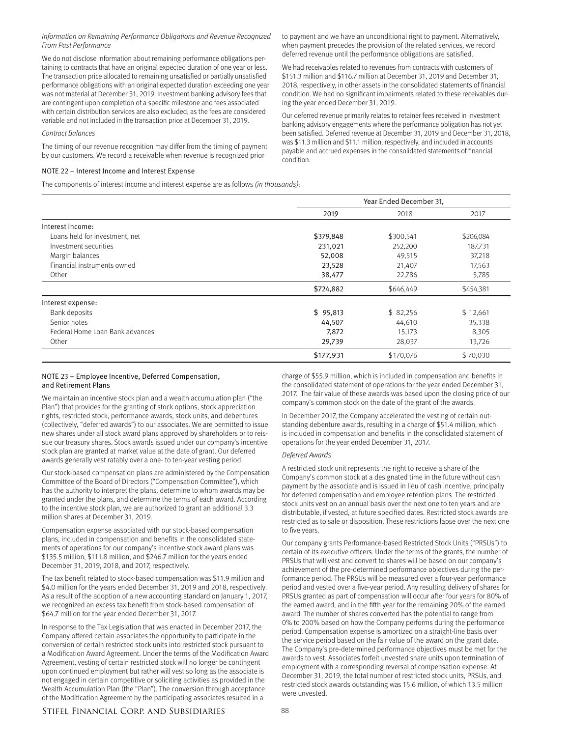*Information on Remaining Performance Obligations and Revenue Recognized From Past Performance*

We do not disclose information about remaining performance obligations pertaining to contracts that have an original expected duration of one year or less. The transaction price allocated to remaining unsatisfied or partially unsatisfied performance obligations with an original expected duration exceeding one year was not material at December 31, 2019. Investment banking advisory fees that are contingent upon completion of a specific milestone and fees associated with certain distribution services are also excluded, as the fees are considered variable and not included in the transaction price at December 31, 2019.

*Contract Balances*

The timing of our revenue recognition may differ from the timing of payment by our customers. We record a receivable when revenue is recognized prior to payment and we have an unconditional right to payment. Alternatively, when payment precedes the provision of the related services, we record deferred revenue until the performance obligations are satisfied.

We had receivables related to revenues from contracts with customers of $151.3 million and $116.7 million at December 31, 2019 and December 31, 2018, respectively, in other assets in the consolidated statements of financial condition. We had no significant impairments related to these receivables during the year ended December 31, 2019.

Our deferred revenue primarily relates to retainer fees received in investment banking advisory engagements where the performance obligation has not yet been satisfied. Deferred revenue at December 31, 2019 and December 31, 2018, was $11.3 million and $11.1 million, respectively, and included in accounts payable and accrued expenses in the consolidated statements of financial condition.

## NOTE 22 – Interest Income and Interest Expense

The components of interest income and interest expense are as follows *(in thousands)*:

| | Year Ended December 31, | | |
|---|---|---|---|
| | 2019 | 2018 | 2017 |
| Interest income: | | | |
| Loans held for investment, net | $379,848 | $300,541 | $206,084 |
| Investment securities | 231,021 | 252,200 | 187,731 |
| Margin balances | 52,008 | 49,515 | 37,218 |
| Financial instruments owned | 23,528 | 21,407 | 17,563 |
| Other | 38,477 | 22,786 | 5,785 |
| | $724,882 | $646,449 | $454,381 |
| Interest expense: | | | |
| Bank deposits | $ 95,813 | $ 82,256 | $ 12,661 |
| Senior notes | 44,507 | 44,610 | 35,338 |
| Federal Home Loan Bank advances | 7,872 | 15,173 | 8,305 |
| Other | 29,739 | 28,037 | 13,726 |
| | $177,931 | $170,076 | $ 70,030 |

## NOTE 23 – Employee Incentive, Deferred Compensation, and Retirement Plans

We maintain an incentive stock plan and a wealth accumulation plan ("the Plan") that provides for the granting of stock options, stock appreciation rights, restricted stock, performance awards, stock units, and debentures (collectively, "deferred awards") to our associates. We are permitted to issue new shares under all stock award plans approved by shareholders or to reissue our treasury shares. Stock awards issued under our company's incentive stock plan are granted at market value at the date of grant. Our deferred awards generally vest ratably over a one- to ten-year vesting period.

Our stock-based compensation plans are administered by the Compensation Committee of the Board of Directors ("Compensation Committee"), which has the authority to interpret the plans, determine to whom awards may be granted under the plans, and determine the terms of each award. According to the incentive stock plan, we are authorized to grant an additional 3.3 million shares at December 31, 2019.

Compensation expense associated with our stock-based compensation plans, included in compensation and benefits in the consolidated statements of operations for our company's incentive stock award plans was $135.5 million, $111.8 million, and $246.7 million for the years ended December 31, 2019, 2018, and 2017, respectively.

The tax benefit related to stock-based compensation was $11.9 million and $4.0 million for the years ended December 31, 2019 and 2018, respectively. As a result of the adoption of a new accounting standard on January 1, 2017, we recognized an excess tax benefit from stock-based compensation of $64.7 million for the year ended December 31, 2017.

In response to the Tax Legislation that was enacted in December 2017, the Company offered certain associates the opportunity to participate in the conversion of certain restricted stock units into restricted stock pursuant to a Modification Award Agreement. Under the terms of the Modification Award Agreement, vesting of certain restricted stock will no longer be contingent upon continued employment but rather will vest so long as the associate is not engaged in certain competitive or soliciting activities as provided in the Wealth Accumulation Plan (the "Plan"). The conversion through acceptance of the Modification Agreement by the participating associates resulted in a charge of $55.9 million, which is included in compensation and benefits in the consolidated statement of operations for the year ended December 31, 2017. The fair value of these awards was based upon the closing price of our company's common stock on the date of the grant of the awards.

In December 2017, the Company accelerated the vesting of certain outstanding debenture awards, resulting in a charge of $51.4 million, which is included in compensation and benefits in the consolidated statement of operations for the year ended December 31, 2017.

*Deferred Awards*

A restricted stock unit represents the right to receive a share of the Company's common stock at a designated time in the future without cash payment by the associate and is issued in lieu of cash incentive, principally for deferred compensation and employee retention plans. The restricted stock units vest on an annual basis over the next one to ten years and are distributable, if vested, at future specified dates. Restricted stock awards are restricted as to sale or disposition. These restrictions lapse over the next one to five years.

Our company grants Performance-based Restricted Stock Units ("PRSUs") to certain of its executive officers. Under the terms of the grants, the number of PRSUs that will vest and convert to shares will be based on our company's achievement of the pre-determined performance objectives during the performance period. The PRSUs will be measured over a four-year performance period and vested over a five-year period. Any resulting delivery of shares for PRSUs granted as part of compensation will occur after four years for 80% of the earned award, and in the fifth year for the remaining 20% of the earned award. The number of shares converted has the potential to range from 0% to 200% based on how the Company performs during the performance period. Compensation expense is amortized on a straight-line basis over the service period based on the fair value of the award on the grant date. The Company's pre-determined performance objectives must be met for the awards to vest. Associates forfeit unvested share units upon termination of employment with a corresponding reversal of compensation expense. At December 31, 2019, the total number of restricted stock units, PRSUs, and restricted stock awards outstanding was 15.6 million, of which 13.5 million were unvested.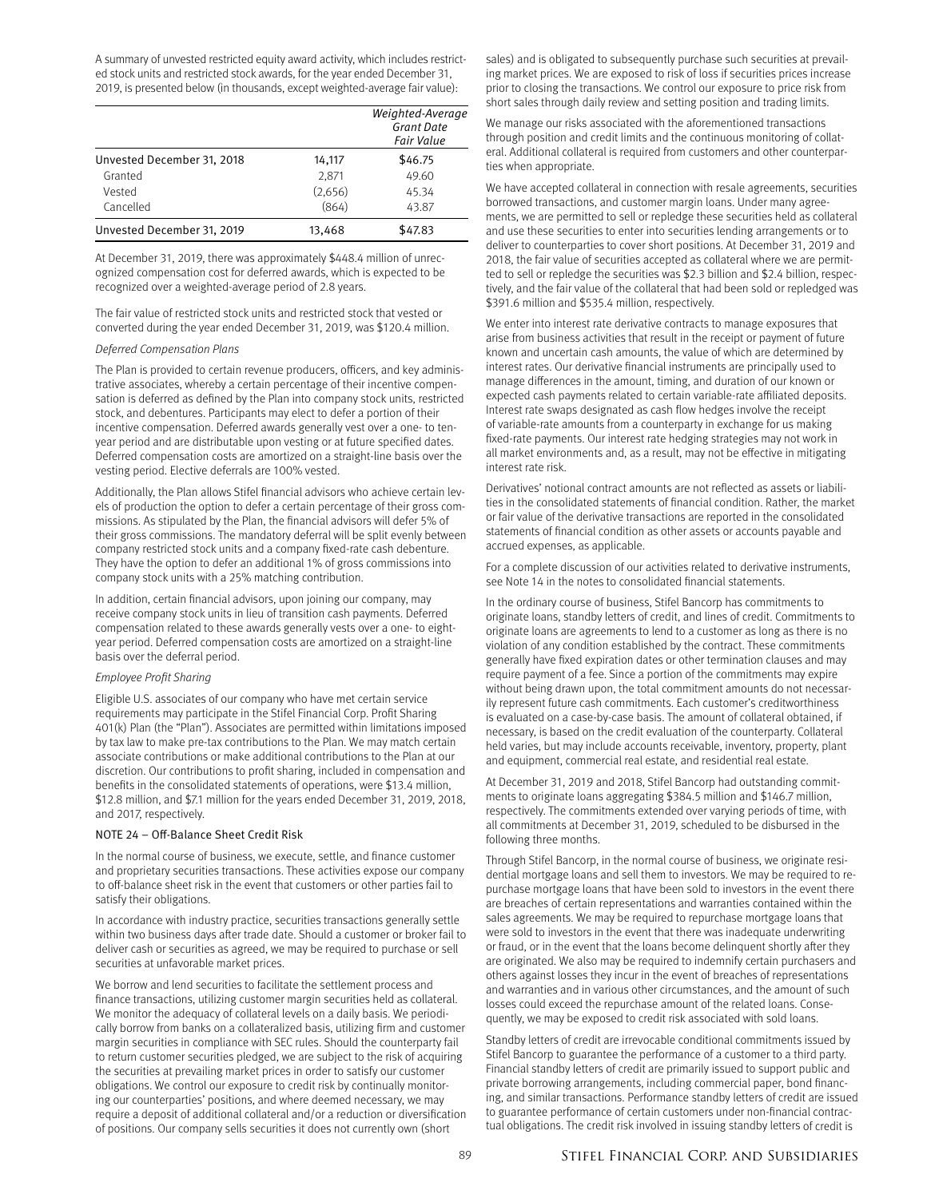A summary of unvested restricted equity award activity, which includes restricted stock units and restricted stock awards, for the year ended December 31, 2019, is presented below (in thousands, except weighted-average fair value):

| | | *Weighted-Average Grant Date Fair Value* |
|---|---|---|
| Unvested December 31, 2018 | 14,117 | $46.75 |
| Granted | 2,871 | 49.60 |
| Vested | (2,656) | 45.34 |
| Cancelled | (864) | 43.87 |
| Unvested December 31, 2019 | 13,468 | $47.83 |

At December 31, 2019, there was approximately $448.4 million of unrecognized compensation cost for deferred awards, which is expected to be recognized over a weighted-average period of 2.8 years.

The fair value of restricted stock units and restricted stock that vested or converted during the year ended December 31, 2019, was $120.4 million.

*Deferred Compensation Plans*

The Plan is provided to certain revenue producers, officers, and key administrative associates, whereby a certain percentage of their incentive compensation is deferred as defined by the Plan into company stock units, restricted stock, and debentures. Participants may elect to defer a portion of their incentive compensation. Deferred awards generally vest over a one- to ten-year period and are distributable upon vesting or at future specified dates. Deferred compensation costs are amortized on a straight-line basis over the vesting period. Elective deferrals are 100% vested.

Additionally, the Plan allows Stifel financial advisors who achieve certain levels of production the option to defer a certain percentage of their gross commissions. As stipulated by the Plan, the financial advisors will defer 5% of their gross commissions. The mandatory deferral will be split evenly between company restricted stock units and a company fixed-rate cash debenture. They have the option to defer an additional 1% of gross commissions into company stock units with a 25% matching contribution.

In addition, certain financial advisors, upon joining our company, may receive company stock units in lieu of transition cash payments. Deferred compensation related to these awards generally vests over a one- to eight-year period. Deferred compensation costs are amortized on a straight-line basis over the deferral period.

*Employee Profit Sharing*

Eligible U.S. associates of our company who have met certain service requirements may participate in the Stifel Financial Corp. Profit Sharing 401(k) Plan (the "Plan"). Associates are permitted within limitations imposed by tax law to make pre-tax contributions to the Plan. We may match certain associate contributions or make additional contributions to the Plan at our discretion. Our contributions to profit sharing, included in compensation and benefits in the consolidated statements of operations, were $13.4 million, $12.8 million, and $7.1 million for the years ended December 31, 2019, 2018, and 2017, respectively.

## NOTE 24 – Off-Balance Sheet Credit Risk

In the normal course of business, we execute, settle, and finance customer and proprietary securities transactions. These activities expose our company to off-balance sheet risk in the event that customers or other parties fail to satisfy their obligations.

In accordance with industry practice, securities transactions generally settle within two business days after trade date. Should a customer or broker fail to deliver cash or securities as agreed, we may be required to purchase or sell securities at unfavorable market prices.

We borrow and lend securities to facilitate the settlement process and finance transactions, utilizing customer margin securities held as collateral. We monitor the adequacy of collateral levels on a daily basis. We periodically borrow from banks on a collateralized basis, utilizing firm and customer margin securities in compliance with SEC rules. Should the counterparty fail to return customer securities pledged, we are subject to the risk of acquiring the securities at prevailing market prices in order to satisfy our customer obligations. We control our exposure to credit risk by continually monitoring our counterparties' positions, and where deemed necessary, we may require a deposit of additional collateral and/or a reduction or diversification of positions. Our company sells securities it does not currently own (short sales) and is obligated to subsequently purchase such securities at prevailing market prices. We are exposed to risk of loss if securities prices increase prior to closing the transactions. We control our exposure to price risk from short sales through daily review and setting position and trading limits.

We manage our risks associated with the aforementioned transactions through position and credit limits and the continuous monitoring of collateral. Additional collateral is required from customers and other counterparties when appropriate.

We have accepted collateral in connection with resale agreements, securities borrowed transactions, and customer margin loans. Under many agreements, we are permitted to sell or repledge these securities held as collateral and use these securities to enter into securities lending arrangements or to deliver to counterparties to cover short positions. At December 31, 2019 and 2018, the fair value of securities accepted as collateral where we are permitted to sell or repledge the securities was $2.3 billion and $2.4 billion, respectively, and the fair value of the collateral that had been sold or repledged was $391.6 million and $535.4 million, respectively.

We enter into interest rate derivative contracts to manage exposures that arise from business activities that result in the receipt or payment of future known and uncertain cash amounts, the value of which are determined by interest rates. Our derivative financial instruments are principally used to manage differences in the amount, timing, and duration of our known or expected cash payments related to certain variable-rate affiliated deposits. Interest rate swaps designated as cash flow hedges involve the receipt of variable-rate amounts from a counterparty in exchange for us making fixed-rate payments. Our interest rate hedging strategies may not work in all market environments and, as a result, may not be effective in mitigating interest rate risk.

Derivatives' notional contract amounts are not reflected as assets or liabilities in the consolidated statements of financial condition. Rather, the market or fair value of the derivative transactions are reported in the consolidated statements of financial condition as other assets or accounts payable and accrued expenses, as applicable.

For a complete discussion of our activities related to derivative instruments, see Note 14 in the notes to consolidated financial statements.

In the ordinary course of business, Stifel Bancorp has commitments to originate loans, standby letters of credit, and lines of credit. Commitments to originate loans are agreements to lend to a customer as long as there is no violation of any condition established by the contract. These commitments generally have fixed expiration dates or other termination clauses and may require payment of a fee. Since a portion of the commitments may expire without being drawn upon, the total commitment amounts do not necessarily represent future cash commitments. Each customer's creditworthiness is evaluated on a case-by-case basis. The amount of collateral obtained, if necessary, is based on the credit evaluation of the counterparty. Collateral held varies, but may include accounts receivable, inventory, property, plant and equipment, commercial real estate, and residential real estate.

At December 31, 2019 and 2018, Stifel Bancorp had outstanding commitments to originate loans aggregating $384.5 million and $146.7 million, respectively. The commitments extended over varying periods of time, with all commitments at December 31, 2019, scheduled to be disbursed in the following three months.

Through Stifel Bancorp, in the normal course of business, we originate residential mortgage loans and sell them to investors. We may be required to repurchase mortgage loans that have been sold to investors in the event there are breaches of certain representations and warranties contained within the sales agreements. We may be required to repurchase mortgage loans that were sold to investors in the event that there was inadequate underwriting or fraud, or in the event that the loans become delinquent shortly after they are originated. We also may be required to indemnify certain purchasers and others against losses they incur in the event of breaches of representations and warranties and in various other circumstances, and the amount of such losses could exceed the repurchase amount of the related loans. Consequently, we may be exposed to credit risk associated with sold loans.

Standby letters of credit are irrevocable conditional commitments issued by Stifel Bancorp to guarantee the performance of a customer to a third party. Financial standby letters of credit are primarily issued to support public and private borrowing arrangements, including commercial paper, bond financing, and similar transactions. Performance standby letters of credit are issued to guarantee performance of certain customers under non-financial contractual obligations. The credit risk involved in issuing standby letters of credit is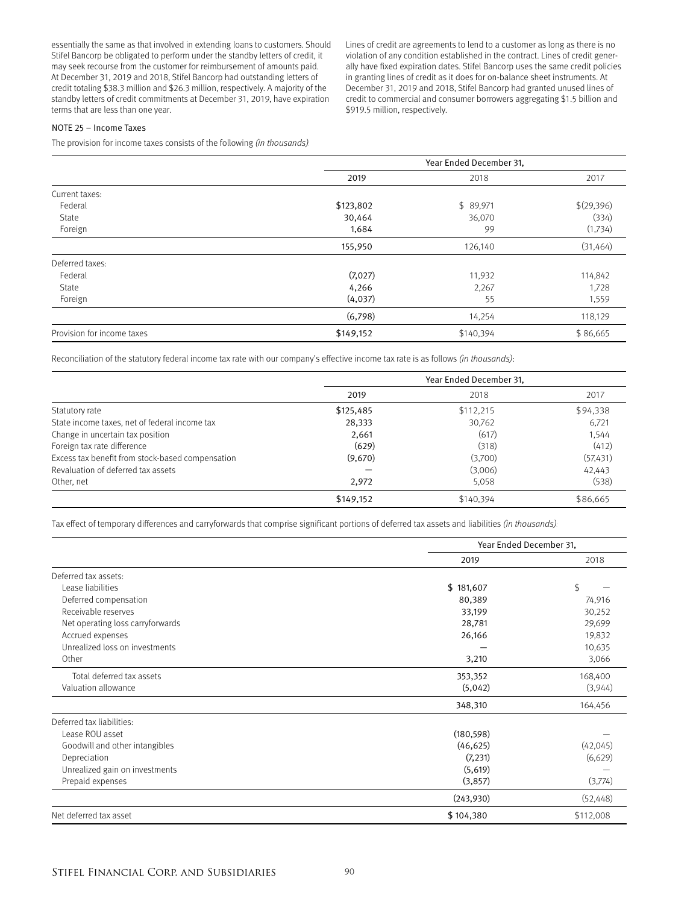essentially the same as that involved in extending loans to customers. Should Stifel Bancorp be obligated to perform under the standby letters of credit, it may seek recourse from the customer for reimbursement of amounts paid. At December 31, 2019 and 2018, Stifel Bancorp had outstanding letters of credit totaling $38.3 million and $26.3 million, respectively. A majority of the standby letters of credit commitments at December 31, 2019, have expiration terms that are less than one year.

Lines of credit are agreements to lend to a customer as long as there is no violation of any condition established in the contract. Lines of credit generally have fixed expiration dates. Stifel Bancorp uses the same credit policies in granting lines of credit as it does for on-balance sheet instruments. At December 31, 2019 and 2018, Stifel Bancorp had granted unused lines of credit to commercial and consumer borrowers aggregating $1.5 billion and $919.5 million, respectively.

## NOTE 25 – Income Taxes

The provision for income taxes consists of the following *(in thousands)*

| | Year Ended December 31, | | |
|---|---|---|---|
| | 2019 | 2018 | 2017 |
| Current taxes: | | | |
| Federal | $123,802 | $ 89,971 | $(29,396) |
| State | 30,464 | 36,070 | (334) |
| Foreign | 1,684 | 99 | (1,734) |
| | 155,950 | 126,140 | (31,464) |
| Deferred taxes: | | | |
| Federal | (7,027) | 11,932 | 114,842 |
| State | 4,266 | 2,267 | 1,728 |
| Foreign | (4,037) | 55 | 1,559 |
| | (6,798) | 14,254 | 118,129 |
| Provision for income taxes | $149,152 | $140,394 | $ 86,665 |

Reconciliation of the statutory federal income tax rate with our company's effective income tax rate is as follows *(in thousands)*:

| | Year Ended December 31, | | |
|---|---|---|---|
| | 2019 | 2018 | 2017 |
| Statutory rate | $125,485 | $112,215 | $94,338 |
| State income taxes, net of federal income tax | 28,333 | 30,762 | 6,721 |
| Change in uncertain tax position | 2,661 | (617) | 1,544 |
| Foreign tax rate difference | (629) | (318) | (412) |
| Excess tax benefit from stock-based compensation | (9,670) | (3,700) | (57,431) |
| Revaluation of deferred tax assets | — | (3,006) | 42,443 |
| Other, net | 2,972 | 5,058 | (538) |
| | $149,152 | $140,394 | $86,665 |

Tax effect of temporary differences and carryforwards that comprise significant portions of deferred tax assets and liabilities *(in thousands)*

| | Year Ended December 31, | |
|---|---|---|
| | 2019 | 2018 |
| Deferred tax assets: | | |
| Lease liabilities | $ 181,607 | $ — |
| Deferred compensation | 80,389 | 74,916 |
| Receivable reserves | 33,199 | 30,252 |
| Net operating loss carryforwards | 28,781 | 29,699 |
| Accrued expenses | 26,166 | 19,832 |
| Unrealized loss on investments | — | 10,635 |
| Other | 3,210 | 3,066 |
| Total deferred tax assets | 353,352 | 168,400 |
| Valuation allowance | (5,042) | (3,944) |
| | 348,310 | 164,456 |
| Deferred tax liabilities: | | |
| Lease ROU asset | (180,598) | — |
| Goodwill and other intangibles | (46,625) | (42,045) |
| Depreciation | (7,231) | (6,629) |
| Unrealized gain on investments | (5,619) | — |
| Prepaid expenses | (3,857) | (3,774) |
| | (243,930) | (52,448) |
| Net deferred tax asset | $ 104,380 | $112,008 |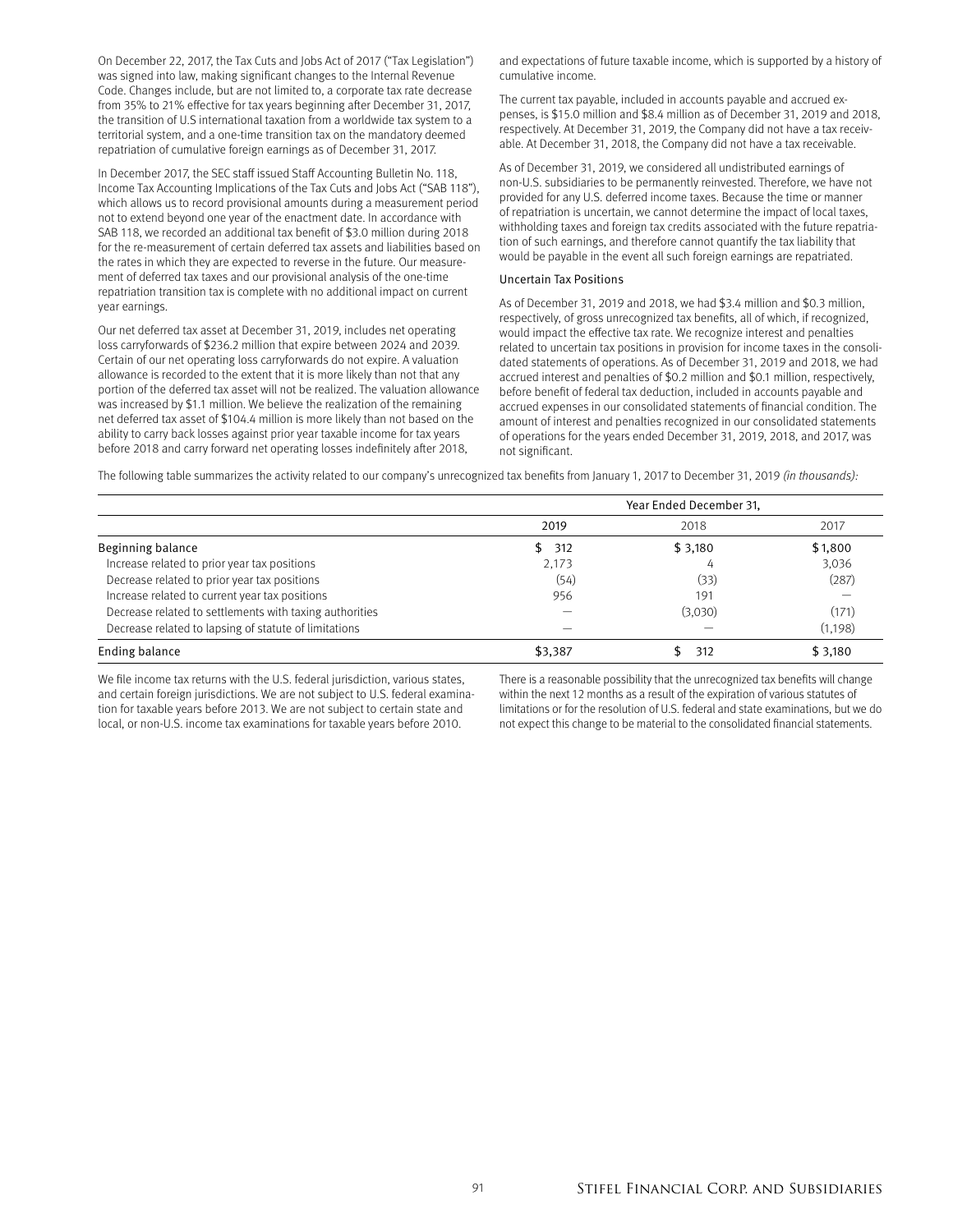On December 22, 2017, the Tax Cuts and Jobs Act of 2017 ("Tax Legislation") was signed into law, making significant changes to the Internal Revenue Code. Changes include, but are not limited to, a corporate tax rate decrease from 35% to 21% effective for tax years beginning after December 31, 2017, the transition of U.S international taxation from a worldwide tax system to a territorial system, and a one-time transition tax on the mandatory deemed repatriation of cumulative foreign earnings as of December 31, 2017.

In December 2017, the SEC staff issued Staff Accounting Bulletin No. 118, Income Tax Accounting Implications of the Tax Cuts and Jobs Act ("SAB 118"), which allows us to record provisional amounts during a measurement period not to extend beyond one year of the enactment date. In accordance with SAB 118, we recorded an additional tax benefit of $3.0 million during 2018 for the re-measurement of certain deferred tax assets and liabilities based on the rates in which they are expected to reverse in the future. Our measurement of deferred tax taxes and our provisional analysis of the one-time repatriation transition tax is complete with no additional impact on current year earnings.

Our net deferred tax asset at December 31, 2019, includes net operating loss carryforwards of $236.2 million that expire between 2024 and 2039. Certain of our net operating loss carryforwards do not expire. A valuation allowance is recorded to the extent that it is more likely than not that any portion of the deferred tax asset will not be realized. The valuation allowance was increased by $1.1 million. We believe the realization of the remaining net deferred tax asset of $104.4 million is more likely than not based on the ability to carry back losses against prior year taxable income for tax years before 2018 and carry forward net operating losses indefinitely after 2018, and expectations of future taxable income, which is supported by a history of cumulative income.

The current tax payable, included in accounts payable and accrued expenses, is $15.0 million and $8.4 million as of December 31, 2019 and 2018, respectively. At December 31, 2019, the Company did not have a tax receivable. At December 31, 2018, the Company did not have a tax receivable.

As of December 31, 2019, we considered all undistributed earnings of non-U.S. subsidiaries to be permanently reinvested. Therefore, we have not provided for any U.S. deferred income taxes. Because the time or manner of repatriation is uncertain, we cannot determine the impact of local taxes, withholding taxes and foreign tax credits associated with the future repatriation of such earnings, and therefore cannot quantify the tax liability that would be payable in the event all such foreign earnings are repatriated.

### Uncertain Tax Positions

As of December 31, 2019 and 2018, we had $3.4 million and $0.3 million, respectively, of gross unrecognized tax benefits, all of which, if recognized, would impact the effective tax rate. We recognize interest and penalties related to uncertain tax positions in provision for income taxes in the consolidated statements of operations. As of December 31, 2019 and 2018, we had accrued interest and penalties of $0.2 million and $0.1 million, respectively, before benefit of federal tax deduction, included in accounts payable and accrued expenses in our consolidated statements of financial condition. The amount of interest and penalties recognized in our consolidated statements of operations for the years ended December 31, 2019, 2018, and 2017, was not significant.

The following table summarizes the activity related to our company's unrecognized tax benefits from January 1, 2017 to December 31, 2019 *(in thousands)*:

| | Year Ended December 31, | | |
|---|---|---|---|
| | 2019 | 2018 | 2017 |
| Beginning balance | $ 312 | $ 3,180 | $ 1,800 |
| Increase related to prior year tax positions | 2,173 | 4 | 3,036 |
| Decrease related to prior year tax positions | (54) | (33) | (287) |
| Increase related to current year tax positions | 956 | 191 | — |
| Decrease related to settlements with taxing authorities | — | (3,030) | (171) |
| Decrease related to lapsing of statute of limitations | — | — | (1,198) |
| Ending balance | $3,387 | $ 312 | $ 3,180 |

We file income tax returns with the U.S. federal jurisdiction, various states, and certain foreign jurisdictions. We are not subject to U.S. federal examination for taxable years before 2013. We are not subject to certain state and local, or non-U.S. income tax examinations for taxable years before 2010.

There is a reasonable possibility that the unrecognized tax benefits will change within the next 12 months as a result of the expiration of various statutes of limitations or for the resolution of U.S. federal and state examinations, but we do not expect this change to be material to the consolidated financial statements.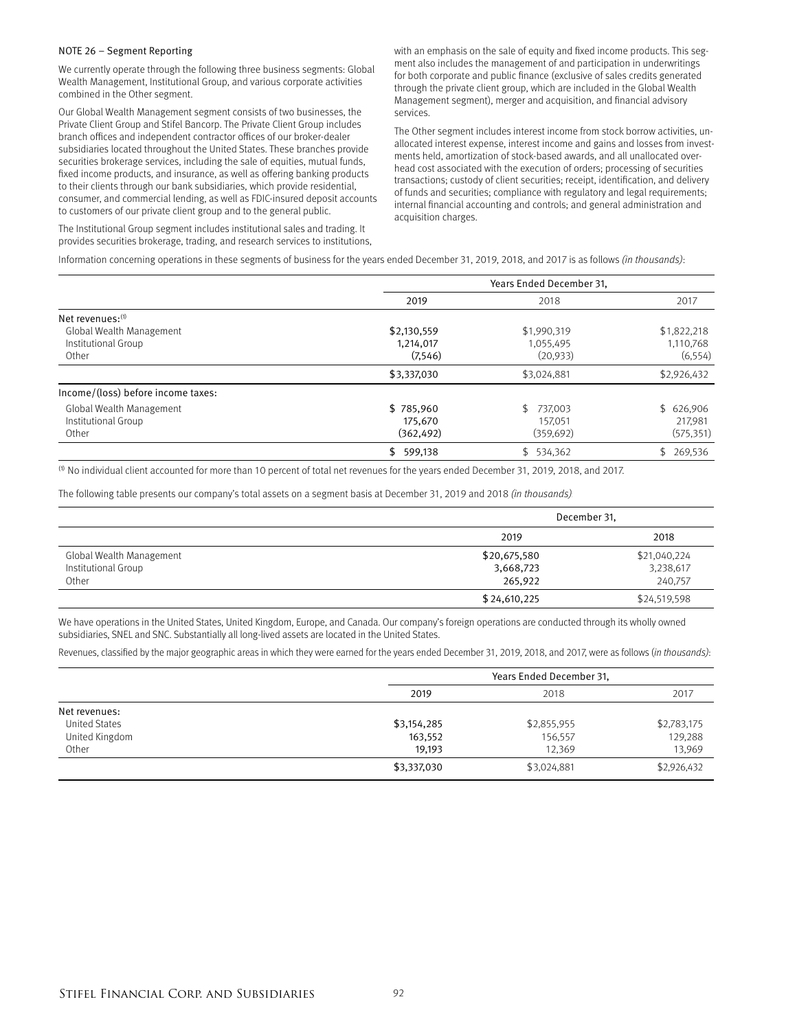NOTE 26 – Segment Reporting

We currently operate through the following three business segments: Global Wealth Management, Institutional Group, and various corporate activities combined in the Other segment.

Our Global Wealth Management segment consists of two businesses, the Private Client Group and Stifel Bancorp. The Private Client Group includes branch offices and independent contractor offices of our broker-dealer subsidiaries located throughout the United States. These branches provide securities brokerage services, including the sale of equities, mutual funds, fixed income products, and insurance, as well as offering banking products to their clients through our bank subsidiaries, which provide residential, consumer, and commercial lending, as well as FDIC-insured deposit accounts to customers of our private client group and to the general public.

The Institutional Group segment includes institutional sales and trading. It provides securities brokerage, trading, and research services to institutions, with an emphasis on the sale of equity and fixed income products. This segment also includes the management of and participation in underwritings for both corporate and public finance (exclusive of sales credits generated through the private client group, which are included in the Global Wealth Management segment), merger and acquisition, and financial advisory services.

The Other segment includes interest income from stock borrow activities, unallocated interest expense, interest income and gains and losses from investments held, amortization of stock-based awards, and all unallocated overhead cost associated with the execution of orders; processing of securities transactions; custody of client securities; receipt, identification, and delivery of funds and securities; compliance with regulatory and legal requirements; internal financial accounting and controls; and general administration and acquisition charges.

Information concerning operations in these segments of business for the years ended December 31, 2019, 2018, and 2017 is as follows *(in thousands)*:

| | Years Ended December 31, | | |
|---|---|---|---|
| | 2019 | 2018 | 2017 |
| Net revenues:[1] | | | |
| Global Wealth Management | $2,130,559 | $1,990,319 | $1,822,218 |
| Institutional Group | 1,214,017 | 1,055,495 | 1,110,768 |
| Other | (7,546) | (20,933) | (6,554) |
| | $3,337,030 | $3,024,881 | $2,926,432 |
| Income/(loss) before income taxes: | | | |
| Global Wealth Management | $ 785,960 | $ 737,003 | $ 626,906 |
| Institutional Group | 175,670 | 157,051 | 217,981 |
| Other | (362,492) | (359,692) | (575,351) |
| | $ 599,138 | $ 534,362 | $ 269,536 |

[1] No individual client accounted for more than 10 percent of total net revenues for the years ended December 31, 2019, 2018, and 2017.

The following table presents our company's total assets on a segment basis at December 31, 2019 and 2018 *(in thousands)*

| | December 31, | |
|---|---|---|
| | 2019 | 2018 |
| Global Wealth Management | $20,675,580 | $21,040,224 |
| Institutional Group | 3,668,723 | 3,238,617 |
| Other | 265,922 | 240,757 |
| | $ 24,610,225 | $24,519,598 |

We have operations in the United States, United Kingdom, Europe, and Canada. Our company's foreign operations are conducted through its wholly owned subsidiaries, SNEL and SNC. Substantially all long-lived assets are located in the United States.

Revenues, classified by the major geographic areas in which they were earned for the years ended December 31, 2019, 2018, and 2017, were as follows (*in thousands)*:

| | Years Ended December 31, | | |
|---|---|---|---|
| | 2019 | 2018 | 2017 |
| Net revenues: | | | |
| United States | $3,154,285 | $2,855,955 | $2,783,175 |
| United Kingdom | 163,552 | 156,557 | 129,288 |
| Other | 19,193 | 12,369 | 13,969 |
| | $3,337,030 | $3,024,881 | $2,926,432 |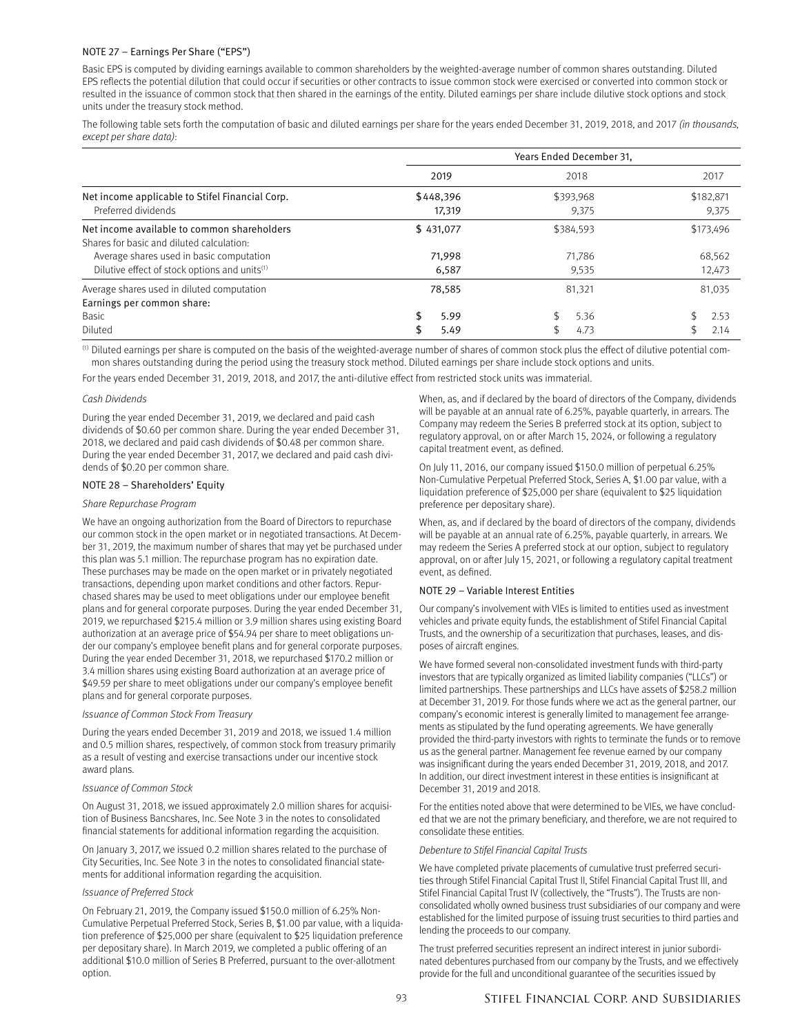### NOTE 27 – Earnings Per Share ("EPS")

Basic EPS is computed by dividing earnings available to common shareholders by the weighted-average number of common shares outstanding. Diluted EPS reflects the potential dilution that could occur if securities or other contracts to issue common stock were exercised or converted into common stock or resulted in the issuance of common stock that then shared in the earnings of the entity. Diluted earnings per share include dilutive stock options and stock units under the treasury stock method.

The following table sets forth the computation of basic and diluted earnings per share for the years ended December 31, 2019, 2018, and 2017 *(in thousands, except per share data)*:

| | Years Ended December 31, | | |
|---|---|---|---|
| | 2019 | 2018 | 2017 |
| Net income applicable to Stifel Financial Corp. | $448,396 | $393,968 | $182,871 |
| Preferred dividends | 17,319 | 9,375 | 9,375 |
| Net income available to common shareholders | $ 431,077 | $384,593 | $173,496 |
| Shares for basic and diluted calculation: | | | |
| Average shares used in basic computation | 71,998 | 71,786 | 68,562 |
| Dilutive effect of stock options and units[(1)] | 6,587 | 9,535 | 12,473 |
| Average shares used in diluted computation | 78,585 | 81,321 | 81,035 |
| Earnings per common share: | | | |
| Basic | $ 5.99 | $ 5.36 | $ 2.53 |
| Diluted | $ 5.49 | $ 4.73 | $ 2.14 |

[(1)] Diluted earnings per share is computed on the basis of the weighted-average number of shares of common stock plus the effect of dilutive potential common shares outstanding during the period using the treasury stock method. Diluted earnings per share include stock options and units.

For the years ended December 31, 2019, 2018, and 2017, the anti-dilutive effect from restricted stock units was immaterial.

*Cash Dividends*

During the year ended December 31, 2019, we declared and paid cash dividends of $0.60 per common share. During the year ended December 31, 2018, we declared and paid cash dividends of $0.48 per common share. During the year ended December 31, 2017, we declared and paid cash dividends of $0.20 per common share.

### NOTE 28 – Shareholders' Equity

*Share Repurchase Program*

We have an ongoing authorization from the Board of Directors to repurchase our common stock in the open market or in negotiated transactions. At December 31, 2019, the maximum number of shares that may yet be purchased under this plan was 5.1 million. The repurchase program has no expiration date. These purchases may be made on the open market or in privately negotiated transactions, depending upon market conditions and other factors. Repurchased shares may be used to meet obligations under our employee benefit plans and for general corporate purposes. During the year ended December 31, 2019, we repurchased $215.4 million or 3.9 million shares using existing Board authorization at an average price of $54.94 per share to meet obligations under our company's employee benefit plans and for general corporate purposes. During the year ended December 31, 2018, we repurchased $170.2 million or 3.4 million shares using existing Board authorization at an average price of $49.59 per share to meet obligations under our company's employee benefit plans and for general corporate purposes.

*Issuance of Common Stock From Treasury*

During the years ended December 31, 2019 and 2018, we issued 1.4 million and 0.5 million shares, respectively, of common stock from treasury primarily as a result of vesting and exercise transactions under our incentive stock award plans.

*Issuance of Common Stock*

On August 31, 2018, we issued approximately 2.0 million shares for acquisition of Business Bancshares, Inc. See Note 3 in the notes to consolidated financial statements for additional information regarding the acquisition.

On January 3, 2017, we issued 0.2 million shares related to the purchase of City Securities, Inc. See Note 3 in the notes to consolidated financial statements for additional information regarding the acquisition.

*Issuance of Preferred Stock*

On February 21, 2019, the Company issued $150.0 million of 6.25% Non-Cumulative Perpetual Preferred Stock, Series B, $1.00 par value, with a liquidation preference of $25,000 per share (equivalent to $25 liquidation preference per depositary share). In March 2019, we completed a public offering of an additional $10.0 million of Series B Preferred, pursuant to the over-allotment option.

When, as, and if declared by the board of directors of the Company, dividends will be payable at an annual rate of 6.25%, payable quarterly, in arrears. The Company may redeem the Series B preferred stock at its option, subject to regulatory approval, on or after March 15, 2024, or following a regulatory capital treatment event, as defined.

On July 11, 2016, our company issued $150.0 million of perpetual 6.25% Non-Cumulative Perpetual Preferred Stock, Series A, $1.00 par value, with a liquidation preference of $25,000 per share (equivalent to $25 liquidation preference per depositary share).

When, as, and if declared by the board of directors of the company, dividends will be payable at an annual rate of 6.25%, payable quarterly, in arrears. We may redeem the Series A preferred stock at our option, subject to regulatory approval, on or after July 15, 2021, or following a regulatory capital treatment event, as defined.

### NOTE 29 – Variable Interest Entities

Our company's involvement with VIEs is limited to entities used as investment vehicles and private equity funds, the establishment of Stifel Financial Capital Trusts, and the ownership of a securitization that purchases, leases, and disposes of aircraft engines.

We have formed several non-consolidated investment funds with third-party investors that are typically organized as limited liability companies ("LLCs") or limited partnerships. These partnerships and LLCs have assets of $258.2 million at December 31, 2019. For those funds where we act as the general partner, our company's economic interest is generally limited to management fee arrangements as stipulated by the fund operating agreements. We have generally provided the third-party investors with rights to terminate the funds or to remove us as the general partner. Management fee revenue earned by our company was insignificant during the years ended December 31, 2019, 2018, and 2017. In addition, our direct investment interest in these entities is insignificant at December 31, 2019 and 2018.

For the entities noted above that were determined to be VIEs, we have concluded that we are not the primary beneficiary, and therefore, we are not required to consolidate these entities.

*Debenture to Stifel Financial Capital Trusts*

We have completed private placements of cumulative trust preferred securities through Stifel Financial Capital Trust II, Stifel Financial Capital Trust III, and Stifel Financial Capital Trust IV (collectively, the "Trusts"). The Trusts are non-consolidated wholly owned business trust subsidiaries of our company and were established for the limited purpose of issuing trust securities to third parties and lending the proceeds to our company.

The trust preferred securities represent an indirect interest in junior subordinated debentures purchased from our company by the Trusts, and we effectively provide for the full and unconditional guarantee of the securities issued by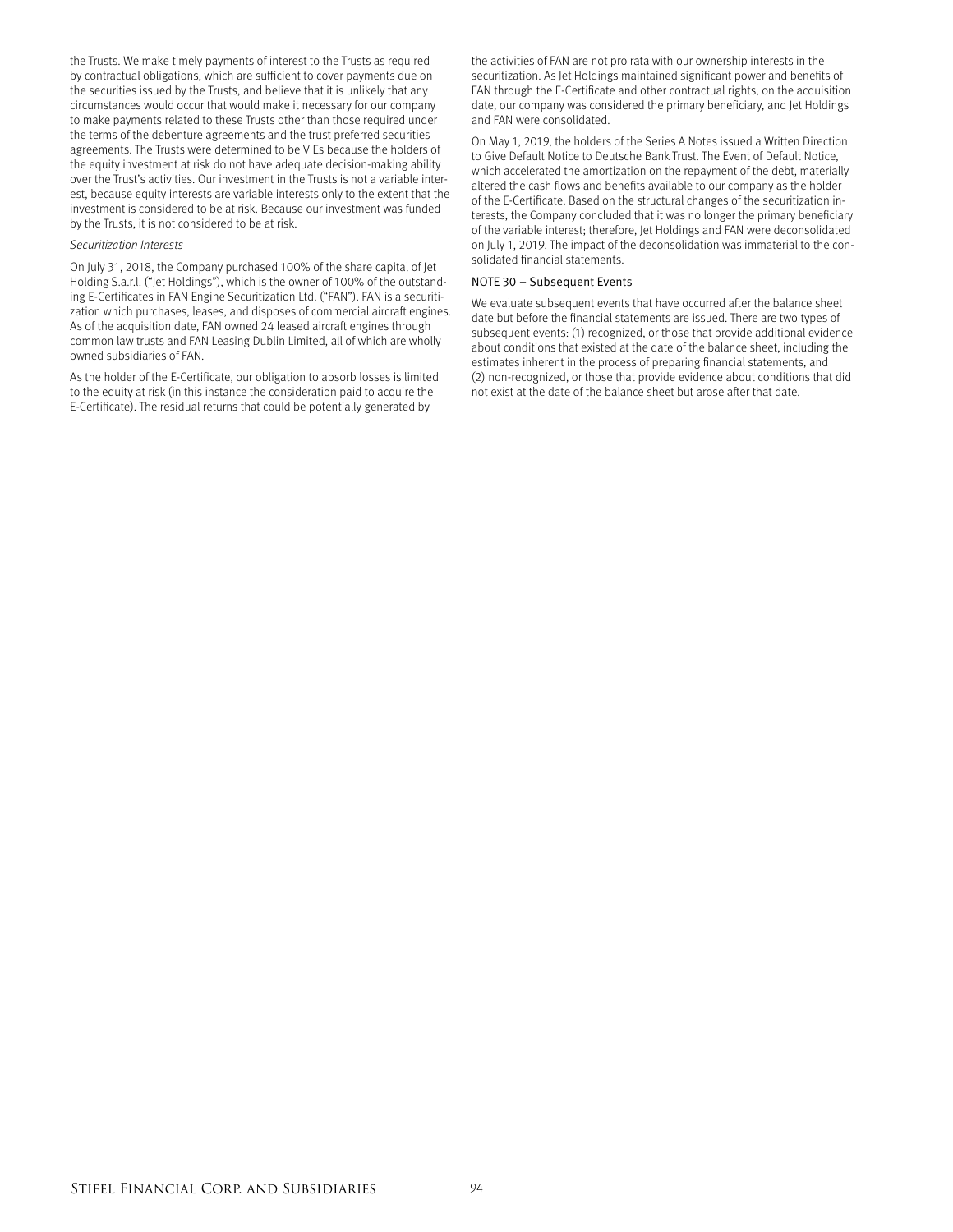the Trusts. We make timely payments of interest to the Trusts as required by contractual obligations, which are sufficient to cover payments due on the securities issued by the Trusts, and believe that it is unlikely that any circumstances would occur that would make it necessary for our company to make payments related to these Trusts other than those required under the terms of the debenture agreements and the trust preferred securities agreements. The Trusts were determined to be VIEs because the holders of the equity investment at risk do not have adequate decision-making ability over the Trust's activities. Our investment in the Trusts is not a variable interest, because equity interests are variable interests only to the extent that the investment is considered to be at risk. Because our investment was funded by the Trusts, it is not considered to be at risk.

*Securitization Interests*

On July 31, 2018, the Company purchased 100% of the share capital of Jet Holding S.a.r.l. ("Jet Holdings"), which is the owner of 100% of the outstanding E-Certificates in FAN Engine Securitization Ltd. ("FAN"). FAN is a securitization which purchases, leases, and disposes of commercial aircraft engines. As of the acquisition date, FAN owned 24 leased aircraft engines through common law trusts and FAN Leasing Dublin Limited, all of which are wholly owned subsidiaries of FAN.

As the holder of the E-Certificate, our obligation to absorb losses is limited to the equity at risk (in this instance the consideration paid to acquire the E-Certificate). The residual returns that could be potentially generated by the activities of FAN are not pro rata with our ownership interests in the securitization. As Jet Holdings maintained significant power and benefits of FAN through the E-Certificate and other contractual rights, on the acquisition date, our company was considered the primary beneficiary, and Jet Holdings and FAN were consolidated.

On May 1, 2019, the holders of the Series A Notes issued a Written Direction to Give Default Notice to Deutsche Bank Trust. The Event of Default Notice, which accelerated the amortization on the repayment of the debt, materially altered the cash flows and benefits available to our company as the holder of the E-Certificate. Based on the structural changes of the securitization interests, the Company concluded that it was no longer the primary beneficiary of the variable interest; therefore, Jet Holdings and FAN were deconsolidated on July 1, 2019. The impact of the deconsolidation was immaterial to the consolidated financial statements.

## NOTE 30 – Subsequent Events

We evaluate subsequent events that have occurred after the balance sheet date but before the financial statements are issued. There are two types of subsequent events: (1) recognized, or those that provide additional evidence about conditions that existed at the date of the balance sheet, including the estimates inherent in the process of preparing financial statements, and (2) non-recognized, or those that provide evidence about conditions that did not exist at the date of the balance sheet but arose after that date.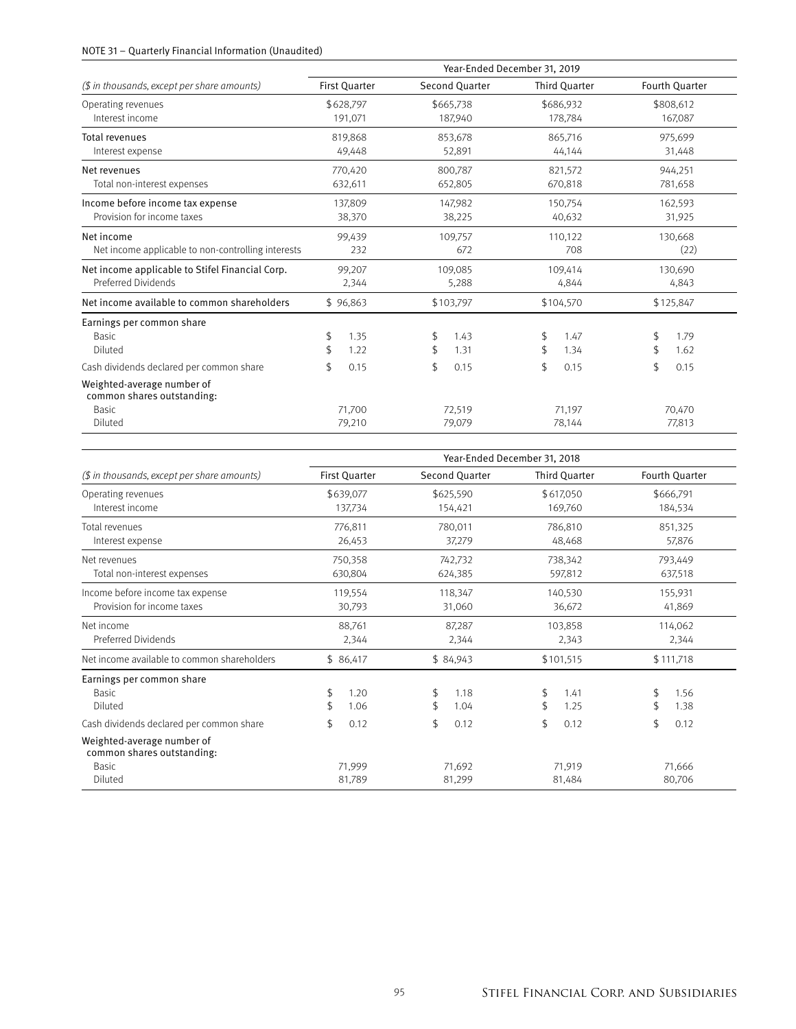NOTE 31 – Quarterly Financial Information (Unaudited)

| ($ in thousands, except per share amounts) | Year-Ended December 31, 2019 | | | |
|---|---|---|---|---|
| | First Quarter | Second Quarter | Third Quarter | Fourth Quarter |
| Operating revenues | $628,797 | $665,738 | $686,932 | $808,612 |
| Interest income | 191,071 | 187,940 | 178,784 | 167,087 |
| Total revenues | 819,868 | 853,678 | 865,716 | 975,699 |
| Interest expense | 49,448 | 52,891 | 44,144 | 31,448 |
| Net revenues | 770,420 | 800,787 | 821,572 | 944,251 |
| Total non-interest expenses | 632,611 | 652,805 | 670,818 | 781,658 |
| Income before income tax expense | 137,809 | 147,982 | 150,754 | 162,593 |
| Provision for income taxes | 38,370 | 38,225 | 40,632 | 31,925 |
| Net income | 99,439 | 109,757 | 110,122 | 130,668 |
| Net income applicable to non-controlling interests | 232 | 672 | 708 | (22) |
| Net income applicable to Stifel Financial Corp. | 99,207 | 109,085 | 109,414 | 130,690 |
| Preferred Dividends | 2,344 | 5,288 | 4,844 | 4,843 |
| Net income available to common shareholders | $ 96,863 | $103,797 | $104,570 | $125,847 |
| Earnings per common share | | | | |
| Basic | $ 1.35 | $ 1.43 | $ 1.47 | $ 1.79 |
| Diluted | $ 1.22 | $ 1.31 | $ 1.34 | $ 1.62 |
| Cash dividends declared per common share | $ 0.15 | $ 0.15 | $ 0.15 | $ 0.15 |
| Weighted-average number of common shares outstanding: | | | | |
| Basic | 71,700 | 72,519 | 71,197 | 70,470 |
| Diluted | 79,210 | 79,079 | 78,144 | 77,813 |

| ($ in thousands, except per share amounts) | Year-Ended December 31, 2018 | | | |
|---|---|---|---|---|
| | First Quarter | Second Quarter | Third Quarter | Fourth Quarter |
| Operating revenues | $639,077 | $625,590 | $617,050 | $666,791 |
| Interest income | 137,734 | 154,421 | 169,760 | 184,534 |
| Total revenues | 776,811 | 780,011 | 786,810 | 851,325 |
| Interest expense | 26,453 | 37,279 | 48,468 | 57,876 |
| Net revenues | 750,358 | 742,732 | 738,342 | 793,449 |
| Total non-interest expenses | 630,804 | 624,385 | 597,812 | 637,518 |
| Income before income tax expense | 119,554 | 118,347 | 140,530 | 155,931 |
| Provision for income taxes | 30,793 | 31,060 | 36,672 | 41,869 |
| Net income | 88,761 | 87,287 | 103,858 | 114,062 |
| Preferred Dividends | 2,344 | 2,344 | 2,343 | 2,344 |
| Net income available to common shareholders | $ 86,417 | $ 84,943 | $101,515 | $111,718 |
| Earnings per common share | | | | |
| Basic | $ 1.20 | $ 1.18 | $ 1.41 | $ 1.56 |
| Diluted | $ 1.06 | $ 1.04 | $ 1.25 | $ 1.38 |
| Cash dividends declared per common share | $ 0.12 | $ 0.12 | $ 0.12 | $ 0.12 |
| Weighted-average number of common shares outstanding: | | | | |
| Basic | 71,999 | 71,692 | 71,919 | 71,666 |
| Diluted | 81,789 | 81,299 | 81,484 | 80,706 |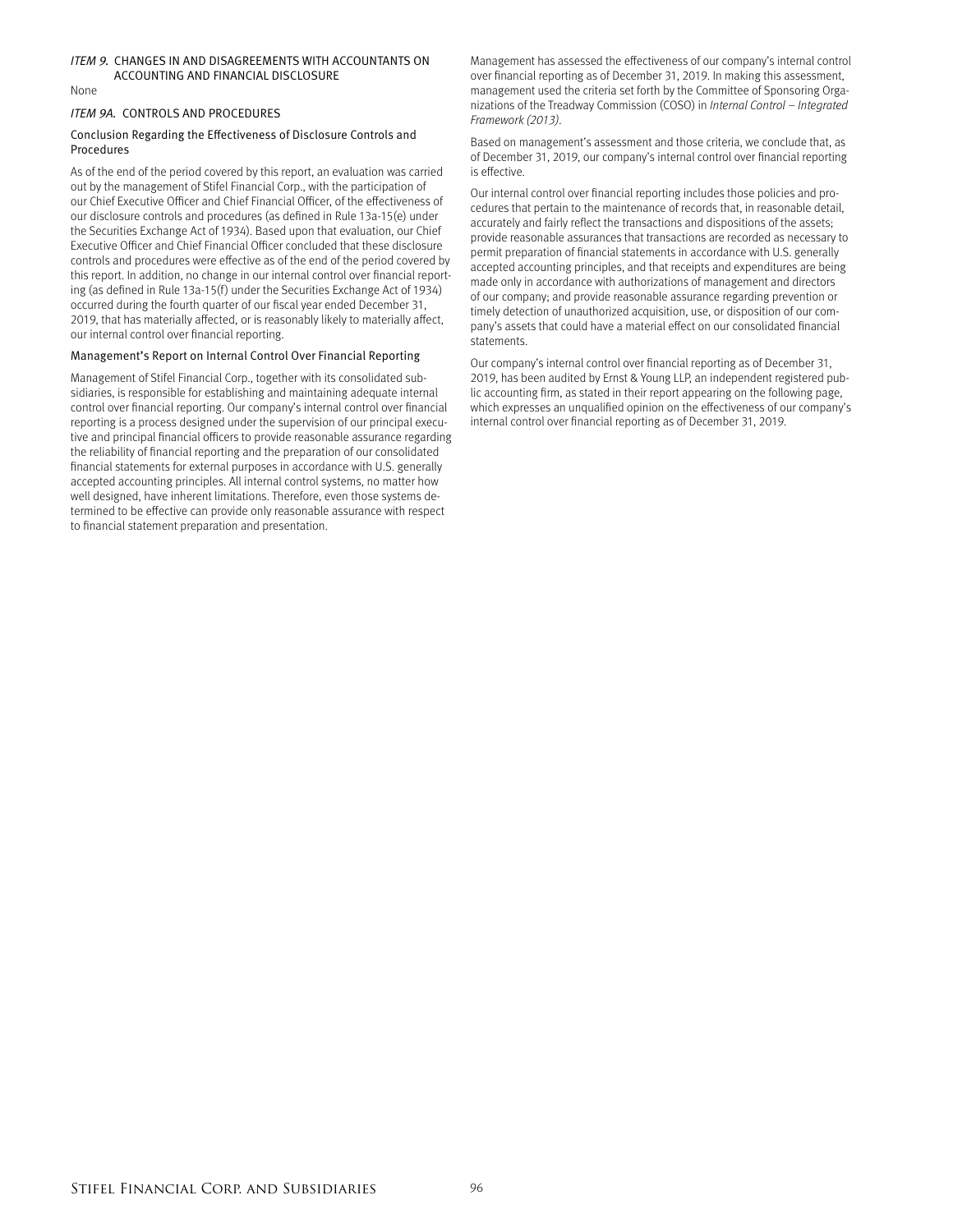## *ITEM 9.* CHANGES IN AND DISAGREEMENTS WITH ACCOUNTANTS ON ACCOUNTING AND FINANCIAL DISCLOSURE

None

## *ITEM 9A.* CONTROLS AND PROCEDURES

### Conclusion Regarding the Effectiveness of Disclosure Controls and Procedures

As of the end of the period covered by this report, an evaluation was carried out by the management of Stifel Financial Corp., with the participation of our Chief Executive Officer and Chief Financial Officer, of the effectiveness of our disclosure controls and procedures (as defined in Rule 13a-15(e) under the Securities Exchange Act of 1934). Based upon that evaluation, our Chief Executive Officer and Chief Financial Officer concluded that these disclosure controls and procedures were effective as of the end of the period covered by this report. In addition, no change in our internal control over financial reporting (as defined in Rule 13a-15(f) under the Securities Exchange Act of 1934) occurred during the fourth quarter of our fiscal year ended December 31, 2019, that has materially affected, or is reasonably likely to materially affect, our internal control over financial reporting.

### Management's Report on Internal Control Over Financial Reporting

Management of Stifel Financial Corp., together with its consolidated subsidiaries, is responsible for establishing and maintaining adequate internal control over financial reporting. Our company's internal control over financial reporting is a process designed under the supervision of our principal executive and principal financial officers to provide reasonable assurance regarding the reliability of financial reporting and the preparation of our consolidated financial statements for external purposes in accordance with U.S. generally accepted accounting principles. All internal control systems, no matter how well designed, have inherent limitations. Therefore, even those systems determined to be effective can provide only reasonable assurance with respect to financial statement preparation and presentation.

Management has assessed the effectiveness of our company's internal control over financial reporting as of December 31, 2019. In making this assessment, management used the criteria set forth by the Committee of Sponsoring Organizations of the Treadway Commission (COSO) in *Internal Control – Integrated Framework (2013)*.

Based on management's assessment and those criteria, we conclude that, as of December 31, 2019, our company's internal control over financial reporting is effective.

Our internal control over financial reporting includes those policies and procedures that pertain to the maintenance of records that, in reasonable detail, accurately and fairly reflect the transactions and dispositions of the assets; provide reasonable assurances that transactions are recorded as necessary to permit preparation of financial statements in accordance with U.S. generally accepted accounting principles, and that receipts and expenditures are being made only in accordance with authorizations of management and directors of our company; and provide reasonable assurance regarding prevention or timely detection of unauthorized acquisition, use, or disposition of our company's assets that could have a material effect on our consolidated financial statements.

Our company's internal control over financial reporting as of December 31, 2019, has been audited by Ernst & Young LLP, an independent registered public accounting firm, as stated in their report appearing on the following page, which expresses an unqualified opinion on the effectiveness of our company's internal control over financial reporting as of December 31, 2019.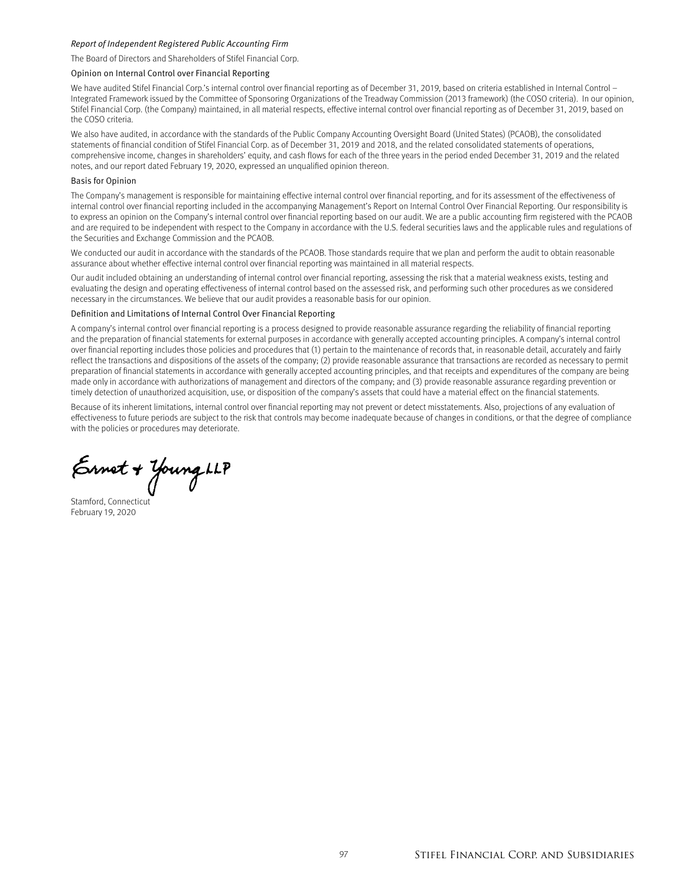*Report of Independent Registered Public Accounting Firm*

The Board of Directors and Shareholders of Stifel Financial Corp.

### Opinion on Internal Control over Financial Reporting

We have audited Stifel Financial Corp.'s internal control over financial reporting as of December 31, 2019, based on criteria established in Internal Control – Integrated Framework issued by the Committee of Sponsoring Organizations of the Treadway Commission (2013 framework) (the COSO criteria). In our opinion, Stifel Financial Corp. (the Company) maintained, in all material respects, effective internal control over financial reporting as of December 31, 2019, based on the COSO criteria.

We also have audited, in accordance with the standards of the Public Company Accounting Oversight Board (United States) (PCAOB), the consolidated statements of financial condition of Stifel Financial Corp. as of December 31, 2019 and 2018, and the related consolidated statements of operations, comprehensive income, changes in shareholders' equity, and cash flows for each of the three years in the period ended December 31, 2019 and the related notes, and our report dated February 19, 2020, expressed an unqualified opinion thereon.

### Basis for Opinion

The Company's management is responsible for maintaining effective internal control over financial reporting, and for its assessment of the effectiveness of internal control over financial reporting included in the accompanying Management's Report on Internal Control Over Financial Reporting. Our responsibility is to express an opinion on the Company's internal control over financial reporting based on our audit. We are a public accounting firm registered with the PCAOB and are required to be independent with respect to the Company in accordance with the U.S. federal securities laws and the applicable rules and regulations of the Securities and Exchange Commission and the PCAOB.

We conducted our audit in accordance with the standards of the PCAOB. Those standards require that we plan and perform the audit to obtain reasonable assurance about whether effective internal control over financial reporting was maintained in all material respects.

Our audit included obtaining an understanding of internal control over financial reporting, assessing the risk that a material weakness exists, testing and evaluating the design and operating effectiveness of internal control based on the assessed risk, and performing such other procedures as we considered necessary in the circumstances. We believe that our audit provides a reasonable basis for our opinion.

### Definition and Limitations of Internal Control Over Financial Reporting

A company's internal control over financial reporting is a process designed to provide reasonable assurance regarding the reliability of financial reporting and the preparation of financial statements for external purposes in accordance with generally accepted accounting principles. A company's internal control over financial reporting includes those policies and procedures that (1) pertain to the maintenance of records that, in reasonable detail, accurately and fairly reflect the transactions and dispositions of the assets of the company; (2) provide reasonable assurance that transactions are recorded as necessary to permit preparation of financial statements in accordance with generally accepted accounting principles, and that receipts and expenditures of the company are being made only in accordance with authorizations of management and directors of the company; and (3) provide reasonable assurance regarding prevention or timely detection of unauthorized acquisition, use, or disposition of the company's assets that could have a material effect on the financial statements.

Because of its inherent limitations, internal control over financial reporting may not prevent or detect misstatements. Also, projections of any evaluation of effectiveness to future periods are subject to the risk that controls may become inadequate because of changes in conditions, or that the degree of compliance with the policies or procedures may deteriorate.

Ernst & Young LLP

Stamford, Connecticut
February 19, 2020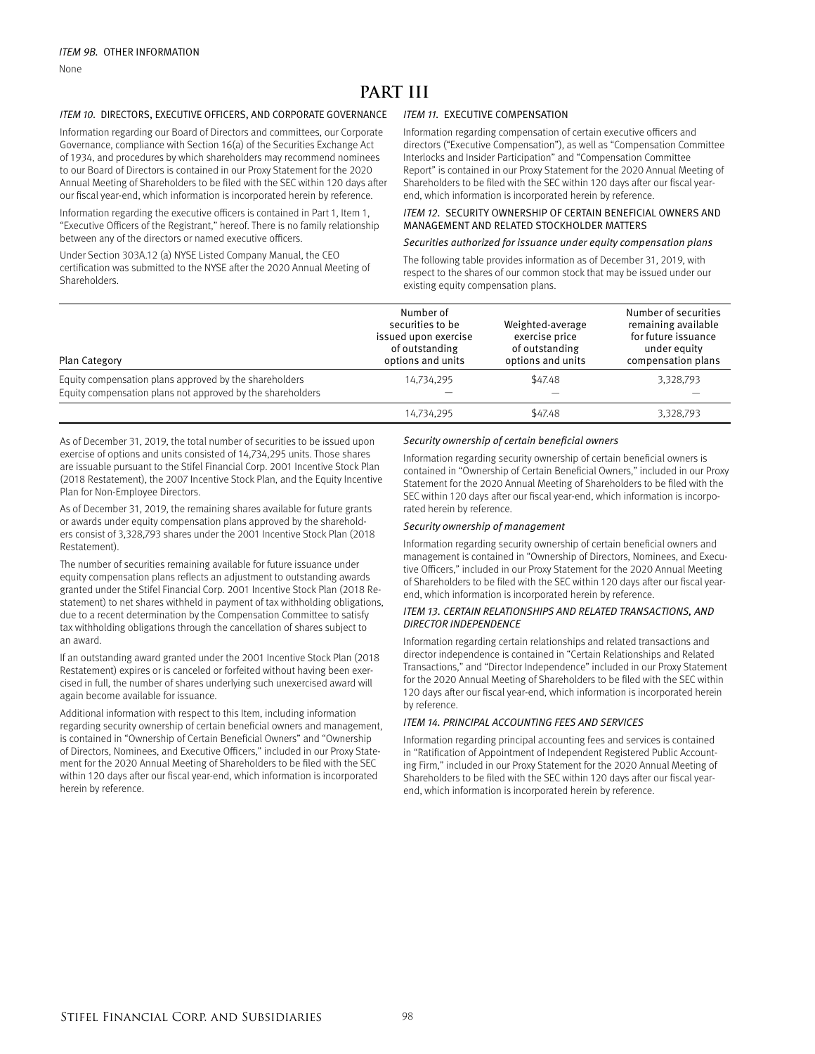*ITEM 9B.* OTHER INFORMATION

None

# PART III

*ITEM 10.* DIRECTORS, EXECUTIVE OFFICERS, AND CORPORATE GOVERNANCE

Information regarding our Board of Directors and committees, our Corporate Governance, compliance with Section 16(a) of the Securities Exchange Act of 1934, and procedures by which shareholders may recommend nominees to our Board of Directors is contained in our Proxy Statement for the 2020 Annual Meeting of Shareholders to be filed with the SEC within 120 days after our fiscal year-end, which information is incorporated herein by reference.

Information regarding the executive officers is contained in Part 1, Item 1, "Executive Officers of the Registrant," hereof. There is no family relationship between any of the directors or named executive officers.

Under Section 303A.12 (a) NYSE Listed Company Manual, the CEO certification was submitted to the NYSE after the 2020 Annual Meeting of Shareholders.

*ITEM 11.* EXECUTIVE COMPENSATION

Information regarding compensation of certain executive officers and directors ("Executive Compensation"), as well as "Compensation Committee Interlocks and Insider Participation" and "Compensation Committee Report" is contained in our Proxy Statement for the 2020 Annual Meeting of Shareholders to be filed with the SEC within 120 days after our fiscal year-end, which information is incorporated herein by reference.

*ITEM 12.* SECURITY OWNERSHIP OF CERTAIN BENEFICIAL OWNERS AND MANAGEMENT AND RELATED STOCKHOLDER MATTERS

*Securities authorized for issuance under equity compensation plans*

The following table provides information as of December 31, 2019, with respect to the shares of our common stock that may be issued under our existing equity compensation plans.

| Plan Category | Number of securities to be issued upon exercise of outstanding options and units | Weighted-average exercise price of outstanding options and units | Number of securities remaining available for future issuance under equity compensation plans |
|---|---|---|---|
| Equity compensation plans approved by the shareholders | 14,734,295 | $47.48 | 3,328,793 |
| Equity compensation plans not approved by the shareholders | — | — | — |
| | 14,734,295 | $47.48 | 3,328,793 |

As of December 31, 2019, the total number of securities to be issued upon exercise of options and units consisted of 14,734,295 units. Those shares are issuable pursuant to the Stifel Financial Corp. 2001 Incentive Stock Plan (2018 Restatement), the 2007 Incentive Stock Plan, and the Equity Incentive Plan for Non-Employee Directors.

As of December 31, 2019, the remaining shares available for future grants or awards under equity compensation plans approved by the shareholders consist of 3,328,793 shares under the 2001 Incentive Stock Plan (2018 Restatement).

The number of securities remaining available for future issuance under equity compensation plans reflects an adjustment to outstanding awards granted under the Stifel Financial Corp. 2001 Incentive Stock Plan (2018 Restatement) to net shares withheld in payment of tax withholding obligations, due to a recent determination by the Compensation Committee to satisfy tax withholding obligations through the cancellation of shares subject to an award.

If an outstanding award granted under the 2001 Incentive Stock Plan (2018 Restatement) expires or is canceled or forfeited without having been exercised in full, the number of shares underlying such unexercised award will again become available for issuance.

Additional information with respect to this Item, including information regarding security ownership of certain beneficial owners and management, is contained in "Ownership of Certain Beneficial Owners" and "Ownership of Directors, Nominees, and Executive Officers," included in our Proxy Statement for the 2020 Annual Meeting of Shareholders to be filed with the SEC within 120 days after our fiscal year-end, which information is incorporated herein by reference.

*Security ownership of certain beneficial owners*

Information regarding security ownership of certain beneficial owners is contained in "Ownership of Certain Beneficial Owners," included in our Proxy Statement for the 2020 Annual Meeting of Shareholders to be filed with the SEC within 120 days after our fiscal year-end, which information is incorporated herein by reference.

*Security ownership of management*

Information regarding security ownership of certain beneficial owners and management is contained in "Ownership of Directors, Nominees, and Executive Officers," included in our Proxy Statement for the 2020 Annual Meeting of Shareholders to be filed with the SEC within 120 days after our fiscal year-end, which information is incorporated herein by reference.

*ITEM 13. CERTAIN RELATIONSHIPS AND RELATED TRANSACTIONS, AND DIRECTOR INDEPENDENCE*

Information regarding certain relationships and related transactions and director independence is contained in "Certain Relationships and Related Transactions," and "Director Independence" included in our Proxy Statement for the 2020 Annual Meeting of Shareholders to be filed with the SEC within 120 days after our fiscal year-end, which information is incorporated herein by reference.

*ITEM 14. PRINCIPAL ACCOUNTING FEES AND SERVICES*

Information regarding principal accounting fees and services is contained in "Ratification of Appointment of Independent Registered Public Accounting Firm," included in our Proxy Statement for the 2020 Annual Meeting of Shareholders to be filed with the SEC within 120 days after our fiscal year-end, which information is incorporated herein by reference.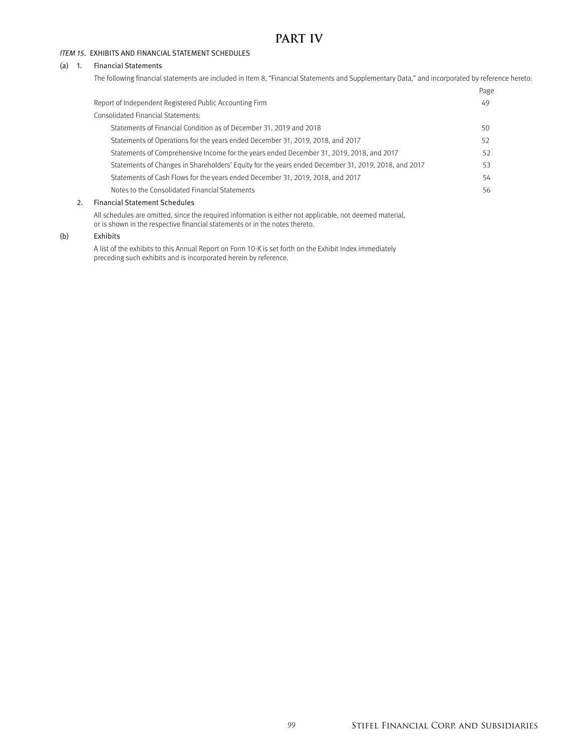# PART IV

*ITEM 15*. EXHIBITS AND FINANCIAL STATEMENT SCHEDULES

(a) 1. Financial Statements

The following financial statements are included in Item 8, "Financial Statements and Supplementary Data," and incorporated by reference hereto:

| | Page |
|---|---|
| Report of Independent Registered Public Accounting Firm | 49 |
| Consolidated Financial Statements: | |
| Statements of Financial Condition as of December 31, 2019 and 2018 | 50 |
| Statements of Operations for the years ended December 31, 2019, 2018, and 2017 | 52 |
| Statements of Comprehensive Income for the years ended December 31, 2019, 2018, and 2017 | 52 |
| Statements of Changes in Shareholders' Equity for the years ended December 31, 2019, 2018, and 2017 | 53 |
| Statements of Cash Flows for the years ended December 31, 2019, 2018, and 2017 | 54 |
| Notes to the Consolidated Financial Statements | 56 |

2. Financial Statement Schedules

All schedules are omitted, since the required information is either not applicable, not deemed material, or is shown in the respective financial statements or in the notes thereto.

(b) Exhibits

A list of the exhibits to this Annual Report on Form 10-K is set forth on the Exhibit Index immediately preceding such exhibits and is incorporated herein by reference.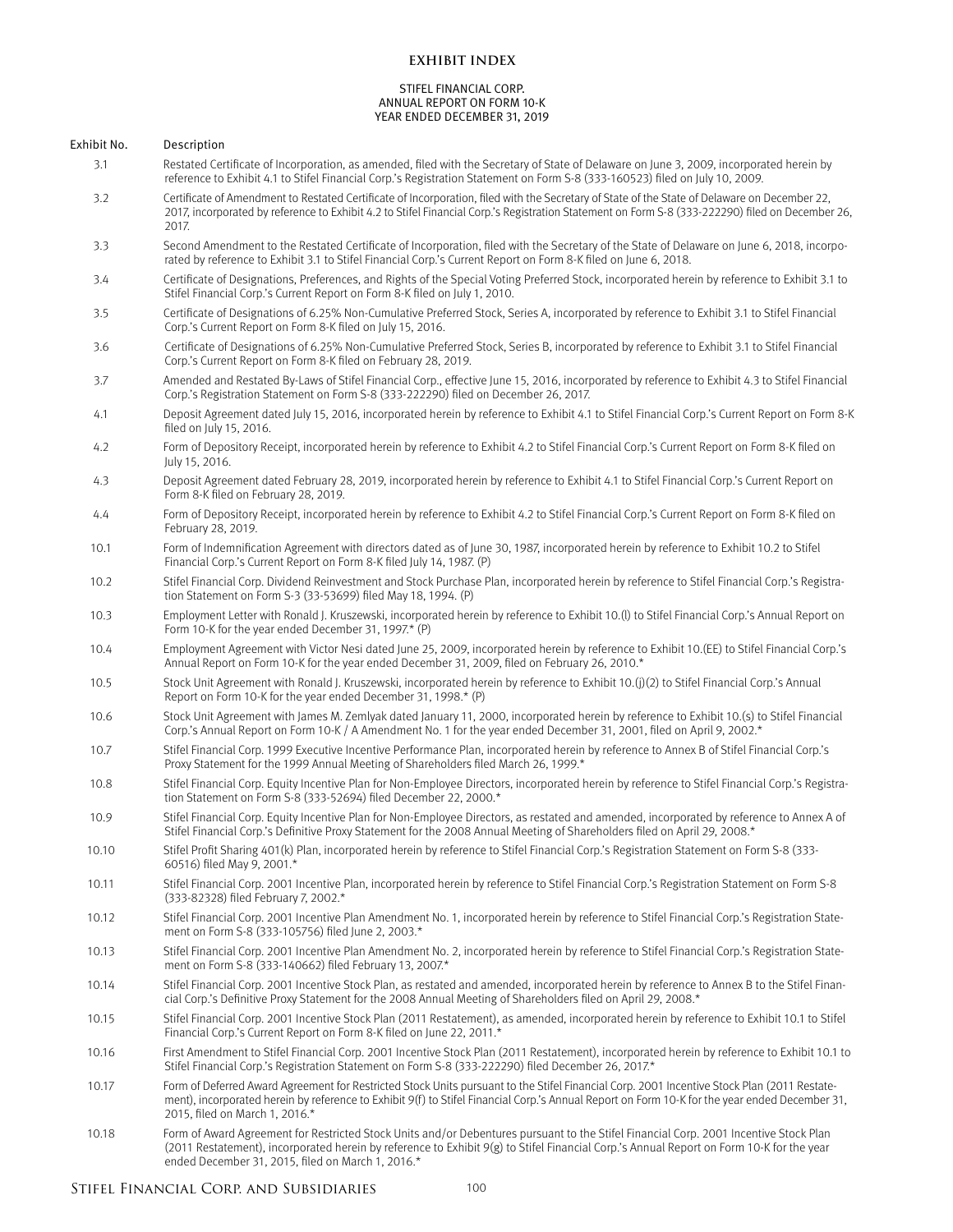# EXHIBIT INDEX

STIFEL FINANCIAL CORP.
ANNUAL REPORT ON FORM 10-K
YEAR ENDED DECEMBER 31, 2019

| Exhibit No. | Description |
|---|---|
| 3.1 | Restated Certificate of Incorporation, as amended, filed with the Secretary of State of Delaware on June 3, 2009, incorporated herein by reference to Exhibit 4.1 to Stifel Financial Corp.'s Registration Statement on Form S-8 (333-160523) filed on July 10, 2009. |
| 3.2 | Certificate of Amendment to Restated Certificate of Incorporation, filed with the Secretary of State of the State of Delaware on December 22, 2017, incorporated by reference to Exhibit 4.2 to Stifel Financial Corp.'s Registration Statement on Form S-8 (333-222290) filed on December 26, 2017. |
| 3.3 | Second Amendment to the Restated Certificate of Incorporation, filed with the Secretary of the State of Delaware on June 6, 2018, incorporated by reference to Exhibit 3.1 to Stifel Financial Corp.'s Current Report on Form 8-K filed on June 6, 2018. |
| 3.4 | Certificate of Designations, Preferences, and Rights of the Special Voting Preferred Stock, incorporated herein by reference to Exhibit 3.1 to Stifel Financial Corp.'s Current Report on Form 8-K filed on July 1, 2010. |
| 3.5 | Certificate of Designations of 6.25% Non-Cumulative Preferred Stock, Series A, incorporated by reference to Exhibit 3.1 to Stifel Financial Corp.'s Current Report on Form 8-K filed on July 15, 2016. |
| 3.6 | Certificate of Designations of 6.25% Non-Cumulative Preferred Stock, Series B, incorporated by reference to Exhibit 3.1 to Stifel Financial Corp.'s Current Report on Form 8-K filed on February 28, 2019. |
| 3.7 | Amended and Restated By-Laws of Stifel Financial Corp., effective June 15, 2016, incorporated by reference to Exhibit 4.3 to Stifel Financial Corp.'s Registration Statement on Form S-8 (333-222290) filed on December 26, 2017. |
| 4.1 | Deposit Agreement dated July 15, 2016, incorporated herein by reference to Exhibit 4.1 to Stifel Financial Corp.'s Current Report on Form 8-K filed on July 15, 2016. |
| 4.2 | Form of Depository Receipt, incorporated herein by reference to Exhibit 4.2 to Stifel Financial Corp.'s Current Report on Form 8-K filed on July 15, 2016. |
| 4.3 | Deposit Agreement dated February 28, 2019, incorporated herein by reference to Exhibit 4.1 to Stifel Financial Corp.'s Current Report on Form 8-K filed on February 28, 2019. |
| 4.4 | Form of Depository Receipt, incorporated herein by reference to Exhibit 4.2 to Stifel Financial Corp.'s Current Report on Form 8-K filed on February 28, 2019. |
| 10.1 | Form of Indemnification Agreement with directors dated as of June 30, 1987, incorporated herein by reference to Exhibit 10.2 to Stifel Financial Corp.'s Current Report on Form 8-K filed July 14, 1987. (P) |
| 10.2 | Stifel Financial Corp. Dividend Reinvestment and Stock Purchase Plan, incorporated herein by reference to Stifel Financial Corp.'s Registration Statement on Form S-3 (33-53699) filed May 18, 1994. (P) |
| 10.3 | Employment Letter with Ronald J. Kruszewski, incorporated herein by reference to Exhibit 10.(l) to Stifel Financial Corp.'s Annual Report on Form 10-K for the year ended December 31, 1997.* (P) |
| 10.4 | Employment Agreement with Victor Nesi dated June 25, 2009, incorporated herein by reference to Exhibit 10.(EE) to Stifel Financial Corp.'s Annual Report on Form 10-K for the year ended December 31, 2009, filed on February 26, 2010.* |
| 10.5 | Stock Unit Agreement with Ronald J. Kruszewski, incorporated herein by reference to Exhibit 10.(j)(2) to Stifel Financial Corp.'s Annual Report on Form 10-K for the year ended December 31, 1998.* (P) |
| 10.6 | Stock Unit Agreement with James M. Zemlyak dated January 11, 2000, incorporated herein by reference to Exhibit 10.(s) to Stifel Financial Corp.'s Annual Report on Form 10-K / A Amendment No. 1 for the year ended December 31, 2001, filed on April 9, 2002.* |
| 10.7 | Stifel Financial Corp. 1999 Executive Incentive Performance Plan, incorporated herein by reference to Annex B of Stifel Financial Corp.'s Proxy Statement for the 1999 Annual Meeting of Shareholders filed March 26, 1999.* |
| 10.8 | Stifel Financial Corp. Equity Incentive Plan for Non-Employee Directors, incorporated herein by reference to Stifel Financial Corp.'s Registration Statement on Form S-8 (333-52694) filed December 22, 2000.* |
| 10.9 | Stifel Financial Corp. Equity Incentive Plan for Non-Employee Directors, as restated and amended, incorporated by reference to Annex A of Stifel Financial Corp.'s Definitive Proxy Statement for the 2008 Annual Meeting of Shareholders filed on April 29, 2008.* |
| 10.10 | Stifel Profit Sharing 401(k) Plan, incorporated herein by reference to Stifel Financial Corp.'s Registration Statement on Form S-8 (333-60516) filed May 9, 2001.* |
| 10.11 | Stifel Financial Corp. 2001 Incentive Plan, incorporated herein by reference to Stifel Financial Corp.'s Registration Statement on Form S-8 (333-82328) filed February 7, 2002.* |
| 10.12 | Stifel Financial Corp. 2001 Incentive Plan Amendment No. 1, incorporated herein by reference to Stifel Financial Corp.'s Registration Statement on Form S-8 (333-105756) filed June 2, 2003.* |
| 10.13 | Stifel Financial Corp. 2001 Incentive Plan Amendment No. 2, incorporated herein by reference to Stifel Financial Corp.'s Registration Statement on Form S-8 (333-140662) filed February 13, 2007.* |
| 10.14 | Stifel Financial Corp. 2001 Incentive Stock Plan, as restated and amended, incorporated herein by reference to Annex B to the Stifel Financial Corp.'s Definitive Proxy Statement for the 2008 Annual Meeting of Shareholders filed on April 29, 2008.* |
| 10.15 | Stifel Financial Corp. 2001 Incentive Stock Plan (2011 Restatement), as amended, incorporated herein by reference to Exhibit 10.1 to Stifel Financial Corp.'s Current Report on Form 8-K filed on June 22, 2011.* |
| 10.16 | First Amendment to Stifel Financial Corp. 2001 Incentive Stock Plan (2011 Restatement), incorporated herein by reference to Exhibit 10.1 to Stifel Financial Corp.'s Registration Statement on Form S-8 (333-222290) filed December 26, 2017.* |
| 10.17 | Form of Deferred Award Agreement for Restricted Stock Units pursuant to the Stifel Financial Corp. 2001 Incentive Stock Plan (2011 Restatement), incorporated herein by reference to Exhibit 9(f) to Stifel Financial Corp.'s Annual Report on Form 10-K for the year ended December 31, 2015, filed on March 1, 2016.* |
| 10.18 | Form of Award Agreement for Restricted Stock Units and/or Debentures pursuant to the Stifel Financial Corp. 2001 Incentive Stock Plan (2011 Restatement), incorporated herein by reference to Exhibit 9(g) to Stifel Financial Corp.'s Annual Report on Form 10-K for the year ended December 31, 2015, filed on March 1, 2016.* |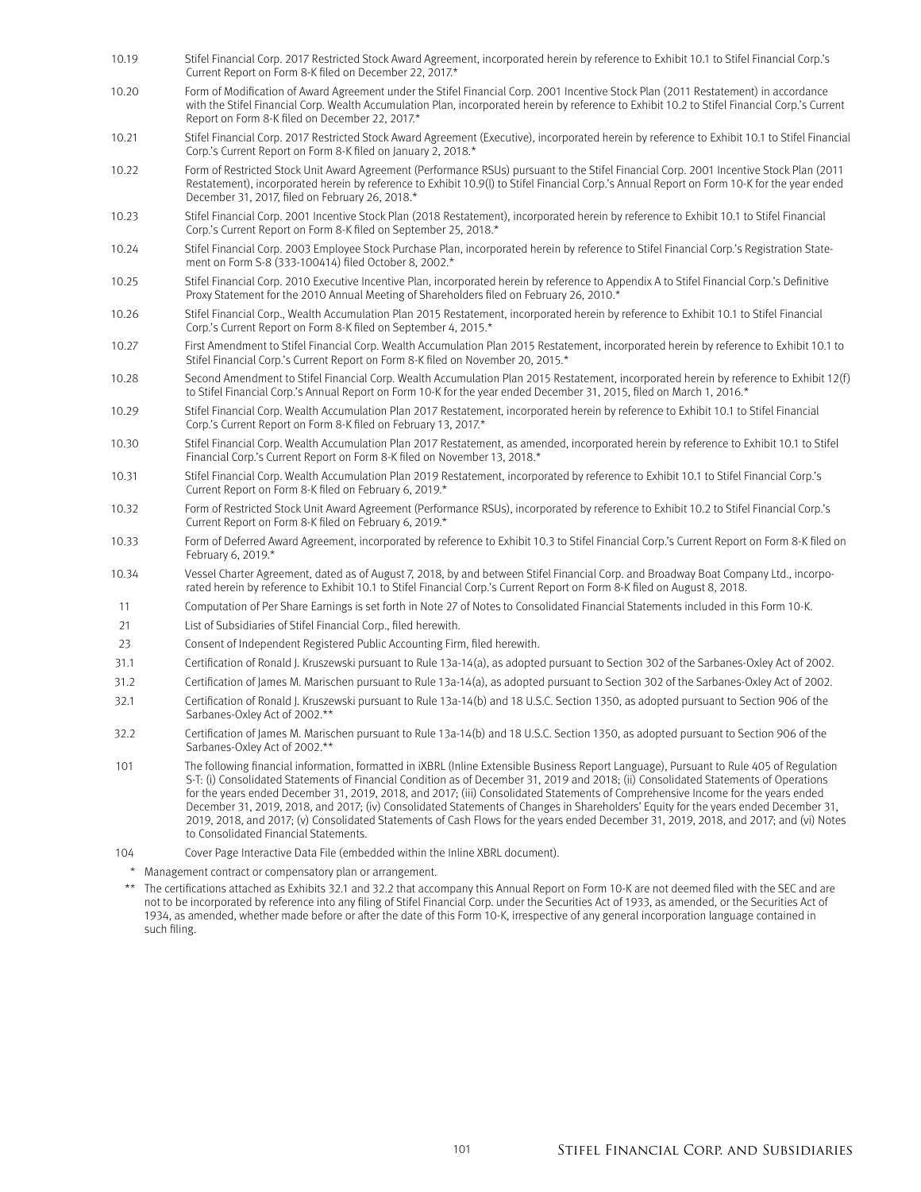| | |
|---|---|
| 10.19 | Stifel Financial Corp. 2017 Restricted Stock Award Agreement, incorporated herein by reference to Exhibit 10.1 to Stifel Financial Corp.'s Current Report on Form 8-K filed on December 22, 2017.* |
| 10.20 | Form of Modification of Award Agreement under the Stifel Financial Corp. 2001 Incentive Stock Plan (2011 Restatement) in accordance with the Stifel Financial Corp. Wealth Accumulation Plan, incorporated herein by reference to Exhibit 10.2 to Stifel Financial Corp.'s Current Report on Form 8-K filed on December 22, 2017.* |
| 10.21 | Stifel Financial Corp. 2017 Restricted Stock Award Agreement (Executive), incorporated herein by reference to Exhibit 10.1 to Stifel Financial Corp.'s Current Report on Form 8-K filed on January 2, 2018.* |
| 10.22 | Form of Restricted Stock Unit Award Agreement (Performance RSUs) pursuant to the Stifel Financial Corp. 2001 Incentive Stock Plan (2011 Restatement), incorporated herein by reference to Exhibit 10.9(l) to Stifel Financial Corp.'s Annual Report on Form 10-K for the year ended December 31, 2017, filed on February 26, 2018.* |
| 10.23 | Stifel Financial Corp. 2001 Incentive Stock Plan (2018 Restatement), incorporated herein by reference to Exhibit 10.1 to Stifel Financial Corp.'s Current Report on Form 8-K filed on September 25, 2018.* |
| 10.24 | Stifel Financial Corp. 2003 Employee Stock Purchase Plan, incorporated herein by reference to Stifel Financial Corp.'s Registration Statement on Form S-8 (333-100414) filed October 8, 2002.* |
| 10.25 | Stifel Financial Corp. 2010 Executive Incentive Plan, incorporated herein by reference to Appendix A to Stifel Financial Corp.'s Definitive Proxy Statement for the 2010 Annual Meeting of Shareholders filed on February 26, 2010.* |
| 10.26 | Stifel Financial Corp., Wealth Accumulation Plan 2015 Restatement, incorporated herein by reference to Exhibit 10.1 to Stifel Financial Corp.'s Current Report on Form 8-K filed on September 4, 2015.* |
| 10.27 | First Amendment to Stifel Financial Corp. Wealth Accumulation Plan 2015 Restatement, incorporated herein by reference to Exhibit 10.1 to Stifel Financial Corp.'s Current Report on Form 8-K filed on November 20, 2015.* |
| 10.28 | Second Amendment to Stifel Financial Corp. Wealth Accumulation Plan 2015 Restatement, incorporated herein by reference to Exhibit 12(f) to Stifel Financial Corp.'s Annual Report on Form 10-K for the year ended December 31, 2015, filed on March 1, 2016.* |
| 10.29 | Stifel Financial Corp. Wealth Accumulation Plan 2017 Restatement, incorporated herein by reference to Exhibit 10.1 to Stifel Financial Corp.'s Current Report on Form 8-K filed on February 13, 2017.* |
| 10.30 | Stifel Financial Corp. Wealth Accumulation Plan 2017 Restatement, as amended, incorporated herein by reference to Exhibit 10.1 to Stifel Financial Corp.'s Current Report on Form 8-K filed on November 13, 2018.* |
| 10.31 | Stifel Financial Corp. Wealth Accumulation Plan 2019 Restatement, incorporated by reference to Exhibit 10.1 to Stifel Financial Corp.'s Current Report on Form 8-K filed on February 6, 2019.* |
| 10.32 | Form of Restricted Stock Unit Award Agreement (Performance RSUs), incorporated by reference to Exhibit 10.2 to Stifel Financial Corp.'s Current Report on Form 8-K filed on February 6, 2019.* |
| 10.33 | Form of Deferred Award Agreement, incorporated by reference to Exhibit 10.3 to Stifel Financial Corp.'s Current Report on Form 8-K filed on February 6, 2019.* |
| 10.34 | Vessel Charter Agreement, dated as of August 7, 2018, by and between Stifel Financial Corp. and Broadway Boat Company Ltd., incorporated herein by reference to Exhibit 10.1 to Stifel Financial Corp.'s Current Report on Form 8-K filed on August 8, 2018. |
| 11 | Computation of Per Share Earnings is set forth in Note 27 of Notes to Consolidated Financial Statements included in this Form 10-K. |
| 21 | List of Subsidiaries of Stifel Financial Corp., filed herewith. |
| 23 | Consent of Independent Registered Public Accounting Firm, filed herewith. |
| 31.1 | Certification of Ronald J. Kruszewski pursuant to Rule 13a-14(a), as adopted pursuant to Section 302 of the Sarbanes-Oxley Act of 2002. |
| 31.2 | Certification of James M. Marischen pursuant to Rule 13a-14(a), as adopted pursuant to Section 302 of the Sarbanes-Oxley Act of 2002. |
| 32.1 | Certification of Ronald J. Kruszewski pursuant to Rule 13a-14(b) and 18 U.S.C. Section 1350, as adopted pursuant to Section 906 of the Sarbanes-Oxley Act of 2002.** |
| 32.2 | Certification of James M. Marischen pursuant to Rule 13a-14(b) and 18 U.S.C. Section 1350, as adopted pursuant to Section 906 of the Sarbanes-Oxley Act of 2002.** |
| 101 | The following financial information, formatted in iXBRL (Inline Extensible Business Report Language), Pursuant to Rule 405 of Regulation S-T: (i) Consolidated Statements of Financial Condition as of December 31, 2019 and 2018; (ii) Consolidated Statements of Operations for the years ended December 31, 2019, 2018, and 2017; (iii) Consolidated Statements of Comprehensive Income for the years ended December 31, 2019, 2018, and 2017; (iv) Consolidated Statements of Changes in Shareholders' Equity for the years ended December 31, 2019, 2018, and 2017; (v) Consolidated Statements of Cash Flows for the years ended December 31, 2019, 2018, and 2017; and (vi) Notes to Consolidated Financial Statements. |
| 104 | Cover Page Interactive Data File (embedded within the Inline XBRL document). |

\* Management contract or compensatory plan or arrangement.

\*\* The certifications attached as Exhibits 32.1 and 32.2 that accompany this Annual Report on Form 10-K are not deemed filed with the SEC and are not to be incorporated by reference into any filing of Stifel Financial Corp. under the Securities Act of 1933, as amended, or the Securities Act of 1934, as amended, whether made before or after the date of this Form 10-K, irrespective of any general incorporation language contained in such filing.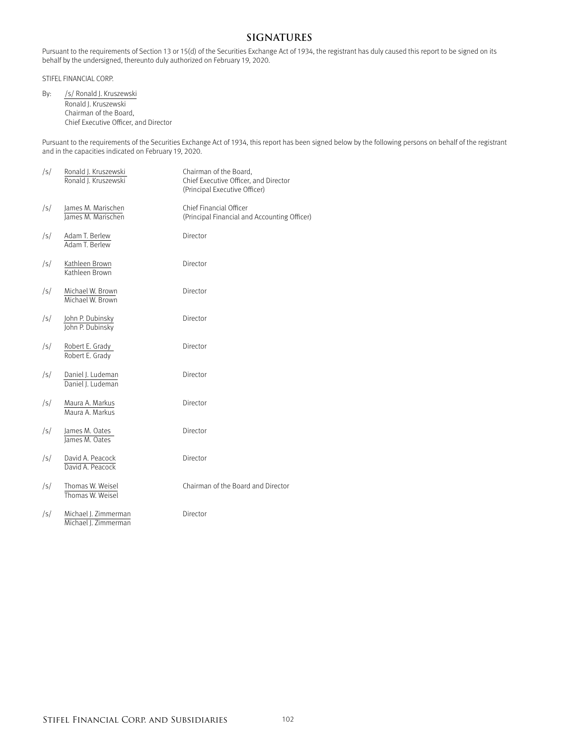# SIGNATURES

Pursuant to the requirements of Section 13 or 15(d) of the Securities Exchange Act of 1934, the registrant has duly caused this report to be signed on its behalf by the undersigned, thereunto duly authorized on February 19, 2020.

STIFEL FINANCIAL CORP.

By: /s/ Ronald J. Kruszewski
Ronald J. Kruszewski
Chairman of the Board,
Chief Executive Officer, and Director

Pursuant to the requirements of the Securities Exchange Act of 1934, this report has been signed below by the following persons on behalf of the registrant and in the capacities indicated on February 19, 2020.

| | | |
|---|---|---|
| /s/ | Ronald J. Kruszewski<br>Ronald J. Kruszewski | Chairman of the Board,<br>Chief Executive Officer, and Director<br>(Principal Executive Officer) |
| /s/ | James M. Marischen<br>James M. Marischen | Chief Financial Officer<br>(Principal Financial and Accounting Officer) |
| /s/ | Adam T. Berlew<br>Adam T. Berlew | Director |
| /s/ | Kathleen Brown<br>Kathleen Brown | Director |
| /s/ | Michael W. Brown<br>Michael W. Brown | Director |
| /s/ | John P. Dubinsky<br>John P. Dubinsky | Director |
| /s/ | Robert E. Grady<br>Robert E. Grady | Director |
| /s/ | Daniel J. Ludeman<br>Daniel J. Ludeman | Director |
| /s/ | Maura A. Markus<br>Maura A. Markus | Director |
| /s/ | James M. Oates<br>James M. Oates | Director |
| /s/ | David A. Peacock<br>David A. Peacock | Director |
| /s/ | Thomas W. Weisel<br>Thomas W. Weisel | Chairman of the Board and Director |
| /s/ | Michael J. Zimmerman<br>Michael J. Zimmerman | Director |